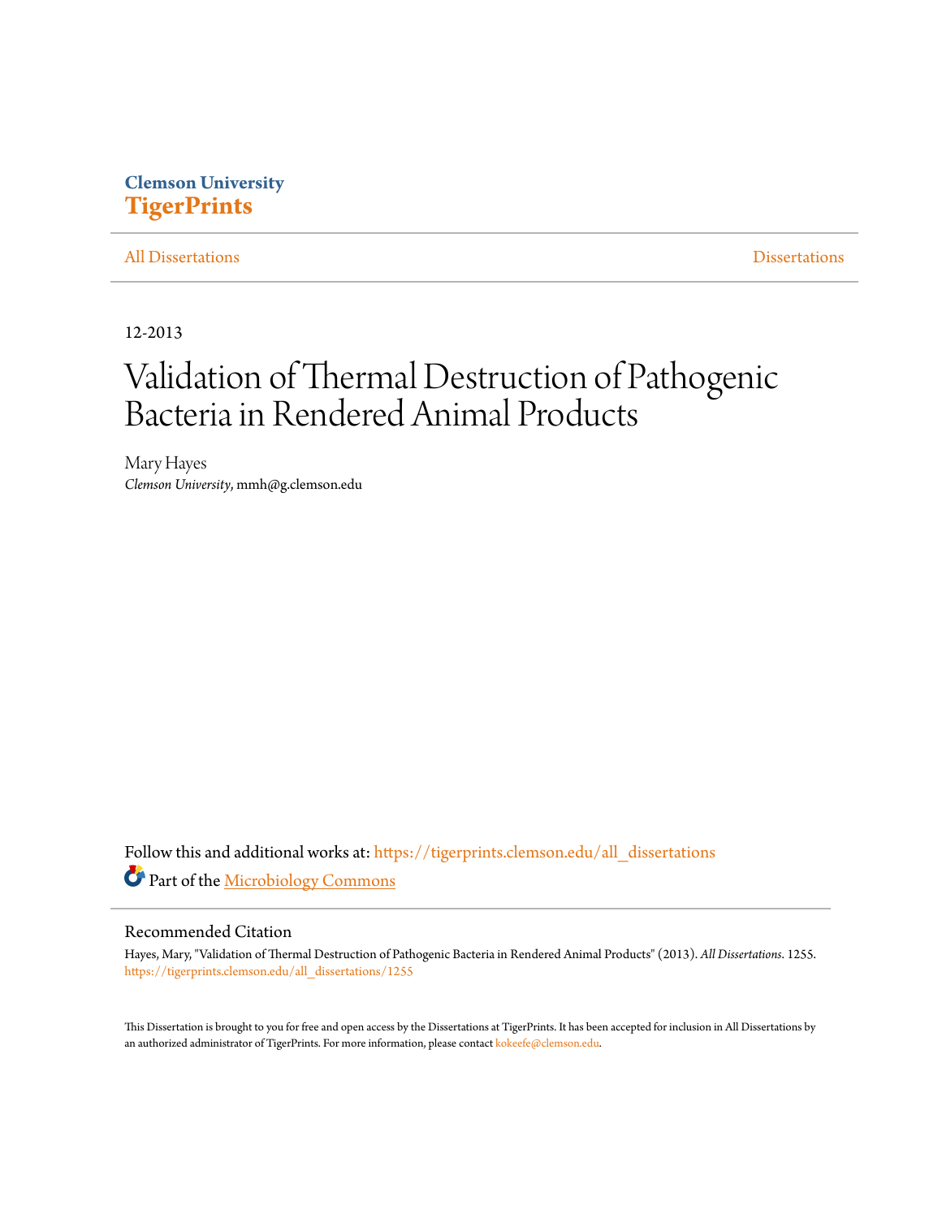Clemson University
**TigerPrints**

All Dissertations | Dissertations

12-2013

# Validation of Thermal Destruction of Pathogenic Bacteria in Rendered Animal Products

Mary Hayes
*Clemson University*, mmh@g.clemson.edu

Follow this and additional works at: https://tigerprints.clemson.edu/all_dissertations

Part of the Microbiology Commons

## Recommended Citation

Hayes, Mary, "Validation of Thermal Destruction of Pathogenic Bacteria in Rendered Animal Products" (2013). *All Dissertations*. 1255.
https://tigerprints.clemson.edu/all_dissertations/1255

This Dissertation is brought to you for free and open access by the Dissertations at TigerPrints. It has been accepted for inclusion in All Dissertations by an authorized administrator of TigerPrints. For more information, please contact kokeefe@clemson.edu.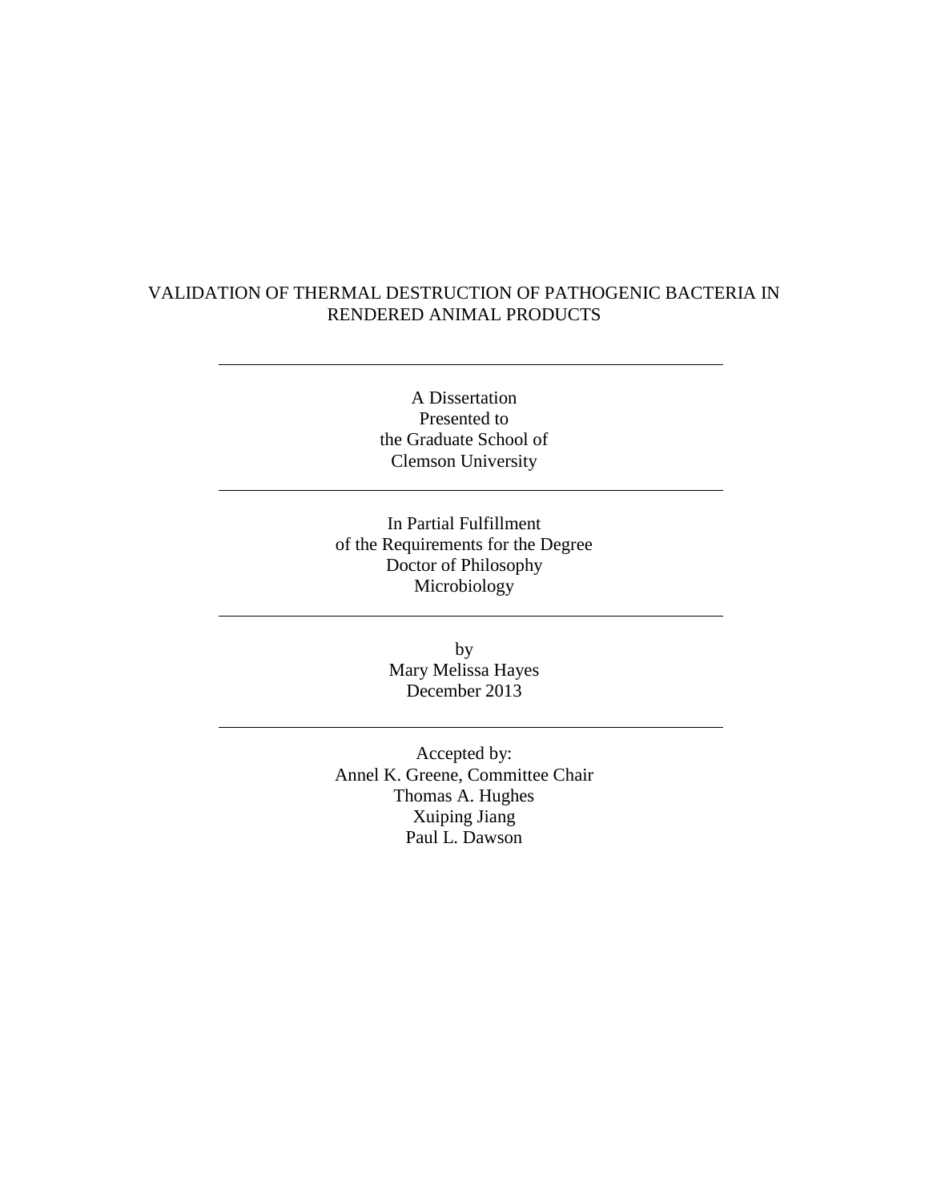# VALIDATION OF THERMAL DESTRUCTION OF PATHOGENIC BACTERIA IN RENDERED ANIMAL PRODUCTS

---

A Dissertation
Presented to
the Graduate School of
Clemson University

---

In Partial Fulfillment
of the Requirements for the Degree
Doctor of Philosophy
Microbiology

---

by
Mary Melissa Hayes
December 2013

---

Accepted by:
Annel K. Greene, Committee Chair
Thomas A. Hughes
Xuiping Jiang
Paul L. Dawson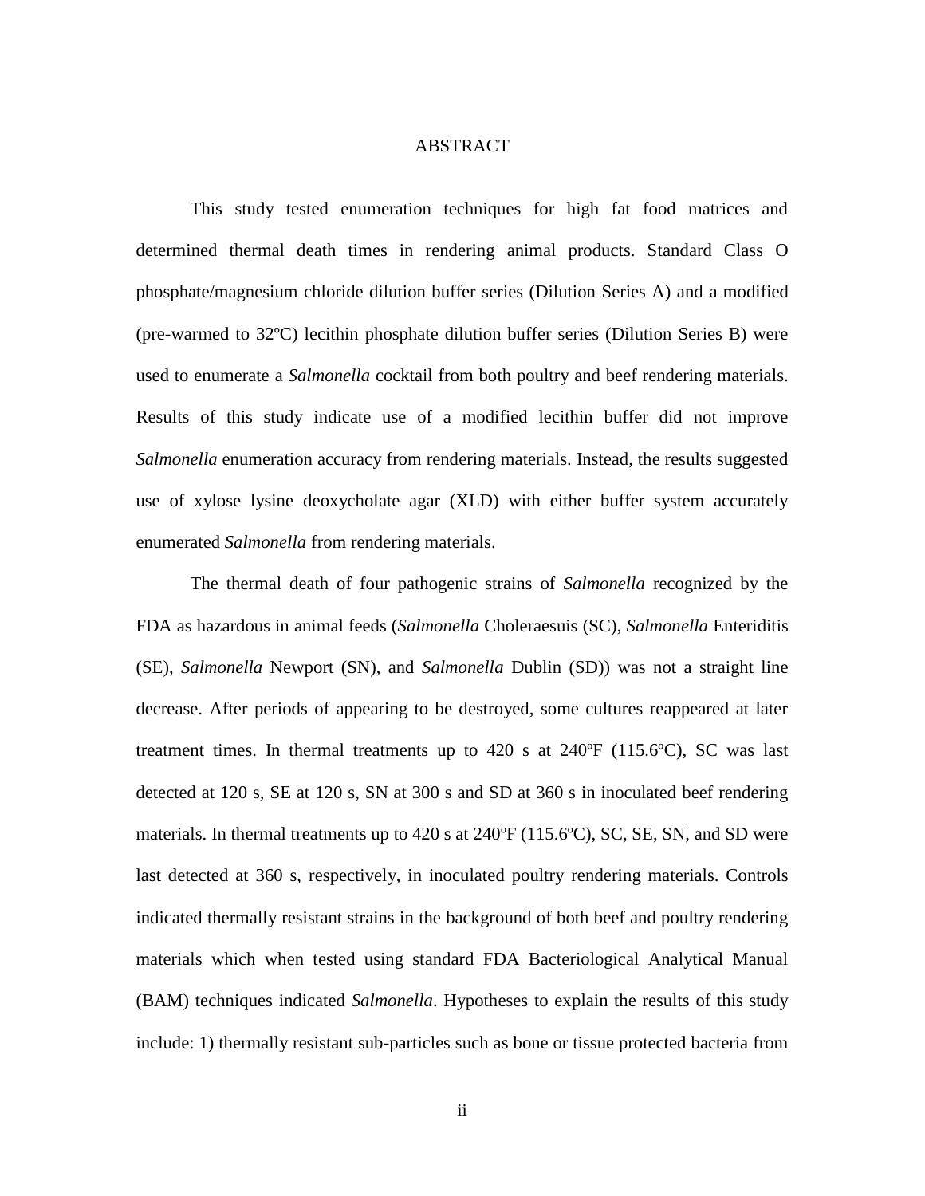# ABSTRACT

This study tested enumeration techniques for high fat food matrices and determined thermal death times in rendering animal products. Standard Class O phosphate/magnesium chloride dilution buffer series (Dilution Series A) and a modified (pre-warmed to 32ºC) lecithin phosphate dilution buffer series (Dilution Series B) were used to enumerate a *Salmonella* cocktail from both poultry and beef rendering materials. Results of this study indicate use of a modified lecithin buffer did not improve *Salmonella* enumeration accuracy from rendering materials. Instead, the results suggested use of xylose lysine deoxycholate agar (XLD) with either buffer system accurately enumerated *Salmonella* from rendering materials.

The thermal death of four pathogenic strains of *Salmonella* recognized by the FDA as hazardous in animal feeds (*Salmonella* Choleraesuis (SC), *Salmonella* Enteriditis (SE), *Salmonella* Newport (SN), and *Salmonella* Dublin (SD)) was not a straight line decrease. After periods of appearing to be destroyed, some cultures reappeared at later treatment times. In thermal treatments up to 420 s at 240ºF (115.6ºC), SC was last detected at 120 s, SE at 120 s, SN at 300 s and SD at 360 s in inoculated beef rendering materials. In thermal treatments up to 420 s at 240ºF (115.6ºC), SC, SE, SN, and SD were last detected at 360 s, respectively, in inoculated poultry rendering materials. Controls indicated thermally resistant strains in the background of both beef and poultry rendering materials which when tested using standard FDA Bacteriological Analytical Manual (BAM) techniques indicated *Salmonella*. Hypotheses to explain the results of this study include: 1) thermally resistant sub-particles such as bone or tissue protected bacteria from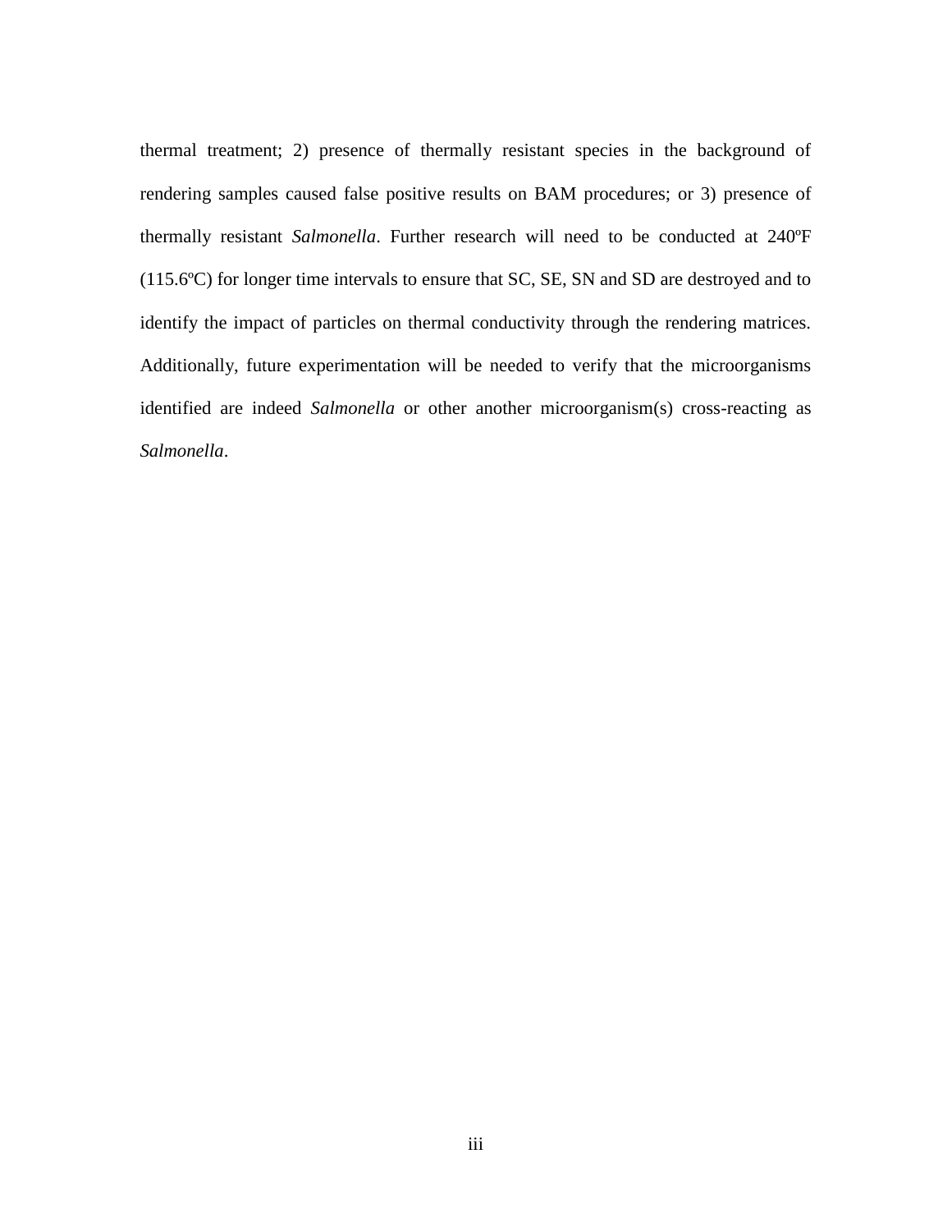thermal treatment; 2) presence of thermally resistant species in the background of rendering samples caused false positive results on BAM procedures; or 3) presence of thermally resistant *Salmonella*. Further research will need to be conducted at 240ºF (115.6ºC) for longer time intervals to ensure that SC, SE, SN and SD are destroyed and to identify the impact of particles on thermal conductivity through the rendering matrices. Additionally, future experimentation will be needed to verify that the microorganisms identified are indeed *Salmonella* or other another microorganism(s) cross-reacting as *Salmonella*.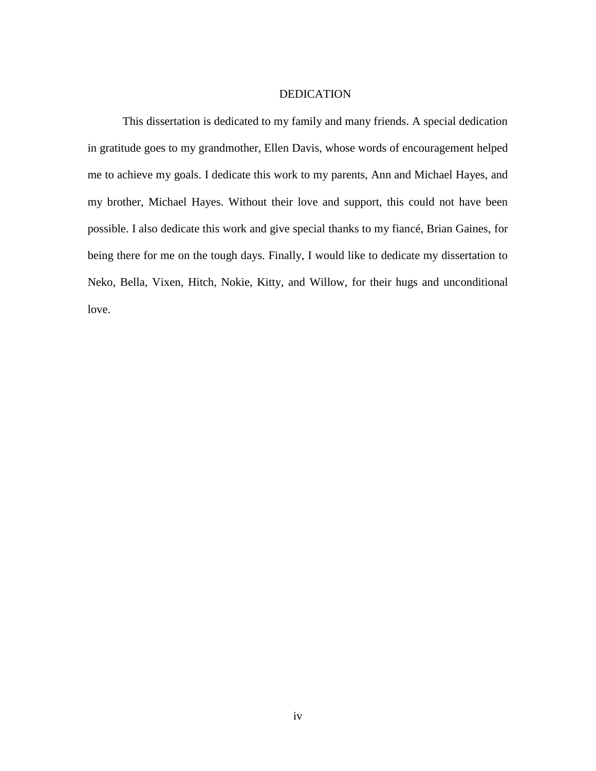# DEDICATION

This dissertation is dedicated to my family and many friends. A special dedication in gratitude goes to my grandmother, Ellen Davis, whose words of encouragement helped me to achieve my goals. I dedicate this work to my parents, Ann and Michael Hayes, and my brother, Michael Hayes. Without their love and support, this could not have been possible. I also dedicate this work and give special thanks to my fiancé, Brian Gaines, for being there for me on the tough days. Finally, I would like to dedicate my dissertation to Neko, Bella, Vixen, Hitch, Nokie, Kitty, and Willow, for their hugs and unconditional love.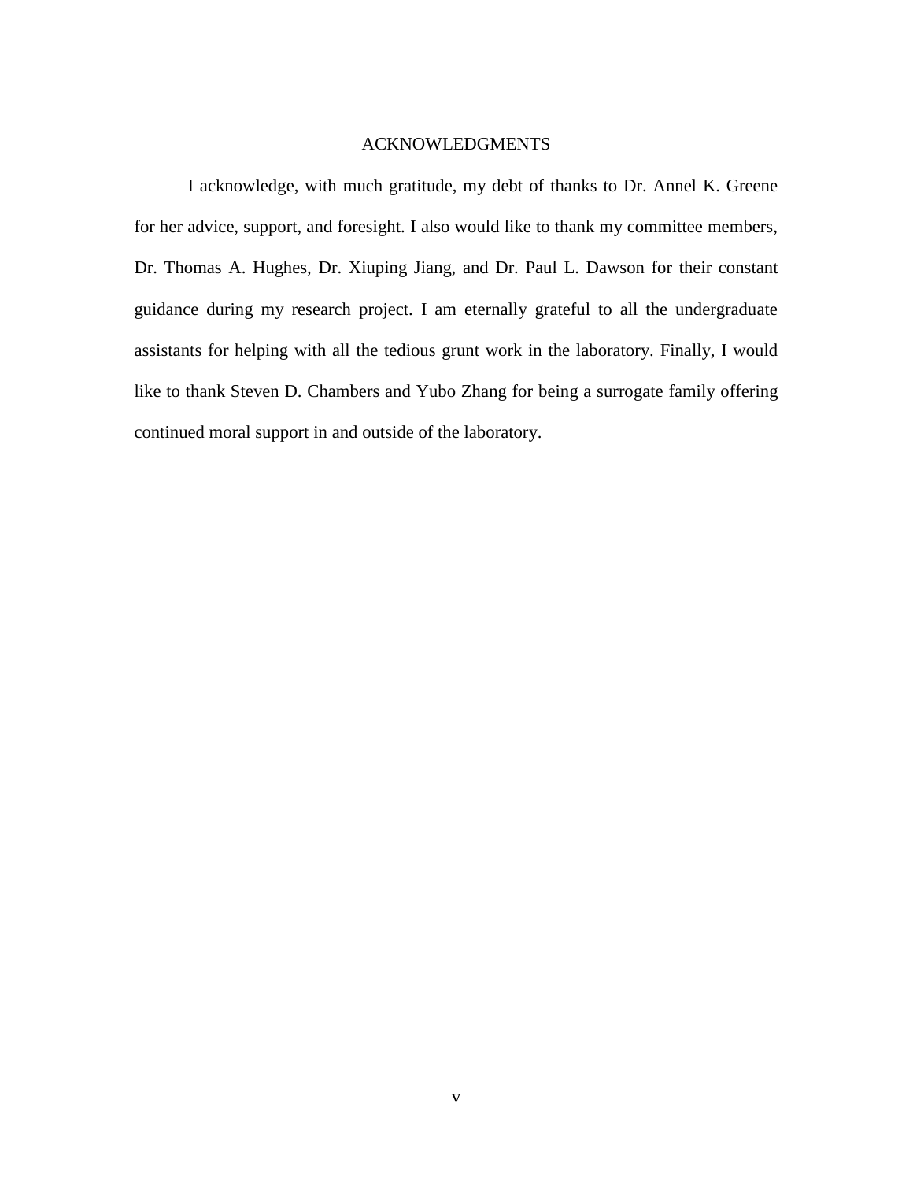# ACKNOWLEDGMENTS

I acknowledge, with much gratitude, my debt of thanks to Dr. Annel K. Greene for her advice, support, and foresight. I also would like to thank my committee members, Dr. Thomas A. Hughes, Dr. Xiuping Jiang, and Dr. Paul L. Dawson for their constant guidance during my research project. I am eternally grateful to all the undergraduate assistants for helping with all the tedious grunt work in the laboratory. Finally, I would like to thank Steven D. Chambers and Yubo Zhang for being a surrogate family offering continued moral support in and outside of the laboratory.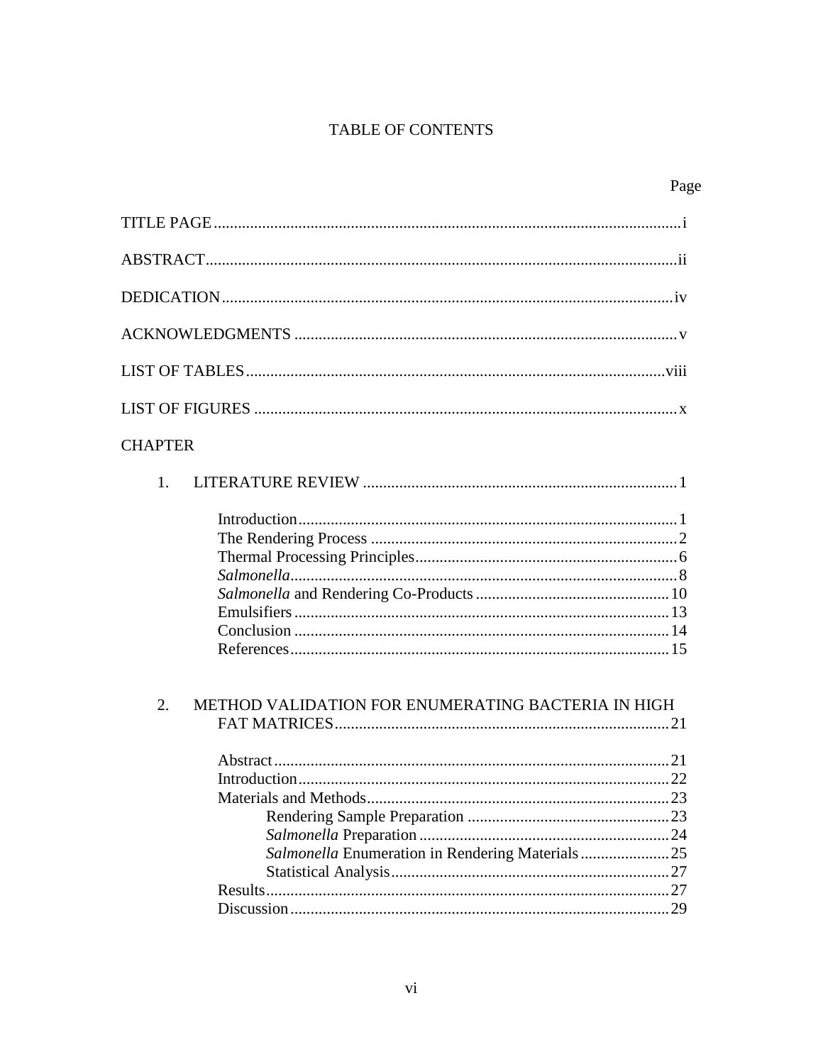# TABLE OF CONTENTS

Page

TITLE PAGE .......... i

ABSTRACT .......... ii

DEDICATION .......... iv

ACKNOWLEDGMENTS .......... v

LIST OF TABLES .......... viii

LIST OF FIGURES .......... x

CHAPTER

1. LITERATURE REVIEW .......... 1

    Introduction .......... 1
    The Rendering Process .......... 2
    Thermal Processing Principles .......... 6
    *Salmonella* .......... 8
    *Salmonella* and Rendering Co-Products .......... 10
    Emulsifiers .......... 13
    Conclusion .......... 14
    References .......... 15

2. METHOD VALIDATION FOR ENUMERATING BACTERIA IN HIGH FAT MATRICES .......... 21

    Abstract .......... 21
    Introduction .......... 22
    Materials and Methods .......... 23
        Rendering Sample Preparation .......... 23
        *Salmonella* Preparation .......... 24
        *Salmonella* Enumeration in Rendering Materials .......... 25
        Statistical Analysis .......... 27
    Results .......... 27
    Discussion .......... 29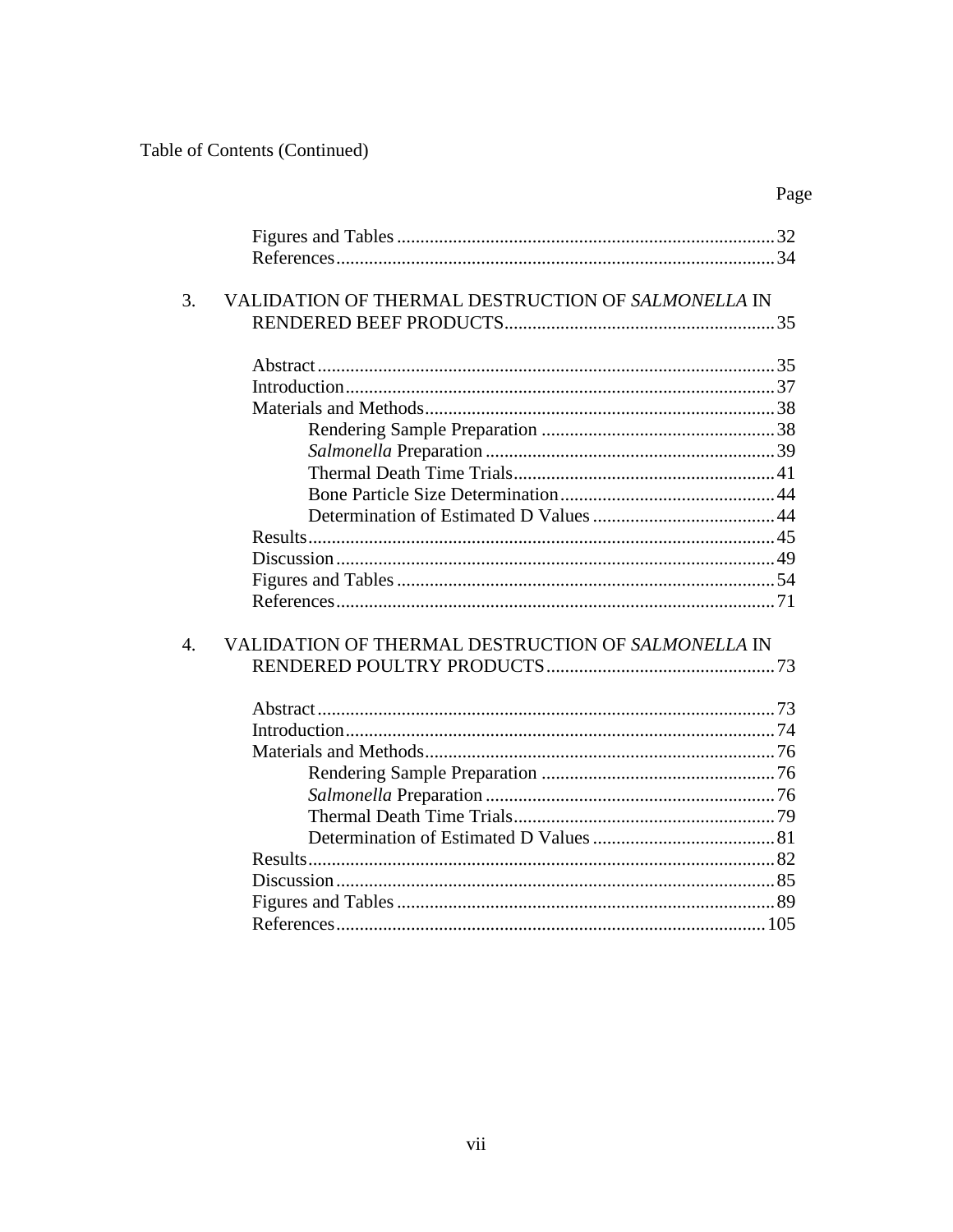Table of Contents (Continued)

| | Page |
|---|---|
| Figures and Tables | 32 |
| References | 34 |
| 3. VALIDATION OF THERMAL DESTRUCTION OF *SALMONELLA* IN RENDERED BEEF PRODUCTS | 35 |
| Abstract | 35 |
| Introduction | 37 |
| Materials and Methods | 38 |
| Rendering Sample Preparation | 38 |
| *Salmonella* Preparation | 39 |
| Thermal Death Time Trials | 41 |
| Bone Particle Size Determination | 44 |
| Determination of Estimated D Values | 44 |
| Results | 45 |
| Discussion | 49 |
| Figures and Tables | 54 |
| References | 71 |
| 4. VALIDATION OF THERMAL DESTRUCTION OF *SALMONELLA* IN RENDERED POULTRY PRODUCTS | 73 |
| Abstract | 73 |
| Introduction | 74 |
| Materials and Methods | 76 |
| Rendering Sample Preparation | 76 |
| *Salmonella* Preparation | 76 |
| Thermal Death Time Trials | 79 |
| Determination of Estimated D Values | 81 |
| Results | 82 |
| Discussion | 85 |
| Figures and Tables | 89 |
| References | 105 |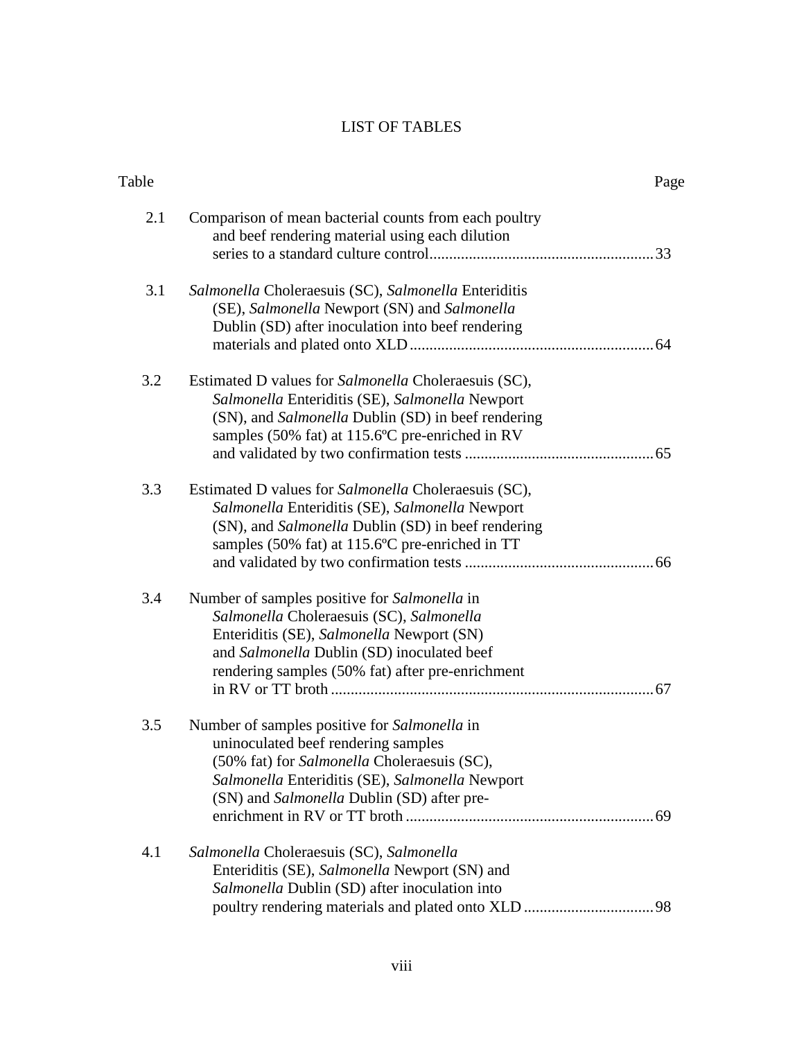# LIST OF TABLES

| Table | | Page |
|---|---|---|
| 2.1 | Comparison of mean bacterial counts from each poultry and beef rendering material using each dilution series to a standard culture control | 33 |
| 3.1 | *Salmonella* Choleraesuis (SC), *Salmonella* Enteriditis (SE), *Salmonella* Newport (SN) and *Salmonella* Dublin (SD) after inoculation into beef rendering materials and plated onto XLD | 64 |
| 3.2 | Estimated D values for *Salmonella* Choleraesuis (SC), *Salmonella* Enteriditis (SE), *Salmonella* Newport (SN), and *Salmonella* Dublin (SD) in beef rendering samples (50% fat) at 115.6ºC pre-enriched in RV and validated by two confirmation tests | 65 |
| 3.3 | Estimated D values for *Salmonella* Choleraesuis (SC), *Salmonella* Enteriditis (SE), *Salmonella* Newport (SN), and *Salmonella* Dublin (SD) in beef rendering samples (50% fat) at 115.6ºC pre-enriched in TT and validated by two confirmation tests | 66 |
| 3.4 | Number of samples positive for *Salmonella* in *Salmonella* Choleraesuis (SC), *Salmonella* Enteriditis (SE), *Salmonella* Newport (SN) and *Salmonella* Dublin (SD) inoculated beef rendering samples (50% fat) after pre-enrichment in RV or TT broth | 67 |
| 3.5 | Number of samples positive for *Salmonella* in uninoculated beef rendering samples (50% fat) for *Salmonella* Choleraesuis (SC), *Salmonella* Enteriditis (SE), *Salmonella* Newport (SN) and *Salmonella* Dublin (SD) after pre-enrichment in RV or TT broth | 69 |
| 4.1 | *Salmonella* Choleraesuis (SC), *Salmonella* Enteriditis (SE), *Salmonella* Newport (SN) and *Salmonella* Dublin (SD) after inoculation into poultry rendering materials and plated onto XLD | 98 |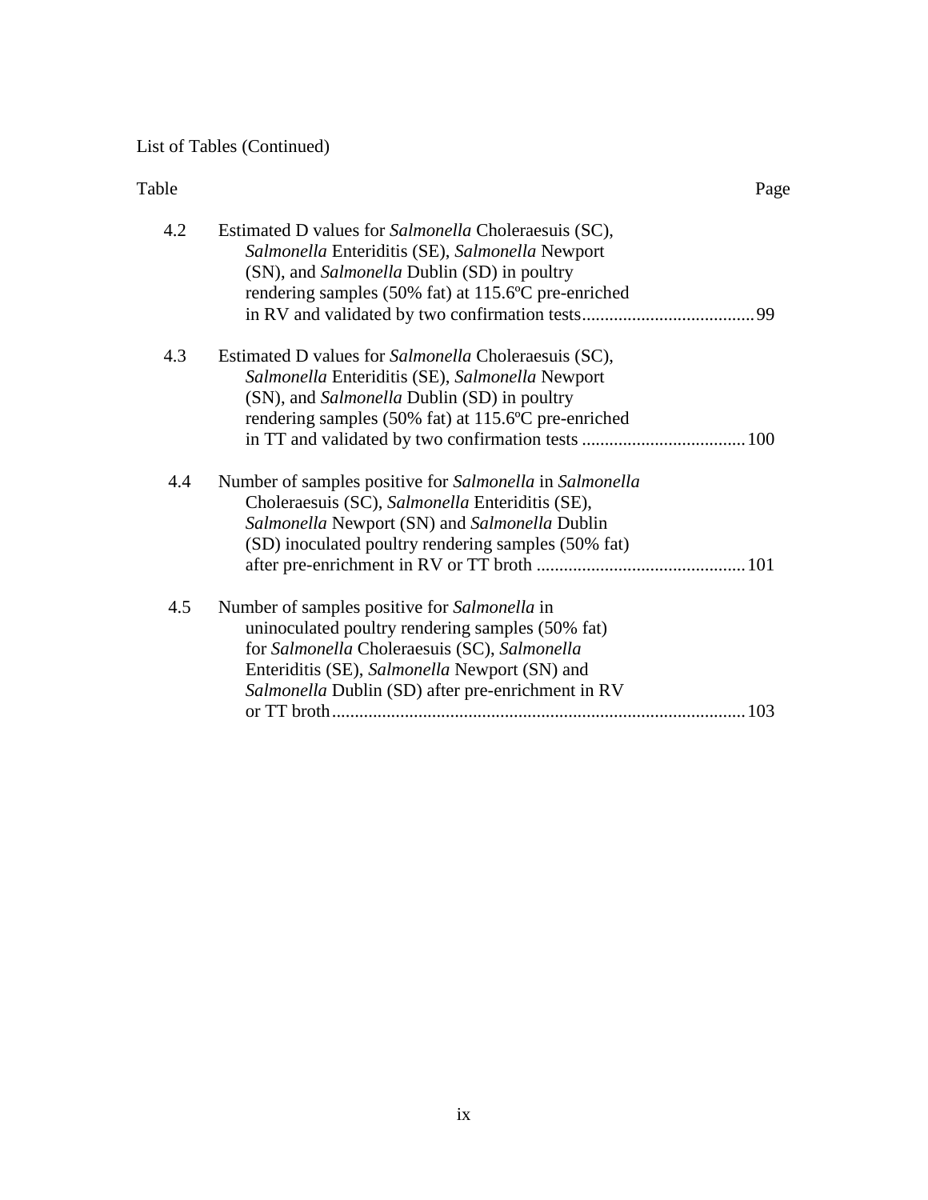List of Tables (Continued)

| Table | | Page |
|---|---|---|
| 4.2 | Estimated D values for *Salmonella* Choleraesuis (SC), *Salmonella* Enteritidis (SE), *Salmonella* Newport (SN), and *Salmonella* Dublin (SD) in poultry rendering samples (50% fat) at 115.6ºC pre-enriched in RV and validated by two confirmation tests | 99 |
| 4.3 | Estimated D values for *Salmonella* Choleraesuis (SC), *Salmonella* Enteritidis (SE), *Salmonella* Newport (SN), and *Salmonella* Dublin (SD) in poultry rendering samples (50% fat) at 115.6ºC pre-enriched in TT and validated by two confirmation tests | 100 |
| 4.4 | Number of samples positive for *Salmonella* in *Salmonella* Choleraesuis (SC), *Salmonella* Enteritidis (SE), *Salmonella* Newport (SN) and *Salmonella* Dublin (SD) inoculated poultry rendering samples (50% fat) after pre-enrichment in RV or TT broth | 101 |
| 4.5 | Number of samples positive for *Salmonella* in uninoculated poultry rendering samples (50% fat) for *Salmonella* Choleraesuis (SC), *Salmonella* Enteritidis (SE), *Salmonella* Newport (SN) and *Salmonella* Dublin (SD) after pre-enrichment in RV or TT broth | 103 |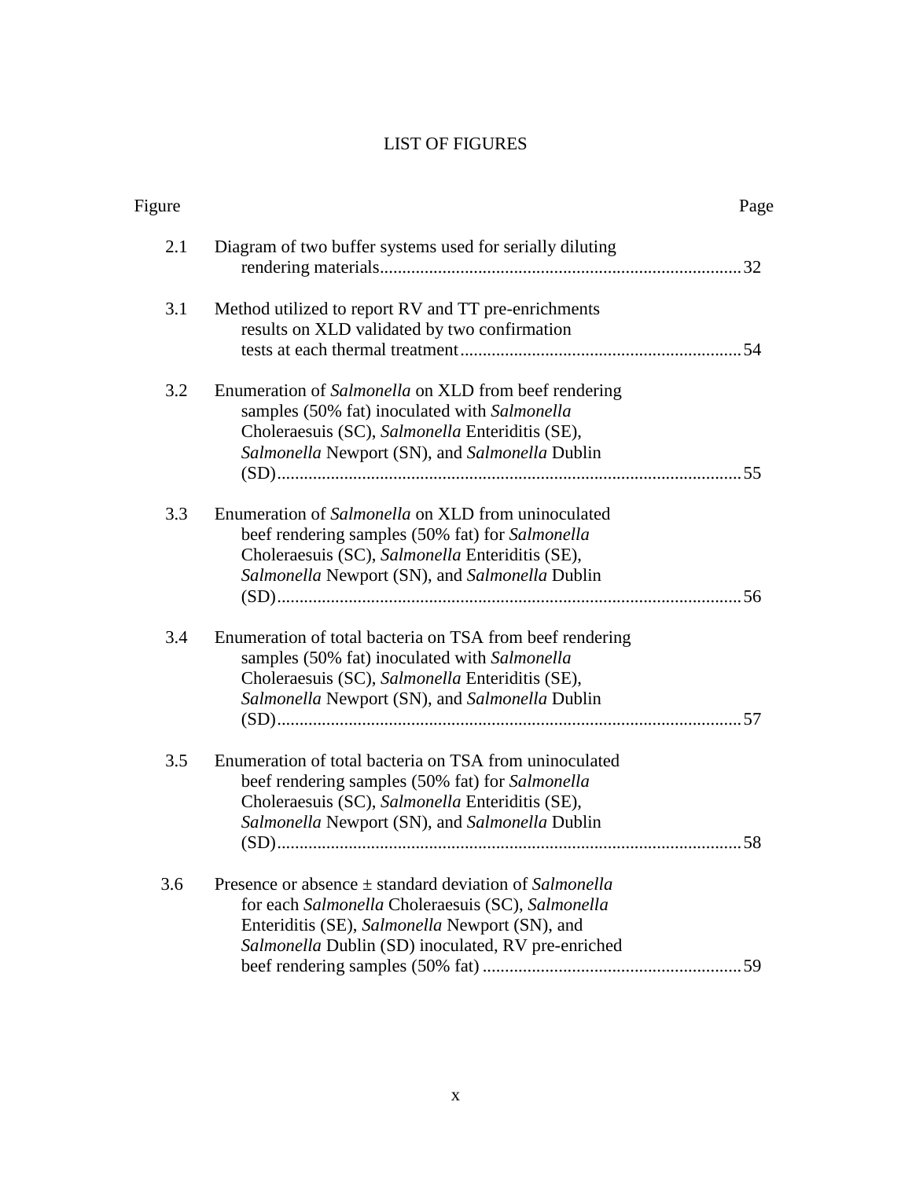# LIST OF FIGURES

| Figure | | Page |
|---|---|---|
| 2.1 | Diagram of two buffer systems used for serially diluting rendering materials | 32 |
| 3.1 | Method utilized to report RV and TT pre-enrichments results on XLD validated by two confirmation tests at each thermal treatment | 54 |
| 3.2 | Enumeration of *Salmonella* on XLD from beef rendering samples (50% fat) inoculated with *Salmonella* Choleraesuis (SC), *Salmonella* Enteriditis (SE), *Salmonella* Newport (SN), and *Salmonella* Dublin (SD) | 55 |
| 3.3 | Enumeration of *Salmonella* on XLD from uninoculated beef rendering samples (50% fat) for *Salmonella* Choleraesuis (SC), *Salmonella* Enteriditis (SE), *Salmonella* Newport (SN), and *Salmonella* Dublin (SD) | 56 |
| 3.4 | Enumeration of total bacteria on TSA from beef rendering samples (50% fat) inoculated with *Salmonella* Choleraesuis (SC), *Salmonella* Enteriditis (SE), *Salmonella* Newport (SN), and *Salmonella* Dublin (SD) | 57 |
| 3.5 | Enumeration of total bacteria on TSA from uninoculated beef rendering samples (50% fat) for *Salmonella* Choleraesuis (SC), *Salmonella* Enteriditis (SE), *Salmonella* Newport (SN), and *Salmonella* Dublin (SD) | 58 |
| 3.6 | Presence or absence ± standard deviation of *Salmonella* for each *Salmonella* Choleraesuis (SC), *Salmonella* Enteriditis (SE), *Salmonella* Newport (SN), and *Salmonella* Dublin (SD) inoculated, RV pre-enriched beef rendering samples (50% fat) | 59 |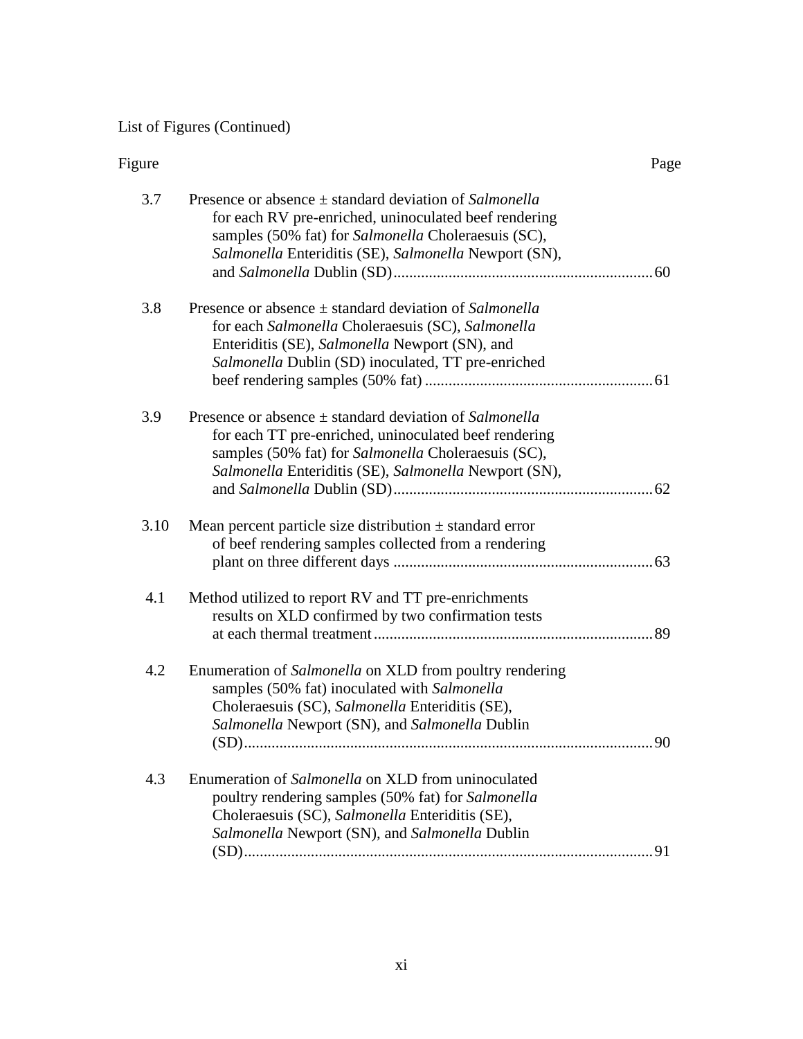List of Figures (Continued)

| Figure | | Page |
|---|---|---|
| 3.7 | Presence or absence ± standard deviation of *Salmonella* for each RV pre-enriched, uninoculated beef rendering samples (50% fat) for *Salmonella* Choleraesuis (SC), *Salmonella* Enteriditis (SE), *Salmonella* Newport (SN), and *Salmonella* Dublin (SD) | 60 |
| 3.8 | Presence or absence ± standard deviation of *Salmonella* for each *Salmonella* Choleraesuis (SC), *Salmonella* Enteriditis (SE), *Salmonella* Newport (SN), and *Salmonella* Dublin (SD) inoculated, TT pre-enriched beef rendering samples (50% fat) | 61 |
| 3.9 | Presence or absence ± standard deviation of *Salmonella* for each TT pre-enriched, uninoculated beef rendering samples (50% fat) for *Salmonella* Choleraesuis (SC), *Salmonella* Enteriditis (SE), *Salmonella* Newport (SN), and *Salmonella* Dublin (SD) | 62 |
| 3.10 | Mean percent particle size distribution ± standard error of beef rendering samples collected from a rendering plant on three different days | 63 |
| 4.1 | Method utilized to report RV and TT pre-enrichments results on XLD confirmed by two confirmation tests at each thermal treatment | 89 |
| 4.2 | Enumeration of *Salmonella* on XLD from poultry rendering samples (50% fat) inoculated with *Salmonella* Choleraesuis (SC), *Salmonella* Enteriditis (SE), *Salmonella* Newport (SN), and *Salmonella* Dublin (SD) | 90 |
| 4.3 | Enumeration of *Salmonella* on XLD from uninoculated poultry rendering samples (50% fat) for *Salmonella* Choleraesuis (SC), *Salmonella* Enteriditis (SE), *Salmonella* Newport (SN), and *Salmonella* Dublin (SD) | 91 |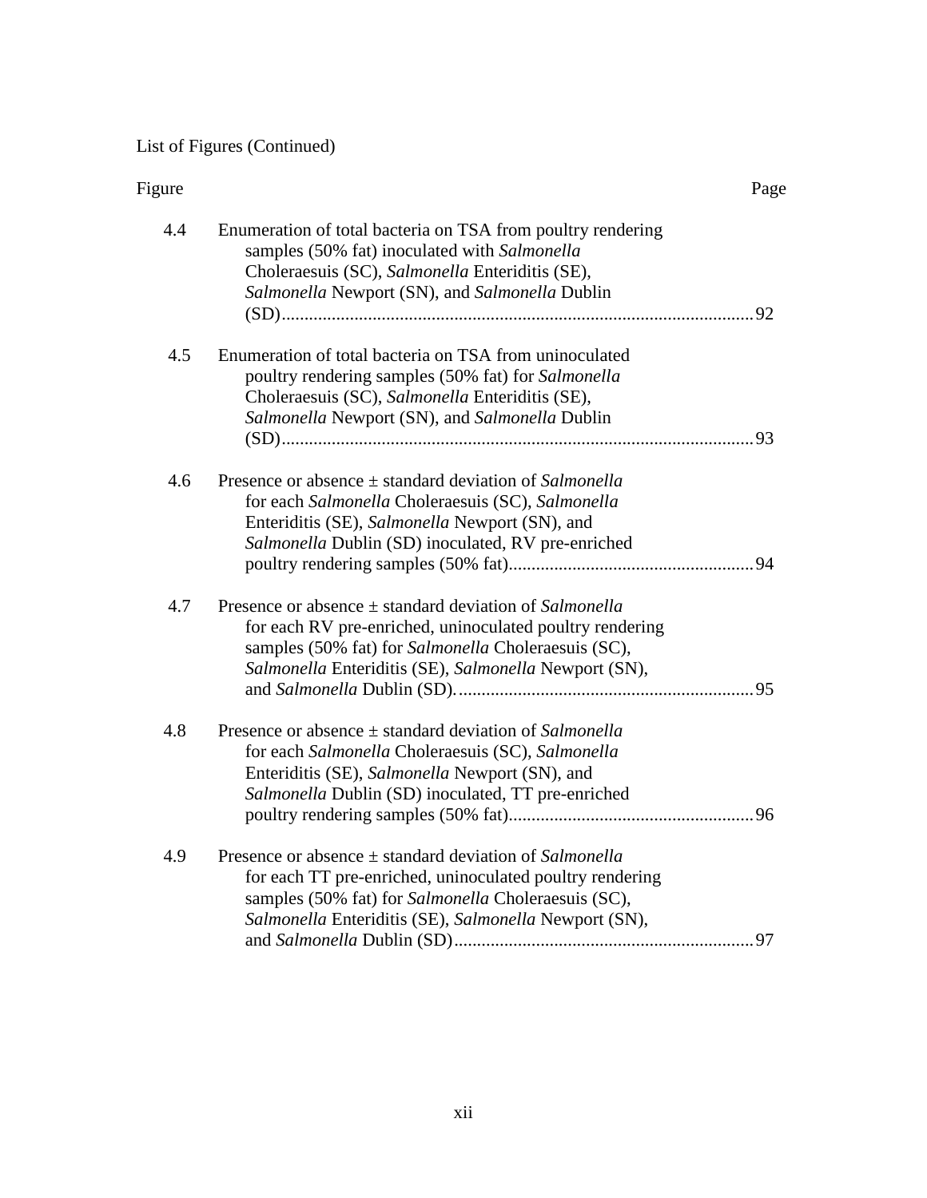List of Figures (Continued)

| Figure | | Page |
|---|---|---|
| 4.4 | Enumeration of total bacteria on TSA from poultry rendering samples (50% fat) inoculated with *Salmonella* Choleraesuis (SC), *Salmonella* Enteriditis (SE), *Salmonella* Newport (SN), and *Salmonella* Dublin (SD) | 92 |
| 4.5 | Enumeration of total bacteria on TSA from uninoculated poultry rendering samples (50% fat) for *Salmonella* Choleraesuis (SC), *Salmonella* Enteriditis (SE), *Salmonella* Newport (SN), and *Salmonella* Dublin (SD) | 93 |
| 4.6 | Presence or absence ± standard deviation of *Salmonella* for each *Salmonella* Choleraesuis (SC), *Salmonella* Enteriditis (SE), *Salmonella* Newport (SN), and *Salmonella* Dublin (SD) inoculated, RV pre-enriched poultry rendering samples (50% fat) | 94 |
| 4.7 | Presence or absence ± standard deviation of *Salmonella* for each RV pre-enriched, uninoculated poultry rendering samples (50% fat) for *Salmonella* Choleraesuis (SC), *Salmonella* Enteriditis (SE), *Salmonella* Newport (SN), and *Salmonella* Dublin (SD). | 95 |
| 4.8 | Presence or absence ± standard deviation of *Salmonella* for each *Salmonella* Choleraesuis (SC), *Salmonella* Enteriditis (SE), *Salmonella* Newport (SN), and *Salmonella* Dublin (SD) inoculated, TT pre-enriched poultry rendering samples (50% fat) | 96 |
| 4.9 | Presence or absence ± standard deviation of *Salmonella* for each TT pre-enriched, uninoculated poultry rendering samples (50% fat) for *Salmonella* Choleraesuis (SC), *Salmonella* Enteriditis (SE), *Salmonella* Newport (SN), and *Salmonella* Dublin (SD) | 97 |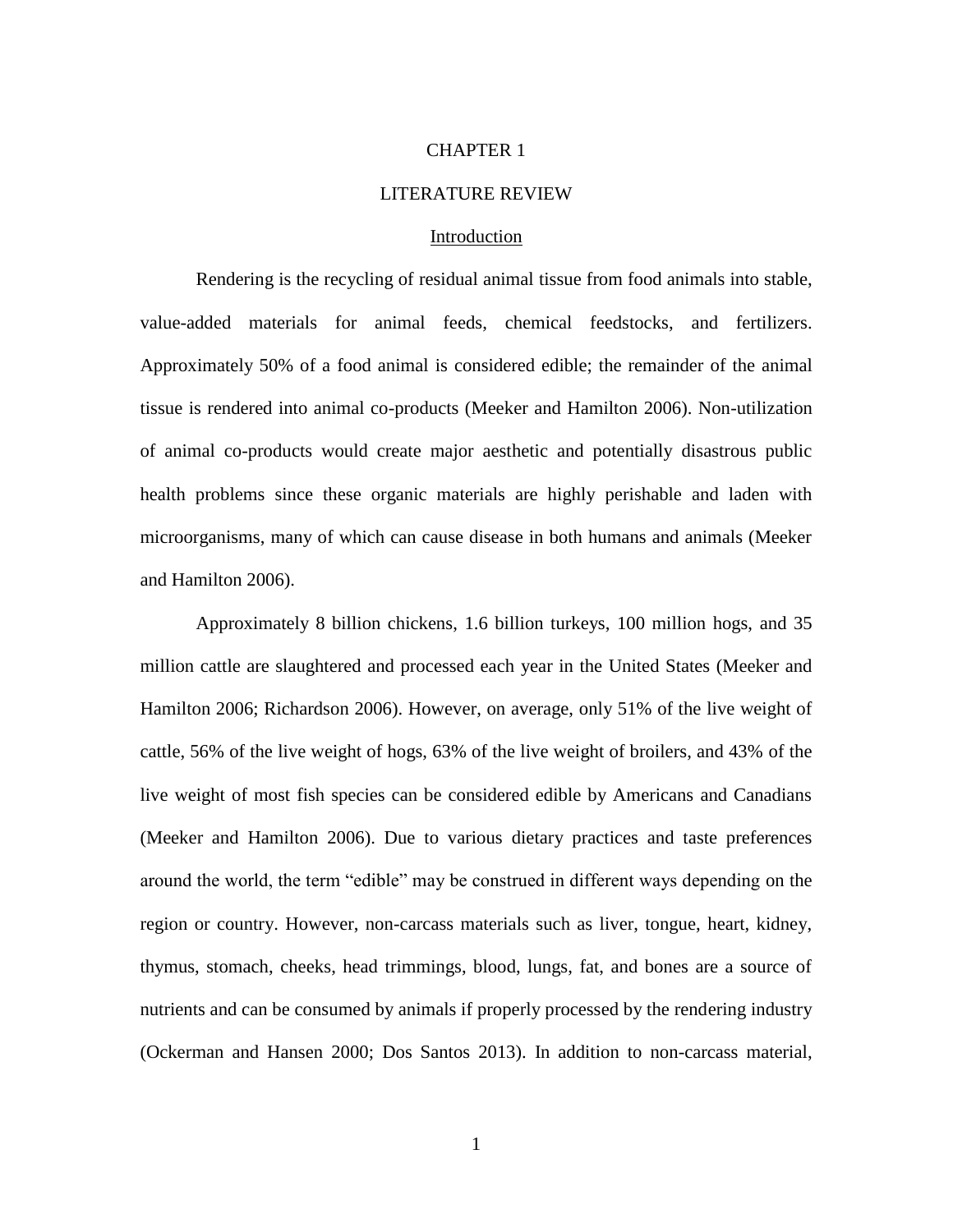# CHAPTER 1

# LITERATURE REVIEW

## Introduction

Rendering is the recycling of residual animal tissue from food animals into stable, value-added materials for animal feeds, chemical feedstocks, and fertilizers. Approximately 50% of a food animal is considered edible; the remainder of the animal tissue is rendered into animal co-products (Meeker and Hamilton 2006). Non-utilization of animal co-products would create major aesthetic and potentially disastrous public health problems since these organic materials are highly perishable and laden with microorganisms, many of which can cause disease in both humans and animals (Meeker and Hamilton 2006).

Approximately 8 billion chickens, 1.6 billion turkeys, 100 million hogs, and 35 million cattle are slaughtered and processed each year in the United States (Meeker and Hamilton 2006; Richardson 2006). However, on average, only 51% of the live weight of cattle, 56% of the live weight of hogs, 63% of the live weight of broilers, and 43% of the live weight of most fish species can be considered edible by Americans and Canadians (Meeker and Hamilton 2006). Due to various dietary practices and taste preferences around the world, the term "edible" may be construed in different ways depending on the region or country. However, non-carcass materials such as liver, tongue, heart, kidney, thymus, stomach, cheeks, head trimmings, blood, lungs, fat, and bones are a source of nutrients and can be consumed by animals if properly processed by the rendering industry (Ockerman and Hansen 2000; Dos Santos 2013). In addition to non-carcass material,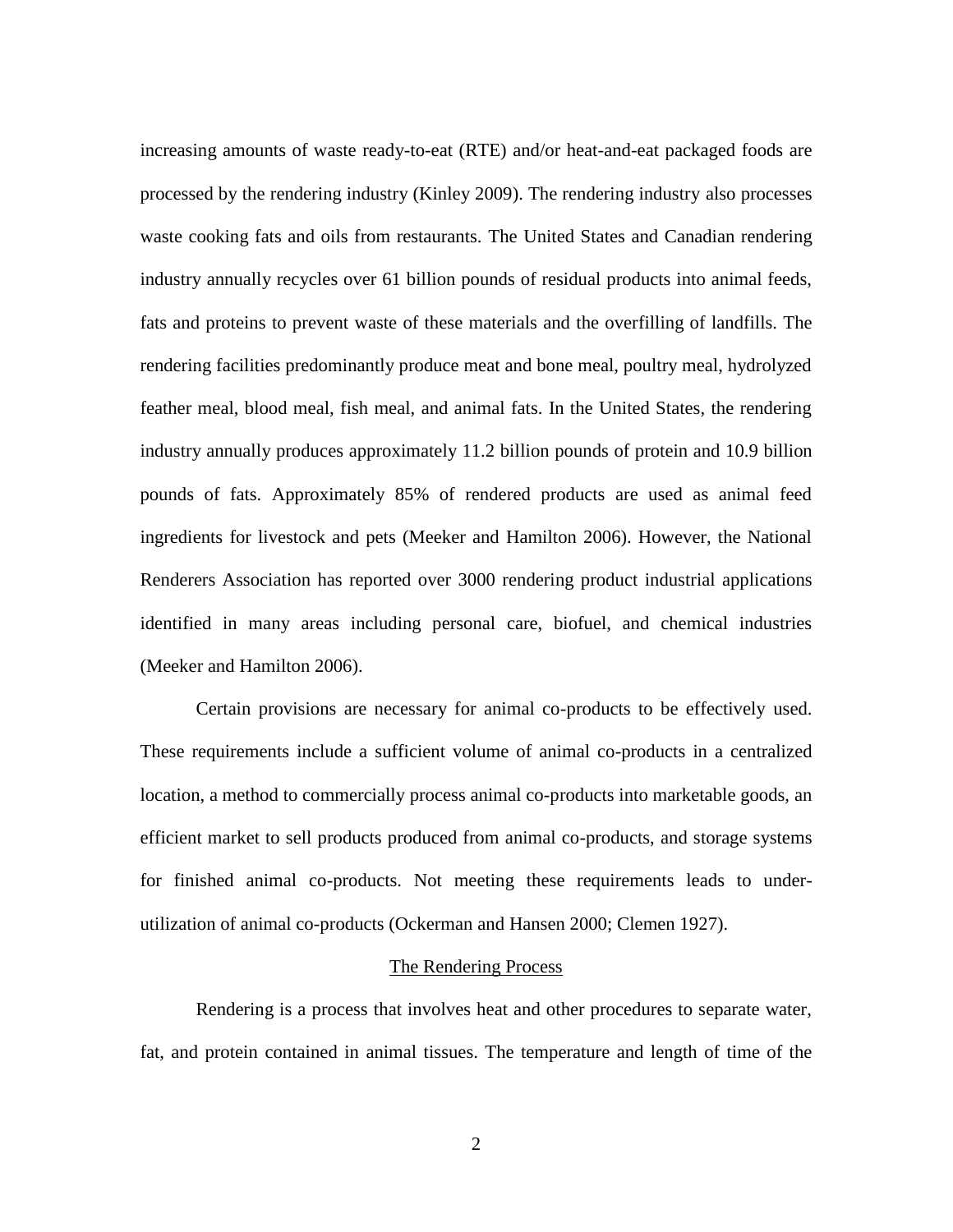increasing amounts of waste ready-to-eat (RTE) and/or heat-and-eat packaged foods are processed by the rendering industry (Kinley 2009). The rendering industry also processes waste cooking fats and oils from restaurants. The United States and Canadian rendering industry annually recycles over 61 billion pounds of residual products into animal feeds, fats and proteins to prevent waste of these materials and the overfilling of landfills. The rendering facilities predominantly produce meat and bone meal, poultry meal, hydrolyzed feather meal, blood meal, fish meal, and animal fats. In the United States, the rendering industry annually produces approximately 11.2 billion pounds of protein and 10.9 billion pounds of fats. Approximately 85% of rendered products are used as animal feed ingredients for livestock and pets (Meeker and Hamilton 2006). However, the National Renderers Association has reported over 3000 rendering product industrial applications identified in many areas including personal care, biofuel, and chemical industries (Meeker and Hamilton 2006).

Certain provisions are necessary for animal co-products to be effectively used. These requirements include a sufficient volume of animal co-products in a centralized location, a method to commercially process animal co-products into marketable goods, an efficient market to sell products produced from animal co-products, and storage systems for finished animal co-products. Not meeting these requirements leads to under-utilization of animal co-products (Ockerman and Hansen 2000; Clemen 1927).

## The Rendering Process

Rendering is a process that involves heat and other procedures to separate water, fat, and protein contained in animal tissues. The temperature and length of time of the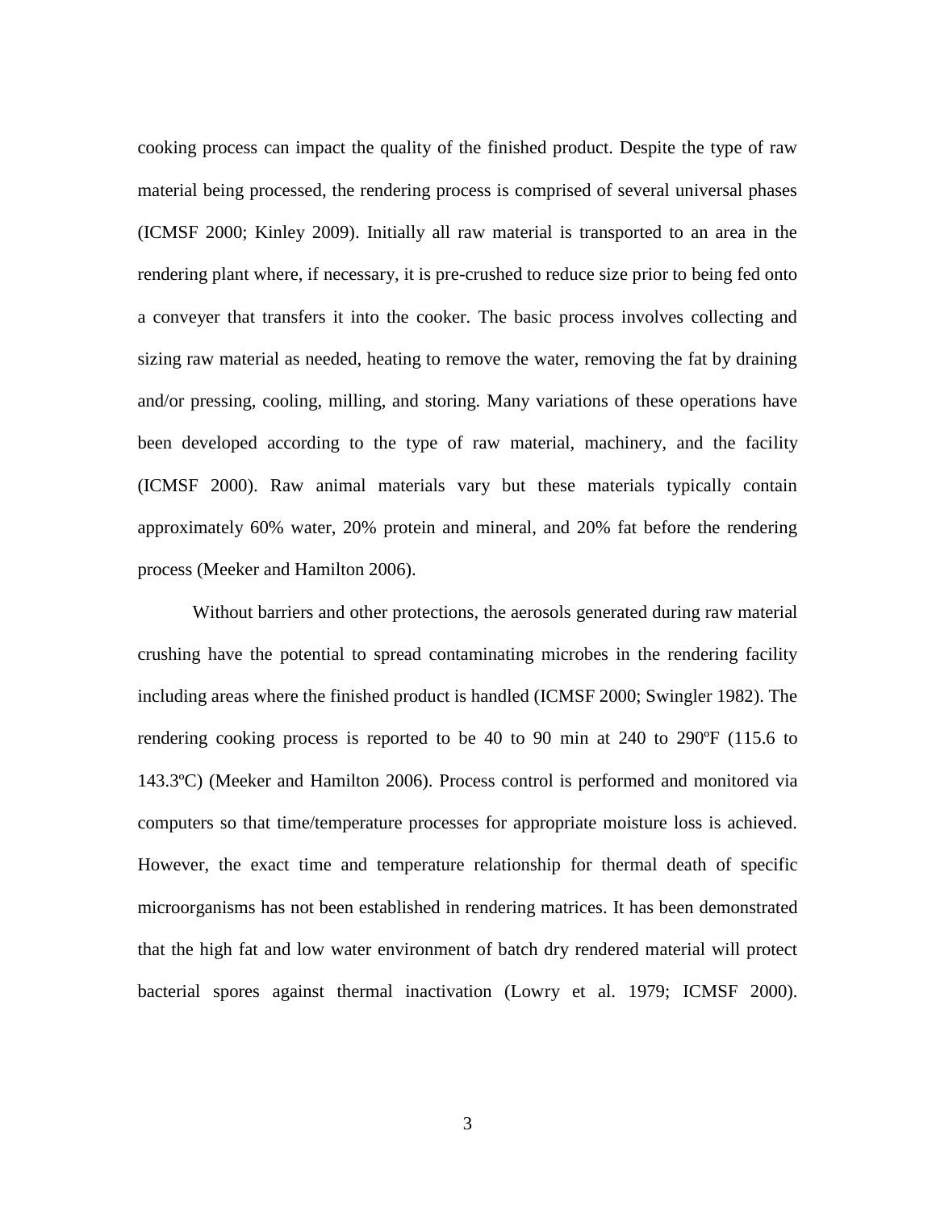cooking process can impact the quality of the finished product. Despite the type of raw material being processed, the rendering process is comprised of several universal phases (ICMSF 2000; Kinley 2009). Initially all raw material is transported to an area in the rendering plant where, if necessary, it is pre-crushed to reduce size prior to being fed onto a conveyer that transfers it into the cooker. The basic process involves collecting and sizing raw material as needed, heating to remove the water, removing the fat by draining and/or pressing, cooling, milling, and storing. Many variations of these operations have been developed according to the type of raw material, machinery, and the facility (ICMSF 2000). Raw animal materials vary but these materials typically contain approximately 60% water, 20% protein and mineral, and 20% fat before the rendering process (Meeker and Hamilton 2006).

Without barriers and other protections, the aerosols generated during raw material crushing have the potential to spread contaminating microbes in the rendering facility including areas where the finished product is handled (ICMSF 2000; Swingler 1982). The rendering cooking process is reported to be 40 to 90 min at 240 to 290ºF (115.6 to 143.3ºC) (Meeker and Hamilton 2006). Process control is performed and monitored via computers so that time/temperature processes for appropriate moisture loss is achieved. However, the exact time and temperature relationship for thermal death of specific microorganisms has not been established in rendering matrices. It has been demonstrated that the high fat and low water environment of batch dry rendered material will protect bacterial spores against thermal inactivation (Lowry et al. 1979; ICMSF 2000).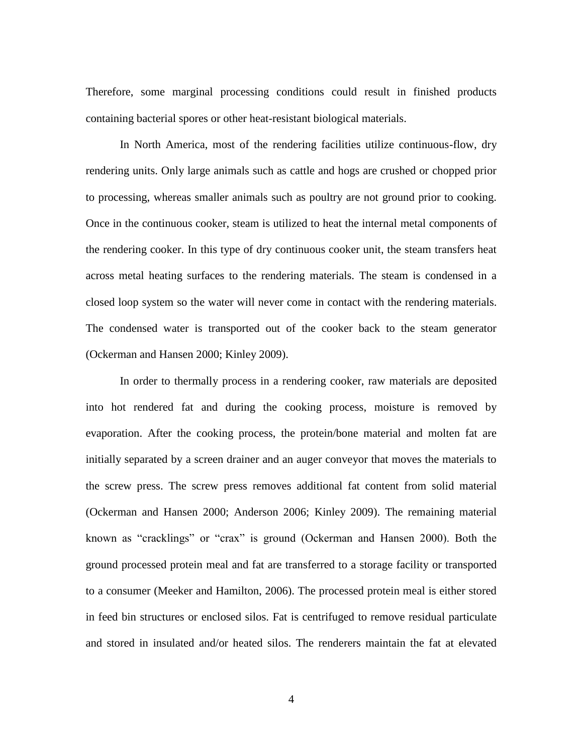Therefore, some marginal processing conditions could result in finished products containing bacterial spores or other heat-resistant biological materials.

In North America, most of the rendering facilities utilize continuous-flow, dry rendering units. Only large animals such as cattle and hogs are crushed or chopped prior to processing, whereas smaller animals such as poultry are not ground prior to cooking. Once in the continuous cooker, steam is utilized to heat the internal metal components of the rendering cooker. In this type of dry continuous cooker unit, the steam transfers heat across metal heating surfaces to the rendering materials. The steam is condensed in a closed loop system so the water will never come in contact with the rendering materials. The condensed water is transported out of the cooker back to the steam generator (Ockerman and Hansen 2000; Kinley 2009).

In order to thermally process in a rendering cooker, raw materials are deposited into hot rendered fat and during the cooking process, moisture is removed by evaporation. After the cooking process, the protein/bone material and molten fat are initially separated by a screen drainer and an auger conveyor that moves the materials to the screw press. The screw press removes additional fat content from solid material (Ockerman and Hansen 2000; Anderson 2006; Kinley 2009). The remaining material known as "cracklings" or "crax" is ground (Ockerman and Hansen 2000). Both the ground processed protein meal and fat are transferred to a storage facility or transported to a consumer (Meeker and Hamilton, 2006). The processed protein meal is either stored in feed bin structures or enclosed silos. Fat is centrifuged to remove residual particulate and stored in insulated and/or heated silos. The renderers maintain the fat at elevated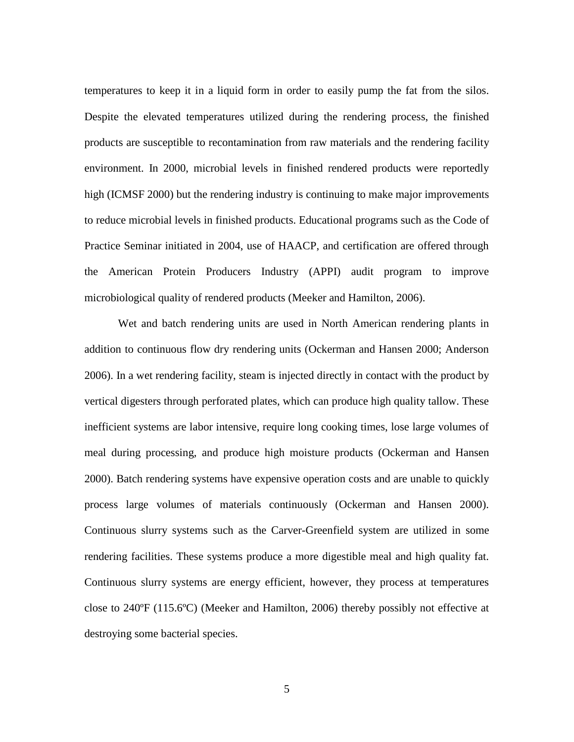temperatures to keep it in a liquid form in order to easily pump the fat from the silos. Despite the elevated temperatures utilized during the rendering process, the finished products are susceptible to recontamination from raw materials and the rendering facility environment. In 2000, microbial levels in finished rendered products were reportedly high (ICMSF 2000) but the rendering industry is continuing to make major improvements to reduce microbial levels in finished products. Educational programs such as the Code of Practice Seminar initiated in 2004, use of HAACP, and certification are offered through the American Protein Producers Industry (APPI) audit program to improve microbiological quality of rendered products (Meeker and Hamilton, 2006).

Wet and batch rendering units are used in North American rendering plants in addition to continuous flow dry rendering units (Ockerman and Hansen 2000; Anderson 2006). In a wet rendering facility, steam is injected directly in contact with the product by vertical digesters through perforated plates, which can produce high quality tallow. These inefficient systems are labor intensive, require long cooking times, lose large volumes of meal during processing, and produce high moisture products (Ockerman and Hansen 2000). Batch rendering systems have expensive operation costs and are unable to quickly process large volumes of materials continuously (Ockerman and Hansen 2000). Continuous slurry systems such as the Carver-Greenfield system are utilized in some rendering facilities. These systems produce a more digestible meal and high quality fat. Continuous slurry systems are energy efficient, however, they process at temperatures close to 240ºF (115.6ºC) (Meeker and Hamilton, 2006) thereby possibly not effective at destroying some bacterial species.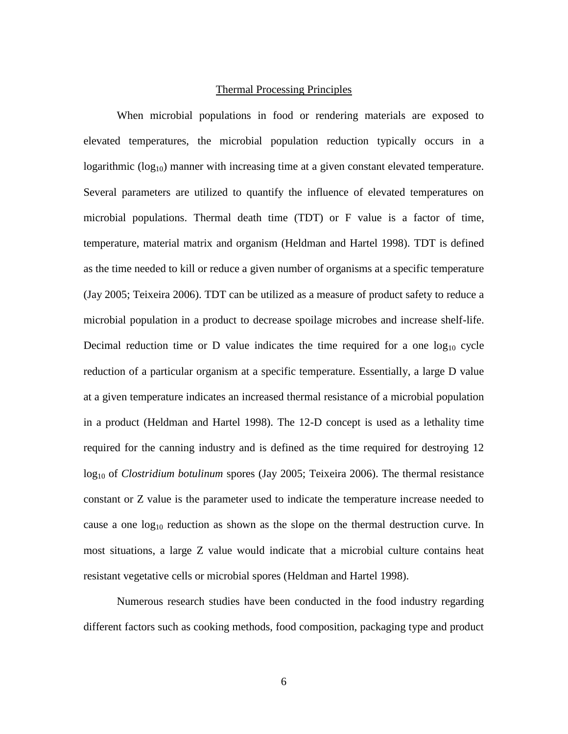## Thermal Processing Principles

When microbial populations in food or rendering materials are exposed to elevated temperatures, the microbial population reduction typically occurs in a logarithmic ($\log_{10}$) manner with increasing time at a given constant elevated temperature. Several parameters are utilized to quantify the influence of elevated temperatures on microbial populations. Thermal death time (TDT) or F value is a factor of time, temperature, material matrix and organism (Heldman and Hartel 1998). TDT is defined as the time needed to kill or reduce a given number of organisms at a specific temperature (Jay 2005; Teixeira 2006). TDT can be utilized as a measure of product safety to reduce a microbial population in a product to decrease spoilage microbes and increase shelf-life. Decimal reduction time or D value indicates the time required for a one $\log_{10}$ cycle reduction of a particular organism at a specific temperature. Essentially, a large D value at a given temperature indicates an increased thermal resistance of a microbial population in a product (Heldman and Hartel 1998). The 12-D concept is used as a lethality time required for the canning industry and is defined as the time required for destroying 12 $\log_{10}$ of *Clostridium botulinum* spores (Jay 2005; Teixeira 2006). The thermal resistance constant or Z value is the parameter used to indicate the temperature increase needed to cause a one $\log_{10}$ reduction as shown as the slope on the thermal destruction curve. In most situations, a large Z value would indicate that a microbial culture contains heat resistant vegetative cells or microbial spores (Heldman and Hartel 1998).

Numerous research studies have been conducted in the food industry regarding different factors such as cooking methods, food composition, packaging type and product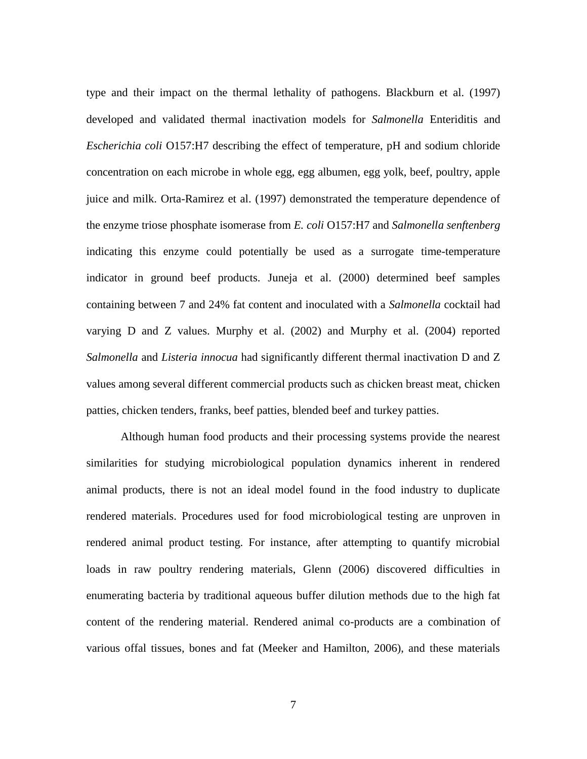type and their impact on the thermal lethality of pathogens. Blackburn et al. (1997) developed and validated thermal inactivation models for *Salmonella* Enteriditis and *Escherichia coli* O157:H7 describing the effect of temperature, pH and sodium chloride concentration on each microbe in whole egg, egg albumen, egg yolk, beef, poultry, apple juice and milk. Orta-Ramirez et al. (1997) demonstrated the temperature dependence of the enzyme triose phosphate isomerase from *E. coli* O157:H7 and *Salmonella senftenberg* indicating this enzyme could potentially be used as a surrogate time-temperature indicator in ground beef products. Juneja et al. (2000) determined beef samples containing between 7 and 24% fat content and inoculated with a *Salmonella* cocktail had varying D and Z values. Murphy et al. (2002) and Murphy et al. (2004) reported *Salmonella* and *Listeria innocua* had significantly different thermal inactivation D and Z values among several different commercial products such as chicken breast meat, chicken patties, chicken tenders, franks, beef patties, blended beef and turkey patties.

Although human food products and their processing systems provide the nearest similarities for studying microbiological population dynamics inherent in rendered animal products, there is not an ideal model found in the food industry to duplicate rendered materials. Procedures used for food microbiological testing are unproven in rendered animal product testing. For instance, after attempting to quantify microbial loads in raw poultry rendering materials, Glenn (2006) discovered difficulties in enumerating bacteria by traditional aqueous buffer dilution methods due to the high fat content of the rendering material. Rendered animal co-products are a combination of various offal tissues, bones and fat (Meeker and Hamilton, 2006), and these materials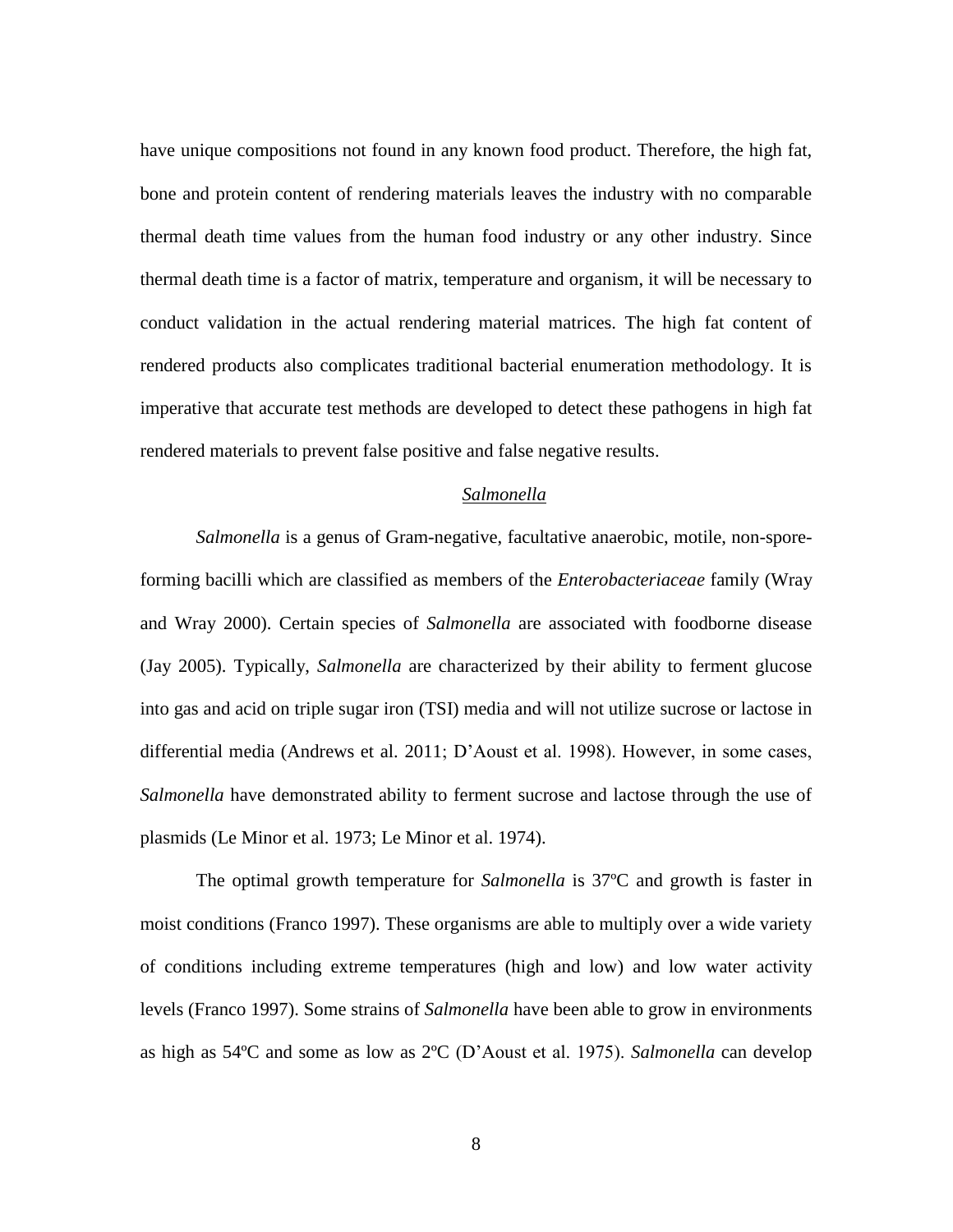have unique compositions not found in any known food product. Therefore, the high fat, bone and protein content of rendering materials leaves the industry with no comparable thermal death time values from the human food industry or any other industry. Since thermal death time is a factor of matrix, temperature and organism, it will be necessary to conduct validation in the actual rendering material matrices. The high fat content of rendered products also complicates traditional bacterial enumeration methodology. It is imperative that accurate test methods are developed to detect these pathogens in high fat rendered materials to prevent false positive and false negative results.

## *Salmonella*

*Salmonella* is a genus of Gram-negative, facultative anaerobic, motile, non-spore-forming bacilli which are classified as members of the *Enterobacteriaceae* family (Wray and Wray 2000). Certain species of *Salmonella* are associated with foodborne disease (Jay 2005). Typically, *Salmonella* are characterized by their ability to ferment glucose into gas and acid on triple sugar iron (TSI) media and will not utilize sucrose or lactose in differential media (Andrews et al. 2011; D'Aoust et al. 1998). However, in some cases, *Salmonella* have demonstrated ability to ferment sucrose and lactose through the use of plasmids (Le Minor et al. 1973; Le Minor et al. 1974).

The optimal growth temperature for *Salmonella* is 37ºC and growth is faster in moist conditions (Franco 1997). These organisms are able to multiply over a wide variety of conditions including extreme temperatures (high and low) and low water activity levels (Franco 1997). Some strains of *Salmonella* have been able to grow in environments as high as 54ºC and some as low as 2ºC (D'Aoust et al. 1975). *Salmonella* can develop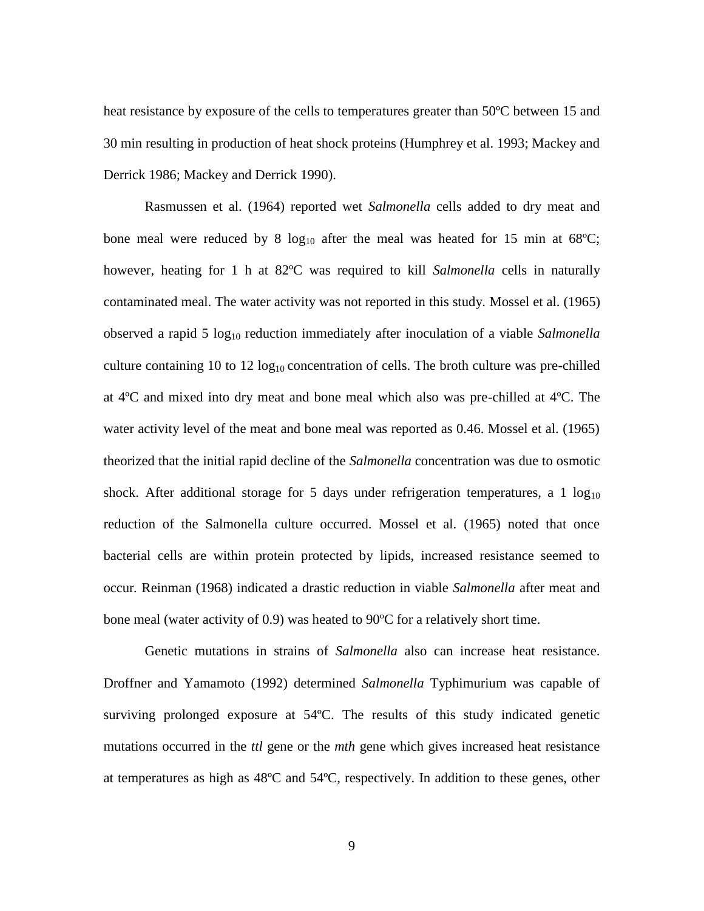heat resistance by exposure of the cells to temperatures greater than 50ºC between 15 and 30 min resulting in production of heat shock proteins (Humphrey et al. 1993; Mackey and Derrick 1986; Mackey and Derrick 1990).

Rasmussen et al. (1964) reported wet *Salmonella* cells added to dry meat and bone meal were reduced by 8 $\log_{10}$ after the meal was heated for 15 min at 68ºC; however, heating for 1 h at 82ºC was required to kill *Salmonella* cells in naturally contaminated meal. The water activity was not reported in this study. Mossel et al. (1965) observed a rapid 5 $\log_{10}$ reduction immediately after inoculation of a viable *Salmonella* culture containing 10 to 12 $\log_{10}$ concentration of cells. The broth culture was pre-chilled at 4ºC and mixed into dry meat and bone meal which also was pre-chilled at 4ºC. The water activity level of the meat and bone meal was reported as 0.46. Mossel et al. (1965) theorized that the initial rapid decline of the *Salmonella* concentration was due to osmotic shock. After additional storage for 5 days under refrigeration temperatures, a 1 $\log_{10}$ reduction of the Salmonella culture occurred. Mossel et al. (1965) noted that once bacterial cells are within protein protected by lipids, increased resistance seemed to occur. Reinman (1968) indicated a drastic reduction in viable *Salmonella* after meat and bone meal (water activity of 0.9) was heated to 90ºC for a relatively short time.

Genetic mutations in strains of *Salmonella* also can increase heat resistance. Droffner and Yamamoto (1992) determined *Salmonella* Typhimurium was capable of surviving prolonged exposure at 54ºC. The results of this study indicated genetic mutations occurred in the *ttl* gene or the *mth* gene which gives increased heat resistance at temperatures as high as 48ºC and 54ºC, respectively. In addition to these genes, other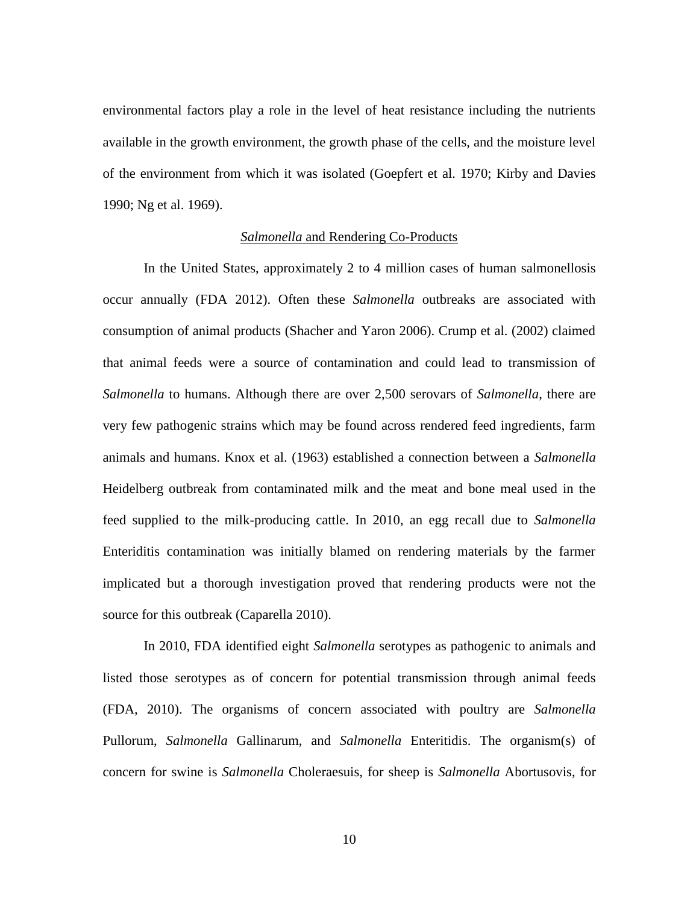environmental factors play a role in the level of heat resistance including the nutrients available in the growth environment, the growth phase of the cells, and the moisture level of the environment from which it was isolated (Goepfert et al. 1970; Kirby and Davies 1990; Ng et al. 1969).

## *Salmonella* and Rendering Co-Products

In the United States, approximately 2 to 4 million cases of human salmonellosis occur annually (FDA 2012). Often these *Salmonella* outbreaks are associated with consumption of animal products (Shacher and Yaron 2006). Crump et al. (2002) claimed that animal feeds were a source of contamination and could lead to transmission of *Salmonella* to humans. Although there are over 2,500 serovars of *Salmonella*, there are very few pathogenic strains which may be found across rendered feed ingredients, farm animals and humans. Knox et al. (1963) established a connection between a *Salmonella* Heidelberg outbreak from contaminated milk and the meat and bone meal used in the feed supplied to the milk-producing cattle. In 2010, an egg recall due to *Salmonella* Enteriditis contamination was initially blamed on rendering materials by the farmer implicated but a thorough investigation proved that rendering products were not the source for this outbreak (Caparella 2010).

In 2010, FDA identified eight *Salmonella* serotypes as pathogenic to animals and listed those serotypes as of concern for potential transmission through animal feeds (FDA, 2010). The organisms of concern associated with poultry are *Salmonella* Pullorum, *Salmonella* Gallinarum, and *Salmonella* Enteritidis. The organism(s) of concern for swine is *Salmonella* Choleraesuis, for sheep is *Salmonella* Abortusovis, for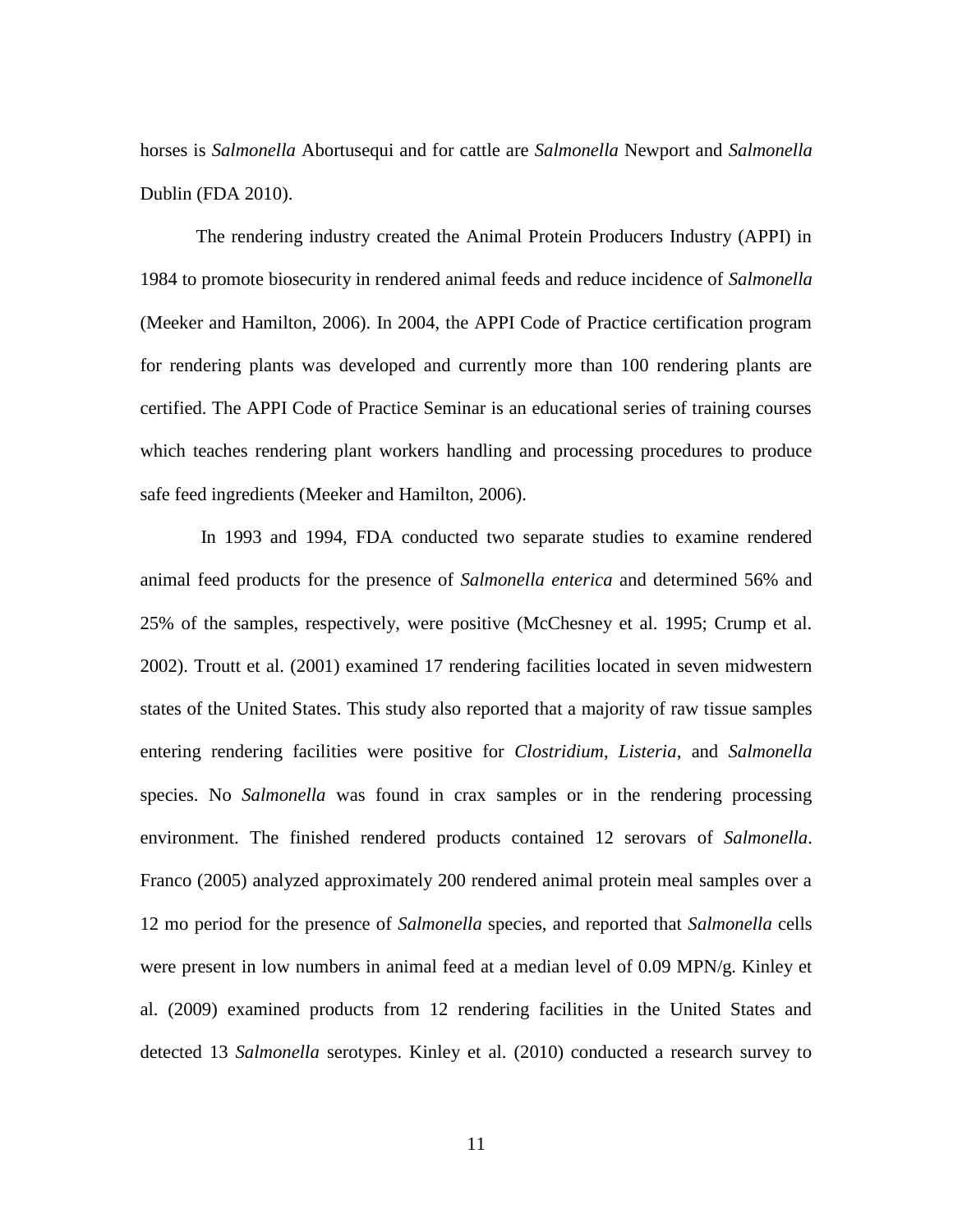horses is *Salmonella* Abortusequi and for cattle are *Salmonella* Newport and *Salmonella* Dublin (FDA 2010).

The rendering industry created the Animal Protein Producers Industry (APPI) in 1984 to promote biosecurity in rendered animal feeds and reduce incidence of *Salmonella* (Meeker and Hamilton, 2006). In 2004, the APPI Code of Practice certification program for rendering plants was developed and currently more than 100 rendering plants are certified. The APPI Code of Practice Seminar is an educational series of training courses which teaches rendering plant workers handling and processing procedures to produce safe feed ingredients (Meeker and Hamilton, 2006).

In 1993 and 1994, FDA conducted two separate studies to examine rendered animal feed products for the presence of *Salmonella enterica* and determined 56% and 25% of the samples, respectively, were positive (McChesney et al. 1995; Crump et al. 2002). Troutt et al. (2001) examined 17 rendering facilities located in seven midwestern states of the United States. This study also reported that a majority of raw tissue samples entering rendering facilities were positive for *Clostridium*, *Listeria*, and *Salmonella* species. No *Salmonella* was found in crax samples or in the rendering processing environment. The finished rendered products contained 12 serovars of *Salmonella*. Franco (2005) analyzed approximately 200 rendered animal protein meal samples over a 12 mo period for the presence of *Salmonella* species, and reported that *Salmonella* cells were present in low numbers in animal feed at a median level of 0.09 MPN/g. Kinley et al. (2009) examined products from 12 rendering facilities in the United States and detected 13 *Salmonella* serotypes. Kinley et al. (2010) conducted a research survey to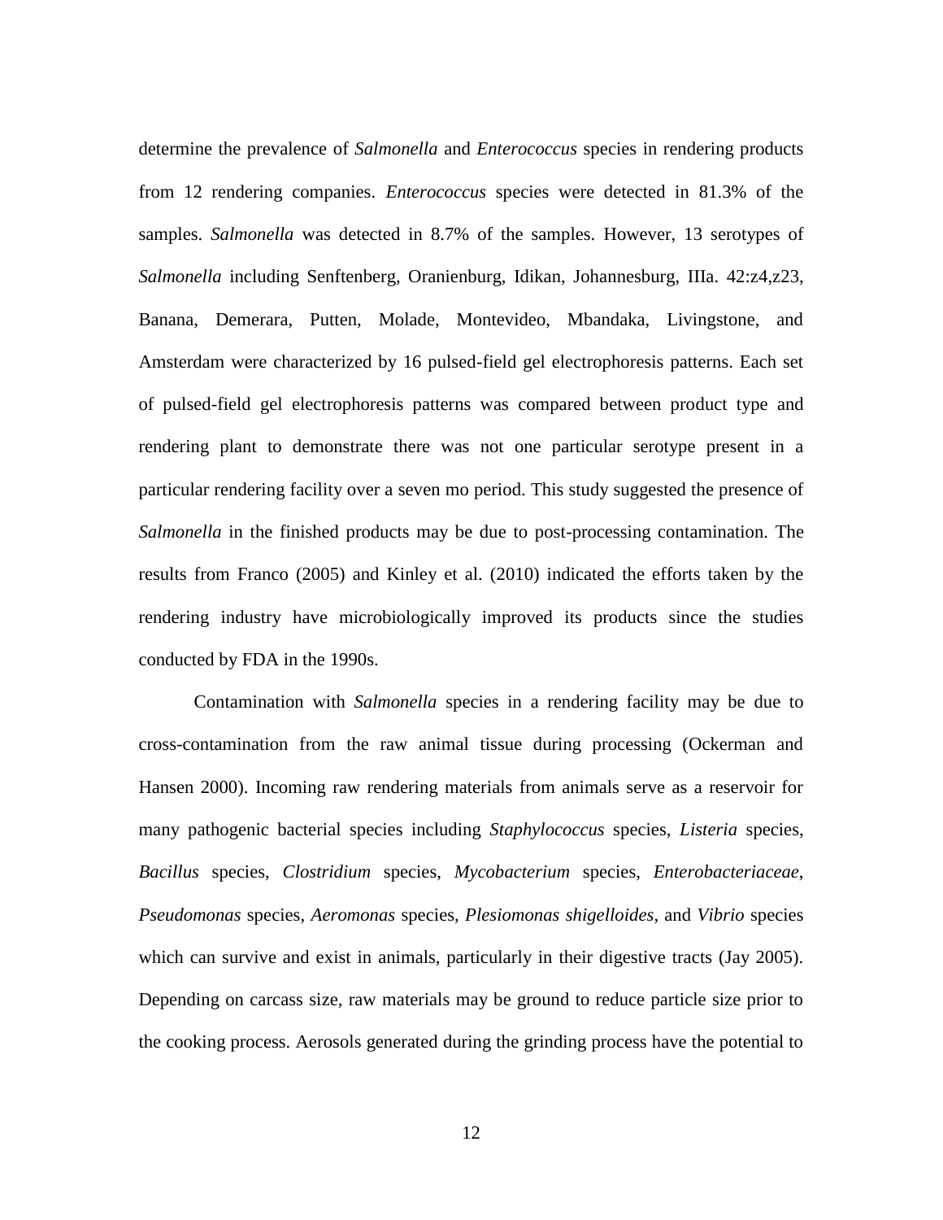determine the prevalence of *Salmonella* and *Enterococcus* species in rendering products from 12 rendering companies. *Enterococcus* species were detected in 81.3% of the samples. *Salmonella* was detected in 8.7% of the samples. However, 13 serotypes of *Salmonella* including Senftenberg, Oranienburg, Idikan, Johannesburg, IIIa. 42:z4,z23, Banana, Demerara, Putten, Molade, Montevideo, Mbandaka, Livingstone, and Amsterdam were characterized by 16 pulsed-field gel electrophoresis patterns. Each set of pulsed-field gel electrophoresis patterns was compared between product type and rendering plant to demonstrate there was not one particular serotype present in a particular rendering facility over a seven mo period. This study suggested the presence of *Salmonella* in the finished products may be due to post-processing contamination. The results from Franco (2005) and Kinley et al. (2010) indicated the efforts taken by the rendering industry have microbiologically improved its products since the studies conducted by FDA in the 1990s.

Contamination with *Salmonella* species in a rendering facility may be due to cross-contamination from the raw animal tissue during processing (Ockerman and Hansen 2000). Incoming raw rendering materials from animals serve as a reservoir for many pathogenic bacterial species including *Staphylococcus* species, *Listeria* species, *Bacillus* species, *Clostridium* species, *Mycobacterium* species, *Enterobacteriaceae*, *Pseudomonas* species, *Aeromonas* species, *Plesiomonas shigelloides*, and *Vibrio* species which can survive and exist in animals, particularly in their digestive tracts (Jay 2005). Depending on carcass size, raw materials may be ground to reduce particle size prior to the cooking process. Aerosols generated during the grinding process have the potential to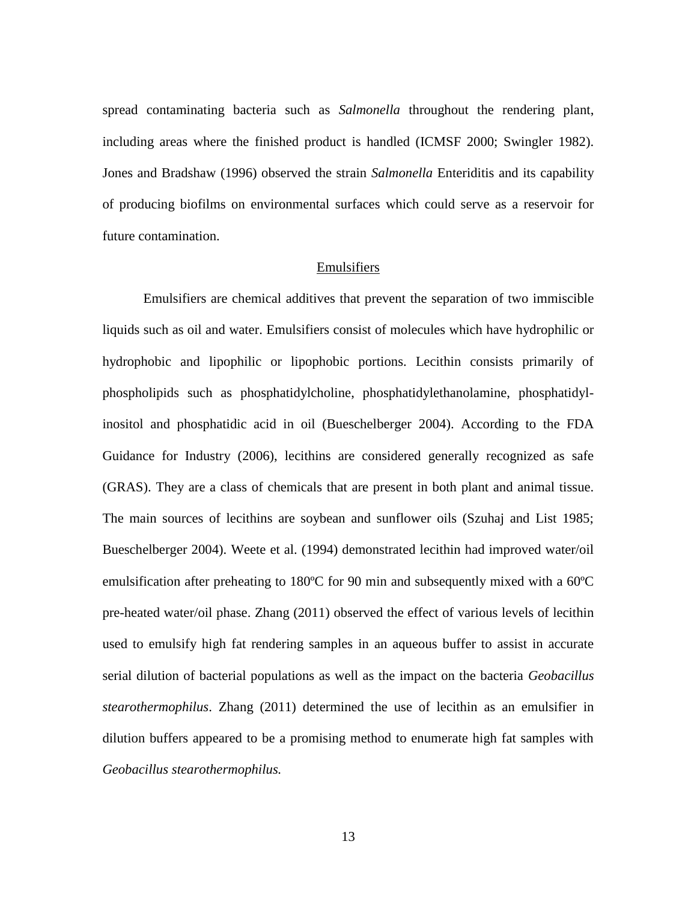spread contaminating bacteria such as *Salmonella* throughout the rendering plant, including areas where the finished product is handled (ICMSF 2000; Swingler 1982). Jones and Bradshaw (1996) observed the strain *Salmonella* Enteriditis and its capability of producing biofilms on environmental surfaces which could serve as a reservoir for future contamination.

## Emulsifiers

Emulsifiers are chemical additives that prevent the separation of two immiscible liquids such as oil and water. Emulsifiers consist of molecules which have hydrophilic or hydrophobic and lipophilic or lipophobic portions. Lecithin consists primarily of phospholipids such as phosphatidylcholine, phosphatidylethanolamine, phosphatidyl-inositol and phosphatidic acid in oil (Bueschelberger 2004). According to the FDA Guidance for Industry (2006), lecithins are considered generally recognized as safe (GRAS). They are a class of chemicals that are present in both plant and animal tissue. The main sources of lecithins are soybean and sunflower oils (Szuhaj and List 1985; Bueschelberger 2004). Weete et al. (1994) demonstrated lecithin had improved water/oil emulsification after preheating to 180ºC for 90 min and subsequently mixed with a 60ºC pre-heated water/oil phase. Zhang (2011) observed the effect of various levels of lecithin used to emulsify high fat rendering samples in an aqueous buffer to assist in accurate serial dilution of bacterial populations as well as the impact on the bacteria *Geobacillus stearothermophilus*. Zhang (2011) determined the use of lecithin as an emulsifier in dilution buffers appeared to be a promising method to enumerate high fat samples with *Geobacillus stearothermophilus.*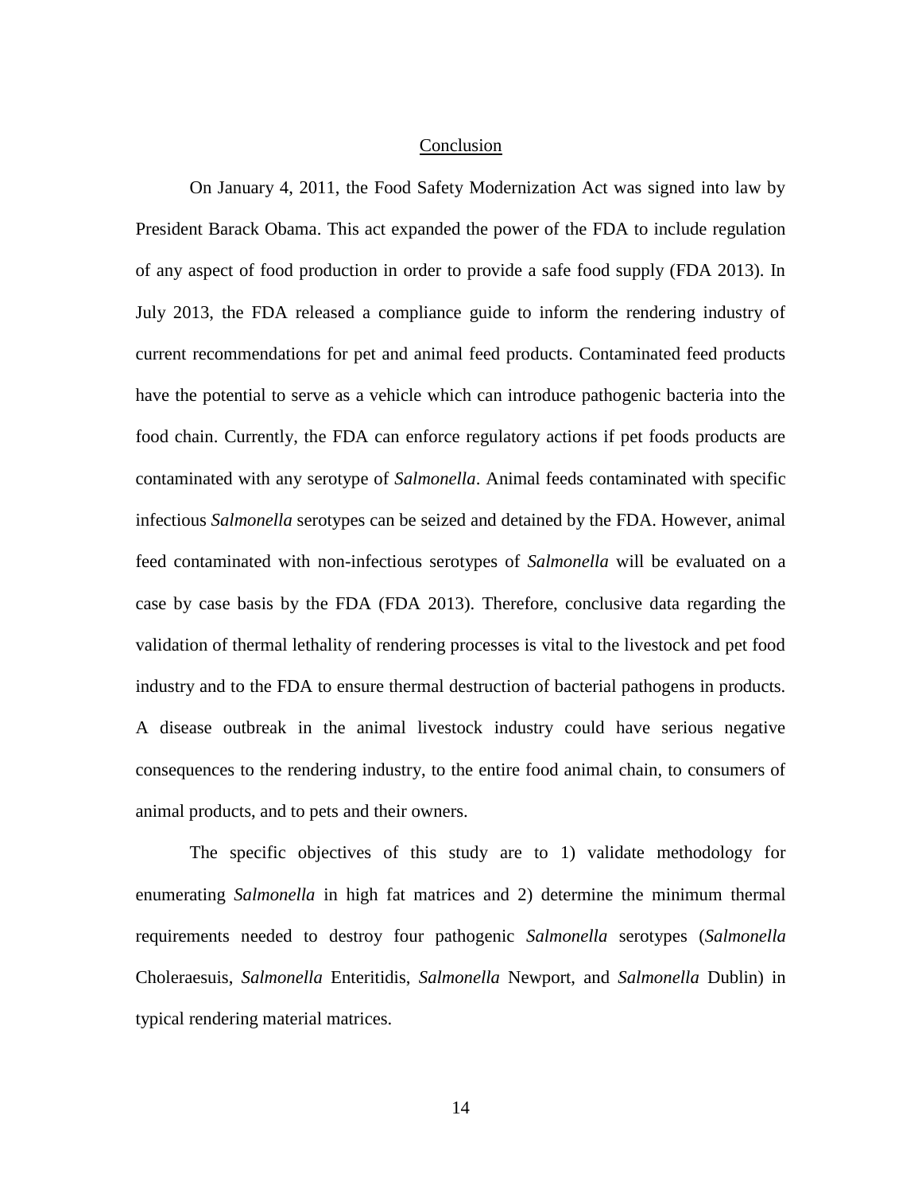## Conclusion

On January 4, 2011, the Food Safety Modernization Act was signed into law by President Barack Obama. This act expanded the power of the FDA to include regulation of any aspect of food production in order to provide a safe food supply (FDA 2013). In July 2013, the FDA released a compliance guide to inform the rendering industry of current recommendations for pet and animal feed products. Contaminated feed products have the potential to serve as a vehicle which can introduce pathogenic bacteria into the food chain. Currently, the FDA can enforce regulatory actions if pet foods products are contaminated with any serotype of *Salmonella*. Animal feeds contaminated with specific infectious *Salmonella* serotypes can be seized and detained by the FDA. However, animal feed contaminated with non-infectious serotypes of *Salmonella* will be evaluated on a case by case basis by the FDA (FDA 2013). Therefore, conclusive data regarding the validation of thermal lethality of rendering processes is vital to the livestock and pet food industry and to the FDA to ensure thermal destruction of bacterial pathogens in products. A disease outbreak in the animal livestock industry could have serious negative consequences to the rendering industry, to the entire food animal chain, to consumers of animal products, and to pets and their owners.

The specific objectives of this study are to 1) validate methodology for enumerating *Salmonella* in high fat matrices and 2) determine the minimum thermal requirements needed to destroy four pathogenic *Salmonella* serotypes (*Salmonella* Choleraesuis, *Salmonella* Enteritidis, *Salmonella* Newport, and *Salmonella* Dublin) in typical rendering material matrices.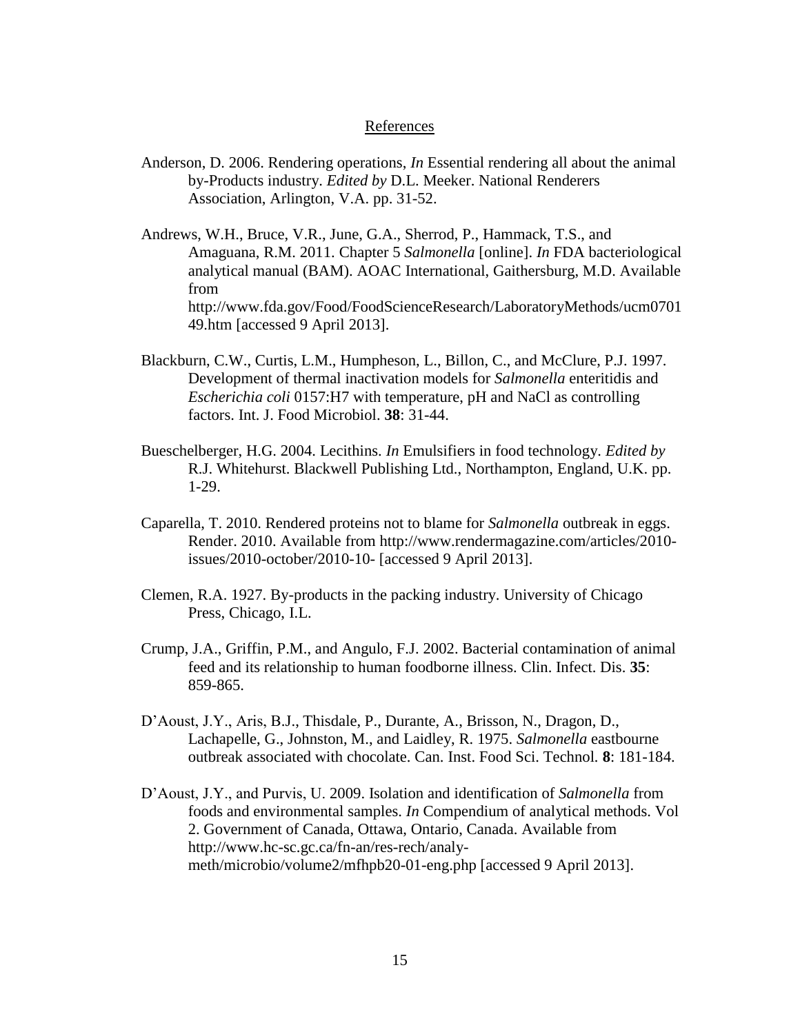## References

Anderson, D. 2006. Rendering operations, *In* Essential rendering all about the animal by-Products industry. *Edited by* D.L. Meeker. National Renderers Association, Arlington, V.A. pp. 31-52.

Andrews, W.H., Bruce, V.R., June, G.A., Sherrod, P., Hammack, T.S., and Amaguana, R.M. 2011. Chapter 5 *Salmonella* [online]. *In* FDA bacteriological analytical manual (BAM). AOAC International, Gaithersburg, M.D. Available from http://www.fda.gov/Food/FoodScienceResearch/LaboratoryMethods/ucm070149.htm [accessed 9 April 2013].

Blackburn, C.W., Curtis, L.M., Humpheson, L., Billon, C., and McClure, P.J. 1997. Development of thermal inactivation models for *Salmonella* enteritidis and *Escherichia coli* 0157:H7 with temperature, pH and NaCl as controlling factors. Int. J. Food Microbiol. **38**: 31-44.

Bueschelberger, H.G. 2004. Lecithins. *In* Emulsifiers in food technology. *Edited by* R.J. Whitehurst. Blackwell Publishing Ltd., Northampton, England, U.K. pp. 1-29.

Caparella, T. 2010. Rendered proteins not to blame for *Salmonella* outbreak in eggs. Render. 2010. Available from http://www.rendermagazine.com/articles/2010-issues/2010-october/2010-10- [accessed 9 April 2013].

Clemen, R.A. 1927. By-products in the packing industry. University of Chicago Press, Chicago, I.L.

Crump, J.A., Griffin, P.M., and Angulo, F.J. 2002. Bacterial contamination of animal feed and its relationship to human foodborne illness. Clin. Infect. Dis. **35**: 859-865.

D'Aoust, J.Y., Aris, B.J., Thisdale, P., Durante, A., Brisson, N., Dragon, D., Lachapelle, G., Johnston, M., and Laidley, R. 1975. *Salmonella* eastbourne outbreak associated with chocolate. Can. Inst. Food Sci. Technol. **8**: 181-184.

D'Aoust, J.Y., and Purvis, U. 2009. Isolation and identification of *Salmonella* from foods and environmental samples. *In* Compendium of analytical methods. Vol 2. Government of Canada, Ottawa, Ontario, Canada. Available from http://www.hc-sc.gc.ca/fn-an/res-rech/analy-meth/microbio/volume2/mfhpb20-01-eng.php [accessed 9 April 2013].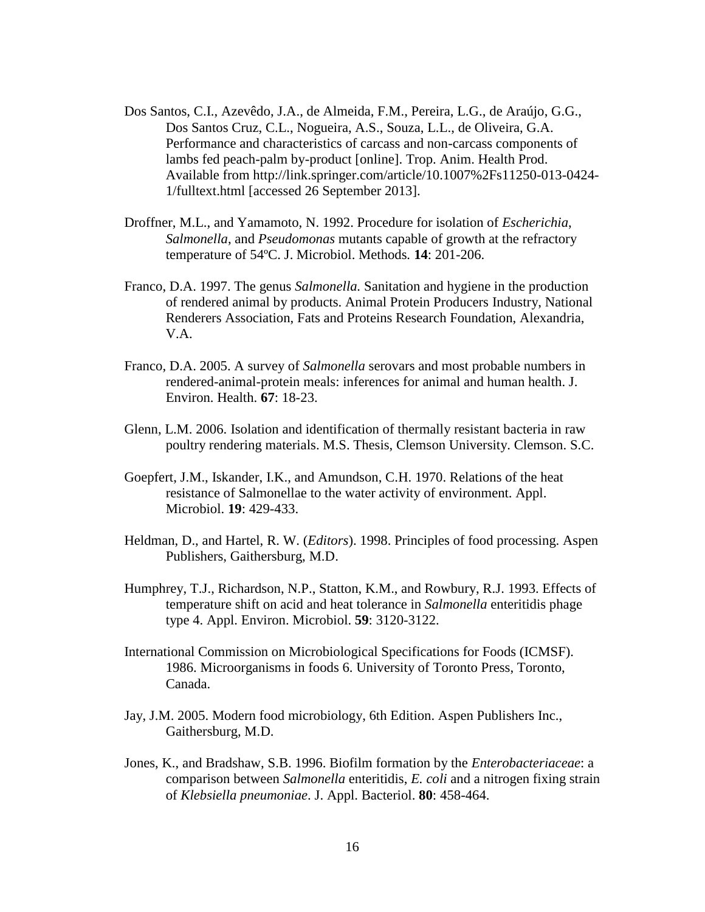Dos Santos, C.I., Azevêdo, J.A., de Almeida, F.M., Pereira, L.G., de Araújo, G.G., Dos Santos Cruz, C.L., Nogueira, A.S., Souza, L.L., de Oliveira, G.A. Performance and characteristics of carcass and non-carcass components of lambs fed peach-palm by-product [online]. Trop. Anim. Health Prod. Available from http://link.springer.com/article/10.1007%2Fs11250-013-0424-1/fulltext.html [accessed 26 September 2013].

Droffner, M.L., and Yamamoto, N. 1992. Procedure for isolation of *Escherichia*, *Salmonella*, and *Pseudomonas* mutants capable of growth at the refractory temperature of 54ºC. J. Microbiol. Methods. **14**: 201-206.

Franco, D.A. 1997. The genus *Salmonella.* Sanitation and hygiene in the production of rendered animal by products. Animal Protein Producers Industry, National Renderers Association, Fats and Proteins Research Foundation, Alexandria, V.A.

Franco, D.A. 2005. A survey of *Salmonella* serovars and most probable numbers in rendered-animal-protein meals: inferences for animal and human health. J. Environ. Health. **67**: 18-23.

Glenn, L.M. 2006. Isolation and identification of thermally resistant bacteria in raw poultry rendering materials. M.S. Thesis, Clemson University. Clemson. S.C.

Goepfert, J.M., Iskander, I.K., and Amundson, C.H. 1970. Relations of the heat resistance of Salmonellae to the water activity of environment. Appl. Microbiol. **19**: 429-433.

Heldman, D., and Hartel, R. W. (*Editors*). 1998. Principles of food processing. Aspen Publishers, Gaithersburg, M.D.

Humphrey, T.J., Richardson, N.P., Statton, K.M., and Rowbury, R.J. 1993. Effects of temperature shift on acid and heat tolerance in *Salmonella* enteritidis phage type 4. Appl. Environ. Microbiol. **59**: 3120-3122.

International Commission on Microbiological Specifications for Foods (ICMSF). 1986. Microorganisms in foods 6. University of Toronto Press, Toronto, Canada.

Jay, J.M. 2005. Modern food microbiology, 6th Edition. Aspen Publishers Inc., Gaithersburg, M.D.

Jones, K., and Bradshaw, S.B. 1996. Biofilm formation by the *Enterobacteriaceae*: a comparison between *Salmonella* enteritidis, *E. coli* and a nitrogen fixing strain of *Klebsiella pneumoniae*. J. Appl. Bacteriol. **80**: 458-464.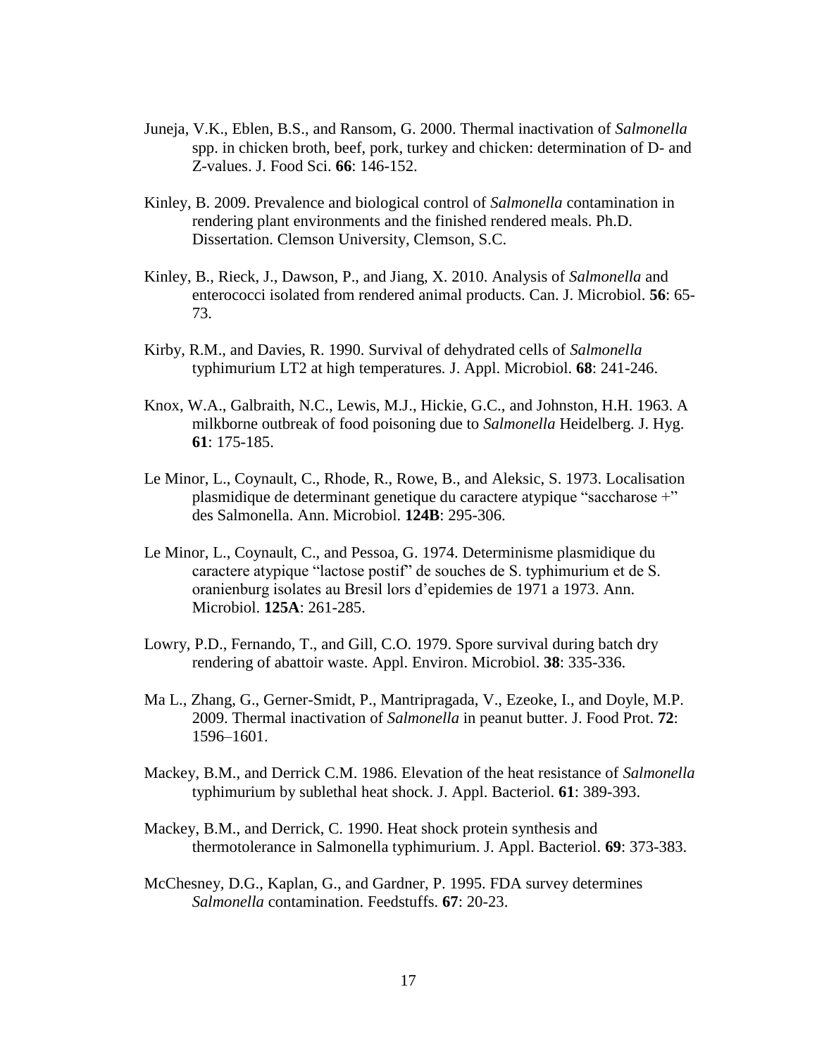Juneja, V.K., Eblen, B.S., and Ransom, G. 2000. Thermal inactivation of *Salmonella* spp. in chicken broth, beef, pork, turkey and chicken: determination of D- and Z-values. J. Food Sci. **66**: 146-152.

Kinley, B. 2009. Prevalence and biological control of *Salmonella* contamination in rendering plant environments and the finished rendered meals. Ph.D. Dissertation. Clemson University, Clemson, S.C.

Kinley, B., Rieck, J., Dawson, P., and Jiang, X. 2010. Analysis of *Salmonella* and enterococci isolated from rendered animal products. Can. J. Microbiol. **56**: 65-73.

Kirby, R.M., and Davies, R. 1990. Survival of dehydrated cells of *Salmonella* typhimurium LT2 at high temperatures. J. Appl. Microbiol. **68**: 241-246.

Knox, W.A., Galbraith, N.C., Lewis, M.J., Hickie, G.C., and Johnston, H.H. 1963. A milkborne outbreak of food poisoning due to *Salmonella* Heidelberg. J. Hyg. **61**: 175-185.

Le Minor, L., Coynault, C., Rhode, R., Rowe, B., and Aleksic, S. 1973. Localisation plasmidique de determinant genetique du caractere atypique "saccharose +" des Salmonella. Ann. Microbiol. **124B**: 295-306.

Le Minor, L., Coynault, C., and Pessoa, G. 1974. Determinisme plasmidique du caractere atypique "lactose postif" de souches de S. typhimurium et de S. oranienburg isolates au Bresil lors d'epidemies de 1971 a 1973. Ann. Microbiol. **125A**: 261-285.

Lowry, P.D., Fernando, T., and Gill, C.O. 1979. Spore survival during batch dry rendering of abattoir waste. Appl. Environ. Microbiol. **38**: 335-336.

Ma L., Zhang, G., Gerner-Smidt, P., Mantripragada, V., Ezeoke, I., and Doyle, M.P. 2009. Thermal inactivation of *Salmonella* in peanut butter. J. Food Prot. **72**: 1596–1601.

Mackey, B.M., and Derrick C.M. 1986. Elevation of the heat resistance of *Salmonella* typhimurium by sublethal heat shock. J. Appl. Bacteriol. **61**: 389-393.

Mackey, B.M., and Derrick, C. 1990. Heat shock protein synthesis and thermotolerance in Salmonella typhimurium. J. Appl. Bacteriol. **69**: 373-383.

McChesney, D.G., Kaplan, G., and Gardner, P. 1995. FDA survey determines *Salmonella* contamination. Feedstuffs. **67**: 20-23.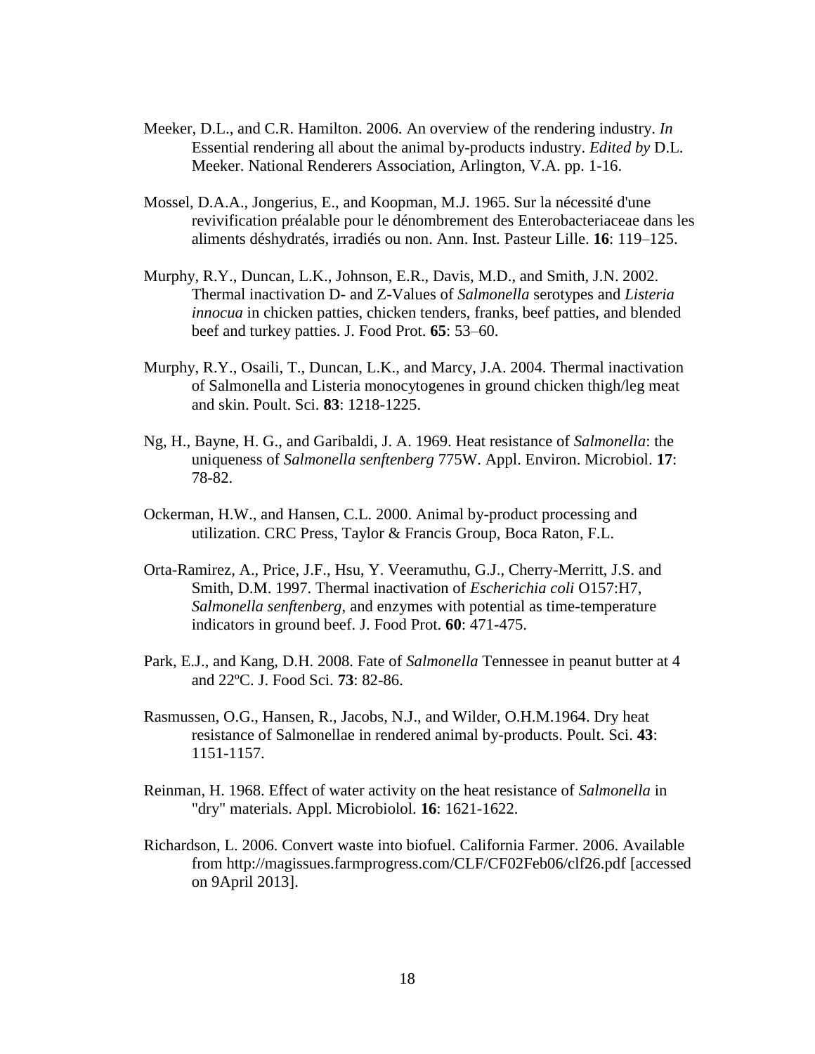Meeker, D.L., and C.R. Hamilton. 2006. An overview of the rendering industry. *In* Essential rendering all about the animal by-products industry. *Edited by* D.L. Meeker. National Renderers Association, Arlington, V.A. pp. 1-16.

Mossel, D.A.A., Jongerius, E., and Koopman, M.J. 1965. Sur la nécessité d'une revivification préalable pour le dénombrement des Enterobacteriaceae dans les aliments déshydratés, irradiés ou non. Ann. Inst. Pasteur Lille. **16**: 119–125.

Murphy, R.Y., Duncan, L.K., Johnson, E.R., Davis, M.D., and Smith, J.N. 2002. Thermal inactivation D- and Z-Values of *Salmonella* serotypes and *Listeria innocua* in chicken patties, chicken tenders, franks, beef patties, and blended beef and turkey patties. J. Food Prot. **65**: 53–60.

Murphy, R.Y., Osaili, T., Duncan, L.K., and Marcy, J.A. 2004. Thermal inactivation of Salmonella and Listeria monocytogenes in ground chicken thigh/leg meat and skin. Poult. Sci. **83**: 1218-1225.

Ng, H., Bayne, H. G., and Garibaldi, J. A. 1969. Heat resistance of *Salmonella*: the uniqueness of *Salmonella senftenberg* 775W. Appl. Environ. Microbiol. **17**: 78-82.

Ockerman, H.W., and Hansen, C.L. 2000. Animal by-product processing and utilization. CRC Press, Taylor & Francis Group, Boca Raton, F.L.

Orta-Ramirez, A., Price, J.F., Hsu, Y. Veeramuthu, G.J., Cherry-Merritt, J.S. and Smith, D.M. 1997. Thermal inactivation of *Escherichia coli* O157:H7, *Salmonella senftenberg*, and enzymes with potential as time-temperature indicators in ground beef. J. Food Prot. **60**: 471-475.

Park, E.J., and Kang, D.H. 2008. Fate of *Salmonella* Tennessee in peanut butter at 4 and 22ºC. J. Food Sci. **73**: 82-86.

Rasmussen, O.G., Hansen, R., Jacobs, N.J., and Wilder, O.H.M.1964. Dry heat resistance of Salmonellae in rendered animal by-products. Poult. Sci. **43**: 1151-1157.

Reinman, H. 1968. Effect of water activity on the heat resistance of *Salmonella* in "dry" materials. Appl. Microbiolol. **16**: 1621-1622.

Richardson, L. 2006. Convert waste into biofuel. California Farmer. 2006. Available from http://magissues.farmprogress.com/CLF/CF02Feb06/clf26.pdf [accessed on 9April 2013].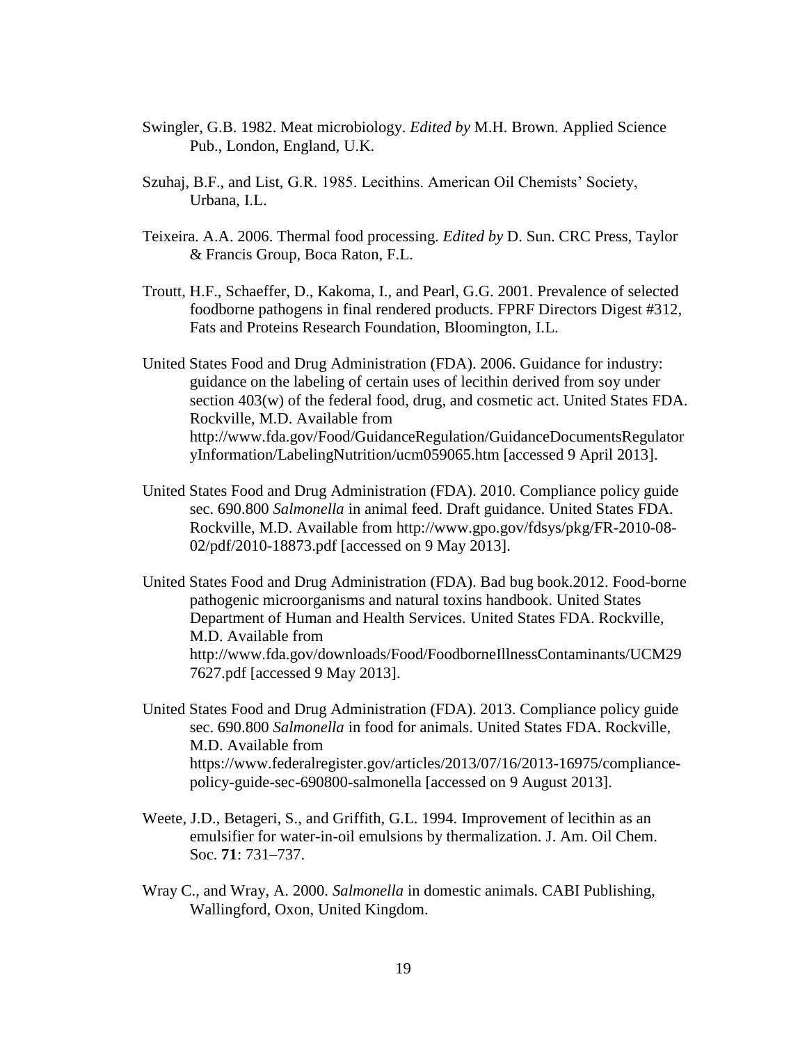Swingler, G.B. 1982. Meat microbiology. *Edited by* M.H. Brown. Applied Science Pub., London, England, U.K.

Szuhaj, B.F., and List, G.R. 1985. Lecithins. American Oil Chemists' Society, Urbana, I.L.

Teixeira. A.A. 2006. Thermal food processing. *Edited by* D. Sun. CRC Press, Taylor & Francis Group, Boca Raton, F.L.

Troutt, H.F., Schaeffer, D., Kakoma, I., and Pearl, G.G. 2001. Prevalence of selected foodborne pathogens in final rendered products. FPRF Directors Digest #312, Fats and Proteins Research Foundation, Bloomington, I.L.

United States Food and Drug Administration (FDA). 2006. Guidance for industry: guidance on the labeling of certain uses of lecithin derived from soy under section 403(w) of the federal food, drug, and cosmetic act. United States FDA. Rockville, M.D. Available from http://www.fda.gov/Food/GuidanceRegulation/GuidanceDocumentsRegulatoryInformation/LabelingNutrition/ucm059065.htm [accessed 9 April 2013].

United States Food and Drug Administration (FDA). 2010. Compliance policy guide sec. 690.800 *Salmonella* in animal feed. Draft guidance. United States FDA. Rockville, M.D. Available from http://www.gpo.gov/fdsys/pkg/FR-2010-08-02/pdf/2010-18873.pdf [accessed on 9 May 2013].

United States Food and Drug Administration (FDA). Bad bug book.2012. Food-borne pathogenic microorganisms and natural toxins handbook. United States Department of Human and Health Services. United States FDA. Rockville, M.D. Available from http://www.fda.gov/downloads/Food/FoodborneIllnessContaminants/UCM297627.pdf [accessed 9 May 2013].

United States Food and Drug Administration (FDA). 2013. Compliance policy guide sec. 690.800 *Salmonella* in food for animals. United States FDA. Rockville, M.D. Available from https://www.federalregister.gov/articles/2013/07/16/2013-16975/compliance-policy-guide-sec-690800-salmonella [accessed on 9 August 2013].

Weete, J.D., Betageri, S., and Griffith, G.L. 1994. Improvement of lecithin as an emulsifier for water-in-oil emulsions by thermalization. J. Am. Oil Chem. Soc. **71**: 731–737.

Wray C., and Wray, A. 2000. *Salmonella* in domestic animals. CABI Publishing, Wallingford, Oxon, United Kingdom.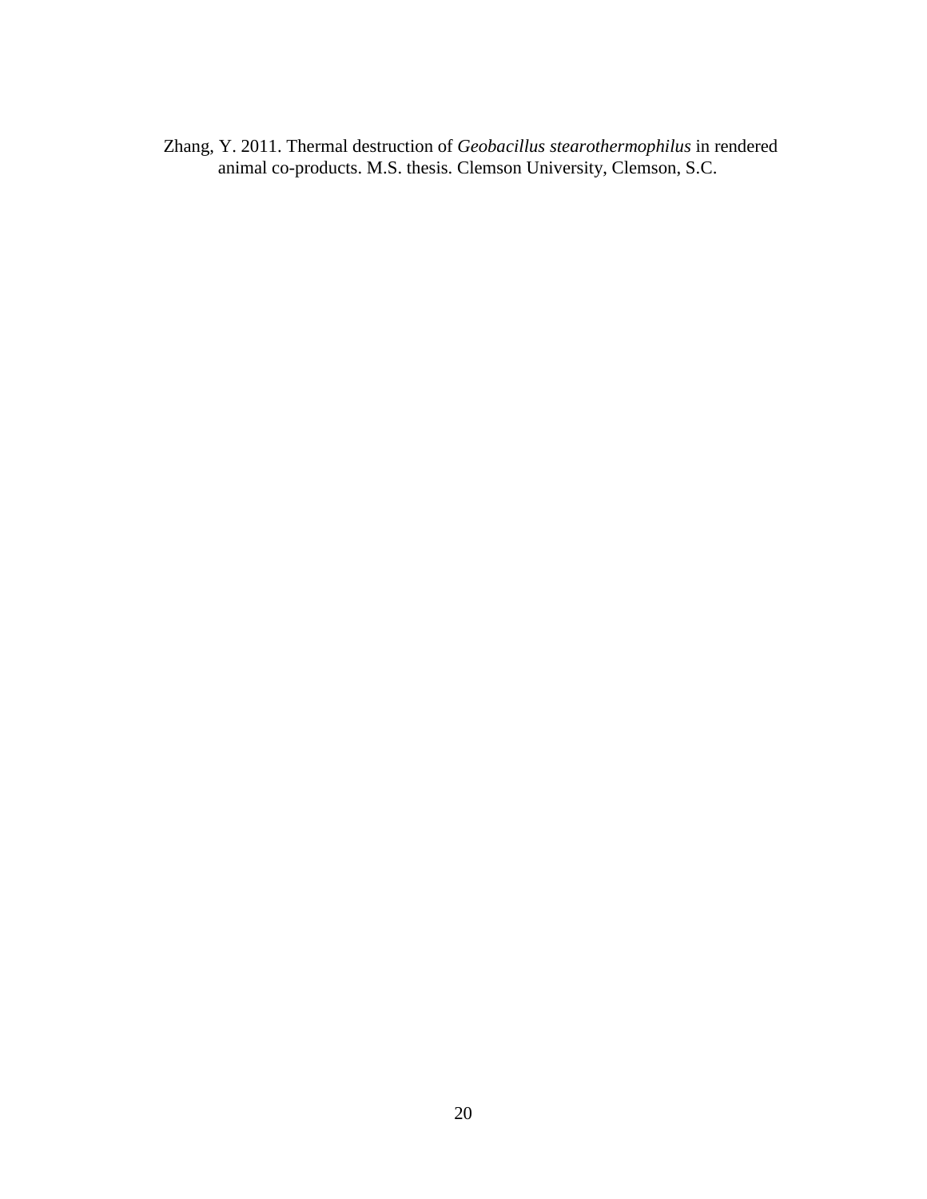Zhang, Y. 2011. Thermal destruction of *Geobacillus stearothermophilus* in rendered animal co-products. M.S. thesis. Clemson University, Clemson, S.C.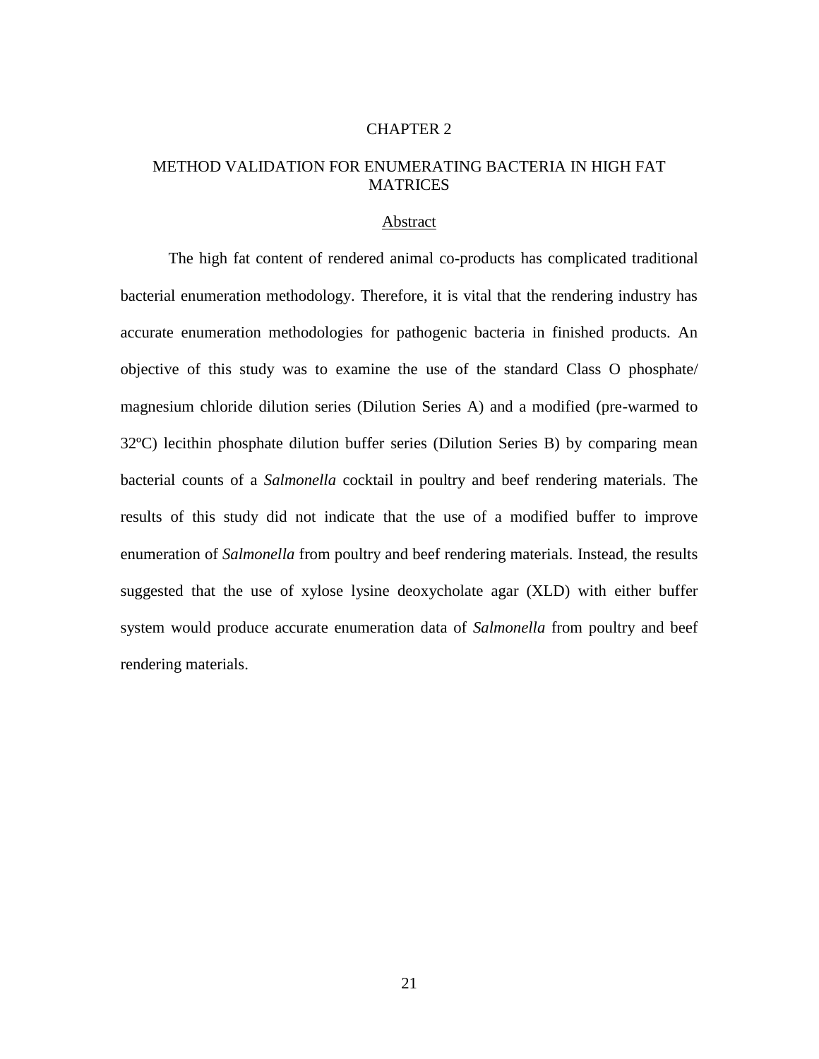# CHAPTER 2

## METHOD VALIDATION FOR ENUMERATING BACTERIA IN HIGH FAT MATRICES

### Abstract

The high fat content of rendered animal co-products has complicated traditional bacterial enumeration methodology. Therefore, it is vital that the rendering industry has accurate enumeration methodologies for pathogenic bacteria in finished products. An objective of this study was to examine the use of the standard Class O phosphate/ magnesium chloride dilution series (Dilution Series A) and a modified (pre-warmed to 32ºC) lecithin phosphate dilution buffer series (Dilution Series B) by comparing mean bacterial counts of a *Salmonella* cocktail in poultry and beef rendering materials. The results of this study did not indicate that the use of a modified buffer to improve enumeration of *Salmonella* from poultry and beef rendering materials. Instead, the results suggested that the use of xylose lysine deoxycholate agar (XLD) with either buffer system would produce accurate enumeration data of *Salmonella* from poultry and beef rendering materials.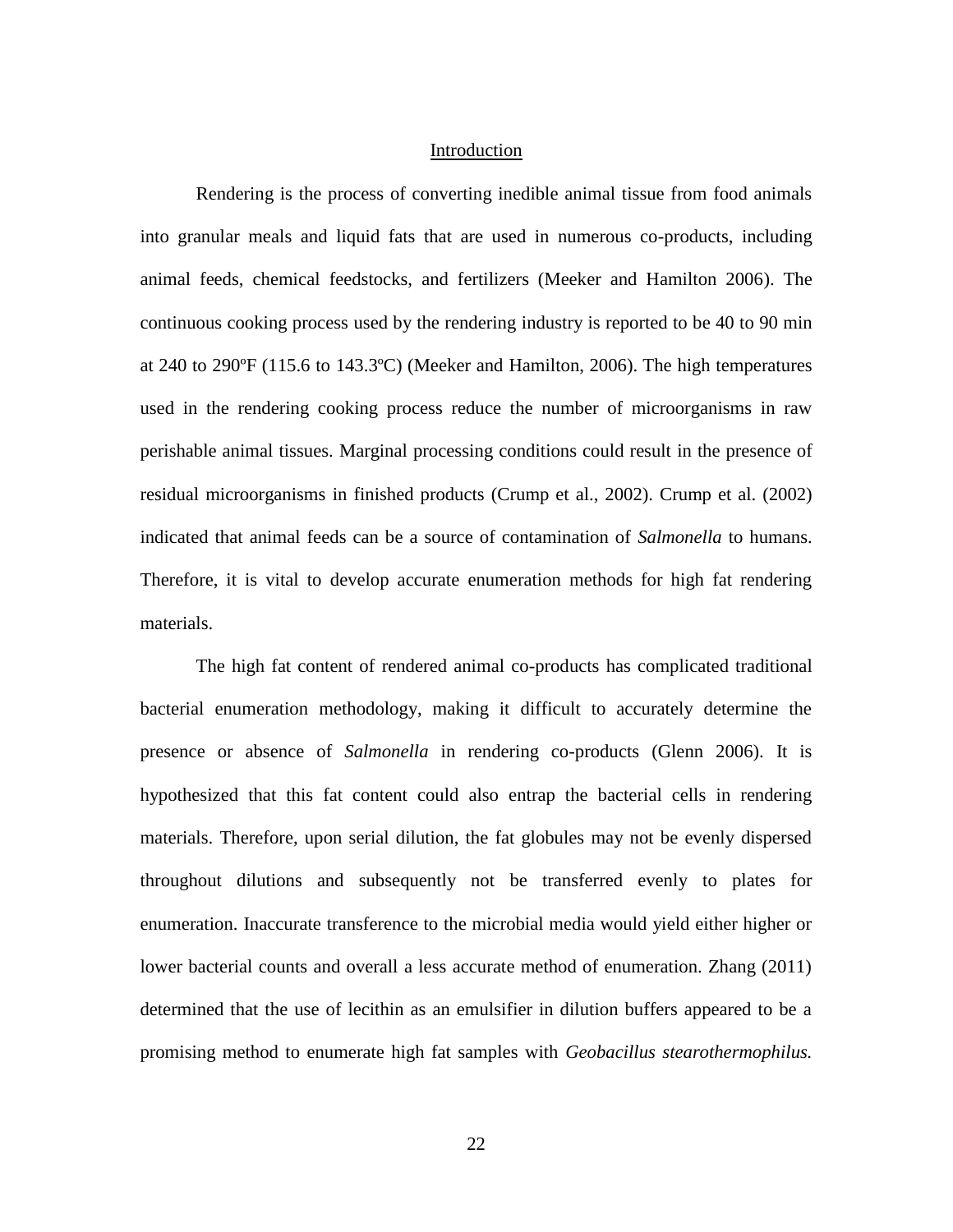## Introduction

Rendering is the process of converting inedible animal tissue from food animals into granular meals and liquid fats that are used in numerous co-products, including animal feeds, chemical feedstocks, and fertilizers (Meeker and Hamilton 2006). The continuous cooking process used by the rendering industry is reported to be 40 to 90 min at 240 to 290ºF (115.6 to 143.3ºC) (Meeker and Hamilton, 2006). The high temperatures used in the rendering cooking process reduce the number of microorganisms in raw perishable animal tissues. Marginal processing conditions could result in the presence of residual microorganisms in finished products (Crump et al., 2002). Crump et al. (2002) indicated that animal feeds can be a source of contamination of *Salmonella* to humans. Therefore, it is vital to develop accurate enumeration methods for high fat rendering materials.

The high fat content of rendered animal co-products has complicated traditional bacterial enumeration methodology, making it difficult to accurately determine the presence or absence of *Salmonella* in rendering co-products (Glenn 2006). It is hypothesized that this fat content could also entrap the bacterial cells in rendering materials. Therefore, upon serial dilution, the fat globules may not be evenly dispersed throughout dilutions and subsequently not be transferred evenly to plates for enumeration. Inaccurate transference to the microbial media would yield either higher or lower bacterial counts and overall a less accurate method of enumeration. Zhang (2011) determined that the use of lecithin as an emulsifier in dilution buffers appeared to be a promising method to enumerate high fat samples with *Geobacillus stearothermophilus.*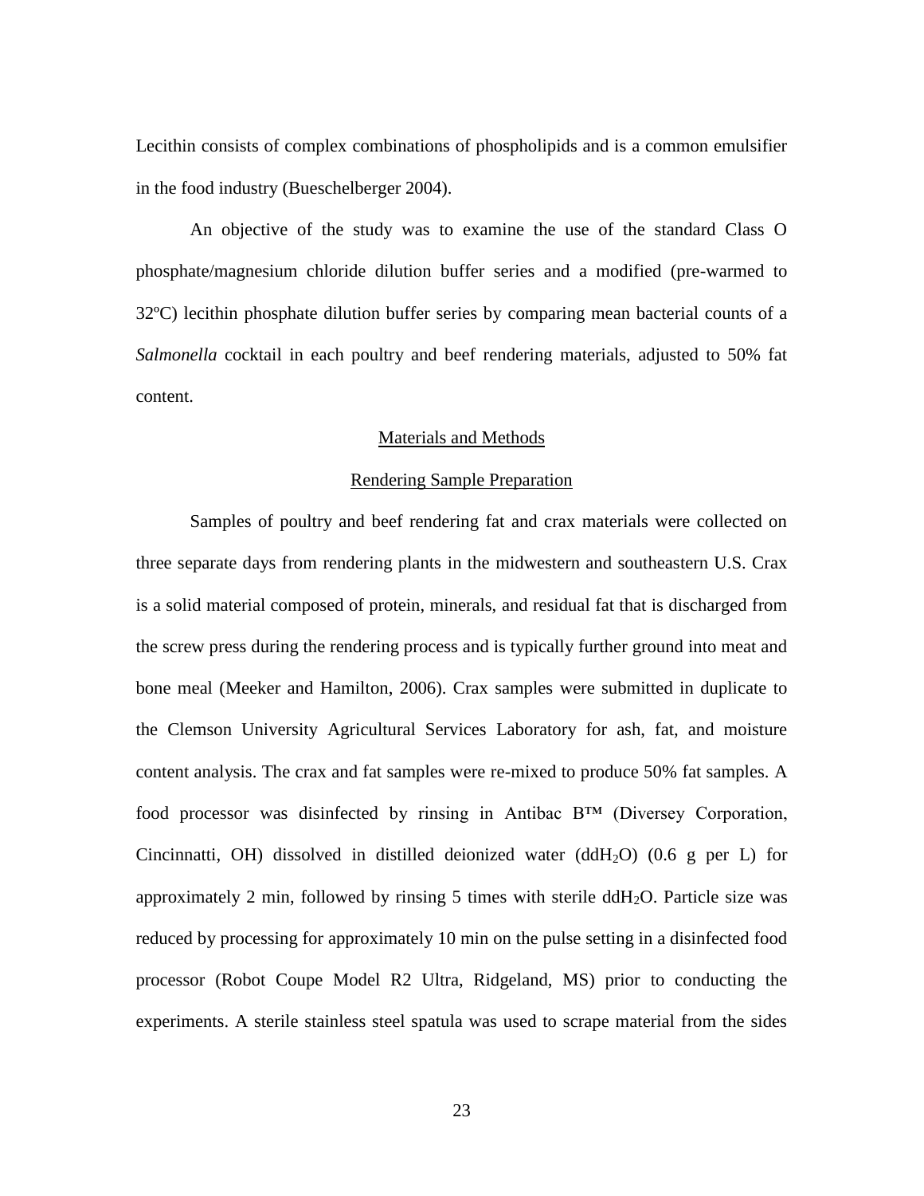Lecithin consists of complex combinations of phospholipids and is a common emulsifier in the food industry (Bueschelberger 2004).

An objective of the study was to examine the use of the standard Class O phosphate/magnesium chloride dilution buffer series and a modified (pre-warmed to 32ºC) lecithin phosphate dilution buffer series by comparing mean bacterial counts of a *Salmonella* cocktail in each poultry and beef rendering materials, adjusted to 50% fat content.

## Materials and Methods

### Rendering Sample Preparation

Samples of poultry and beef rendering fat and crax materials were collected on three separate days from rendering plants in the midwestern and southeastern U.S. Crax is a solid material composed of protein, minerals, and residual fat that is discharged from the screw press during the rendering process and is typically further ground into meat and bone meal (Meeker and Hamilton, 2006). Crax samples were submitted in duplicate to the Clemson University Agricultural Services Laboratory for ash, fat, and moisture content analysis. The crax and fat samples were re-mixed to produce 50% fat samples. A food processor was disinfected by rinsing in Antibac B™ (Diversey Corporation, Cincinnatti, OH) dissolved in distilled deionized water (dd$H_2O$) (0.6 g per L) for approximately 2 min, followed by rinsing 5 times with sterile dd$H_2O$. Particle size was reduced by processing for approximately 10 min on the pulse setting in a disinfected food processor (Robot Coupe Model R2 Ultra, Ridgeland, MS) prior to conducting the experiments. A sterile stainless steel spatula was used to scrape material from the sides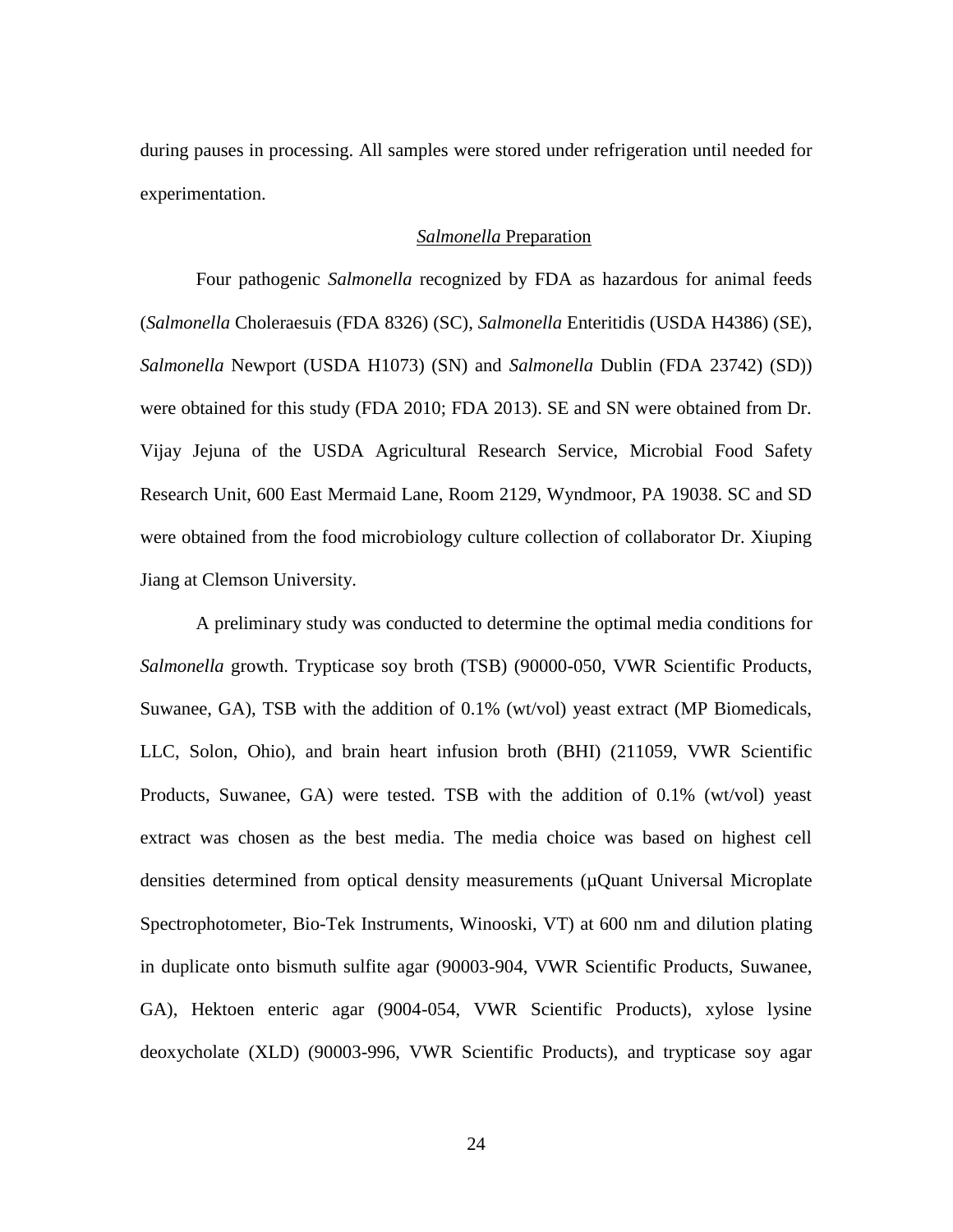during pauses in processing. All samples were stored under refrigeration until needed for experimentation.

### *Salmonella* Preparation

Four pathogenic *Salmonella* recognized by FDA as hazardous for animal feeds (*Salmonella* Choleraesuis (FDA 8326) (SC), *Salmonella* Enteritidis (USDA H4386) (SE), *Salmonella* Newport (USDA H1073) (SN) and *Salmonella* Dublin (FDA 23742) (SD)) were obtained for this study (FDA 2010; FDA 2013). SE and SN were obtained from Dr. Vijay Jejuna of the USDA Agricultural Research Service, Microbial Food Safety Research Unit, 600 East Mermaid Lane, Room 2129, Wyndmoor, PA 19038. SC and SD were obtained from the food microbiology culture collection of collaborator Dr. Xiuping Jiang at Clemson University.

A preliminary study was conducted to determine the optimal media conditions for *Salmonella* growth. Trypticase soy broth (TSB) (90000-050, VWR Scientific Products, Suwanee, GA), TSB with the addition of 0.1% (wt/vol) yeast extract (MP Biomedicals, LLC, Solon, Ohio), and brain heart infusion broth (BHI) (211059, VWR Scientific Products, Suwanee, GA) were tested. TSB with the addition of 0.1% (wt/vol) yeast extract was chosen as the best media. The media choice was based on highest cell densities determined from optical density measurements (µQuant Universal Microplate Spectrophotometer, Bio-Tek Instruments, Winooski, VT) at 600 nm and dilution plating in duplicate onto bismuth sulfite agar (90003-904, VWR Scientific Products, Suwanee, GA), Hektoen enteric agar (9004-054, VWR Scientific Products), xylose lysine deoxycholate (XLD) (90003-996, VWR Scientific Products), and trypticase soy agar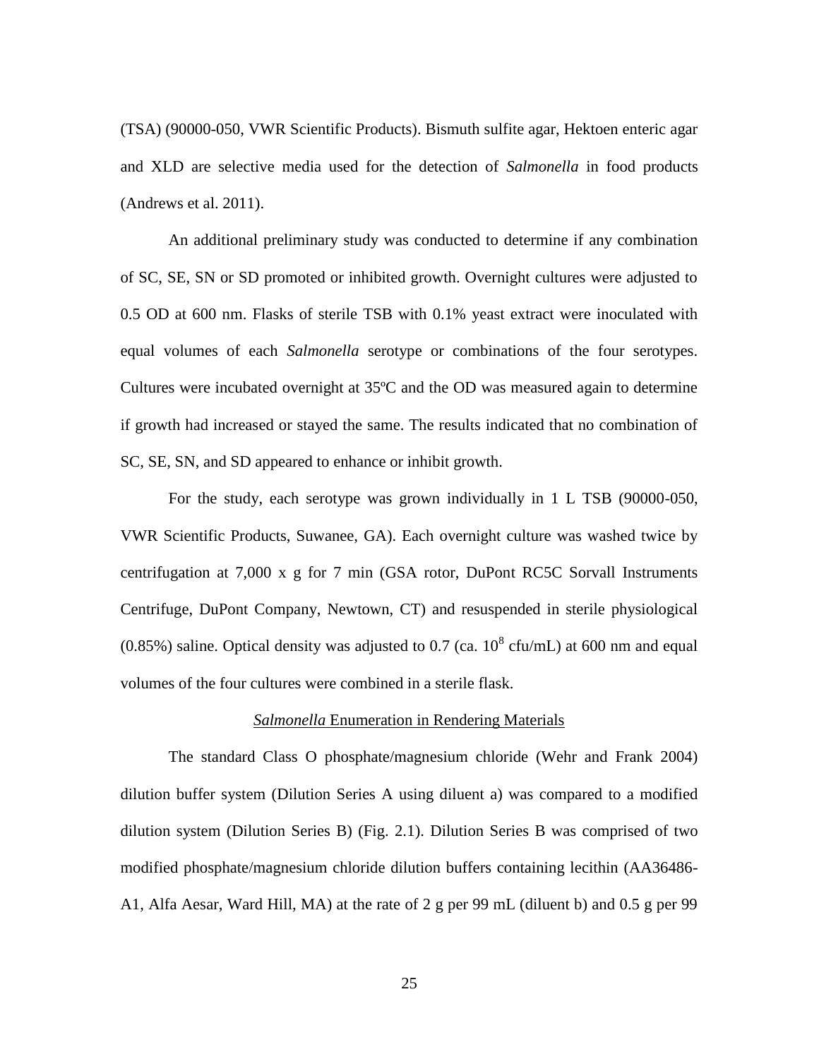(TSA) (90000-050, VWR Scientific Products). Bismuth sulfite agar, Hektoen enteric agar and XLD are selective media used for the detection of *Salmonella* in food products (Andrews et al. 2011).

An additional preliminary study was conducted to determine if any combination of SC, SE, SN or SD promoted or inhibited growth. Overnight cultures were adjusted to 0.5 OD at 600 nm. Flasks of sterile TSB with 0.1% yeast extract were inoculated with equal volumes of each *Salmonella* serotype or combinations of the four serotypes. Cultures were incubated overnight at 35ºC and the OD was measured again to determine if growth had increased or stayed the same. The results indicated that no combination of SC, SE, SN, and SD appeared to enhance or inhibit growth.

For the study, each serotype was grown individually in 1 L TSB (90000-050, VWR Scientific Products, Suwanee, GA). Each overnight culture was washed twice by centrifugation at 7,000 x g for 7 min (GSA rotor, DuPont RC5C Sorvall Instruments Centrifuge, DuPont Company, Newtown, CT) and resuspended in sterile physiological (0.85%) saline. Optical density was adjusted to 0.7 (ca. $10^8$ cfu/mL) at 600 nm and equal volumes of the four cultures were combined in a sterile flask.

### *Salmonella* Enumeration in Rendering Materials

The standard Class O phosphate/magnesium chloride (Wehr and Frank 2004) dilution buffer system (Dilution Series A using diluent a) was compared to a modified dilution system (Dilution Series B) (Fig. 2.1). Dilution Series B was comprised of two modified phosphate/magnesium chloride dilution buffers containing lecithin (AA36486-A1, Alfa Aesar, Ward Hill, MA) at the rate of 2 g per 99 mL (diluent b) and 0.5 g per 99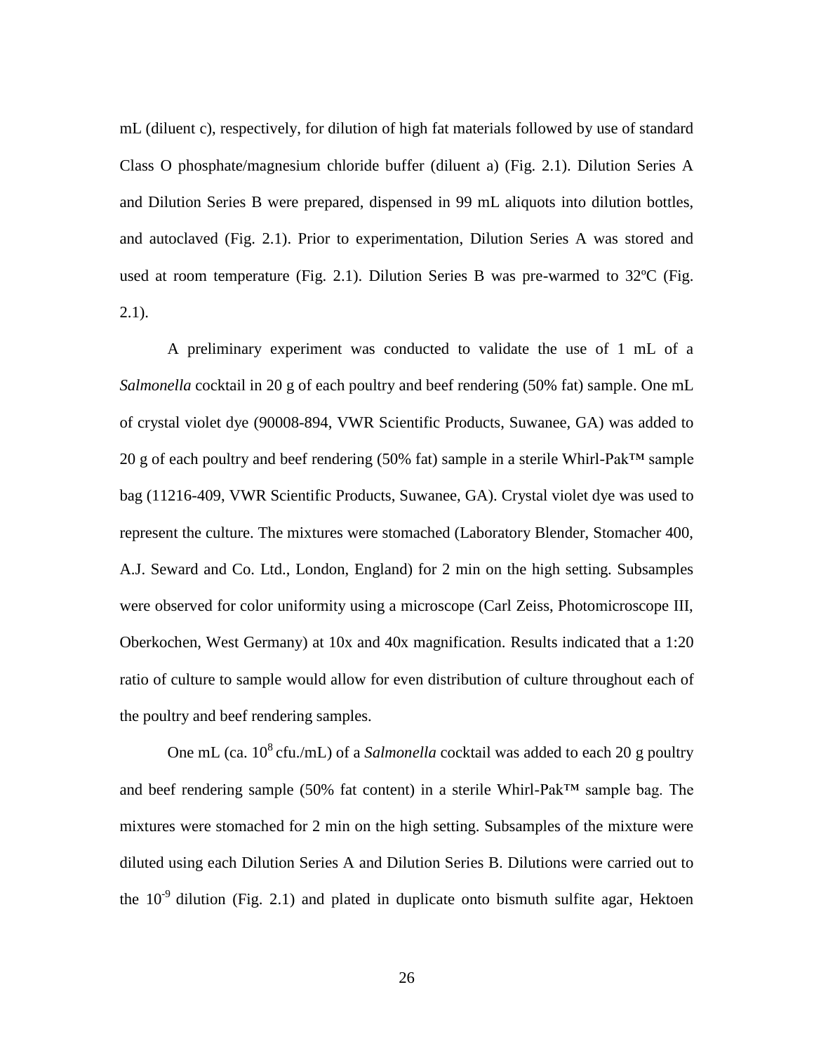mL (diluent c), respectively, for dilution of high fat materials followed by use of standard Class O phosphate/magnesium chloride buffer (diluent a) (Fig. 2.1). Dilution Series A and Dilution Series B were prepared, dispensed in 99 mL aliquots into dilution bottles, and autoclaved (Fig. 2.1). Prior to experimentation, Dilution Series A was stored and used at room temperature (Fig. 2.1). Dilution Series B was pre-warmed to 32ºC (Fig. 2.1).

A preliminary experiment was conducted to validate the use of 1 mL of a *Salmonella* cocktail in 20 g of each poultry and beef rendering (50% fat) sample. One mL of crystal violet dye (90008-894, VWR Scientific Products, Suwanee, GA) was added to 20 g of each poultry and beef rendering (50% fat) sample in a sterile Whirl-Pak™ sample bag (11216-409, VWR Scientific Products, Suwanee, GA). Crystal violet dye was used to represent the culture. The mixtures were stomached (Laboratory Blender, Stomacher 400, A.J. Seward and Co. Ltd., London, England) for 2 min on the high setting. Subsamples were observed for color uniformity using a microscope (Carl Zeiss, Photomicroscope III, Oberkochen, West Germany) at 10x and 40x magnification. Results indicated that a 1:20 ratio of culture to sample would allow for even distribution of culture throughout each of the poultry and beef rendering samples.

One mL (ca. $10^8$ cfu./mL) of a *Salmonella* cocktail was added to each 20 g poultry and beef rendering sample (50% fat content) in a sterile Whirl-Pak™ sample bag. The mixtures were stomached for 2 min on the high setting. Subsamples of the mixture were diluted using each Dilution Series A and Dilution Series B. Dilutions were carried out to the $10^{-9}$ dilution (Fig. 2.1) and plated in duplicate onto bismuth sulfite agar, Hektoen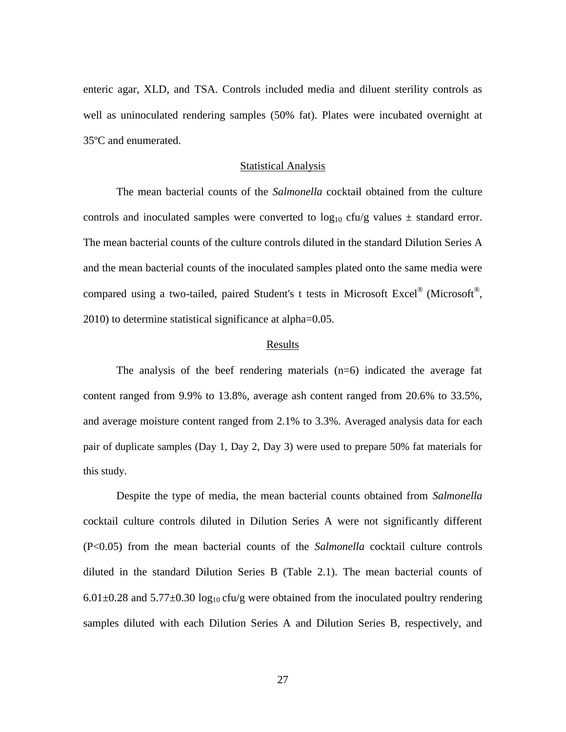enteric agar, XLD, and TSA. Controls included media and diluent sterility controls as well as uninoculated rendering samples (50% fat). Plates were incubated overnight at 35ºC and enumerated.

## Statistical Analysis

The mean bacterial counts of the *Salmonella* cocktail obtained from the culture controls and inoculated samples were converted to $\log_{10}$ cfu/g values ± standard error. The mean bacterial counts of the culture controls diluted in the standard Dilution Series A and the mean bacterial counts of the inoculated samples plated onto the same media were compared using a two-tailed, paired Student's t tests in Microsoft Excel® (Microsoft®, 2010) to determine statistical significance at alpha=0.05.

## Results

The analysis of the beef rendering materials (n=6) indicated the average fat content ranged from 9.9% to 13.8%, average ash content ranged from 20.6% to 33.5%, and average moisture content ranged from 2.1% to 3.3%. Averaged analysis data for each pair of duplicate samples (Day 1, Day 2, Day 3) were used to prepare 50% fat materials for this study.

Despite the type of media, the mean bacterial counts obtained from *Salmonella* cocktail culture controls diluted in Dilution Series A were not significantly different ($P<0.05$) from the mean bacterial counts of the *Salmonella* cocktail culture controls diluted in the standard Dilution Series B (Table 2.1). The mean bacterial counts of 6.01±0.28 and 5.77±0.30 $\log_{10}$ cfu/g were obtained from the inoculated poultry rendering samples diluted with each Dilution Series A and Dilution Series B, respectively, and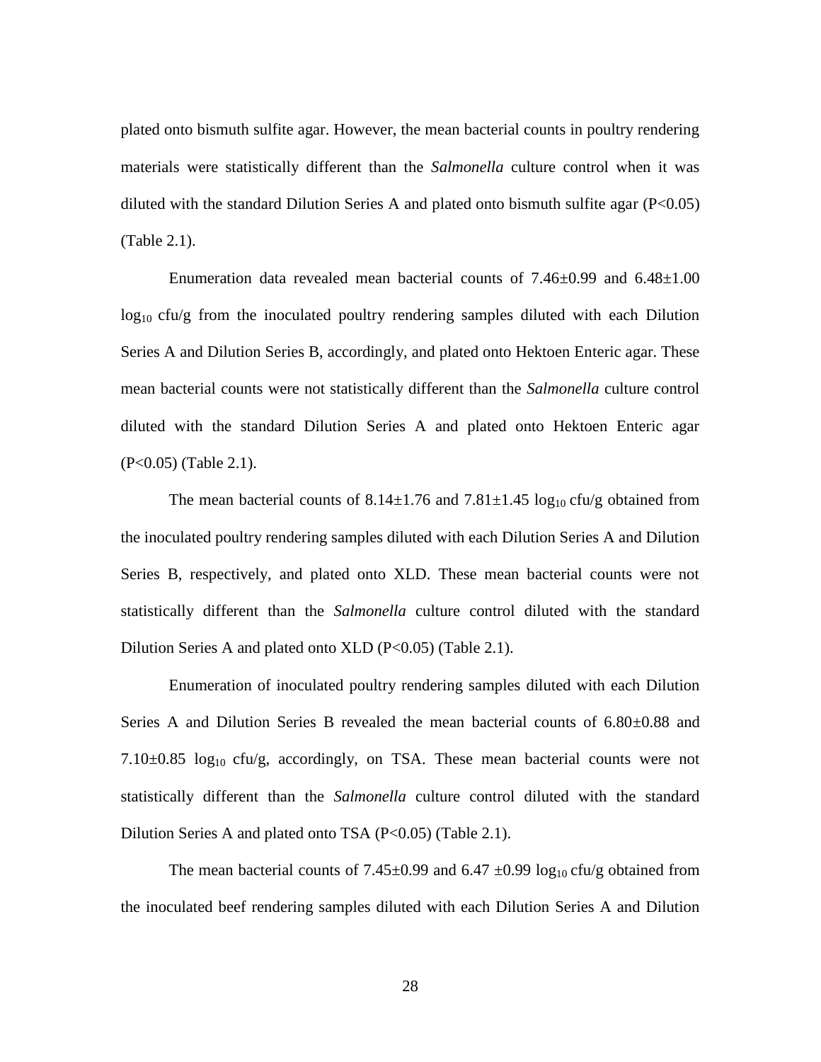plated onto bismuth sulfite agar. However, the mean bacterial counts in poultry rendering materials were statistically different than the *Salmonella* culture control when it was diluted with the standard Dilution Series A and plated onto bismuth sulfite agar ($P<0.05$) (Table 2.1).

Enumeration data revealed mean bacterial counts of $7.46\pm0.99$ and $6.48\pm1.00$ $\log_{10}$ cfu/g from the inoculated poultry rendering samples diluted with each Dilution Series A and Dilution Series B, accordingly, and plated onto Hektoen Enteric agar. These mean bacterial counts were not statistically different than the *Salmonella* culture control diluted with the standard Dilution Series A and plated onto Hektoen Enteric agar ($P<0.05$) (Table 2.1).

The mean bacterial counts of $8.14\pm1.76$ and $7.81\pm1.45$ $\log_{10}$ cfu/g obtained from the inoculated poultry rendering samples diluted with each Dilution Series A and Dilution Series B, respectively, and plated onto XLD. These mean bacterial counts were not statistically different than the *Salmonella* culture control diluted with the standard Dilution Series A and plated onto XLD ($P<0.05$) (Table 2.1).

Enumeration of inoculated poultry rendering samples diluted with each Dilution Series A and Dilution Series B revealed the mean bacterial counts of $6.80\pm0.88$ and $7.10\pm0.85$ $\log_{10}$ cfu/g, accordingly, on TSA. These mean bacterial counts were not statistically different than the *Salmonella* culture control diluted with the standard Dilution Series A and plated onto TSA ($P<0.05$) (Table 2.1).

The mean bacterial counts of $7.45\pm0.99$ and $6.47\pm0.99$ $\log_{10}$ cfu/g obtained from the inoculated beef rendering samples diluted with each Dilution Series A and Dilution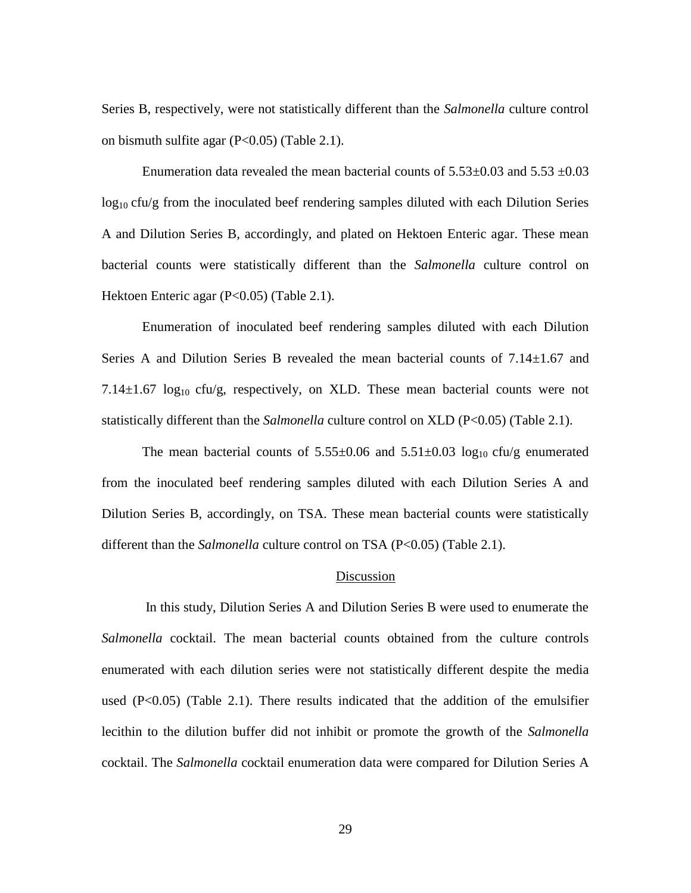Series B, respectively, were not statistically different than the *Salmonella* culture control on bismuth sulfite agar ($P<0.05$) (Table 2.1).

Enumeration data revealed the mean bacterial counts of 5.53±0.03 and 5.53 ±0.03 $\log_{10}$ cfu/g from the inoculated beef rendering samples diluted with each Dilution Series A and Dilution Series B, accordingly, and plated on Hektoen Enteric agar. These mean bacterial counts were statistically different than the *Salmonella* culture control on Hektoen Enteric agar ($P<0.05$) (Table 2.1).

Enumeration of inoculated beef rendering samples diluted with each Dilution Series A and Dilution Series B revealed the mean bacterial counts of 7.14±1.67 and 7.14±1.67 $\log_{10}$ cfu/g, respectively, on XLD. These mean bacterial counts were not statistically different than the *Salmonella* culture control on XLD ($P<0.05$) (Table 2.1).

The mean bacterial counts of 5.55±0.06 and 5.51±0.03 $\log_{10}$ cfu/g enumerated from the inoculated beef rendering samples diluted with each Dilution Series A and Dilution Series B, accordingly, on TSA. These mean bacterial counts were statistically different than the *Salmonella* culture control on TSA ($P<0.05$) (Table 2.1).

## Discussion

In this study, Dilution Series A and Dilution Series B were used to enumerate the *Salmonella* cocktail. The mean bacterial counts obtained from the culture controls enumerated with each dilution series were not statistically different despite the media used ($P<0.05$) (Table 2.1). There results indicated that the addition of the emulsifier lecithin to the dilution buffer did not inhibit or promote the growth of the *Salmonella* cocktail. The *Salmonella* cocktail enumeration data were compared for Dilution Series A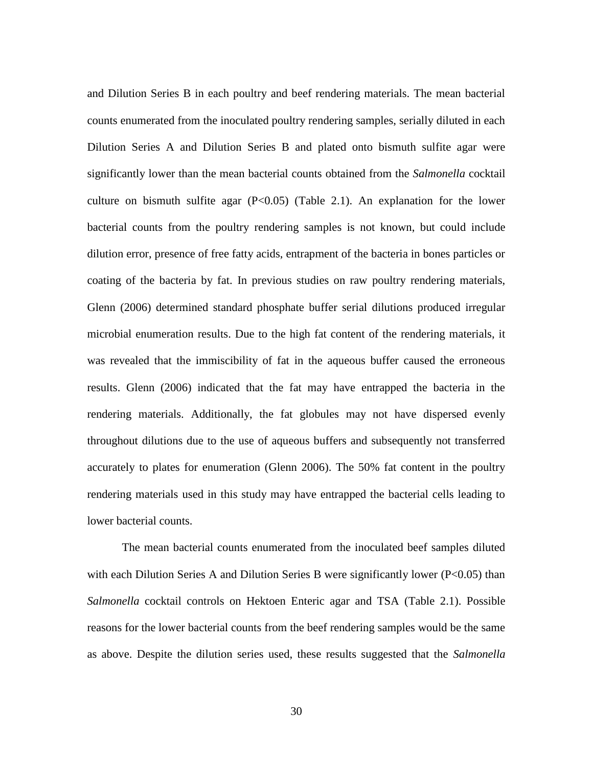and Dilution Series B in each poultry and beef rendering materials. The mean bacterial counts enumerated from the inoculated poultry rendering samples, serially diluted in each Dilution Series A and Dilution Series B and plated onto bismuth sulfite agar were significantly lower than the mean bacterial counts obtained from the *Salmonella* cocktail culture on bismuth sulfite agar ($P<0.05$) (Table 2.1). An explanation for the lower bacterial counts from the poultry rendering samples is not known, but could include dilution error, presence of free fatty acids, entrapment of the bacteria in bones particles or coating of the bacteria by fat. In previous studies on raw poultry rendering materials, Glenn (2006) determined standard phosphate buffer serial dilutions produced irregular microbial enumeration results. Due to the high fat content of the rendering materials, it was revealed that the immiscibility of fat in the aqueous buffer caused the erroneous results. Glenn (2006) indicated that the fat may have entrapped the bacteria in the rendering materials. Additionally, the fat globules may not have dispersed evenly throughout dilutions due to the use of aqueous buffers and subsequently not transferred accurately to plates for enumeration (Glenn 2006). The 50% fat content in the poultry rendering materials used in this study may have entrapped the bacterial cells leading to lower bacterial counts.

The mean bacterial counts enumerated from the inoculated beef samples diluted with each Dilution Series A and Dilution Series B were significantly lower ($P<0.05$) than *Salmonella* cocktail controls on Hektoen Enteric agar and TSA (Table 2.1). Possible reasons for the lower bacterial counts from the beef rendering samples would be the same as above. Despite the dilution series used, these results suggested that the *Salmonella*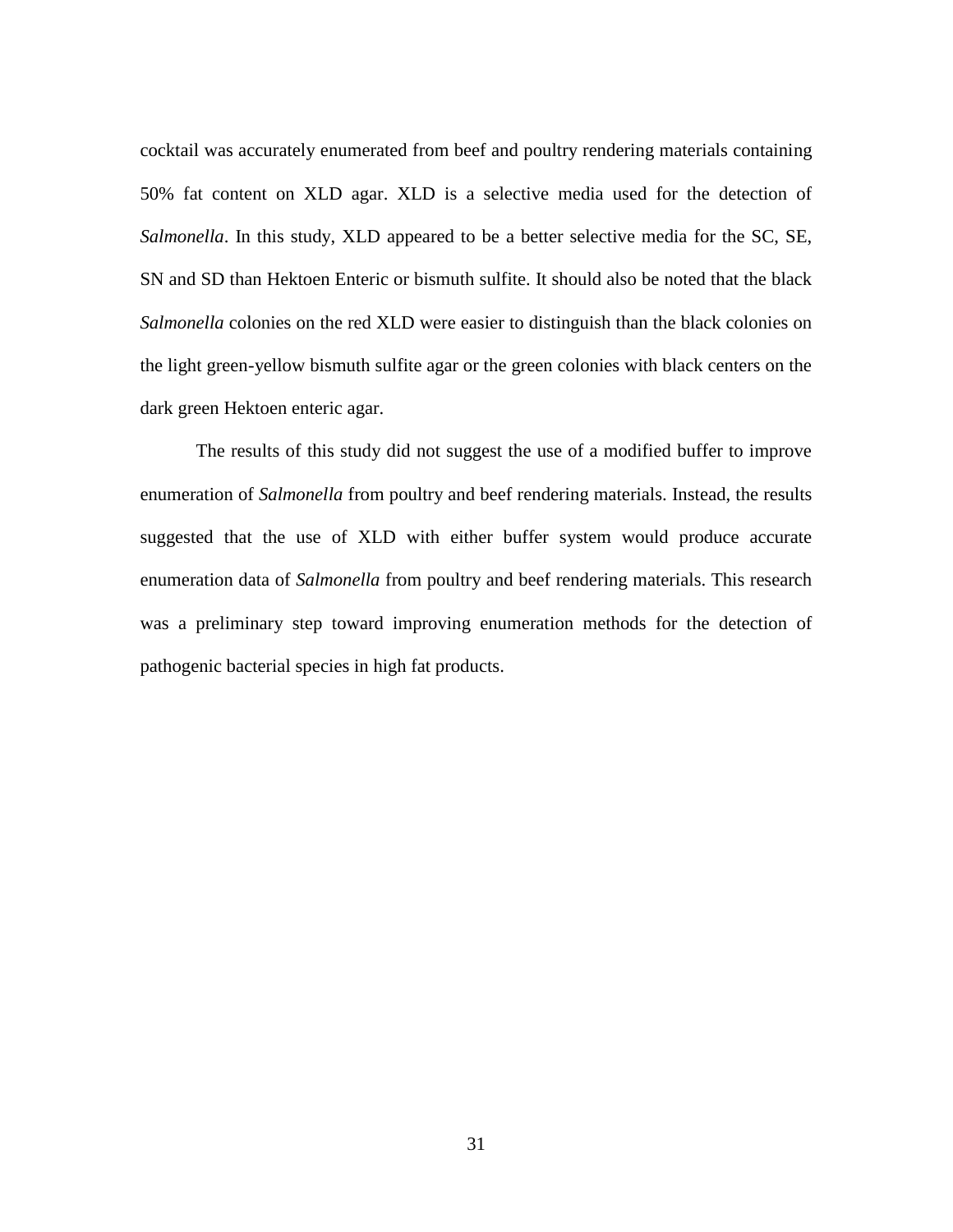cocktail was accurately enumerated from beef and poultry rendering materials containing 50% fat content on XLD agar. XLD is a selective media used for the detection of *Salmonella*. In this study, XLD appeared to be a better selective media for the SC, SE, SN and SD than Hektoen Enteric or bismuth sulfite. It should also be noted that the black *Salmonella* colonies on the red XLD were easier to distinguish than the black colonies on the light green-yellow bismuth sulfite agar or the green colonies with black centers on the dark green Hektoen enteric agar.

The results of this study did not suggest the use of a modified buffer to improve enumeration of *Salmonella* from poultry and beef rendering materials. Instead, the results suggested that the use of XLD with either buffer system would produce accurate enumeration data of *Salmonella* from poultry and beef rendering materials. This research was a preliminary step toward improving enumeration methods for the detection of pathogenic bacterial species in high fat products.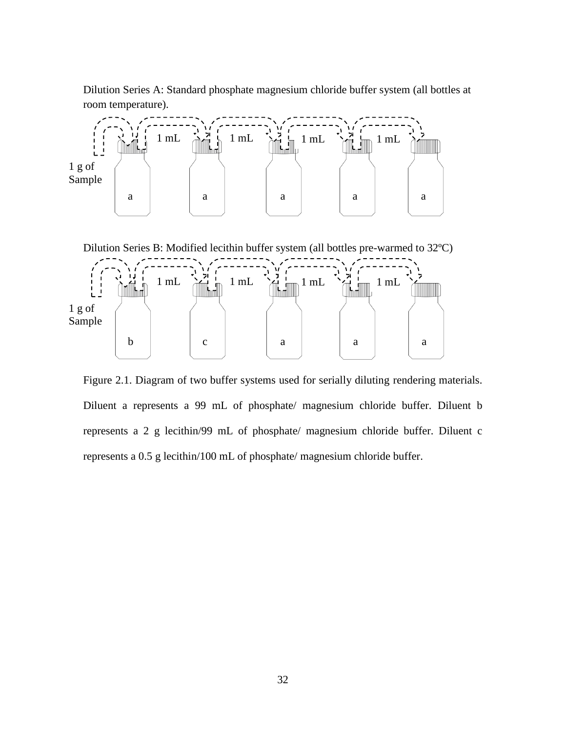Dilution Series A: Standard phosphate magnesium chloride buffer system (all bottles at room temperature).

1 g of Sample

1 mL 1 mL 1 mL 1 mL

a a a a a

Dilution Series B: Modified lecithin buffer system (all bottles pre-warmed to 32ºC)

1 g of Sample

1 mL 1 mL 1 mL 1 mL

b c a a a

Figure 2.1. Diagram of two buffer systems used for serially diluting rendering materials. Diluent a represents a 99 mL of phosphate/ magnesium chloride buffer. Diluent b represents a 2 g lecithin/99 mL of phosphate/ magnesium chloride buffer. Diluent c represents a 0.5 g lecithin/100 mL of phosphate/ magnesium chloride buffer.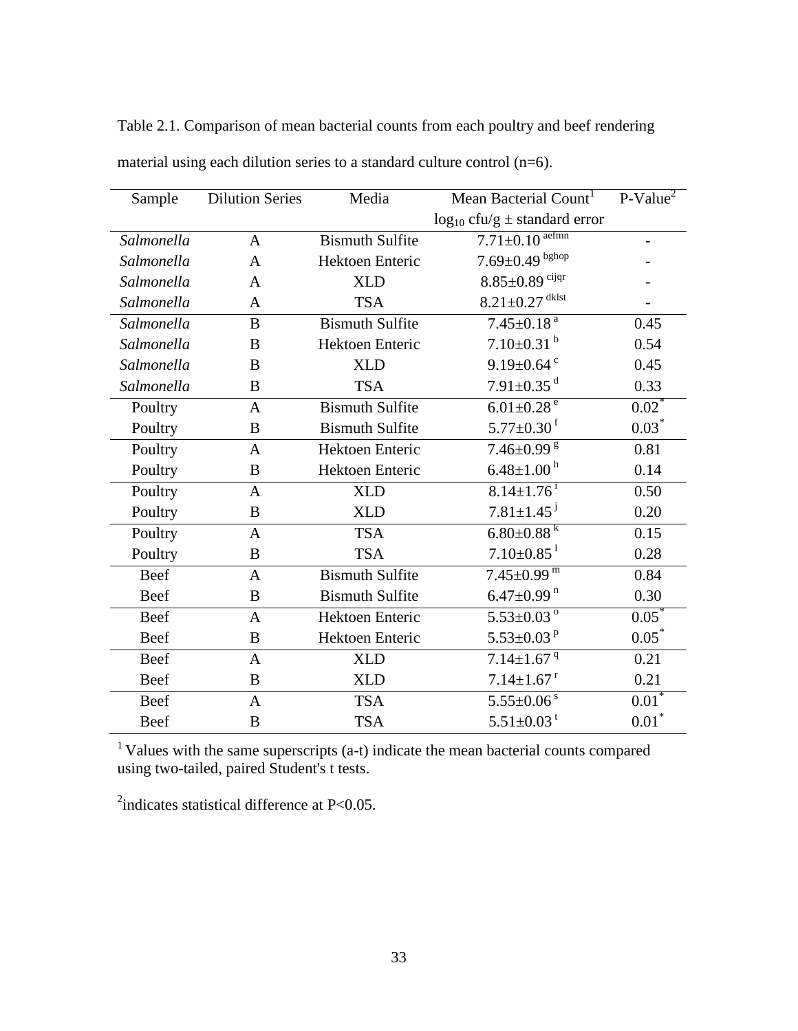Table 2.1. Comparison of mean bacterial counts from each poultry and beef rendering material using each dilution series to a standard culture control (n=6).

| Sample | Dilution Series | Media | Mean Bacterial Count[1] $\log_{10}$ cfu/g ± standard error | P-Value[2] |
|---|---|---|---|---|
| *Salmonella* | A | Bismuth Sulfite | 7.71±0.10 [aefmn] | - |
| *Salmonella* | A | Hektoen Enteric | 7.69±0.49 [bghop] | - |
| *Salmonella* | A | XLD | 8.85±0.89 [cijqr] | - |
| *Salmonella* | A | TSA | 8.21±0.27 [dklst] | - |
| *Salmonella* | B | Bismuth Sulfite | 7.45±0.18 [a] | 0.45 |
| *Salmonella* | B | Hektoen Enteric | 7.10±0.31 [b] | 0.54 |
| *Salmonella* | B | XLD | 9.19±0.64 [c] | 0.45 |
| *Salmonella* | B | TSA | 7.91±0.35 [d] | 0.33 |
| Poultry | A | Bismuth Sulfite | 6.01±0.28 [e] | 0.02* |
| Poultry | B | Bismuth Sulfite | 5.77±0.30 [f] | 0.03* |
| Poultry | A | Hektoen Enteric | 7.46±0.99 [g] | 0.81 |
| Poultry | B | Hektoen Enteric | 6.48±1.00 [h] | 0.14 |
| Poultry | A | XLD | 8.14±1.76 [i] | 0.50 |
| Poultry | B | XLD | 7.81±1.45 [j] | 0.20 |
| Poultry | A | TSA | 6.80±0.88 [k] | 0.15 |
| Poultry | B | TSA | 7.10±0.85 [l] | 0.28 |
| Beef | A | Bismuth Sulfite | 7.45±0.99 [m] | 0.84 |
| Beef | B | Bismuth Sulfite | 6.47±0.99 [n] | 0.30 |
| Beef | A | Hektoen Enteric | 5.53±0.03 [o] | 0.05* |
| Beef | B | Hektoen Enteric | 5.53±0.03 [p] | 0.05* |
| Beef | A | XLD | 7.14±1.67 [q] | 0.21 |
| Beef | B | XLD | 7.14±1.67 [r] | 0.21 |
| Beef | A | TSA | 5.55±0.06 [s] | 0.01* |
| Beef | B | TSA | 5.51±0.03 [t] | 0.01* |

[1] Values with the same superscripts (a-t) indicate the mean bacterial counts compared using two-tailed, paired Student's t tests.

[2]indicates statistical difference at $P<0.05$.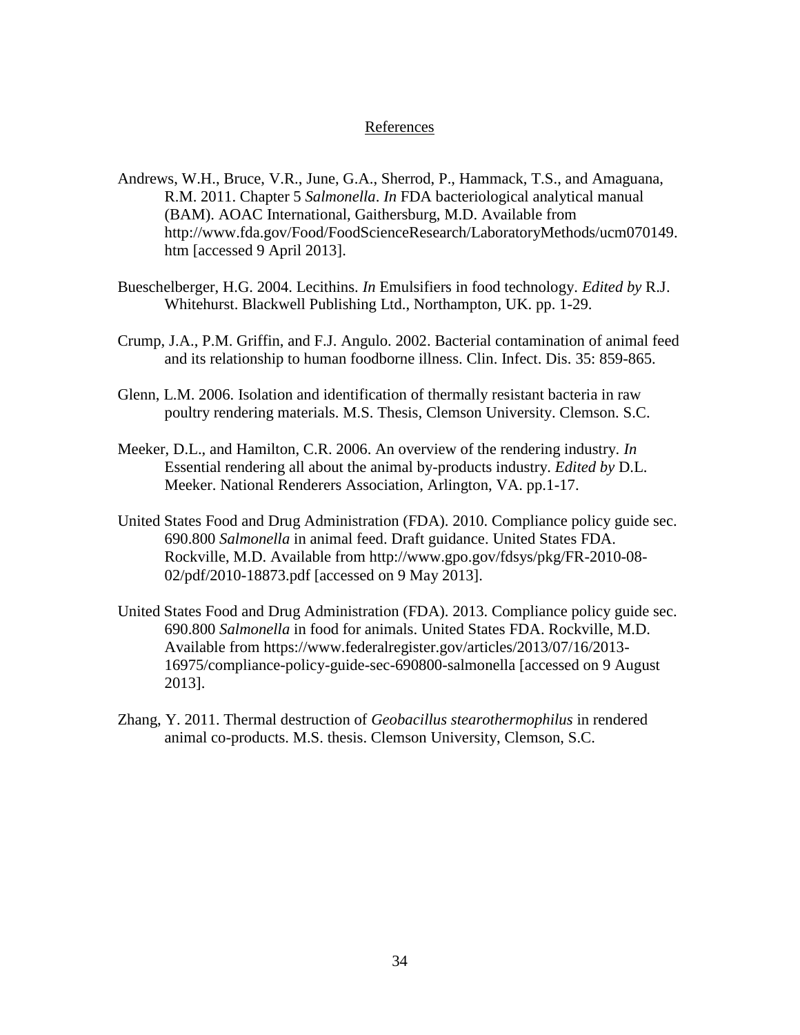## References

Andrews, W.H., Bruce, V.R., June, G.A., Sherrod, P., Hammack, T.S., and Amaguana, R.M. 2011. Chapter 5 *Salmonella*. *In* FDA bacteriological analytical manual (BAM). AOAC International, Gaithersburg, M.D. Available from http://www.fda.gov/Food/FoodScienceResearch/LaboratoryMethods/ucm070149.htm [accessed 9 April 2013].

Bueschelberger, H.G. 2004. Lecithins. *In* Emulsifiers in food technology. *Edited by* R.J. Whitehurst. Blackwell Publishing Ltd., Northampton, UK. pp. 1-29.

Crump, J.A., P.M. Griffin, and F.J. Angulo. 2002. Bacterial contamination of animal feed and its relationship to human foodborne illness. Clin. Infect. Dis. 35: 859-865.

Glenn, L.M. 2006. Isolation and identification of thermally resistant bacteria in raw poultry rendering materials. M.S. Thesis, Clemson University. Clemson. S.C.

Meeker, D.L., and Hamilton, C.R. 2006. An overview of the rendering industry. *In* Essential rendering all about the animal by-products industry. *Edited by* D.L. Meeker. National Renderers Association, Arlington, VA. pp.1-17.

United States Food and Drug Administration (FDA). 2010. Compliance policy guide sec. 690.800 *Salmonella* in animal feed. Draft guidance. United States FDA. Rockville, M.D. Available from http://www.gpo.gov/fdsys/pkg/FR-2010-08-02/pdf/2010-18873.pdf [accessed on 9 May 2013].

United States Food and Drug Administration (FDA). 2013. Compliance policy guide sec. 690.800 *Salmonella* in food for animals. United States FDA. Rockville, M.D. Available from https://www.federalregister.gov/articles/2013/07/16/2013-16975/compliance-policy-guide-sec-690800-salmonella [accessed on 9 August 2013].

Zhang, Y. 2011. Thermal destruction of *Geobacillus stearothermophilus* in rendered animal co-products. M.S. thesis. Clemson University, Clemson, S.C.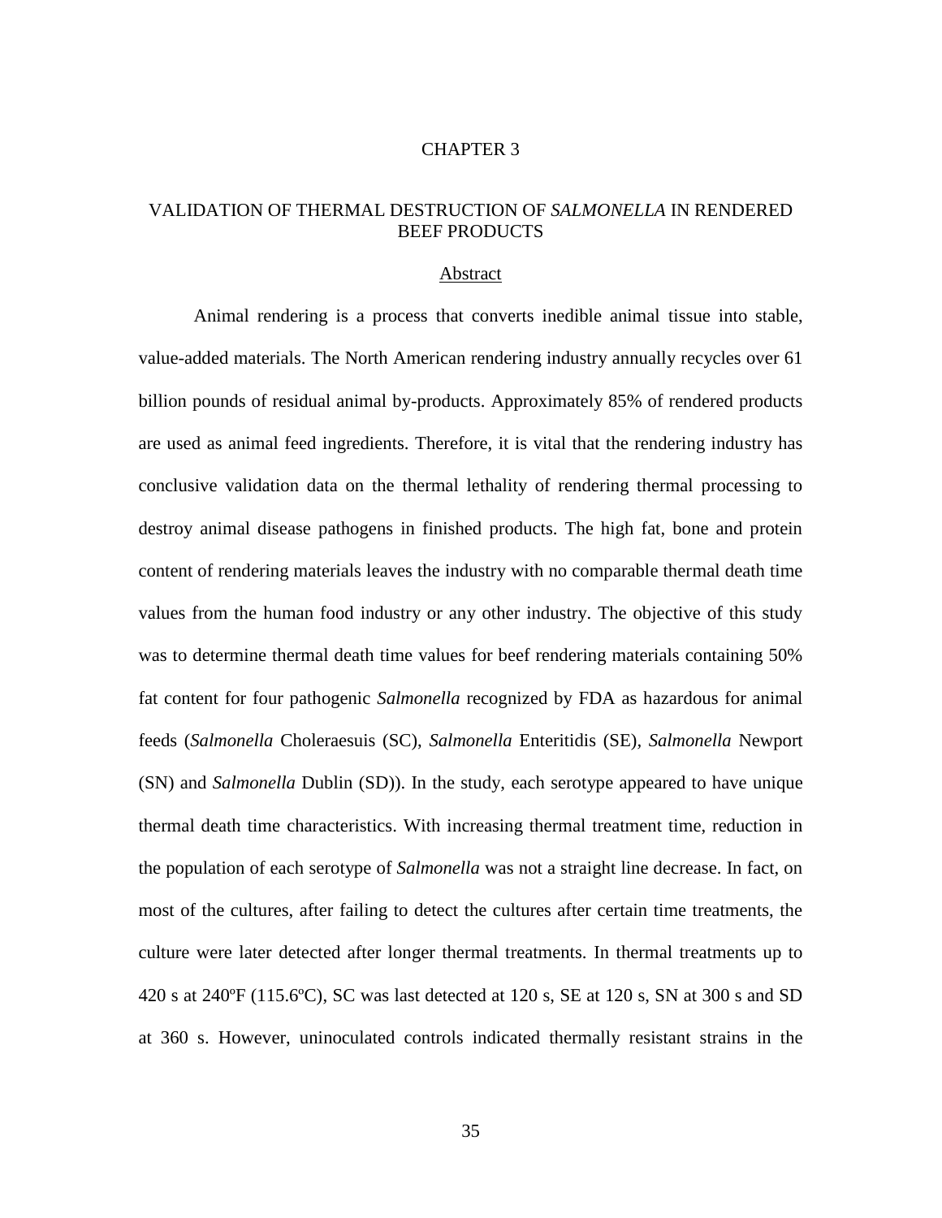# CHAPTER 3

## VALIDATION OF THERMAL DESTRUCTION OF *SALMONELLA* IN RENDERED BEEF PRODUCTS

### Abstract

Animal rendering is a process that converts inedible animal tissue into stable, value-added materials. The North American rendering industry annually recycles over 61 billion pounds of residual animal by-products. Approximately 85% of rendered products are used as animal feed ingredients. Therefore, it is vital that the rendering industry has conclusive validation data on the thermal lethality of rendering thermal processing to destroy animal disease pathogens in finished products. The high fat, bone and protein content of rendering materials leaves the industry with no comparable thermal death time values from the human food industry or any other industry. The objective of this study was to determine thermal death time values for beef rendering materials containing 50% fat content for four pathogenic *Salmonella* recognized by FDA as hazardous for animal feeds (*Salmonella* Choleraesuis (SC), *Salmonella* Enteritidis (SE), *Salmonella* Newport (SN) and *Salmonella* Dublin (SD)). In the study, each serotype appeared to have unique thermal death time characteristics. With increasing thermal treatment time, reduction in the population of each serotype of *Salmonella* was not a straight line decrease. In fact, on most of the cultures, after failing to detect the cultures after certain time treatments, the culture were later detected after longer thermal treatments. In thermal treatments up to 420 s at 240ºF (115.6ºC), SC was last detected at 120 s, SE at 120 s, SN at 300 s and SD at 360 s. However, uninoculated controls indicated thermally resistant strains in the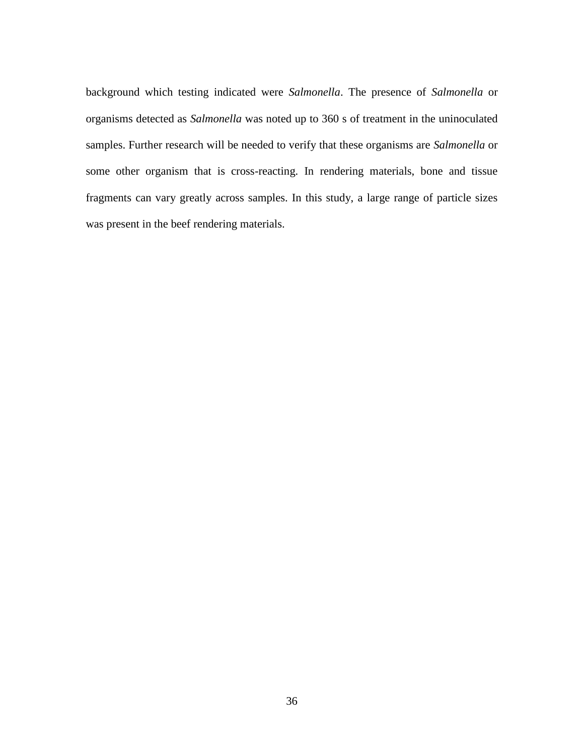background which testing indicated were *Salmonella*. The presence of *Salmonella* or organisms detected as *Salmonella* was noted up to 360 s of treatment in the uninoculated samples. Further research will be needed to verify that these organisms are *Salmonella* or some other organism that is cross-reacting. In rendering materials, bone and tissue fragments can vary greatly across samples. In this study, a large range of particle sizes was present in the beef rendering materials.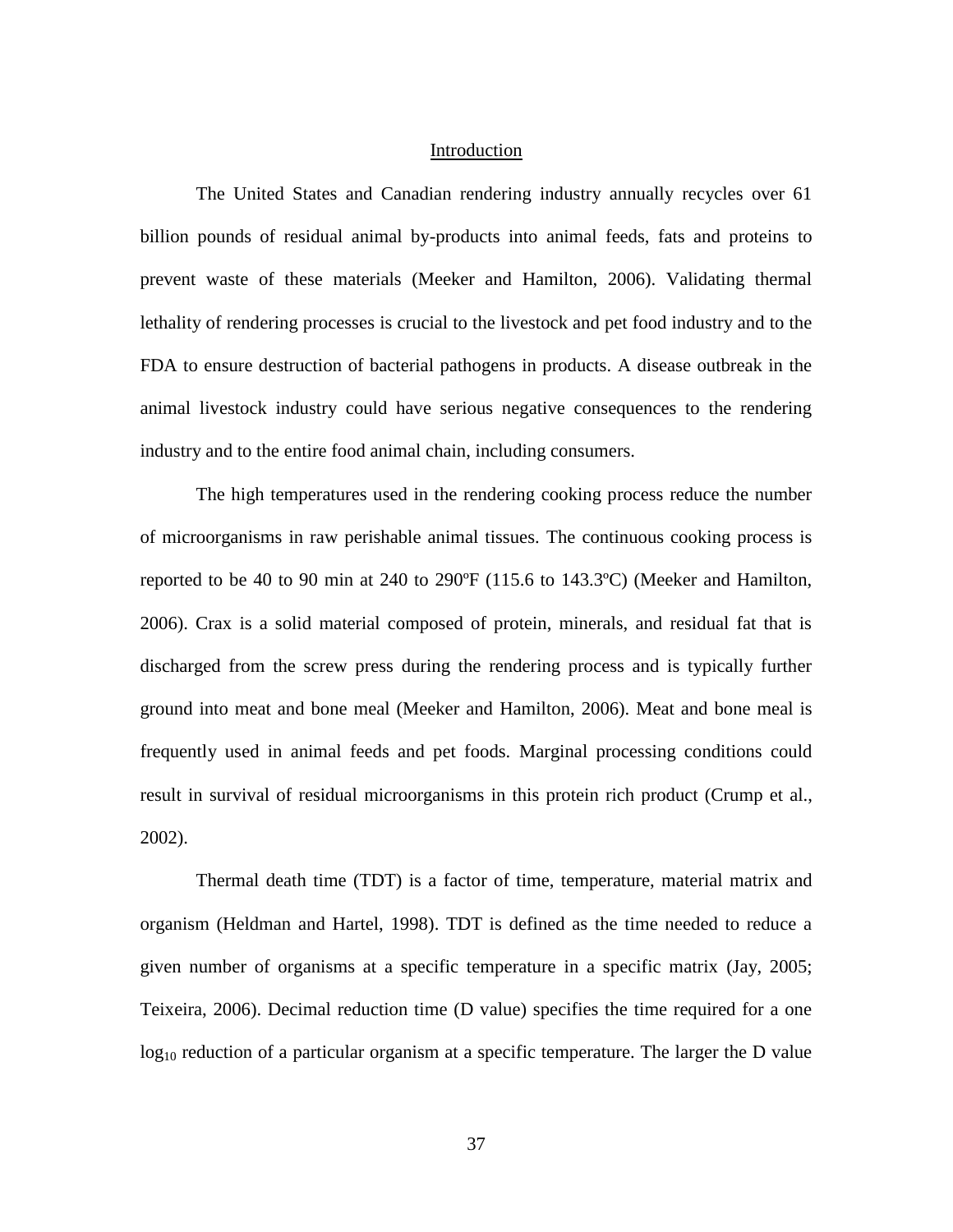## Introduction

The United States and Canadian rendering industry annually recycles over 61 billion pounds of residual animal by-products into animal feeds, fats and proteins to prevent waste of these materials (Meeker and Hamilton, 2006). Validating thermal lethality of rendering processes is crucial to the livestock and pet food industry and to the FDA to ensure destruction of bacterial pathogens in products. A disease outbreak in the animal livestock industry could have serious negative consequences to the rendering industry and to the entire food animal chain, including consumers.

The high temperatures used in the rendering cooking process reduce the number of microorganisms in raw perishable animal tissues. The continuous cooking process is reported to be 40 to 90 min at 240 to 290ºF (115.6 to 143.3ºC) (Meeker and Hamilton, 2006). Crax is a solid material composed of protein, minerals, and residual fat that is discharged from the screw press during the rendering process and is typically further ground into meat and bone meal (Meeker and Hamilton, 2006). Meat and bone meal is frequently used in animal feeds and pet foods. Marginal processing conditions could result in survival of residual microorganisms in this protein rich product (Crump et al., 2002).

Thermal death time (TDT) is a factor of time, temperature, material matrix and organism (Heldman and Hartel, 1998). TDT is defined as the time needed to reduce a given number of organisms at a specific temperature in a specific matrix (Jay, 2005; Teixeira, 2006). Decimal reduction time (D value) specifies the time required for a one $\log_{10}$ reduction of a particular organism at a specific temperature. The larger the D value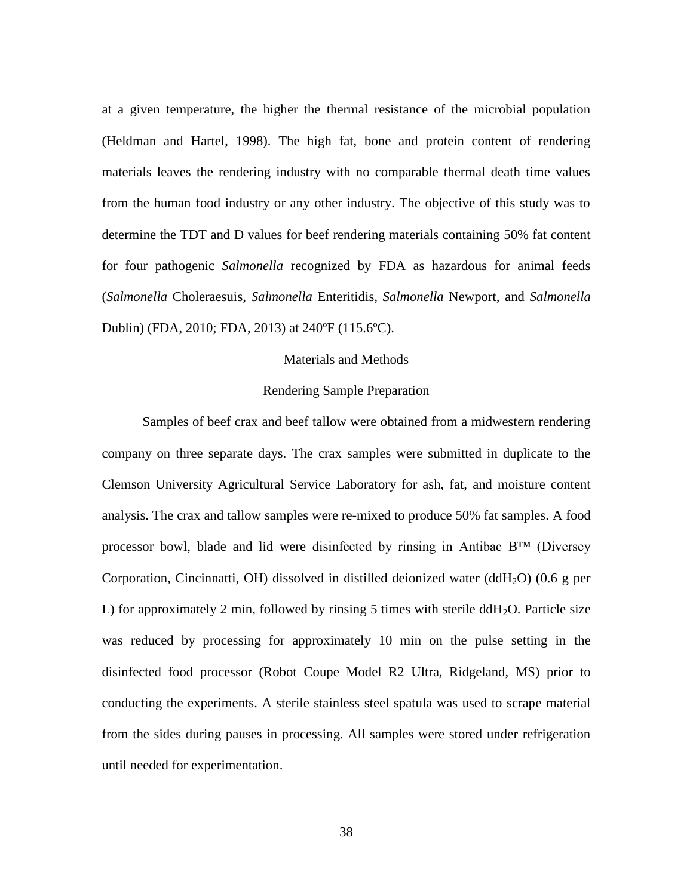at a given temperature, the higher the thermal resistance of the microbial population (Heldman and Hartel, 1998). The high fat, bone and protein content of rendering materials leaves the rendering industry with no comparable thermal death time values from the human food industry or any other industry. The objective of this study was to determine the TDT and D values for beef rendering materials containing 50% fat content for four pathogenic *Salmonella* recognized by FDA as hazardous for animal feeds (*Salmonella* Choleraesuis, *Salmonella* Enteritidis, *Salmonella* Newport, and *Salmonella* Dublin) (FDA, 2010; FDA, 2013) at 240ºF (115.6ºC).

## Materials and Methods

### Rendering Sample Preparation

Samples of beef crax and beef tallow were obtained from a midwestern rendering company on three separate days. The crax samples were submitted in duplicate to the Clemson University Agricultural Service Laboratory for ash, fat, and moisture content analysis. The crax and tallow samples were re-mixed to produce 50% fat samples. A food processor bowl, blade and lid were disinfected by rinsing in Antibac B™ (Diversey Corporation, Cincinnatti, OH) dissolved in distilled deionized water ($ddH_2O$) (0.6 g per L) for approximately 2 min, followed by rinsing 5 times with sterile $ddH_2O$. Particle size was reduced by processing for approximately 10 min on the pulse setting in the disinfected food processor (Robot Coupe Model R2 Ultra, Ridgeland, MS) prior to conducting the experiments. A sterile stainless steel spatula was used to scrape material from the sides during pauses in processing. All samples were stored under refrigeration until needed for experimentation.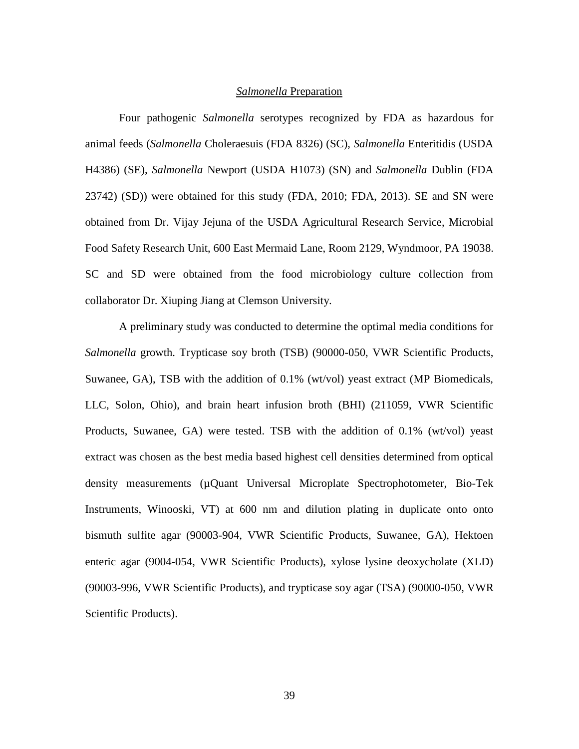## *Salmonella* Preparation

Four pathogenic *Salmonella* serotypes recognized by FDA as hazardous for animal feeds (*Salmonella* Choleraesuis (FDA 8326) (SC), *Salmonella* Enteritidis (USDA H4386) (SE), *Salmonella* Newport (USDA H1073) (SN) and *Salmonella* Dublin (FDA 23742) (SD)) were obtained for this study (FDA, 2010; FDA, 2013). SE and SN were obtained from Dr. Vijay Jejuna of the USDA Agricultural Research Service, Microbial Food Safety Research Unit, 600 East Mermaid Lane, Room 2129, Wyndmoor, PA 19038. SC and SD were obtained from the food microbiology culture collection from collaborator Dr. Xiuping Jiang at Clemson University.

A preliminary study was conducted to determine the optimal media conditions for *Salmonella* growth. Trypticase soy broth (TSB) (90000-050, VWR Scientific Products, Suwanee, GA), TSB with the addition of 0.1% (wt/vol) yeast extract (MP Biomedicals, LLC, Solon, Ohio), and brain heart infusion broth (BHI) (211059, VWR Scientific Products, Suwanee, GA) were tested. TSB with the addition of 0.1% (wt/vol) yeast extract was chosen as the best media based highest cell densities determined from optical density measurements (µQuant Universal Microplate Spectrophotometer, Bio-Tek Instruments, Winooski, VT) at 600 nm and dilution plating in duplicate onto onto bismuth sulfite agar (90003-904, VWR Scientific Products, Suwanee, GA), Hektoen enteric agar (9004-054, VWR Scientific Products), xylose lysine deoxycholate (XLD) (90003-996, VWR Scientific Products), and trypticase soy agar (TSA) (90000-050, VWR Scientific Products).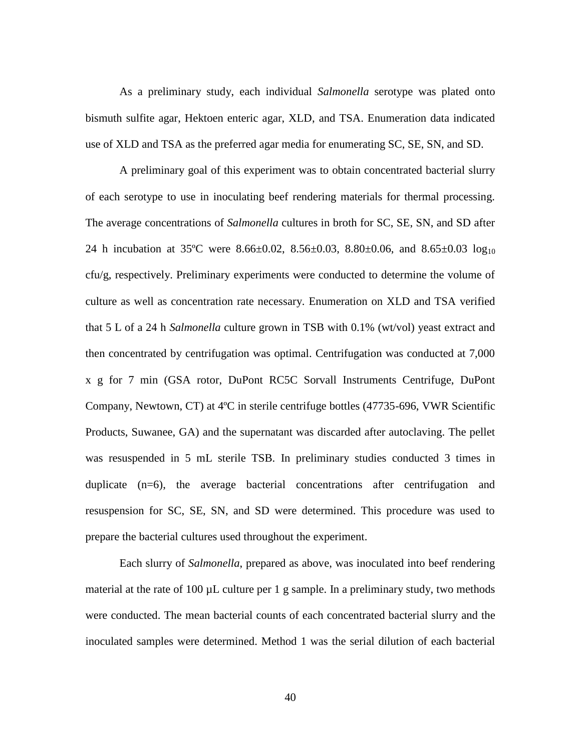As a preliminary study, each individual *Salmonella* serotype was plated onto bismuth sulfite agar, Hektoen enteric agar, XLD, and TSA. Enumeration data indicated use of XLD and TSA as the preferred agar media for enumerating SC, SE, SN, and SD.

A preliminary goal of this experiment was to obtain concentrated bacterial slurry of each serotype to use in inoculating beef rendering materials for thermal processing. The average concentrations of *Salmonella* cultures in broth for SC, SE, SN, and SD after 24 h incubation at 35ºC were 8.66±0.02, 8.56±0.03, 8.80±0.06, and 8.65±0.03 $\log_{10}$ cfu/g, respectively. Preliminary experiments were conducted to determine the volume of culture as well as concentration rate necessary. Enumeration on XLD and TSA verified that 5 L of a 24 h *Salmonella* culture grown in TSB with 0.1% (wt/vol) yeast extract and then concentrated by centrifugation was optimal. Centrifugation was conducted at 7,000 x g for 7 min (GSA rotor, DuPont RC5C Sorvall Instruments Centrifuge, DuPont Company, Newtown, CT) at 4ºC in sterile centrifuge bottles (47735-696, VWR Scientific Products, Suwanee, GA) and the supernatant was discarded after autoclaving. The pellet was resuspended in 5 mL sterile TSB. In preliminary studies conducted 3 times in duplicate (n=6), the average bacterial concentrations after centrifugation and resuspension for SC, SE, SN, and SD were determined. This procedure was used to prepare the bacterial cultures used throughout the experiment.

Each slurry of *Salmonella*, prepared as above, was inoculated into beef rendering material at the rate of 100 µL culture per 1 g sample. In a preliminary study, two methods were conducted. The mean bacterial counts of each concentrated bacterial slurry and the inoculated samples were determined. Method 1 was the serial dilution of each bacterial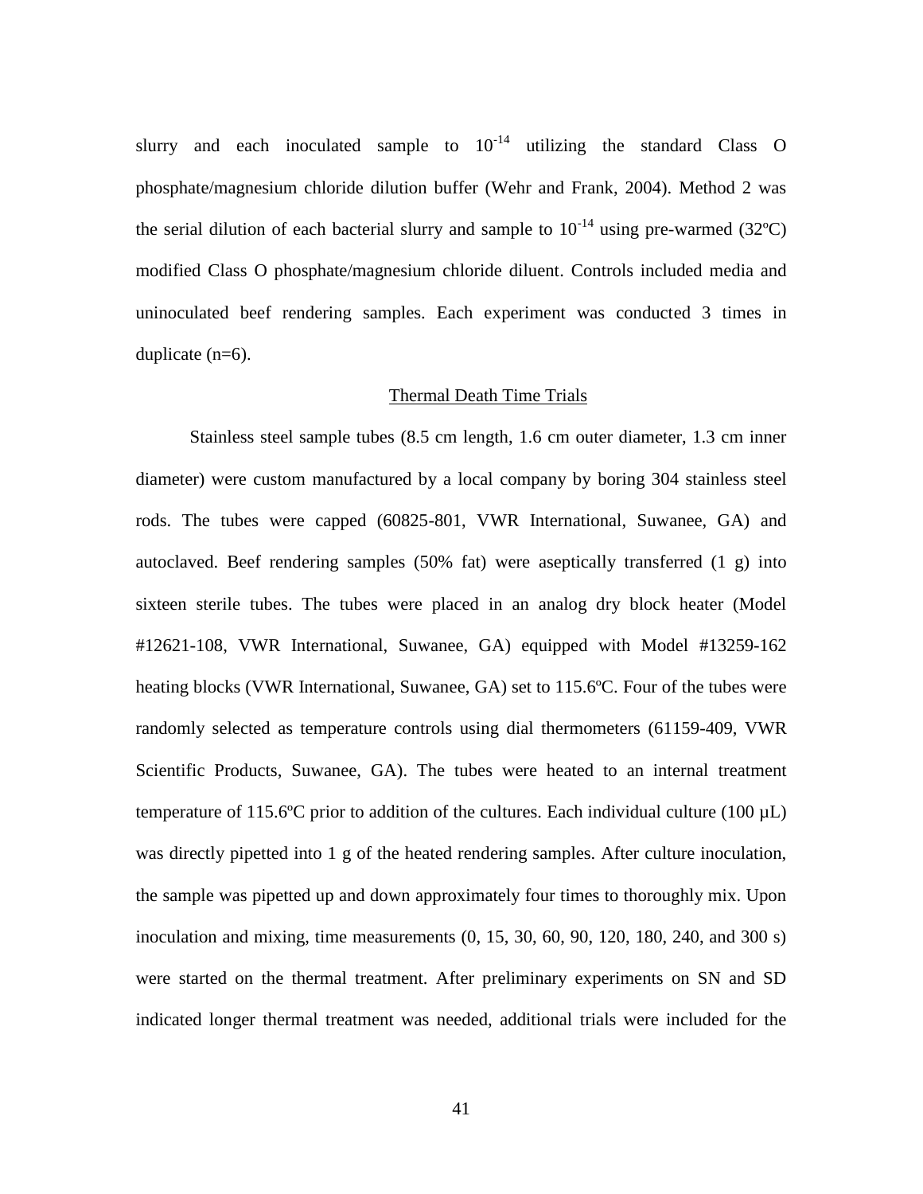slurry and each inoculated sample to $10^{-14}$ utilizing the standard Class O phosphate/magnesium chloride dilution buffer (Wehr and Frank, 2004). Method 2 was the serial dilution of each bacterial slurry and sample to $10^{-14}$ using pre-warmed (32ºC) modified Class O phosphate/magnesium chloride diluent. Controls included media and uninoculated beef rendering samples. Each experiment was conducted 3 times in duplicate (n=6).

## Thermal Death Time Trials

Stainless steel sample tubes (8.5 cm length, 1.6 cm outer diameter, 1.3 cm inner diameter) were custom manufactured by a local company by boring 304 stainless steel rods. The tubes were capped (60825-801, VWR International, Suwanee, GA) and autoclaved. Beef rendering samples (50% fat) were aseptically transferred (1 g) into sixteen sterile tubes. The tubes were placed in an analog dry block heater (Model #12621-108, VWR International, Suwanee, GA) equipped with Model #13259-162 heating blocks (VWR International, Suwanee, GA) set to 115.6ºC. Four of the tubes were randomly selected as temperature controls using dial thermometers (61159-409, VWR Scientific Products, Suwanee, GA). The tubes were heated to an internal treatment temperature of 115.6ºC prior to addition of the cultures. Each individual culture (100 µL) was directly pipetted into 1 g of the heated rendering samples. After culture inoculation, the sample was pipetted up and down approximately four times to thoroughly mix. Upon inoculation and mixing, time measurements (0, 15, 30, 60, 90, 120, 180, 240, and 300 s) were started on the thermal treatment. After preliminary experiments on SN and SD indicated longer thermal treatment was needed, additional trials were included for the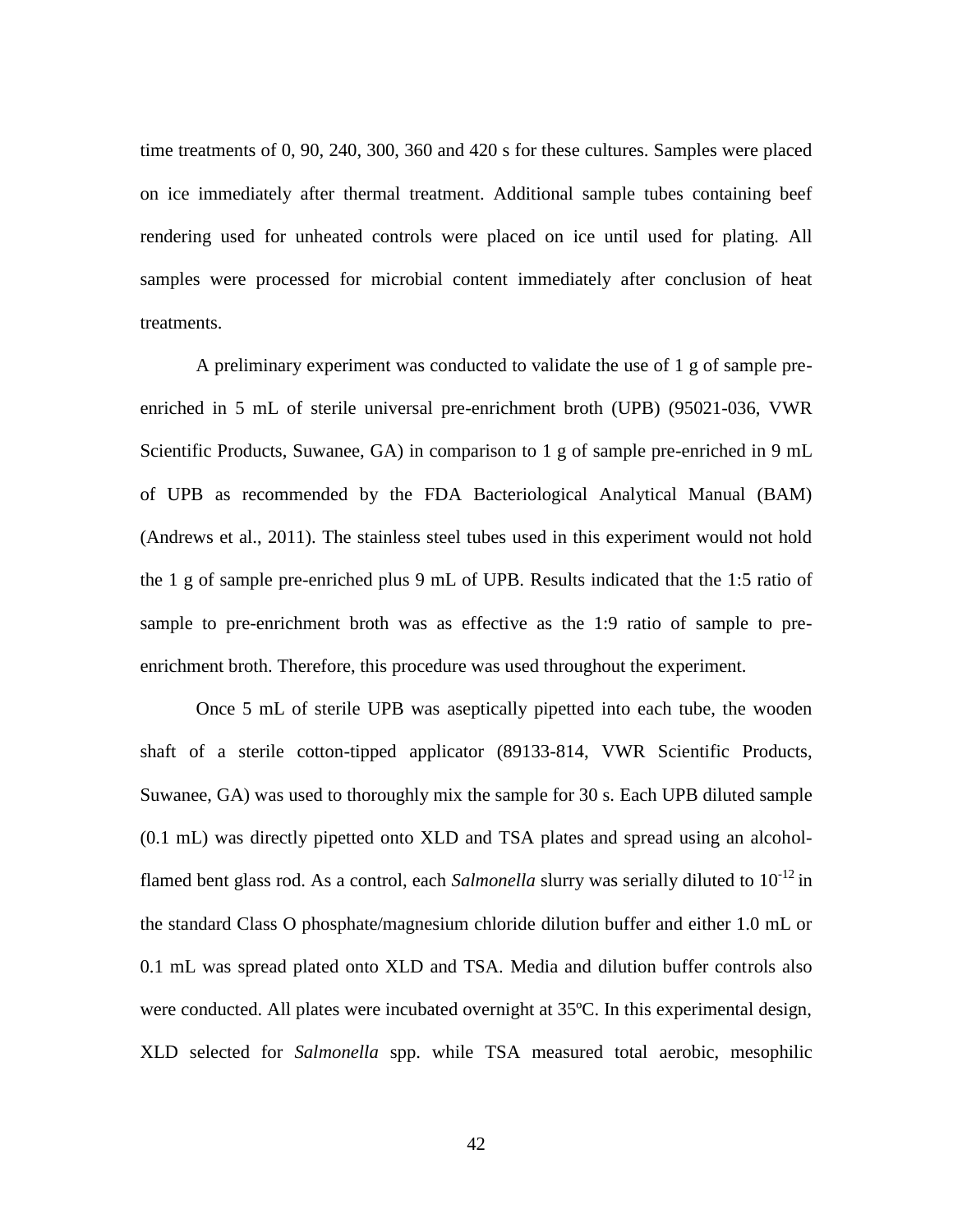time treatments of 0, 90, 240, 300, 360 and 420 s for these cultures. Samples were placed on ice immediately after thermal treatment. Additional sample tubes containing beef rendering used for unheated controls were placed on ice until used for plating. All samples were processed for microbial content immediately after conclusion of heat treatments.

A preliminary experiment was conducted to validate the use of 1 g of sample pre-enriched in 5 mL of sterile universal pre-enrichment broth (UPB) (95021-036, VWR Scientific Products, Suwanee, GA) in comparison to 1 g of sample pre-enriched in 9 mL of UPB as recommended by the FDA Bacteriological Analytical Manual (BAM) (Andrews et al., 2011). The stainless steel tubes used in this experiment would not hold the 1 g of sample pre-enriched plus 9 mL of UPB. Results indicated that the 1:5 ratio of sample to pre-enrichment broth was as effective as the 1:9 ratio of sample to pre-enrichment broth. Therefore, this procedure was used throughout the experiment.

Once 5 mL of sterile UPB was aseptically pipetted into each tube, the wooden shaft of a sterile cotton-tipped applicator (89133-814, VWR Scientific Products, Suwanee, GA) was used to thoroughly mix the sample for 30 s. Each UPB diluted sample (0.1 mL) was directly pipetted onto XLD and TSA plates and spread using an alcohol-flamed bent glass rod. As a control, each *Salmonella* slurry was serially diluted to $10^{-12}$ in the standard Class O phosphate/magnesium chloride dilution buffer and either 1.0 mL or 0.1 mL was spread plated onto XLD and TSA. Media and dilution buffer controls also were conducted. All plates were incubated overnight at 35ºC. In this experimental design, XLD selected for *Salmonella* spp. while TSA measured total aerobic, mesophilic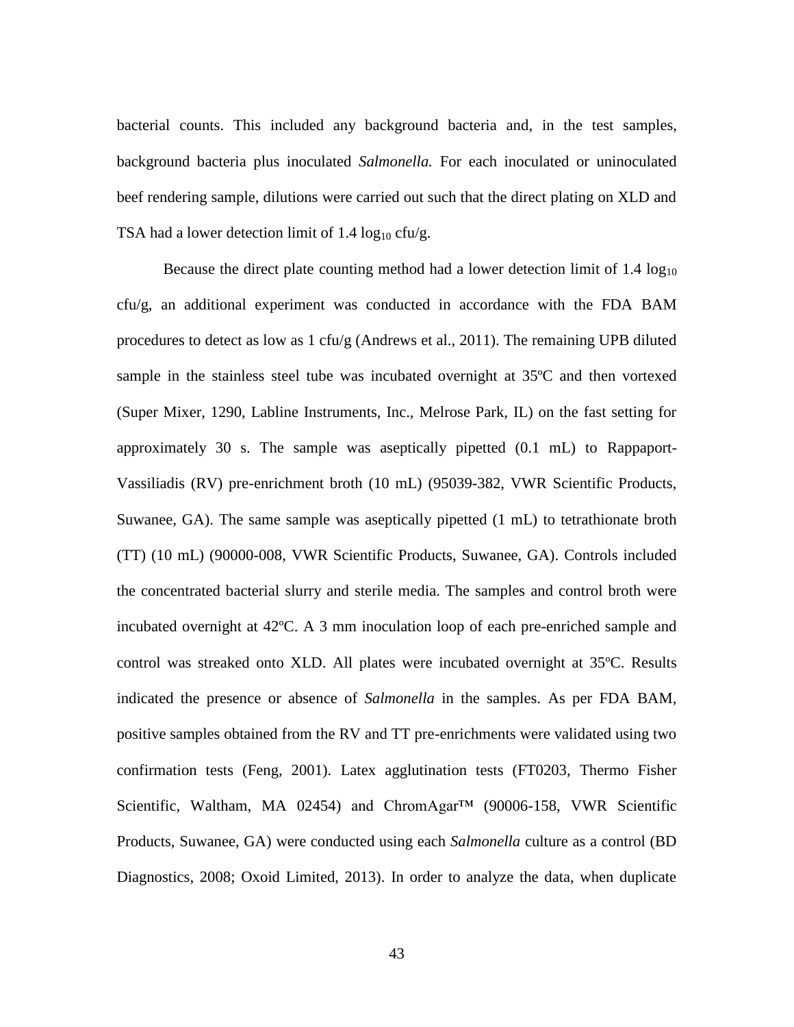bacterial counts. This included any background bacteria and, in the test samples, background bacteria plus inoculated *Salmonella.* For each inoculated or uninoculated beef rendering sample, dilutions were carried out such that the direct plating on XLD and TSA had a lower detection limit of 1.4 $\log_{10}$ cfu/g.

Because the direct plate counting method had a lower detection limit of 1.4 $\log_{10}$ cfu/g, an additional experiment was conducted in accordance with the FDA BAM procedures to detect as low as 1 cfu/g (Andrews et al., 2011). The remaining UPB diluted sample in the stainless steel tube was incubated overnight at 35ºC and then vortexed (Super Mixer, 1290, Labline Instruments, Inc., Melrose Park, IL) on the fast setting for approximately 30 s. The sample was aseptically pipetted (0.1 mL) to Rappaport-Vassiliadis (RV) pre-enrichment broth (10 mL) (95039-382, VWR Scientific Products, Suwanee, GA). The same sample was aseptically pipetted (1 mL) to tetrathionate broth (TT) (10 mL) (90000-008, VWR Scientific Products, Suwanee, GA). Controls included the concentrated bacterial slurry and sterile media. The samples and control broth were incubated overnight at 42ºC. A 3 mm inoculation loop of each pre-enriched sample and control was streaked onto XLD. All plates were incubated overnight at 35ºC. Results indicated the presence or absence of *Salmonella* in the samples. As per FDA BAM, positive samples obtained from the RV and TT pre-enrichments were validated using two confirmation tests (Feng, 2001). Latex agglutination tests (FT0203, Thermo Fisher Scientific, Waltham, MA 02454) and ChromAgar™ (90006-158, VWR Scientific Products, Suwanee, GA) were conducted using each *Salmonella* culture as a control (BD Diagnostics, 2008; Oxoid Limited, 2013). In order to analyze the data, when duplicate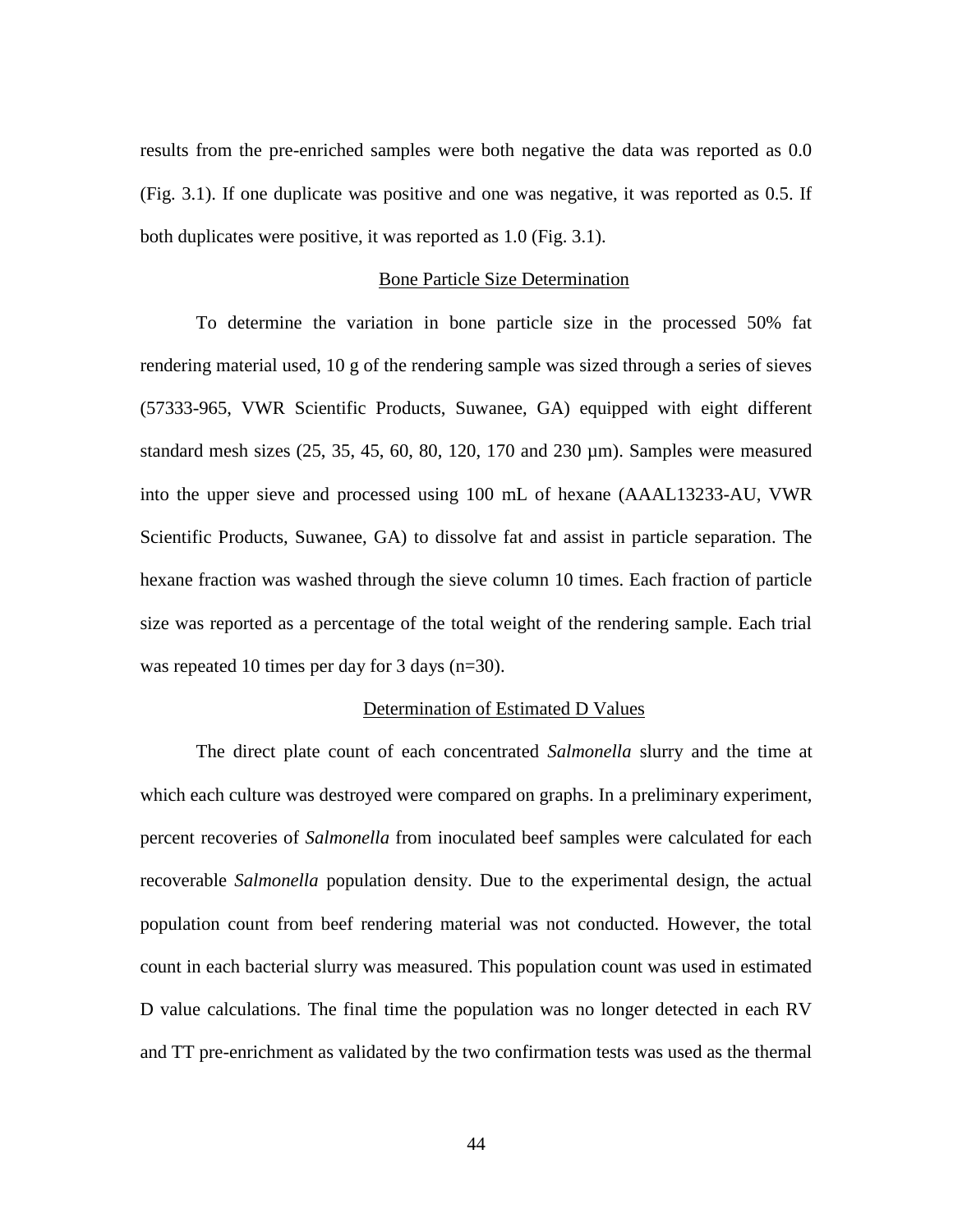results from the pre-enriched samples were both negative the data was reported as 0.0 (Fig. 3.1). If one duplicate was positive and one was negative, it was reported as 0.5. If both duplicates were positive, it was reported as 1.0 (Fig. 3.1).

### Bone Particle Size Determination

To determine the variation in bone particle size in the processed 50% fat rendering material used, 10 g of the rendering sample was sized through a series of sieves (57333-965, VWR Scientific Products, Suwanee, GA) equipped with eight different standard mesh sizes (25, 35, 45, 60, 80, 120, 170 and 230 µm). Samples were measured into the upper sieve and processed using 100 mL of hexane (AAAL13233-AU, VWR Scientific Products, Suwanee, GA) to dissolve fat and assist in particle separation. The hexane fraction was washed through the sieve column 10 times. Each fraction of particle size was reported as a percentage of the total weight of the rendering sample. Each trial was repeated 10 times per day for 3 days (n=30).

### Determination of Estimated D Values

The direct plate count of each concentrated *Salmonella* slurry and the time at which each culture was destroyed were compared on graphs. In a preliminary experiment, percent recoveries of *Salmonella* from inoculated beef samples were calculated for each recoverable *Salmonella* population density. Due to the experimental design, the actual population count from beef rendering material was not conducted. However, the total count in each bacterial slurry was measured. This population count was used in estimated D value calculations. The final time the population was no longer detected in each RV and TT pre-enrichment as validated by the two confirmation tests was used as the thermal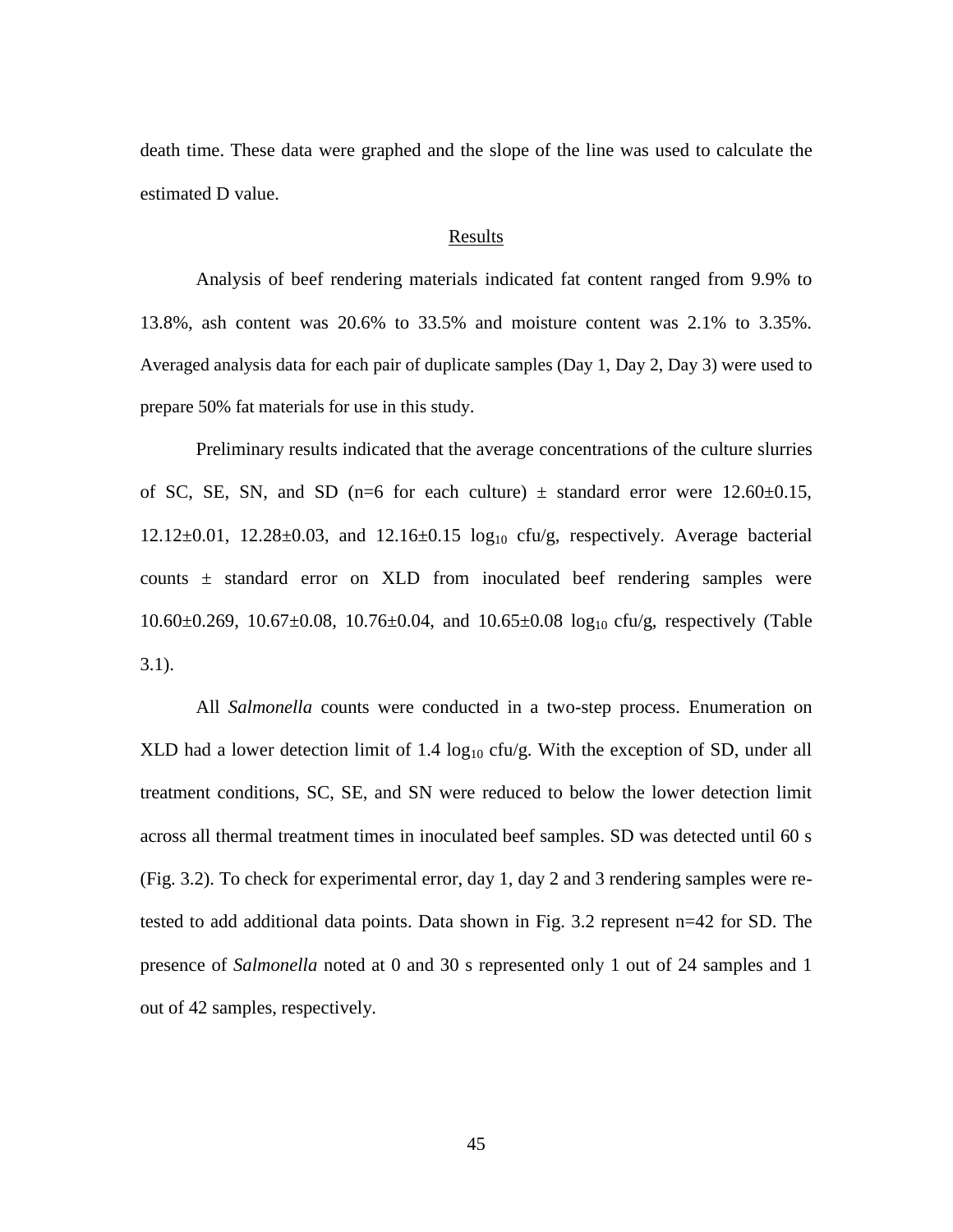death time. These data were graphed and the slope of the line was used to calculate the estimated D value.

## Results

Analysis of beef rendering materials indicated fat content ranged from 9.9% to 13.8%, ash content was 20.6% to 33.5% and moisture content was 2.1% to 3.35%. Averaged analysis data for each pair of duplicate samples (Day 1, Day 2, Day 3) were used to prepare 50% fat materials for use in this study.

Preliminary results indicated that the average concentrations of the culture slurries of SC, SE, SN, and SD (n=6 for each culture) ± standard error were 12.60±0.15, 12.12±0.01, 12.28±0.03, and 12.16±0.15 $\log_{10}$ cfu/g, respectively. Average bacterial counts ± standard error on XLD from inoculated beef rendering samples were 10.60±0.269, 10.67±0.08, 10.76±0.04, and 10.65±0.08 $\log_{10}$ cfu/g, respectively (Table 3.1).

All *Salmonella* counts were conducted in a two-step process. Enumeration on XLD had a lower detection limit of 1.4 $\log_{10}$ cfu/g. With the exception of SD, under all treatment conditions, SC, SE, and SN were reduced to below the lower detection limit across all thermal treatment times in inoculated beef samples. SD was detected until 60 s (Fig. 3.2). To check for experimental error, day 1, day 2 and 3 rendering samples were re-tested to add additional data points. Data shown in Fig. 3.2 represent n=42 for SD. The presence of *Salmonella* noted at 0 and 30 s represented only 1 out of 24 samples and 1 out of 42 samples, respectively.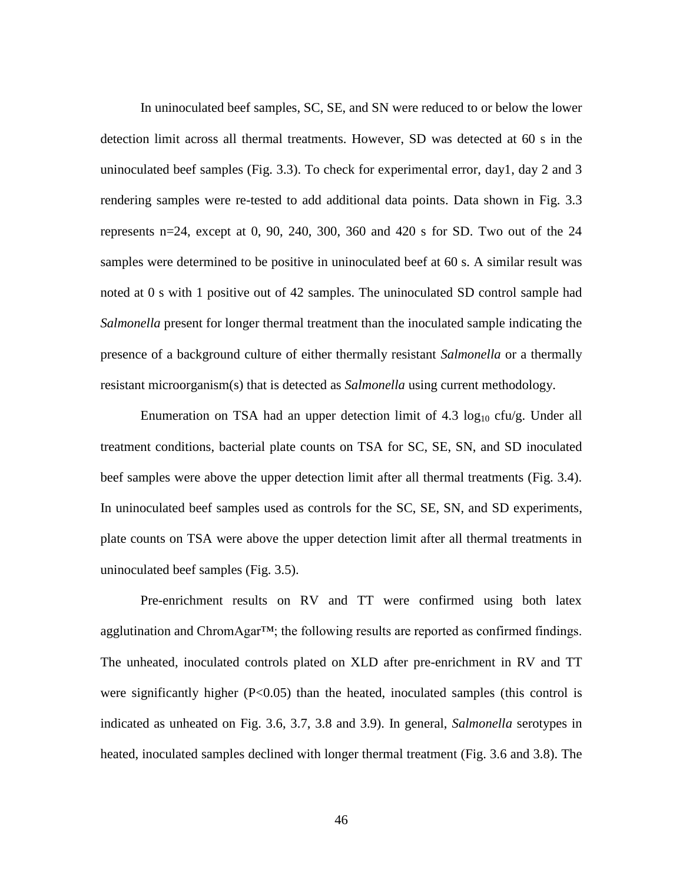In uninoculated beef samples, SC, SE, and SN were reduced to or below the lower detection limit across all thermal treatments. However, SD was detected at 60 s in the uninoculated beef samples (Fig. 3.3). To check for experimental error, day1, day 2 and 3 rendering samples were re-tested to add additional data points. Data shown in Fig. 3.3 represents n=24, except at 0, 90, 240, 300, 360 and 420 s for SD. Two out of the 24 samples were determined to be positive in uninoculated beef at 60 s. A similar result was noted at 0 s with 1 positive out of 42 samples. The uninoculated SD control sample had *Salmonella* present for longer thermal treatment than the inoculated sample indicating the presence of a background culture of either thermally resistant *Salmonella* or a thermally resistant microorganism(s) that is detected as *Salmonella* using current methodology.

Enumeration on TSA had an upper detection limit of 4.3 $\log_{10}$ cfu/g. Under all treatment conditions, bacterial plate counts on TSA for SC, SE, SN, and SD inoculated beef samples were above the upper detection limit after all thermal treatments (Fig. 3.4). In uninoculated beef samples used as controls for the SC, SE, SN, and SD experiments, plate counts on TSA were above the upper detection limit after all thermal treatments in uninoculated beef samples (Fig. 3.5).

Pre-enrichment results on RV and TT were confirmed using both latex agglutination and ChromAgar™; the following results are reported as confirmed findings. The unheated, inoculated controls plated on XLD after pre-enrichment in RV and TT were significantly higher ($P<0.05$) than the heated, inoculated samples (this control is indicated as unheated on Fig. 3.6, 3.7, 3.8 and 3.9). In general, *Salmonella* serotypes in heated, inoculated samples declined with longer thermal treatment (Fig. 3.6 and 3.8). The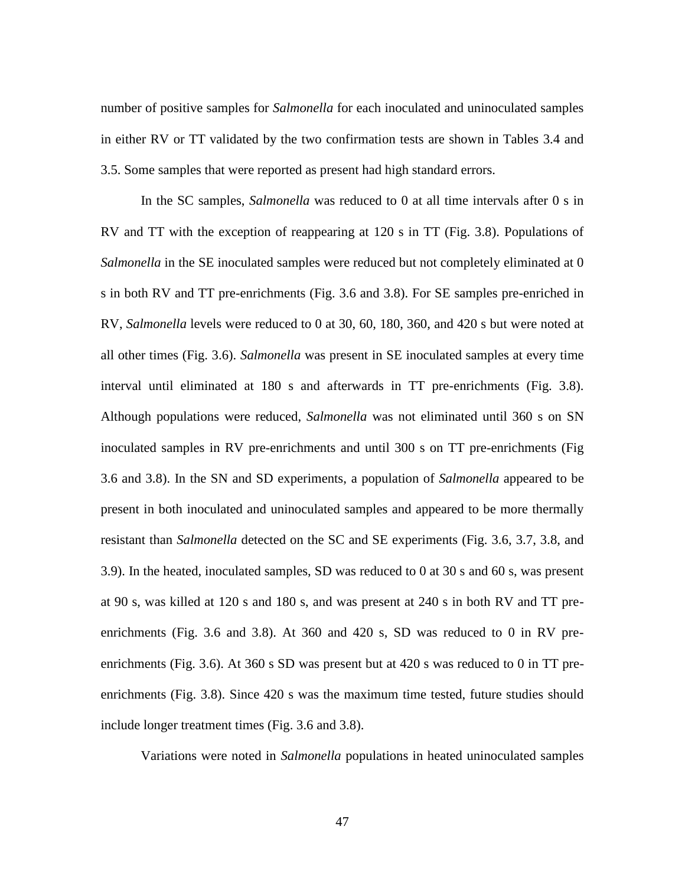number of positive samples for *Salmonella* for each inoculated and uninoculated samples in either RV or TT validated by the two confirmation tests are shown in Tables 3.4 and 3.5. Some samples that were reported as present had high standard errors.

In the SC samples, *Salmonella* was reduced to 0 at all time intervals after 0 s in RV and TT with the exception of reappearing at 120 s in TT (Fig. 3.8). Populations of *Salmonella* in the SE inoculated samples were reduced but not completely eliminated at 0 s in both RV and TT pre-enrichments (Fig. 3.6 and 3.8). For SE samples pre-enriched in RV, *Salmonella* levels were reduced to 0 at 30, 60, 180, 360, and 420 s but were noted at all other times (Fig. 3.6). *Salmonella* was present in SE inoculated samples at every time interval until eliminated at 180 s and afterwards in TT pre-enrichments (Fig. 3.8). Although populations were reduced, *Salmonella* was not eliminated until 360 s on SN inoculated samples in RV pre-enrichments and until 300 s on TT pre-enrichments (Fig 3.6 and 3.8). In the SN and SD experiments, a population of *Salmonella* appeared to be present in both inoculated and uninoculated samples and appeared to be more thermally resistant than *Salmonella* detected on the SC and SE experiments (Fig. 3.6, 3.7, 3.8, and 3.9). In the heated, inoculated samples, SD was reduced to 0 at 30 s and 60 s, was present at 90 s, was killed at 120 s and 180 s, and was present at 240 s in both RV and TT pre-enrichments (Fig. 3.6 and 3.8). At 360 and 420 s, SD was reduced to 0 in RV pre-enrichments (Fig. 3.6). At 360 s SD was present but at 420 s was reduced to 0 in TT pre-enrichments (Fig. 3.8). Since 420 s was the maximum time tested, future studies should include longer treatment times (Fig. 3.6 and 3.8).

Variations were noted in *Salmonella* populations in heated uninoculated samples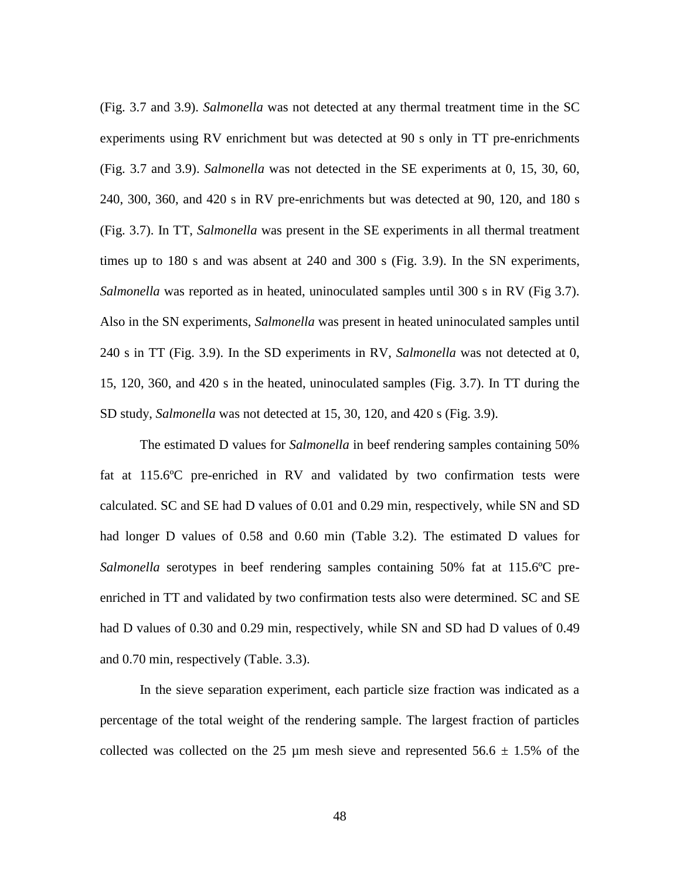(Fig. 3.7 and 3.9). *Salmonella* was not detected at any thermal treatment time in the SC experiments using RV enrichment but was detected at 90 s only in TT pre-enrichments (Fig. 3.7 and 3.9). *Salmonella* was not detected in the SE experiments at 0, 15, 30, 60, 240, 300, 360, and 420 s in RV pre-enrichments but was detected at 90, 120, and 180 s (Fig. 3.7). In TT, *Salmonella* was present in the SE experiments in all thermal treatment times up to 180 s and was absent at 240 and 300 s (Fig. 3.9). In the SN experiments, *Salmonella* was reported as in heated, uninoculated samples until 300 s in RV (Fig 3.7). Also in the SN experiments, *Salmonella* was present in heated uninoculated samples until 240 s in TT (Fig. 3.9). In the SD experiments in RV, *Salmonella* was not detected at 0, 15, 120, 360, and 420 s in the heated, uninoculated samples (Fig. 3.7). In TT during the SD study, *Salmonella* was not detected at 15, 30, 120, and 420 s (Fig. 3.9).

The estimated D values for *Salmonella* in beef rendering samples containing 50% fat at 115.6ºC pre-enriched in RV and validated by two confirmation tests were calculated. SC and SE had D values of 0.01 and 0.29 min, respectively, while SN and SD had longer D values of 0.58 and 0.60 min (Table 3.2). The estimated D values for *Salmonella* serotypes in beef rendering samples containing 50% fat at 115.6ºC pre-enriched in TT and validated by two confirmation tests also were determined. SC and SE had D values of 0.30 and 0.29 min, respectively, while SN and SD had D values of 0.49 and 0.70 min, respectively (Table. 3.3).

In the sieve separation experiment, each particle size fraction was indicated as a percentage of the total weight of the rendering sample. The largest fraction of particles collected was collected on the 25 µm mesh sieve and represented 56.6 ± 1.5% of the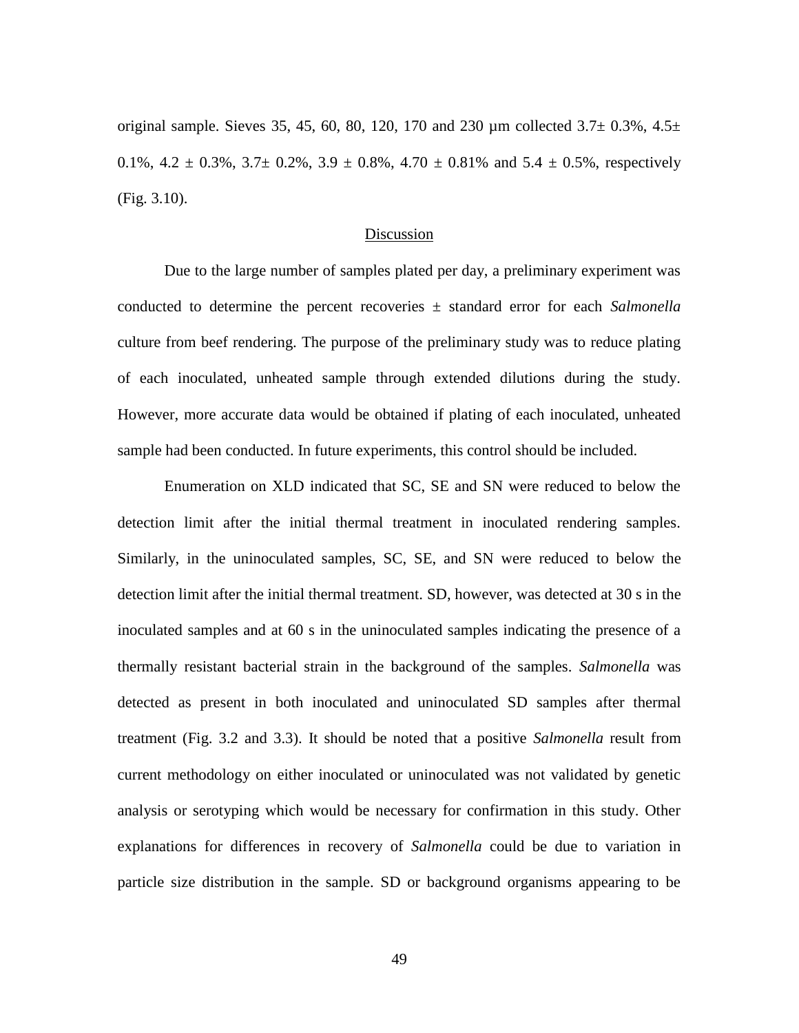original sample. Sieves 35, 45, 60, 80, 120, 170 and 230 µm collected 3.7± 0.3%, 4.5± 0.1%, 4.2 ± 0.3%, 3.7± 0.2%, 3.9 ± 0.8%, 4.70 ± 0.81% and 5.4 ± 0.5%, respectively (Fig. 3.10).

## Discussion

Due to the large number of samples plated per day, a preliminary experiment was conducted to determine the percent recoveries ± standard error for each *Salmonella* culture from beef rendering. The purpose of the preliminary study was to reduce plating of each inoculated, unheated sample through extended dilutions during the study. However, more accurate data would be obtained if plating of each inoculated, unheated sample had been conducted. In future experiments, this control should be included.

Enumeration on XLD indicated that SC, SE and SN were reduced to below the detection limit after the initial thermal treatment in inoculated rendering samples. Similarly, in the uninoculated samples, SC, SE, and SN were reduced to below the detection limit after the initial thermal treatment. SD, however, was detected at 30 s in the inoculated samples and at 60 s in the uninoculated samples indicating the presence of a thermally resistant bacterial strain in the background of the samples. *Salmonella* was detected as present in both inoculated and uninoculated SD samples after thermal treatment (Fig. 3.2 and 3.3). It should be noted that a positive *Salmonella* result from current methodology on either inoculated or uninoculated was not validated by genetic analysis or serotyping which would be necessary for confirmation in this study. Other explanations for differences in recovery of *Salmonella* could be due to variation in particle size distribution in the sample. SD or background organisms appearing to be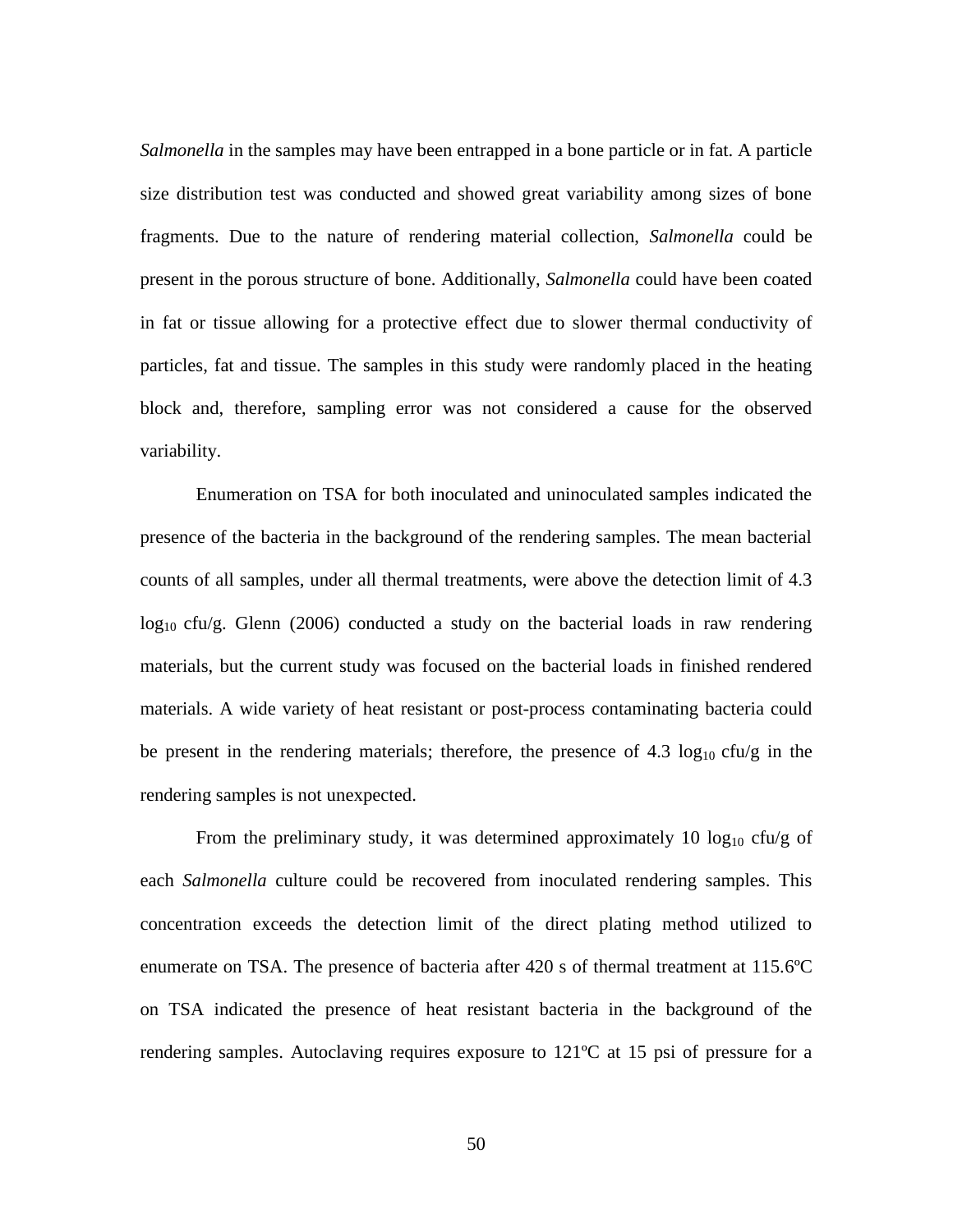*Salmonella* in the samples may have been entrapped in a bone particle or in fat. A particle size distribution test was conducted and showed great variability among sizes of bone fragments. Due to the nature of rendering material collection, *Salmonella* could be present in the porous structure of bone. Additionally, *Salmonella* could have been coated in fat or tissue allowing for a protective effect due to slower thermal conductivity of particles, fat and tissue. The samples in this study were randomly placed in the heating block and, therefore, sampling error was not considered a cause for the observed variability.

Enumeration on TSA for both inoculated and uninoculated samples indicated the presence of the bacteria in the background of the rendering samples. The mean bacterial counts of all samples, under all thermal treatments, were above the detection limit of 4.3 $\log_{10}$ cfu/g. Glenn (2006) conducted a study on the bacterial loads in raw rendering materials, but the current study was focused on the bacterial loads in finished rendered materials. A wide variety of heat resistant or post-process contaminating bacteria could be present in the rendering materials; therefore, the presence of 4.3 $\log_{10}$ cfu/g in the rendering samples is not unexpected.

From the preliminary study, it was determined approximately 10 $\log_{10}$ cfu/g of each *Salmonella* culture could be recovered from inoculated rendering samples. This concentration exceeds the detection limit of the direct plating method utilized to enumerate on TSA. The presence of bacteria after 420 s of thermal treatment at 115.6ºC on TSA indicated the presence of heat resistant bacteria in the background of the rendering samples. Autoclaving requires exposure to 121ºC at 15 psi of pressure for a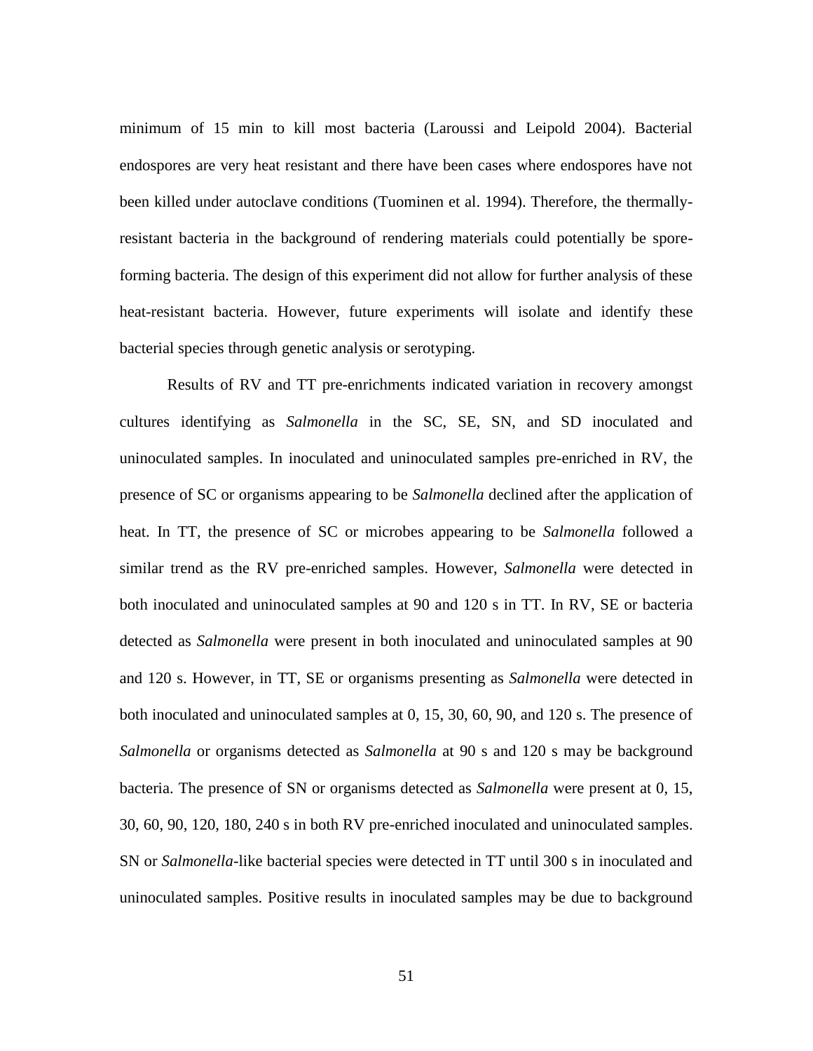minimum of 15 min to kill most bacteria (Laroussi and Leipold 2004). Bacterial endospores are very heat resistant and there have been cases where endospores have not been killed under autoclave conditions (Tuominen et al. 1994). Therefore, the thermally-resistant bacteria in the background of rendering materials could potentially be spore-forming bacteria. The design of this experiment did not allow for further analysis of these heat-resistant bacteria. However, future experiments will isolate and identify these bacterial species through genetic analysis or serotyping.

Results of RV and TT pre-enrichments indicated variation in recovery amongst cultures identifying as *Salmonella* in the SC, SE, SN, and SD inoculated and uninoculated samples. In inoculated and uninoculated samples pre-enriched in RV, the presence of SC or organisms appearing to be *Salmonella* declined after the application of heat. In TT, the presence of SC or microbes appearing to be *Salmonella* followed a similar trend as the RV pre-enriched samples. However, *Salmonella* were detected in both inoculated and uninoculated samples at 90 and 120 s in TT. In RV, SE or bacteria detected as *Salmonella* were present in both inoculated and uninoculated samples at 90 and 120 s. However, in TT, SE or organisms presenting as *Salmonella* were detected in both inoculated and uninoculated samples at 0, 15, 30, 60, 90, and 120 s. The presence of *Salmonella* or organisms detected as *Salmonella* at 90 s and 120 s may be background bacteria. The presence of SN or organisms detected as *Salmonella* were present at 0, 15, 30, 60, 90, 120, 180, 240 s in both RV pre-enriched inoculated and uninoculated samples. SN or *Salmonella*-like bacterial species were detected in TT until 300 s in inoculated and uninoculated samples. Positive results in inoculated samples may be due to background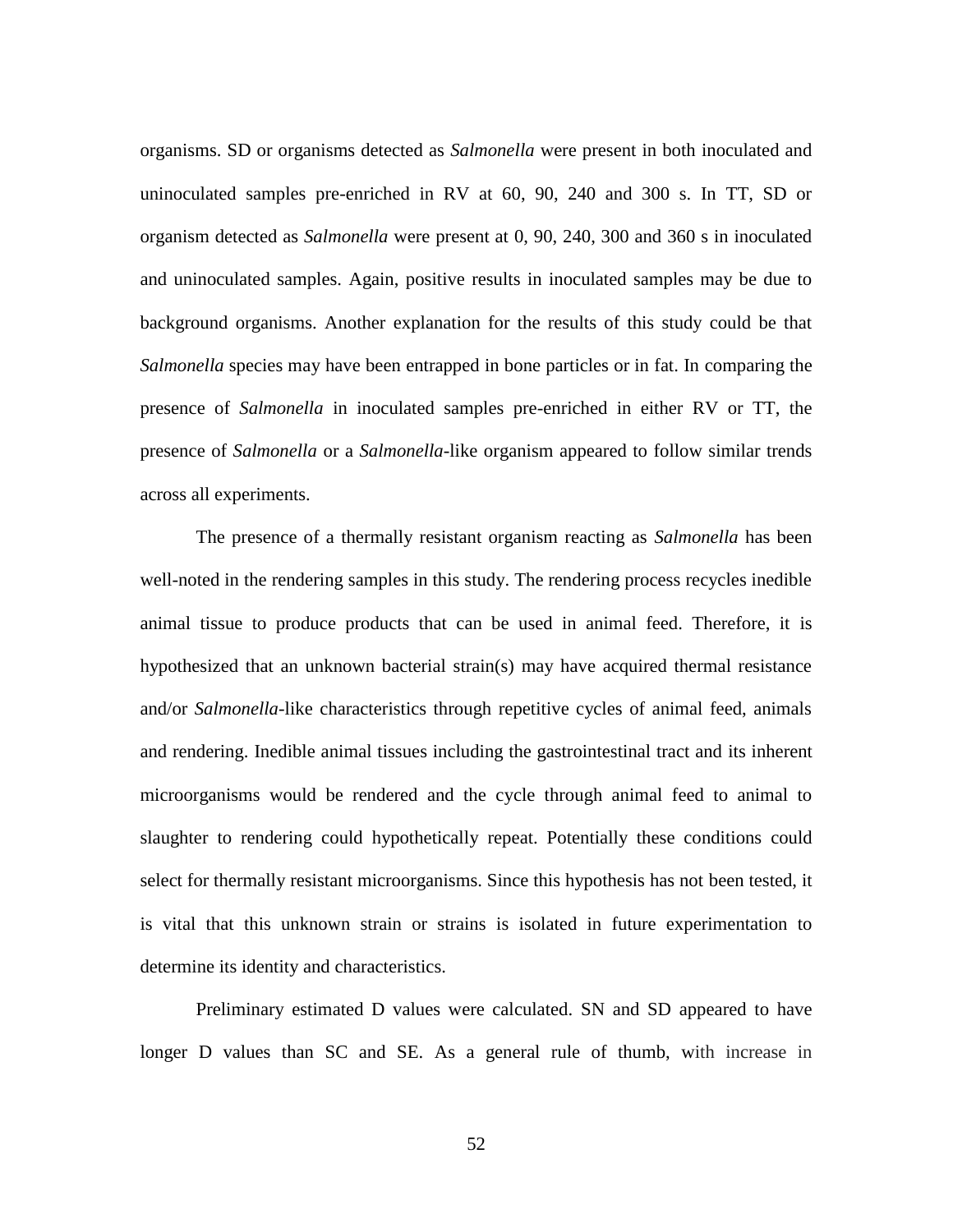organisms. SD or organisms detected as *Salmonella* were present in both inoculated and uninoculated samples pre-enriched in RV at 60, 90, 240 and 300 s. In TT, SD or organism detected as *Salmonella* were present at 0, 90, 240, 300 and 360 s in inoculated and uninoculated samples. Again, positive results in inoculated samples may be due to background organisms. Another explanation for the results of this study could be that *Salmonella* species may have been entrapped in bone particles or in fat. In comparing the presence of *Salmonella* in inoculated samples pre-enriched in either RV or TT, the presence of *Salmonella* or a *Salmonella*-like organism appeared to follow similar trends across all experiments.

The presence of a thermally resistant organism reacting as *Salmonella* has been well-noted in the rendering samples in this study. The rendering process recycles inedible animal tissue to produce products that can be used in animal feed. Therefore, it is hypothesized that an unknown bacterial strain(s) may have acquired thermal resistance and/or *Salmonella*-like characteristics through repetitive cycles of animal feed, animals and rendering. Inedible animal tissues including the gastrointestinal tract and its inherent microorganisms would be rendered and the cycle through animal feed to animal to slaughter to rendering could hypothetically repeat. Potentially these conditions could select for thermally resistant microorganisms. Since this hypothesis has not been tested, it is vital that this unknown strain or strains is isolated in future experimentation to determine its identity and characteristics.

Preliminary estimated D values were calculated. SN and SD appeared to have longer D values than SC and SE. As a general rule of thumb, with increase in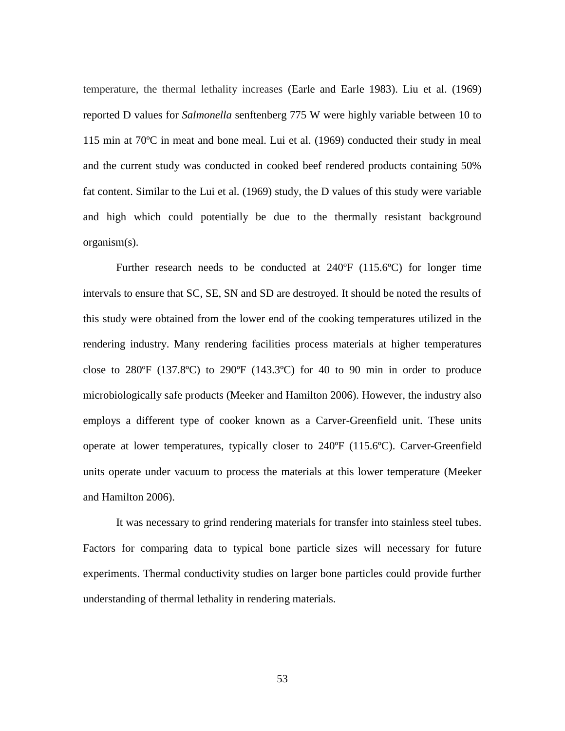temperature, the thermal lethality increases (Earle and Earle 1983). Liu et al. (1969) reported D values for *Salmonella* senftenberg 775 W were highly variable between 10 to 115 min at 70ºC in meat and bone meal. Lui et al. (1969) conducted their study in meal and the current study was conducted in cooked beef rendered products containing 50% fat content. Similar to the Lui et al. (1969) study, the D values of this study were variable and high which could potentially be due to the thermally resistant background organism(s).

Further research needs to be conducted at 240ºF (115.6ºC) for longer time intervals to ensure that SC, SE, SN and SD are destroyed. It should be noted the results of this study were obtained from the lower end of the cooking temperatures utilized in the rendering industry. Many rendering facilities process materials at higher temperatures close to 280ºF (137.8ºC) to 290ºF (143.3ºC) for 40 to 90 min in order to produce microbiologically safe products (Meeker and Hamilton 2006). However, the industry also employs a different type of cooker known as a Carver-Greenfield unit. These units operate at lower temperatures, typically closer to 240ºF (115.6ºC). Carver-Greenfield units operate under vacuum to process the materials at this lower temperature (Meeker and Hamilton 2006).

It was necessary to grind rendering materials for transfer into stainless steel tubes. Factors for comparing data to typical bone particle sizes will necessary for future experiments. Thermal conductivity studies on larger bone particles could provide further understanding of thermal lethality in rendering materials.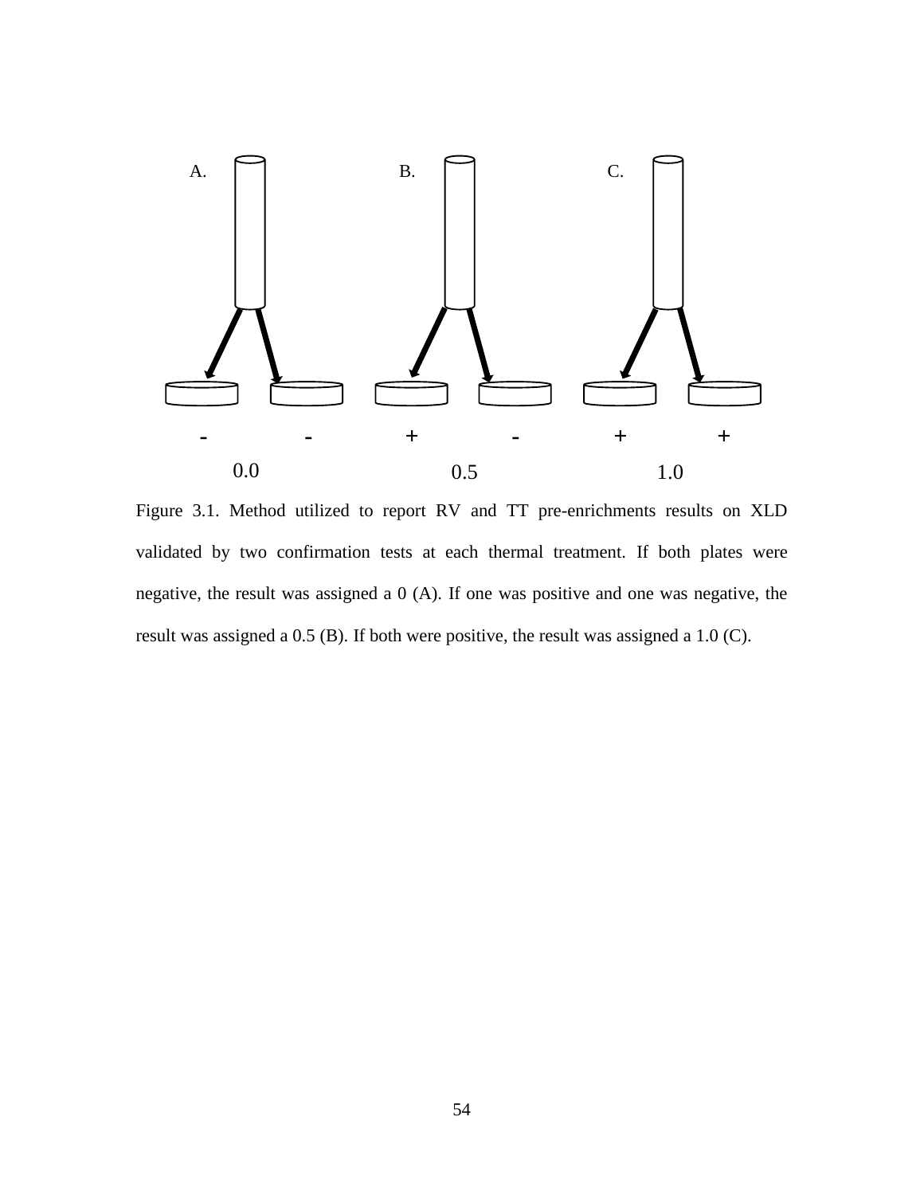Figure 3.1. Method utilized to report RV and TT pre-enrichments results on XLD validated by two confirmation tests at each thermal treatment. If both plates were negative, the result was assigned a 0 (A). If one was positive and one was negative, the result was assigned a 0.5 (B). If both were positive, the result was assigned a 1.0 (C).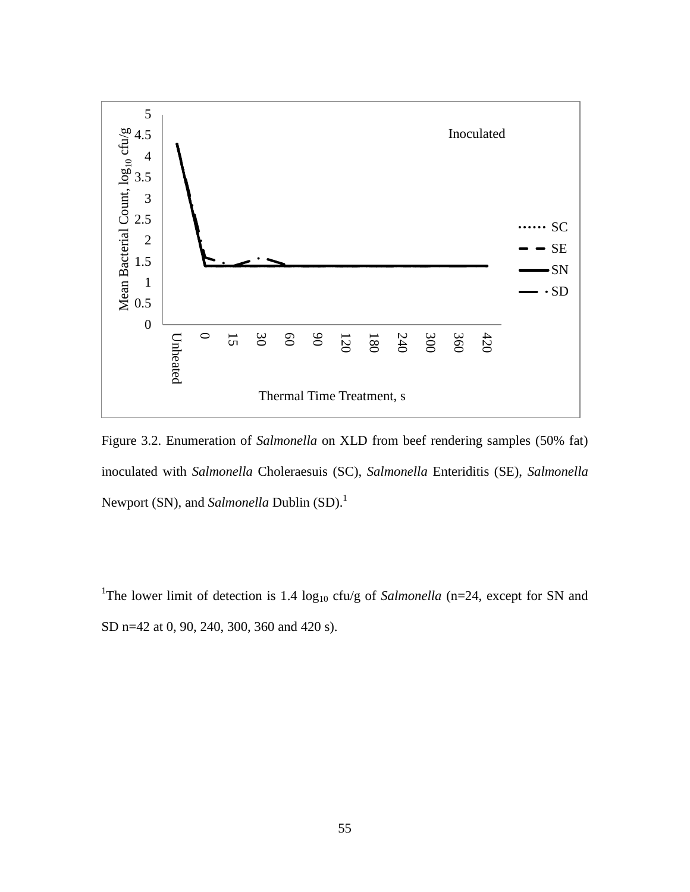Figure 3.2. Enumeration of *Salmonella* on XLD from beef rendering samples (50% fat) inoculated with *Salmonella* Choleraesuis (SC), *Salmonella* Enteriditis (SE), *Salmonella* Newport (SN), and *Salmonella* Dublin (SD).[1]

[1]The lower limit of detection is 1.4 $\log_{10}$ cfu/g of *Salmonella* (n=24, except for SN and SD n=42 at 0, 90, 240, 300, 360 and 420 s).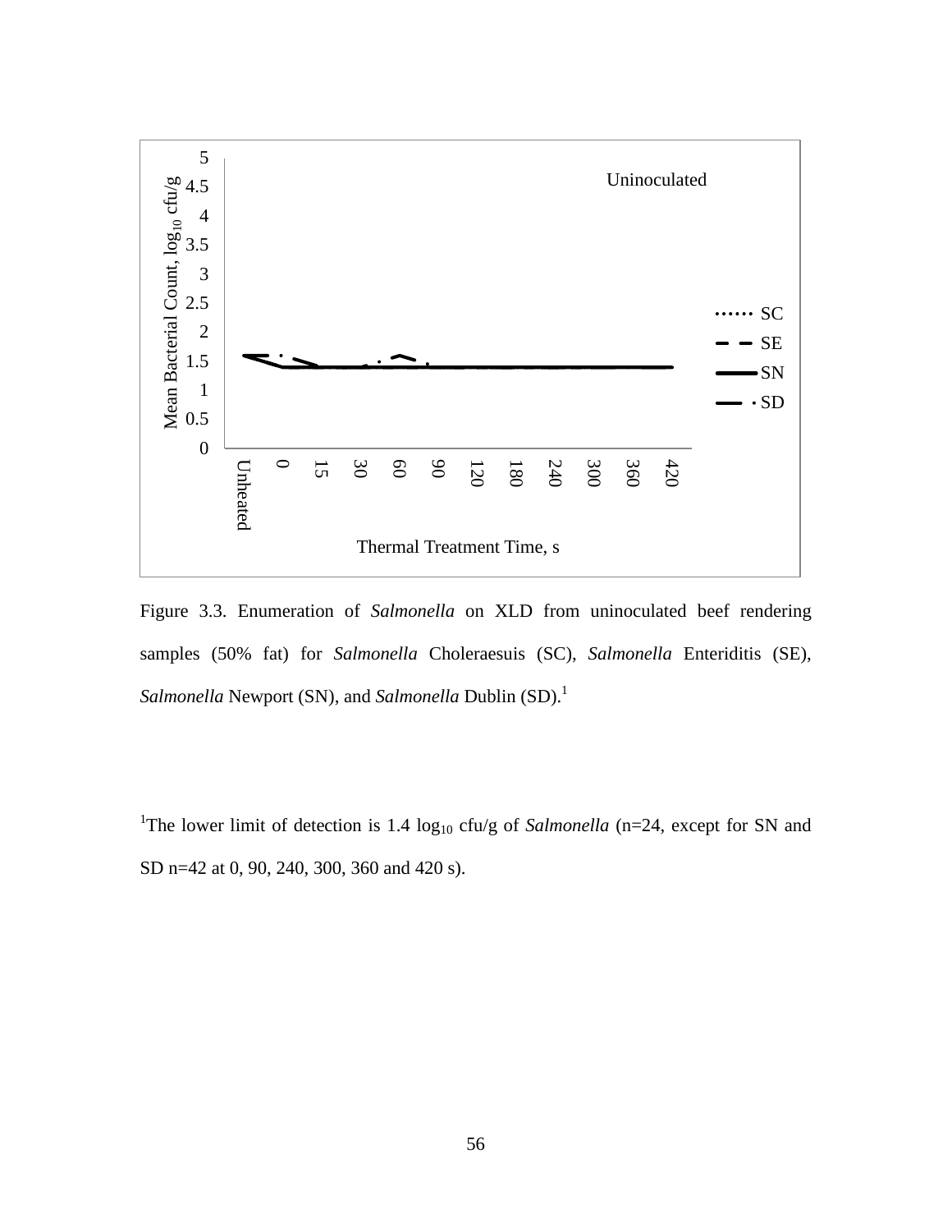Figure 3.3. Enumeration of *Salmonella* on XLD from uninoculated beef rendering samples (50% fat) for *Salmonella* Choleraesuis (SC), *Salmonella* Enteriditis (SE), *Salmonella* Newport (SN), and *Salmonella* Dublin (SD).[1]

[1]The lower limit of detection is 1.4 $\log_{10}$ cfu/g of *Salmonella* (n=24, except for SN and SD n=42 at 0, 90, 240, 300, 360 and 420 s).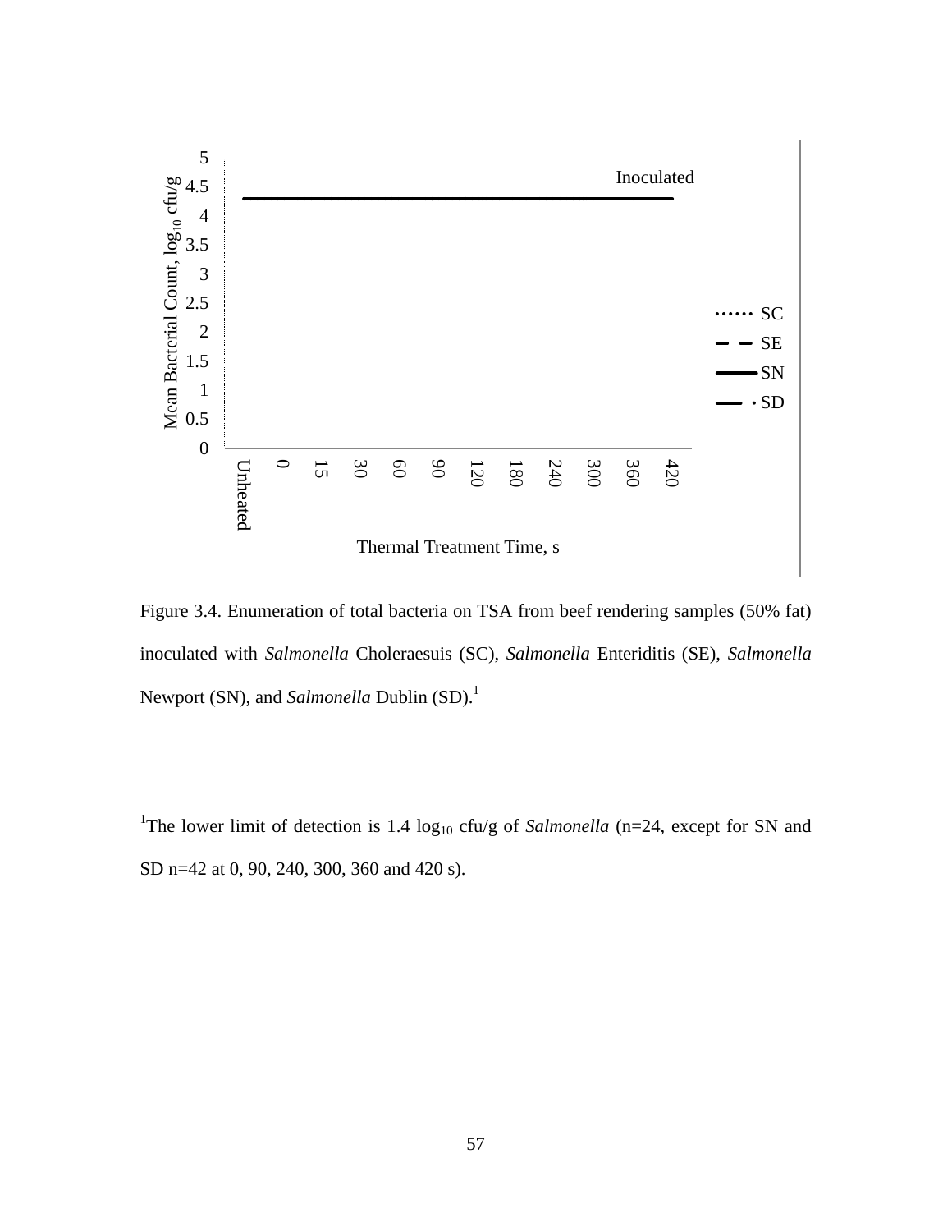Figure 3.4. Enumeration of total bacteria on TSA from beef rendering samples (50% fat) inoculated with *Salmonella* Choleraesuis (SC), *Salmonella* Enteriditis (SE), *Salmonella* Newport (SN), and *Salmonella* Dublin (SD).[1]

[1]The lower limit of detection is 1.4 $\log_{10}$ cfu/g of *Salmonella* (n=24, except for SN and SD n=42 at 0, 90, 240, 300, 360 and 420 s).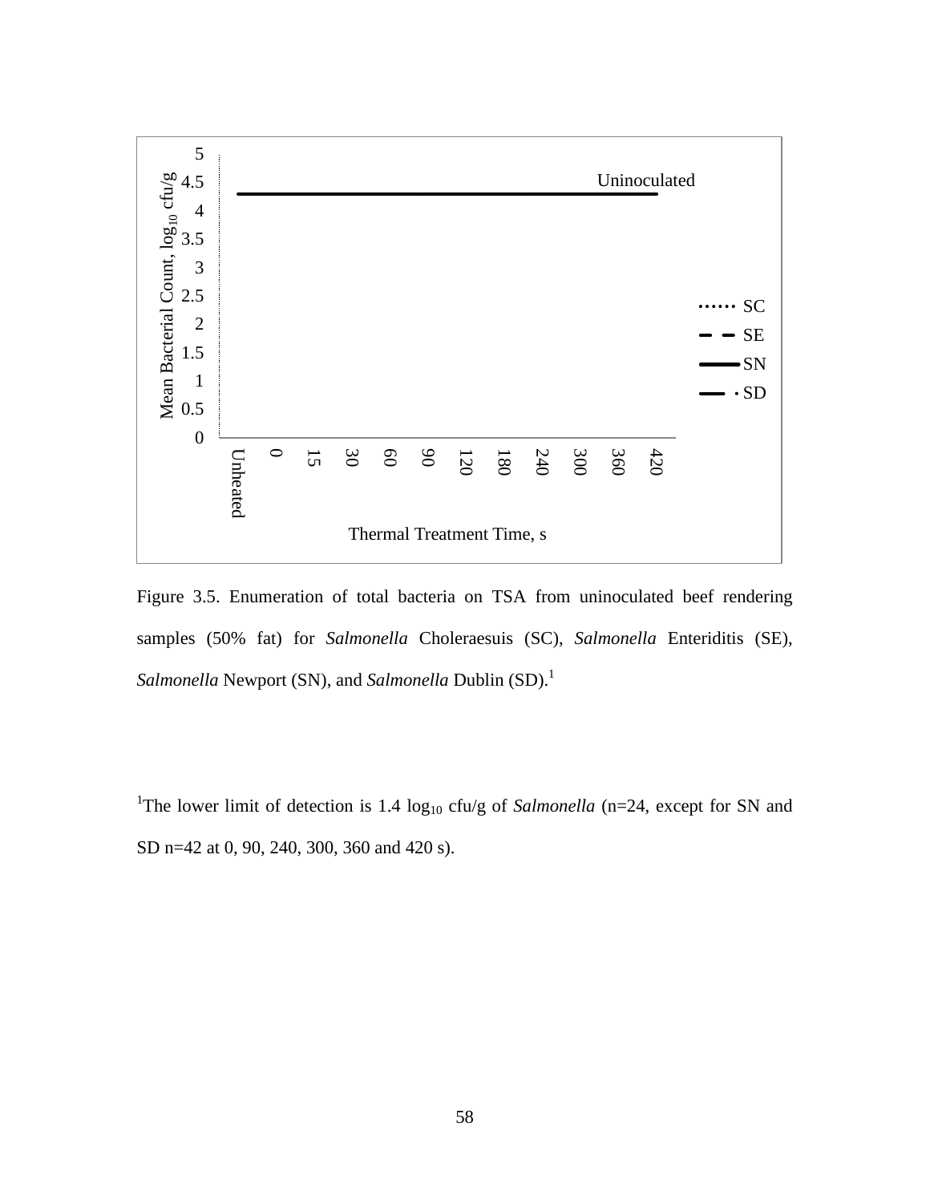Figure 3.5. Enumeration of total bacteria on TSA from uninoculated beef rendering samples (50% fat) for *Salmonella* Choleraesuis (SC), *Salmonella* Enteriditis (SE), *Salmonella* Newport (SN), and *Salmonella* Dublin (SD).[1]

[1]The lower limit of detection is 1.4 $\log_{10}$ cfu/g of *Salmonella* (n=24, except for SN and SD n=42 at 0, 90, 240, 300, 360 and 420 s).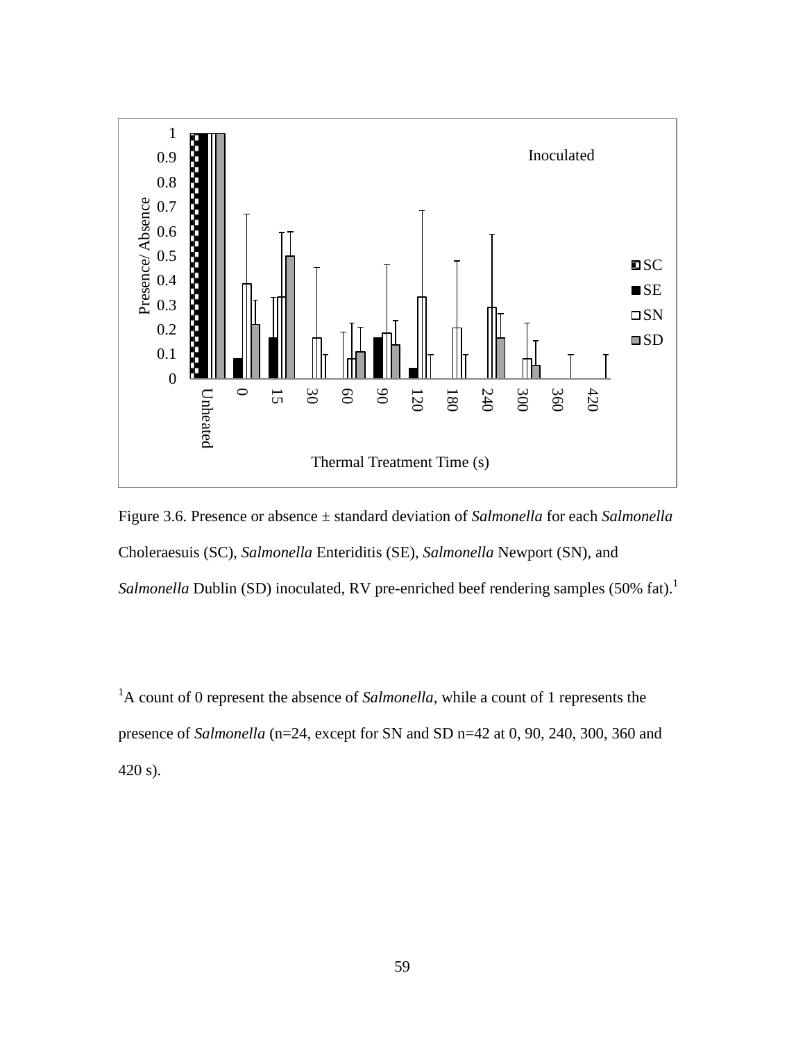Figure 3.6. Presence or absence ± standard deviation of *Salmonella* for each *Salmonella* Choleraesuis (SC), *Salmonella* Enteriditis (SE), *Salmonella* Newport (SN), and *Salmonella* Dublin (SD) inoculated, RV pre-enriched beef rendering samples (50% fat).[1]

[1]A count of 0 represent the absence of *Salmonella*, while a count of 1 represents the presence of *Salmonella* (n=24, except for SN and SD n=42 at 0, 90, 240, 300, 360 and 420 s).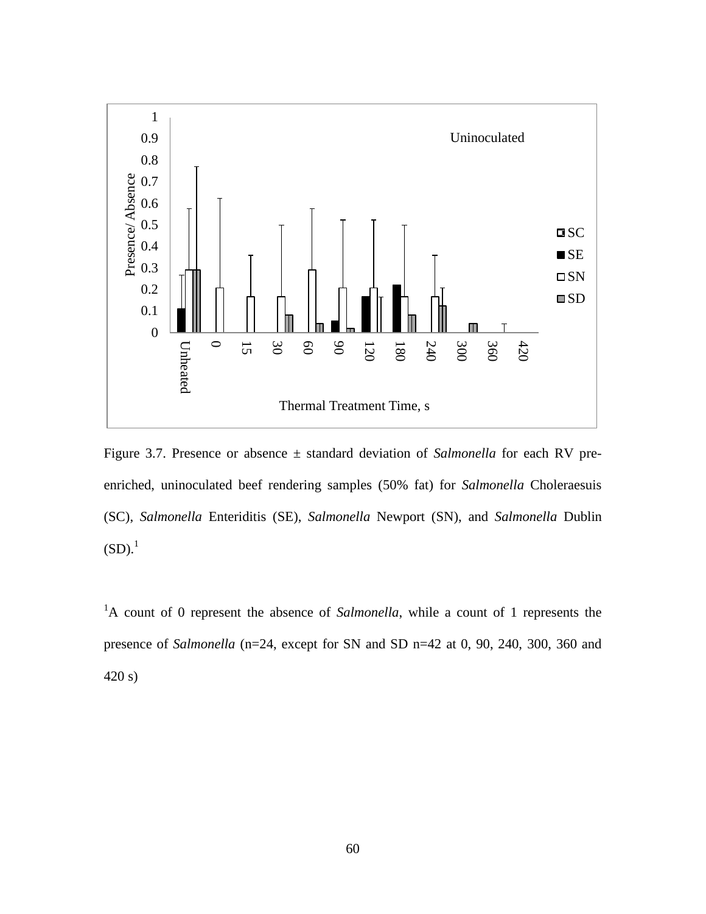Figure 3.7. Presence or absence ± standard deviation of *Salmonella* for each RV pre-enriched, uninoculated beef rendering samples (50% fat) for *Salmonella* Choleraesuis (SC), *Salmonella* Enteriditis (SE), *Salmonella* Newport (SN), and *Salmonella* Dublin (SD).[1]

[1]A count of 0 represent the absence of *Salmonella*, while a count of 1 represents the presence of *Salmonella* (n=24, except for SN and SD n=42 at 0, 90, 240, 300, 360 and 420 s)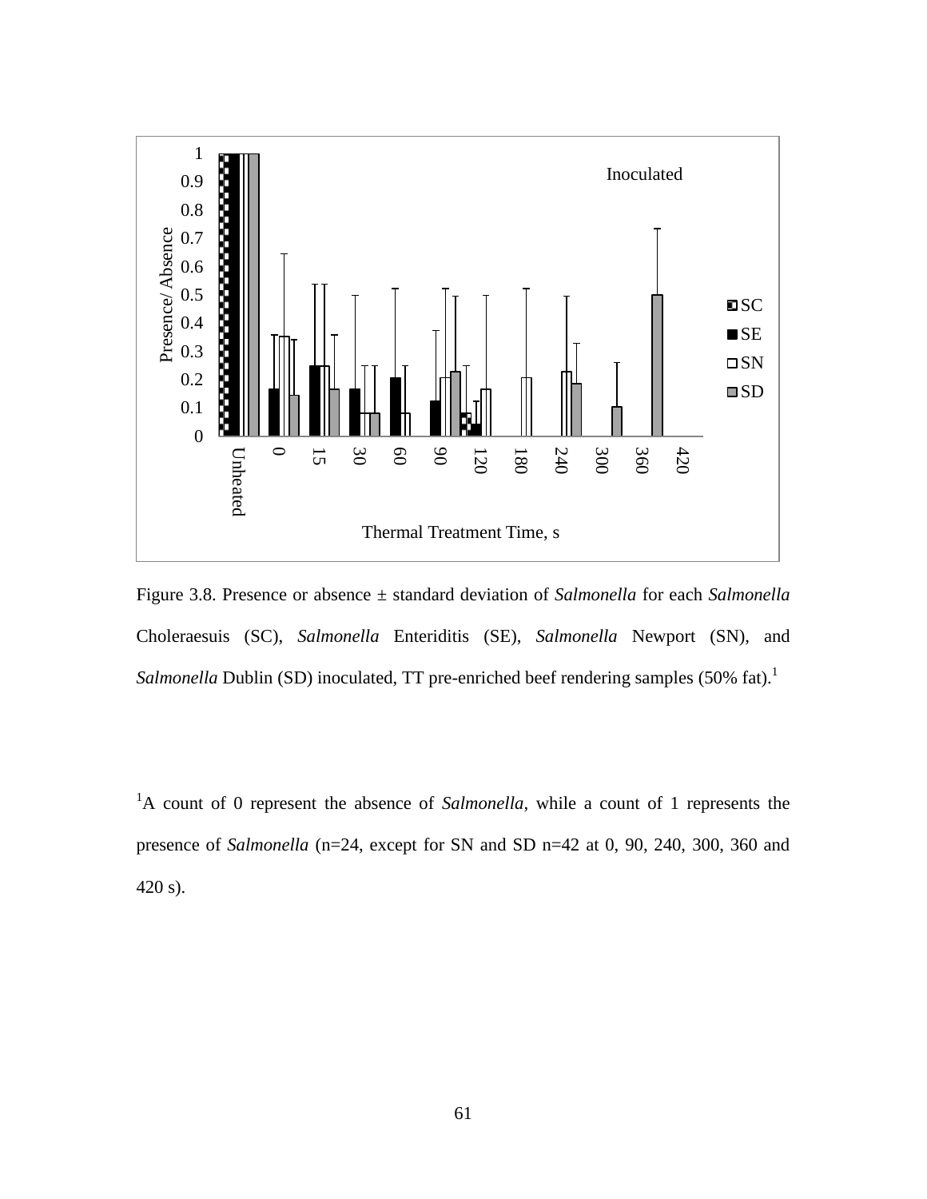Figure 3.8. Presence or absence ± standard deviation of *Salmonella* for each *Salmonella* Choleraesuis (SC), *Salmonella* Enteriditis (SE), *Salmonella* Newport (SN), and *Salmonella* Dublin (SD) inoculated, TT pre-enriched beef rendering samples (50% fat).[1]

[1]A count of 0 represent the absence of *Salmonella*, while a count of 1 represents the presence of *Salmonella* (n=24, except for SN and SD n=42 at 0, 90, 240, 300, 360 and 420 s).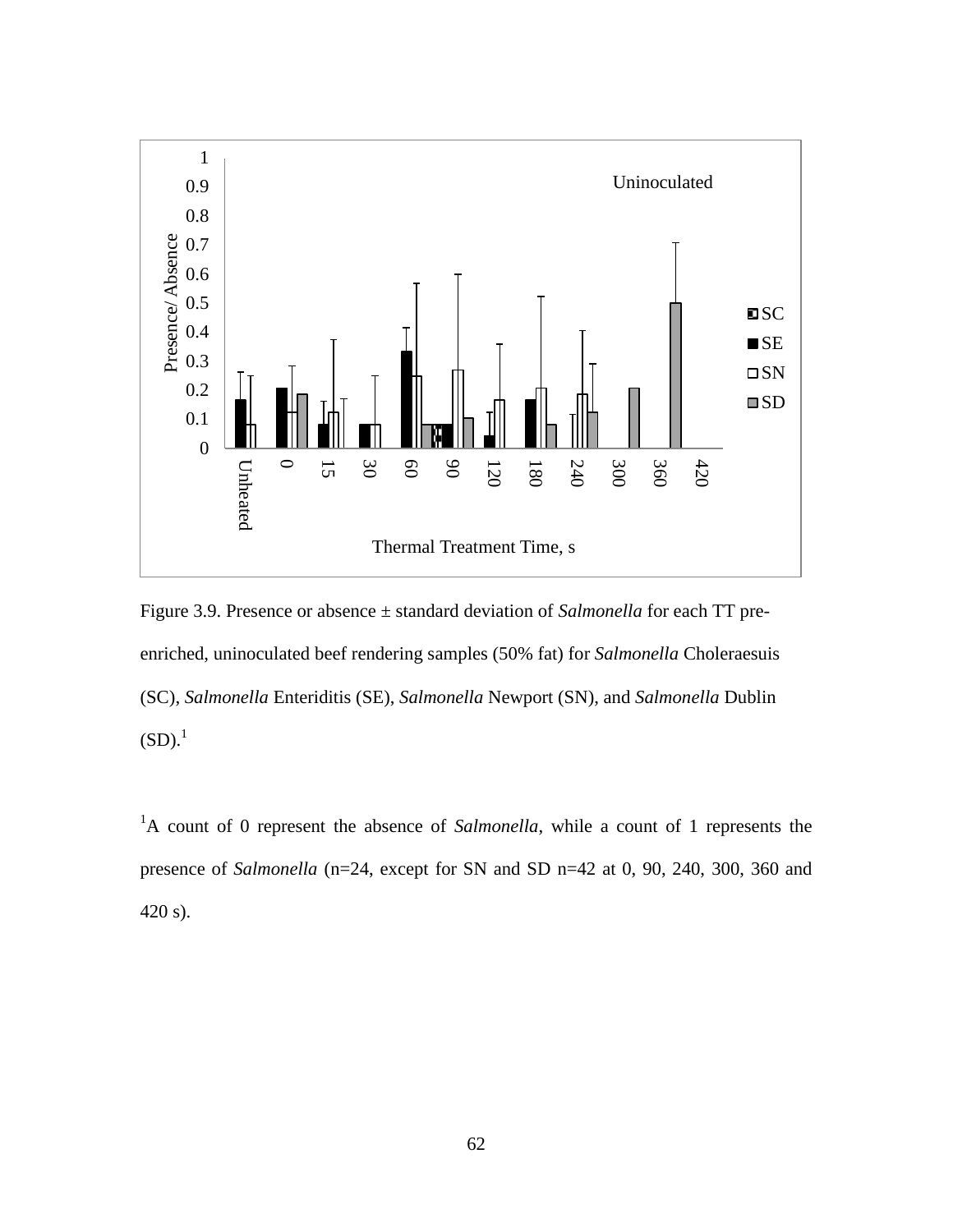Figure 3.9. Presence or absence ± standard deviation of *Salmonella* for each TT pre-enriched, uninoculated beef rendering samples (50% fat) for *Salmonella* Choleraesuis (SC), *Salmonella* Enteriditis (SE), *Salmonella* Newport (SN), and *Salmonella* Dublin (SD).[1]

[1]A count of 0 represent the absence of *Salmonella*, while a count of 1 represents the presence of *Salmonella* (n=24, except for SN and SD n=42 at 0, 90, 240, 300, 360 and 420 s).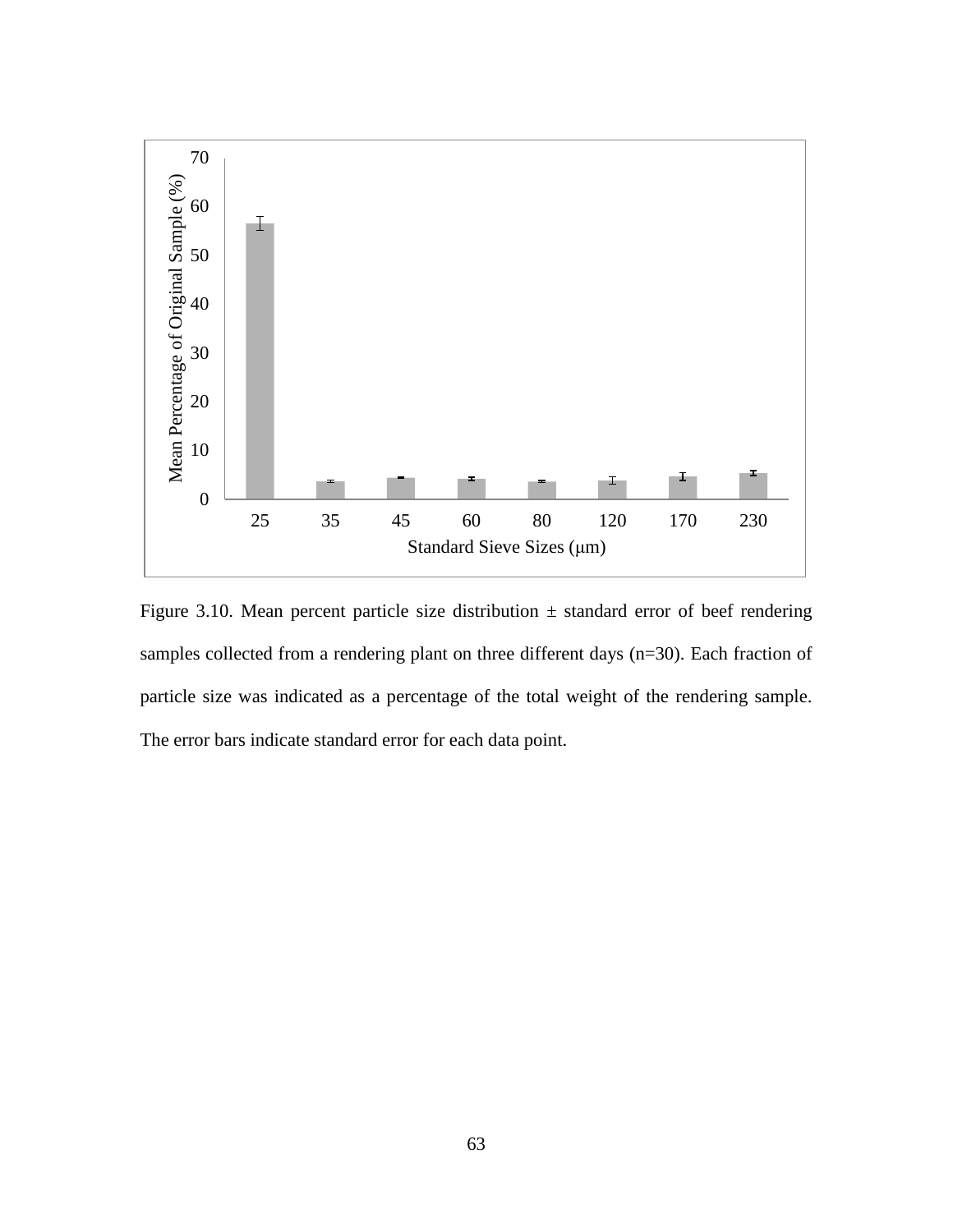Figure 3.10. Mean percent particle size distribution ± standard error of beef rendering samples collected from a rendering plant on three different days (n=30). Each fraction of particle size was indicated as a percentage of the total weight of the rendering sample. The error bars indicate standard error for each data point.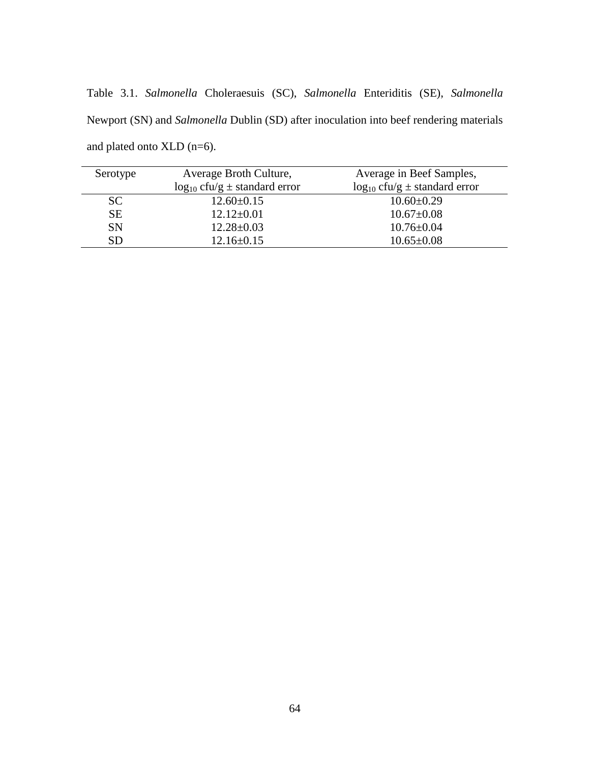Table 3.1. *Salmonella* Choleraesuis (SC), *Salmonella* Enteriditis (SE), *Salmonella* Newport (SN) and *Salmonella* Dublin (SD) after inoculation into beef rendering materials and plated onto XLD (n=6).

| Serotype | Average Broth Culture, $\log_{10}$ cfu/g ± standard error | Average in Beef Samples, $\log_{10}$ cfu/g ± standard error |
|---|---|---|
| SC | 12.60±0.15 | 10.60±0.29 |
| SE | 12.12±0.01 | 10.67±0.08 |
| SN | 12.28±0.03 | 10.76±0.04 |
| SD | 12.16±0.15 | 10.65±0.08 |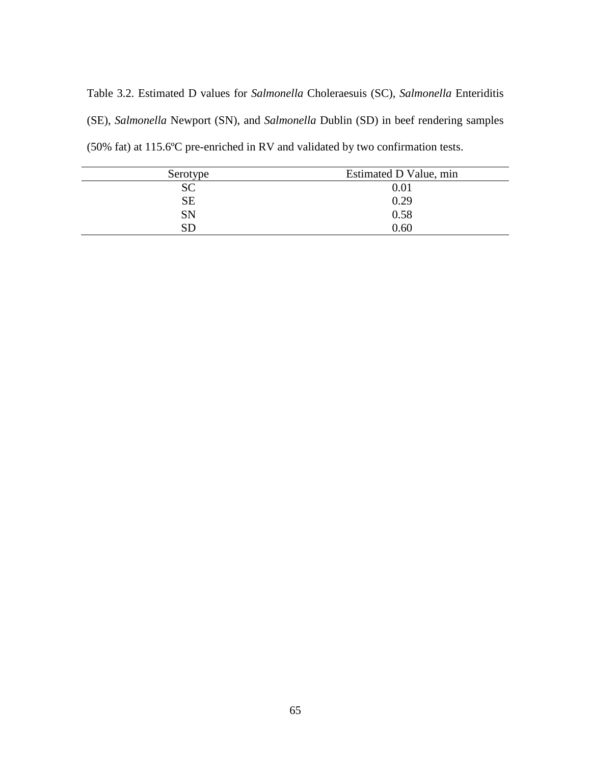Table 3.2. Estimated D values for *Salmonella* Choleraesuis (SC), *Salmonella* Enteriditis (SE), *Salmonella* Newport (SN), and *Salmonella* Dublin (SD) in beef rendering samples (50% fat) at 115.6ºC pre-enriched in RV and validated by two confirmation tests.

| Serotype | Estimated D Value, min |
|---|---|
| SC | 0.01 |
| SE | 0.29 |
| SN | 0.58 |
| SD | 0.60 |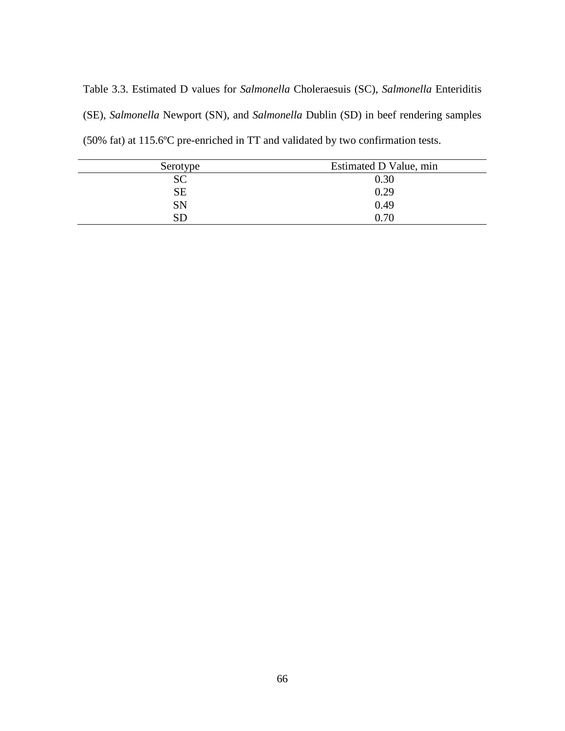Table 3.3. Estimated D values for *Salmonella* Choleraesuis (SC), *Salmonella* Enteriditis (SE), *Salmonella* Newport (SN), and *Salmonella* Dublin (SD) in beef rendering samples (50% fat) at 115.6ºC pre-enriched in TT and validated by two confirmation tests.

| Serotype | Estimated D Value, min |
|---|---|
| SC | 0.30 |
| SE | 0.29 |
| SN | 0.49 |
| SD | 0.70 |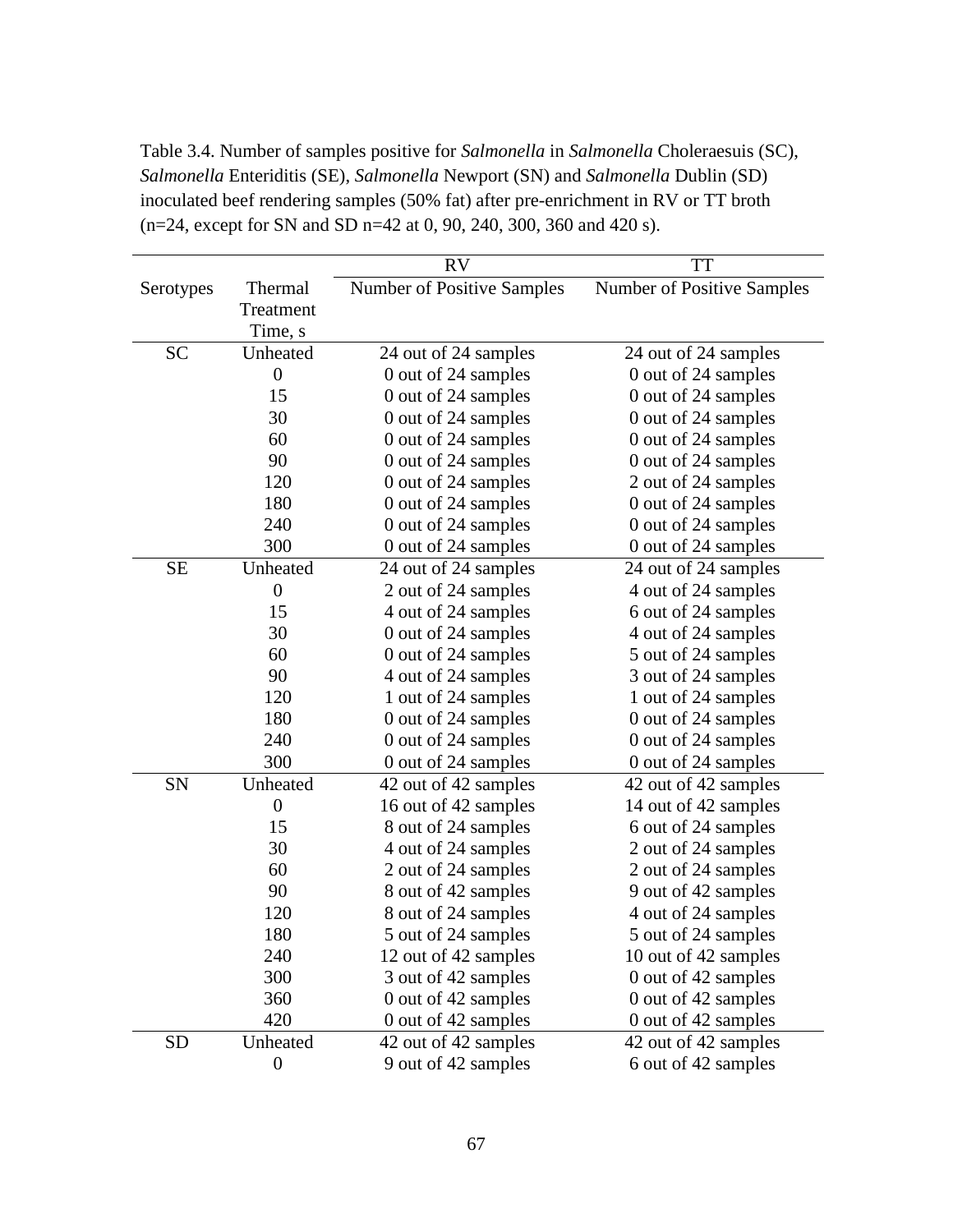Table 3.4. Number of samples positive for *Salmonella* in *Salmonella* Choleraesuis (SC), *Salmonella* Enteriditis (SE), *Salmonella* Newport (SN) and *Salmonella* Dublin (SD) inoculated beef rendering samples (50% fat) after pre-enrichment in RV or TT broth (n=24, except for SN and SD n=42 at 0, 90, 240, 300, 360 and 420 s).

| | | RV | TT |
|---|---|---|---|
| Serotypes | Thermal Treatment Time, s | Number of Positive Samples | Number of Positive Samples |
| SC | Unheated | 24 out of 24 samples | 24 out of 24 samples |
| | 0 | 0 out of 24 samples | 0 out of 24 samples |
| | 15 | 0 out of 24 samples | 0 out of 24 samples |
| | 30 | 0 out of 24 samples | 0 out of 24 samples |
| | 60 | 0 out of 24 samples | 0 out of 24 samples |
| | 90 | 0 out of 24 samples | 0 out of 24 samples |
| | 120 | 0 out of 24 samples | 2 out of 24 samples |
| | 180 | 0 out of 24 samples | 0 out of 24 samples |
| | 240 | 0 out of 24 samples | 0 out of 24 samples |
| | 300 | 0 out of 24 samples | 0 out of 24 samples |
| SE | Unheated | 24 out of 24 samples | 24 out of 24 samples |
| | 0 | 2 out of 24 samples | 4 out of 24 samples |
| | 15 | 4 out of 24 samples | 6 out of 24 samples |
| | 30 | 0 out of 24 samples | 4 out of 24 samples |
| | 60 | 0 out of 24 samples | 5 out of 24 samples |
| | 90 | 4 out of 24 samples | 3 out of 24 samples |
| | 120 | 1 out of 24 samples | 1 out of 24 samples |
| | 180 | 0 out of 24 samples | 0 out of 24 samples |
| | 240 | 0 out of 24 samples | 0 out of 24 samples |
| | 300 | 0 out of 24 samples | 0 out of 24 samples |
| SN | Unheated | 42 out of 42 samples | 42 out of 42 samples |
| | 0 | 16 out of 42 samples | 14 out of 42 samples |
| | 15 | 8 out of 24 samples | 6 out of 24 samples |
| | 30 | 4 out of 24 samples | 2 out of 24 samples |
| | 60 | 2 out of 24 samples | 2 out of 24 samples |
| | 90 | 8 out of 42 samples | 9 out of 42 samples |
| | 120 | 8 out of 24 samples | 4 out of 24 samples |
| | 180 | 5 out of 24 samples | 5 out of 24 samples |
| | 240 | 12 out of 42 samples | 10 out of 42 samples |
| | 300 | 3 out of 42 samples | 0 out of 42 samples |
| | 360 | 0 out of 42 samples | 0 out of 42 samples |
| | 420 | 0 out of 42 samples | 0 out of 42 samples |
| SD | Unheated | 42 out of 42 samples | 42 out of 42 samples |
| | 0 | 9 out of 42 samples | 6 out of 42 samples |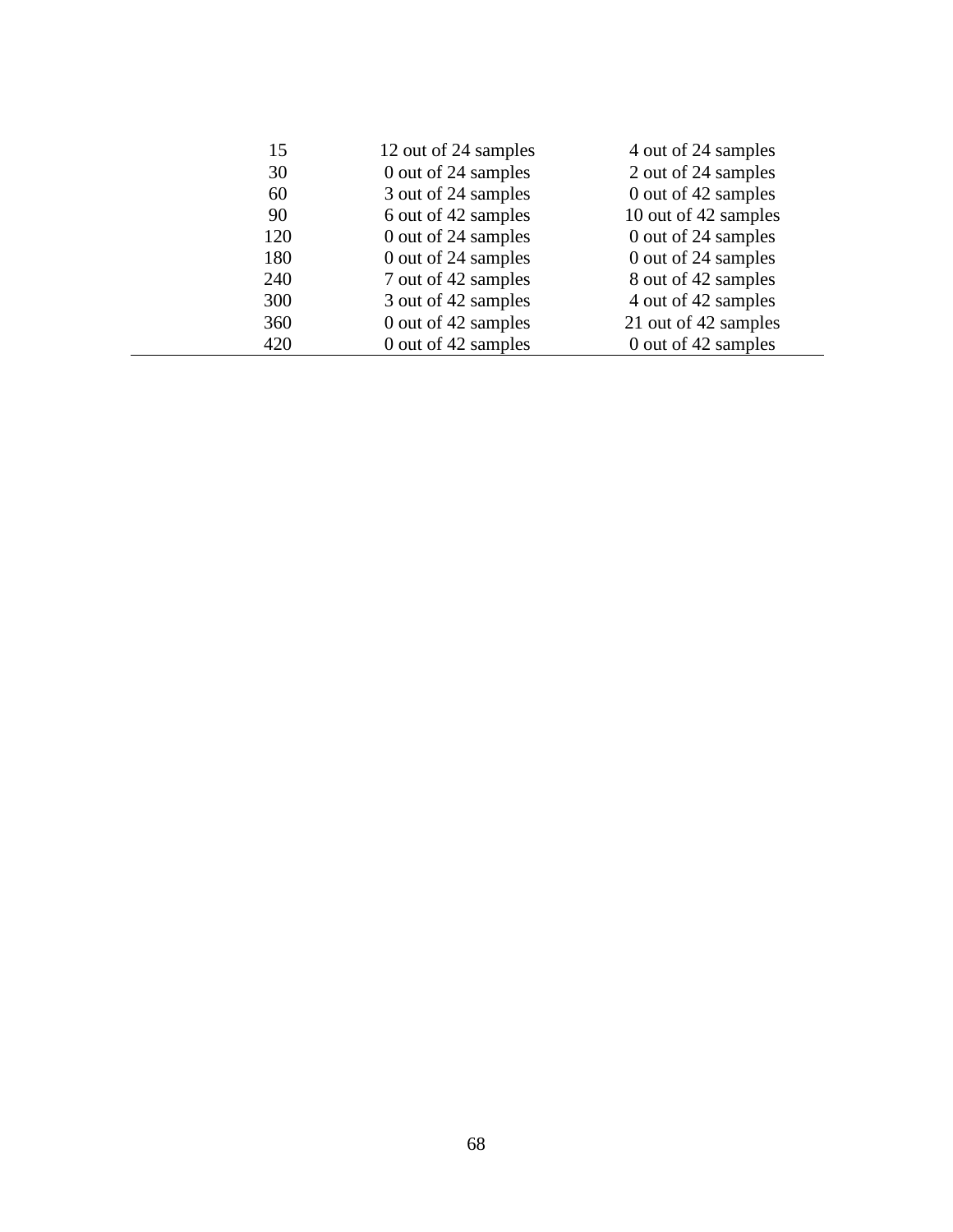| | | |
|---|---|---|
| 15 | 12 out of 24 samples | 4 out of 24 samples |
| 30 | 0 out of 24 samples | 2 out of 24 samples |
| 60 | 3 out of 24 samples | 0 out of 42 samples |
| 90 | 6 out of 42 samples | 10 out of 42 samples |
| 120 | 0 out of 24 samples | 0 out of 24 samples |
| 180 | 0 out of 24 samples | 0 out of 24 samples |
| 240 | 7 out of 42 samples | 8 out of 42 samples |
| 300 | 3 out of 42 samples | 4 out of 42 samples |
| 360 | 0 out of 42 samples | 21 out of 42 samples |
| 420 | 0 out of 42 samples | 0 out of 42 samples |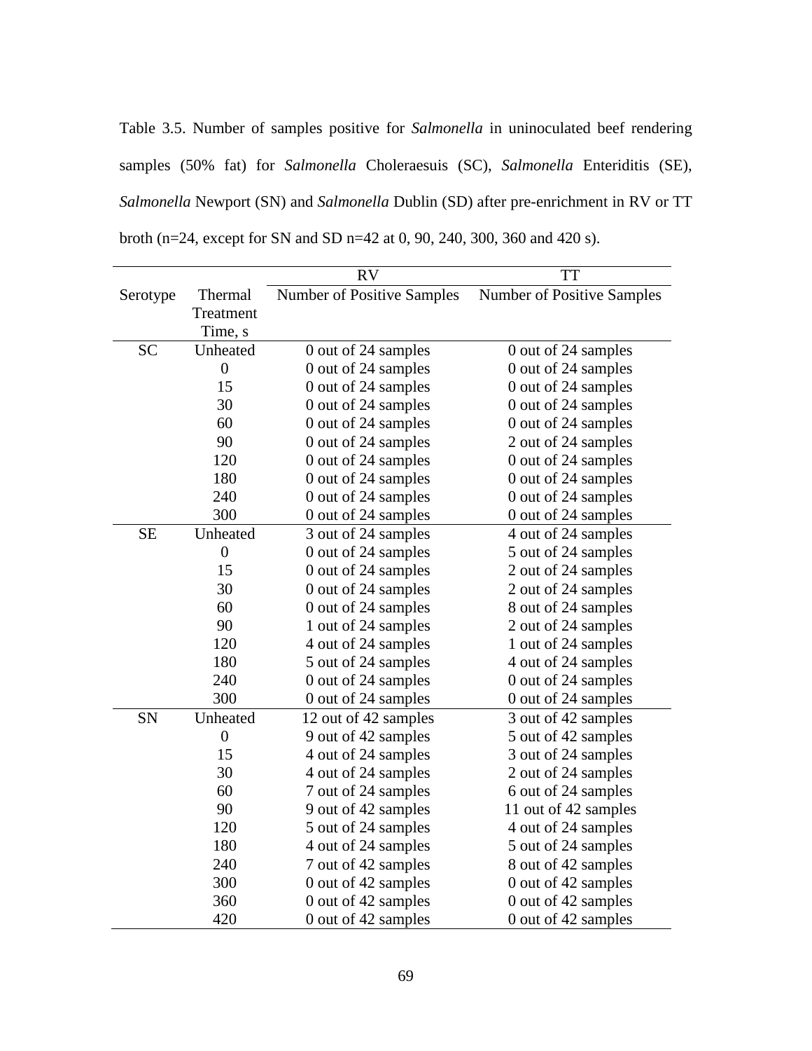Table 3.5. Number of samples positive for *Salmonella* in uninoculated beef rendering samples (50% fat) for *Salmonella* Choleraesuis (SC), *Salmonella* Enteriditis (SE), *Salmonella* Newport (SN) and *Salmonella* Dublin (SD) after pre-enrichment in RV or TT broth (n=24, except for SN and SD n=42 at 0, 90, 240, 300, 360 and 420 s).

| | | RV | TT |
|---|---|---|---|
| Serotype | Thermal Treatment Time, s | Number of Positive Samples | Number of Positive Samples |
| SC | Unheated | 0 out of 24 samples | 0 out of 24 samples |
| | 0 | 0 out of 24 samples | 0 out of 24 samples |
| | 15 | 0 out of 24 samples | 0 out of 24 samples |
| | 30 | 0 out of 24 samples | 0 out of 24 samples |
| | 60 | 0 out of 24 samples | 0 out of 24 samples |
| | 90 | 0 out of 24 samples | 2 out of 24 samples |
| | 120 | 0 out of 24 samples | 0 out of 24 samples |
| | 180 | 0 out of 24 samples | 0 out of 24 samples |
| | 240 | 0 out of 24 samples | 0 out of 24 samples |
| | 300 | 0 out of 24 samples | 0 out of 24 samples |
| SE | Unheated | 3 out of 24 samples | 4 out of 24 samples |
| | 0 | 0 out of 24 samples | 5 out of 24 samples |
| | 15 | 0 out of 24 samples | 2 out of 24 samples |
| | 30 | 0 out of 24 samples | 2 out of 24 samples |
| | 60 | 0 out of 24 samples | 8 out of 24 samples |
| | 90 | 1 out of 24 samples | 2 out of 24 samples |
| | 120 | 4 out of 24 samples | 1 out of 24 samples |
| | 180 | 5 out of 24 samples | 4 out of 24 samples |
| | 240 | 0 out of 24 samples | 0 out of 24 samples |
| | 300 | 0 out of 24 samples | 0 out of 24 samples |
| SN | Unheated | 12 out of 42 samples | 3 out of 42 samples |
| | 0 | 9 out of 42 samples | 5 out of 42 samples |
| | 15 | 4 out of 24 samples | 3 out of 24 samples |
| | 30 | 4 out of 24 samples | 2 out of 24 samples |
| | 60 | 7 out of 24 samples | 6 out of 24 samples |
| | 90 | 9 out of 42 samples | 11 out of 42 samples |
| | 120 | 5 out of 24 samples | 4 out of 24 samples |
| | 180 | 4 out of 24 samples | 5 out of 24 samples |
| | 240 | 7 out of 42 samples | 8 out of 42 samples |
| | 300 | 0 out of 42 samples | 0 out of 42 samples |
| | 360 | 0 out of 42 samples | 0 out of 42 samples |
| | 420 | 0 out of 42 samples | 0 out of 42 samples |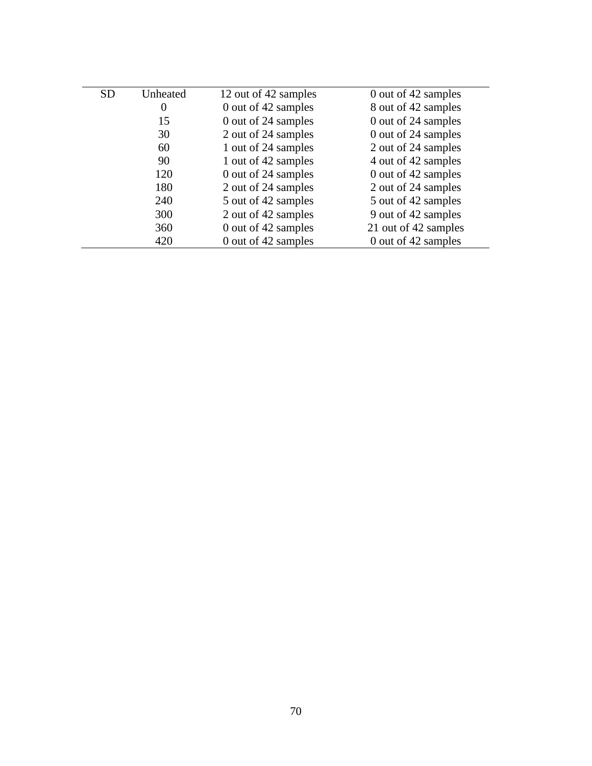| | | | |
|---|---|---|---|
| SD | Unheated | 12 out of 42 samples | 0 out of 42 samples |
| | 0 | 0 out of 42 samples | 8 out of 42 samples |
| | 15 | 0 out of 24 samples | 0 out of 24 samples |
| | 30 | 2 out of 24 samples | 0 out of 24 samples |
| | 60 | 1 out of 24 samples | 2 out of 24 samples |
| | 90 | 1 out of 42 samples | 4 out of 42 samples |
| | 120 | 0 out of 24 samples | 0 out of 42 samples |
| | 180 | 2 out of 24 samples | 2 out of 24 samples |
| | 240 | 5 out of 42 samples | 5 out of 42 samples |
| | 300 | 2 out of 42 samples | 9 out of 42 samples |
| | 360 | 0 out of 42 samples | 21 out of 42 samples |
| | 420 | 0 out of 42 samples | 0 out of 42 samples |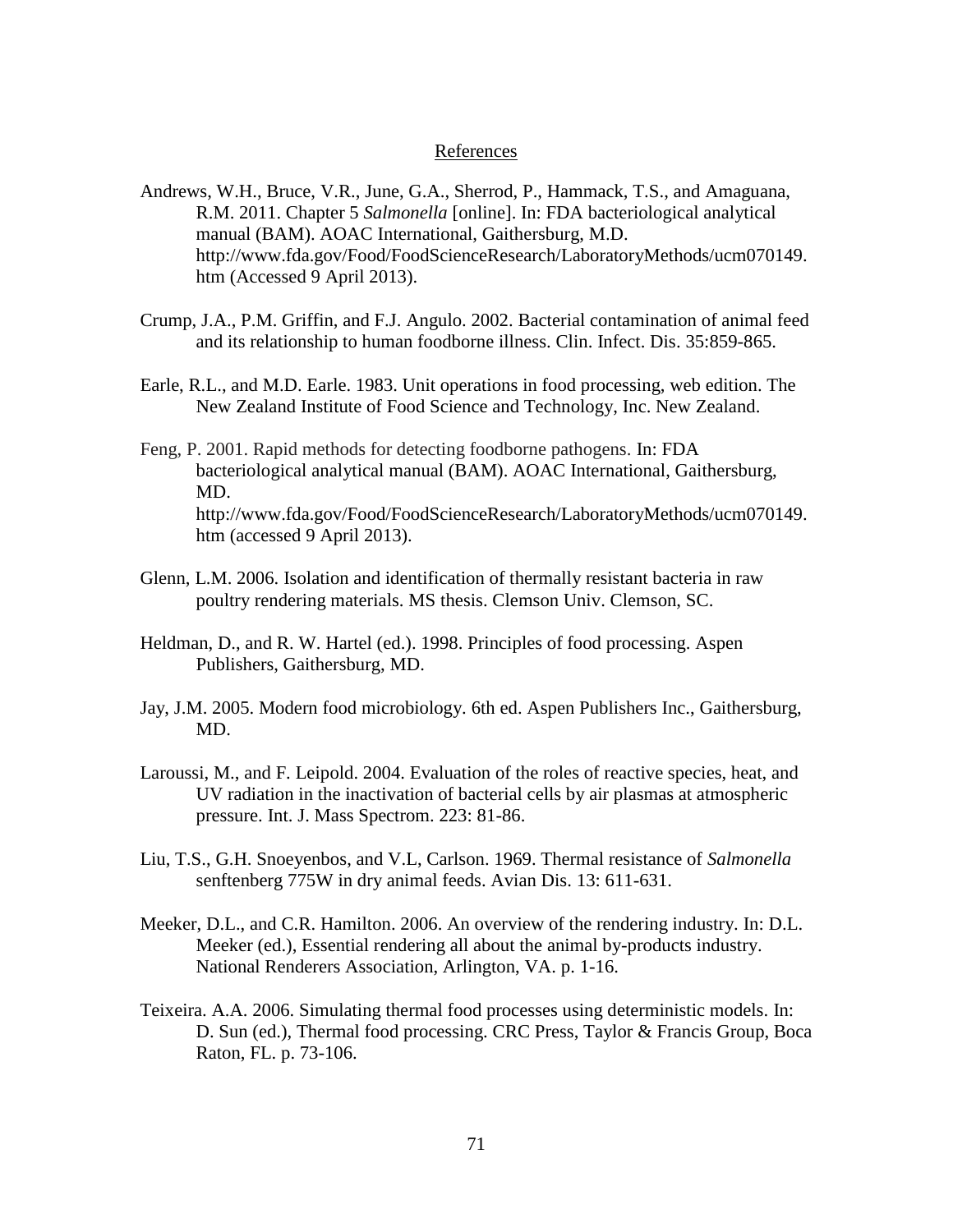## References

Andrews, W.H., Bruce, V.R., June, G.A., Sherrod, P., Hammack, T.S., and Amaguana, R.M. 2011. Chapter 5 *Salmonella* [online]. In: FDA bacteriological analytical manual (BAM). AOAC International, Gaithersburg, M.D. http://www.fda.gov/Food/FoodScienceResearch/LaboratoryMethods/ucm070149.htm (Accessed 9 April 2013).

Crump, J.A., P.M. Griffin, and F.J. Angulo. 2002. Bacterial contamination of animal feed and its relationship to human foodborne illness. Clin. Infect. Dis. 35:859-865.

Earle, R.L., and M.D. Earle. 1983. Unit operations in food processing, web edition. The New Zealand Institute of Food Science and Technology, Inc. New Zealand.

Feng, P. 2001. Rapid methods for detecting foodborne pathogens. In: FDA bacteriological analytical manual (BAM). AOAC International, Gaithersburg, MD. http://www.fda.gov/Food/FoodScienceResearch/LaboratoryMethods/ucm070149.htm (accessed 9 April 2013).

Glenn, L.M. 2006. Isolation and identification of thermally resistant bacteria in raw poultry rendering materials. MS thesis. Clemson Univ. Clemson, SC.

Heldman, D., and R. W. Hartel (ed.). 1998. Principles of food processing. Aspen Publishers, Gaithersburg, MD.

Jay, J.M. 2005. Modern food microbiology. 6th ed. Aspen Publishers Inc., Gaithersburg, MD.

Laroussi, M., and F. Leipold. 2004. Evaluation of the roles of reactive species, heat, and UV radiation in the inactivation of bacterial cells by air plasmas at atmospheric pressure. Int. J. Mass Spectrom. 223: 81-86.

Liu, T.S., G.H. Snoeyenbos, and V.L, Carlson. 1969. Thermal resistance of *Salmonella* senftenberg 775W in dry animal feeds. Avian Dis. 13: 611-631.

Meeker, D.L., and C.R. Hamilton. 2006. An overview of the rendering industry. In: D.L. Meeker (ed.), Essential rendering all about the animal by-products industry. National Renderers Association, Arlington, VA. p. 1-16.

Teixeira. A.A. 2006. Simulating thermal food processes using deterministic models. In: D. Sun (ed.), Thermal food processing. CRC Press, Taylor & Francis Group, Boca Raton, FL. p. 73-106.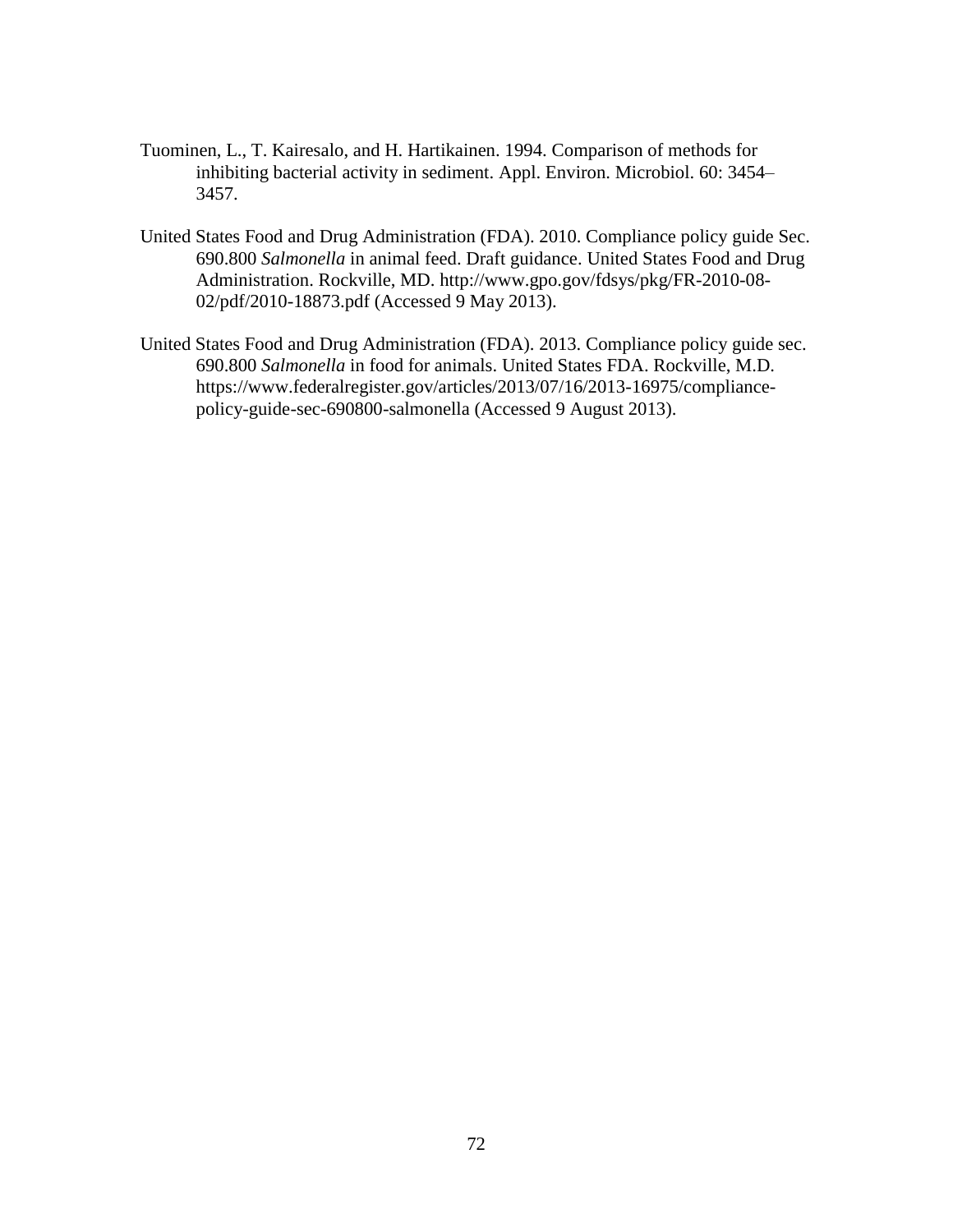Tuominen, L., T. Kairesalo, and H. Hartikainen. 1994. Comparison of methods for inhibiting bacterial activity in sediment. Appl. Environ. Microbiol. 60: 3454–3457.

United States Food and Drug Administration (FDA). 2010. Compliance policy guide Sec. 690.800 *Salmonella* in animal feed. Draft guidance. United States Food and Drug Administration. Rockville, MD. http://www.gpo.gov/fdsys/pkg/FR-2010-08-02/pdf/2010-18873.pdf (Accessed 9 May 2013).

United States Food and Drug Administration (FDA). 2013. Compliance policy guide sec. 690.800 *Salmonella* in food for animals. United States FDA. Rockville, M.D. https://www.federalregister.gov/articles/2013/07/16/2013-16975/compliance-policy-guide-sec-690800-salmonella (Accessed 9 August 2013).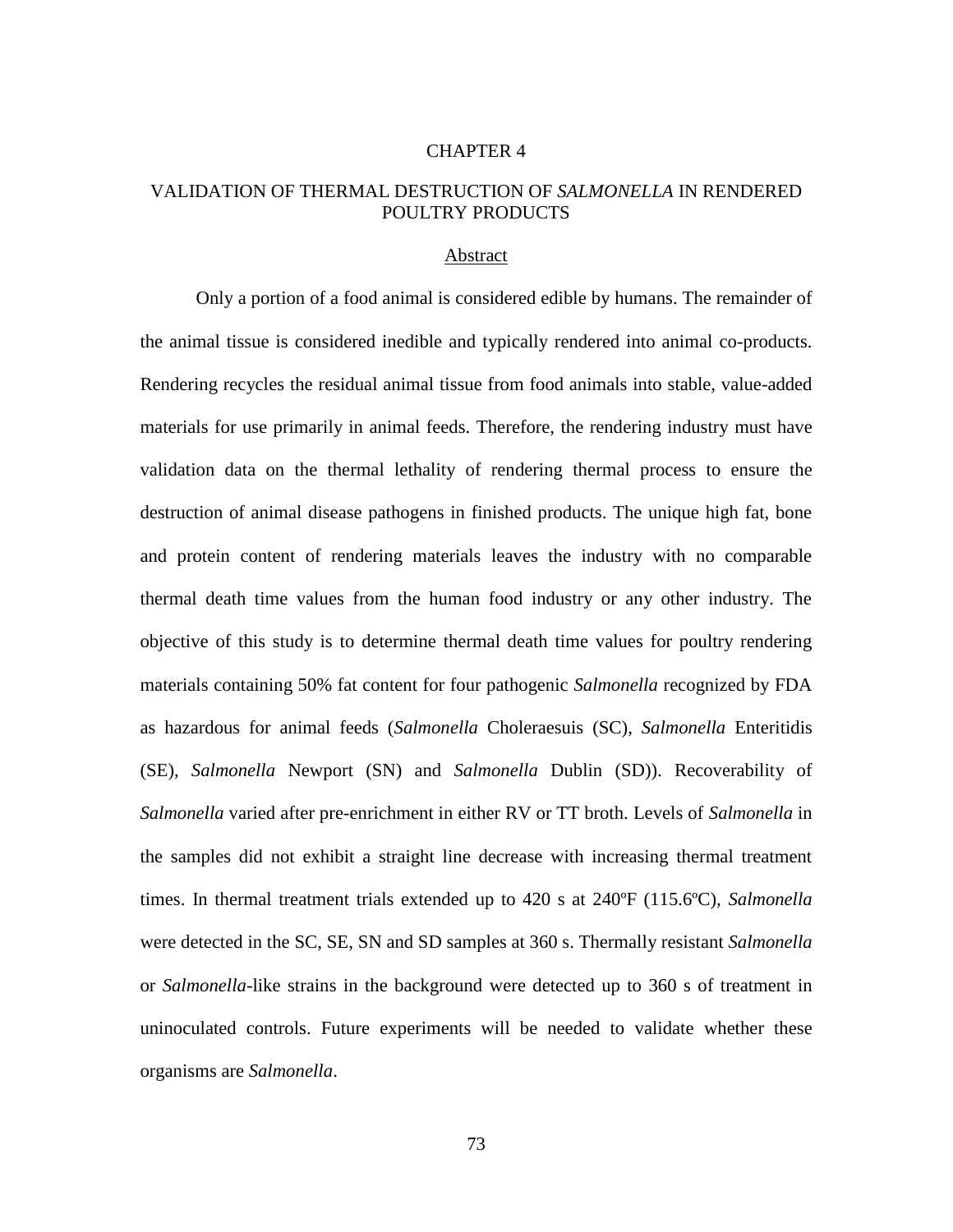# CHAPTER 4

## VALIDATION OF THERMAL DESTRUCTION OF *SALMONELLA* IN RENDERED POULTRY PRODUCTS

### Abstract

Only a portion of a food animal is considered edible by humans. The remainder of the animal tissue is considered inedible and typically rendered into animal co-products. Rendering recycles the residual animal tissue from food animals into stable, value-added materials for use primarily in animal feeds. Therefore, the rendering industry must have validation data on the thermal lethality of rendering thermal process to ensure the destruction of animal disease pathogens in finished products. The unique high fat, bone and protein content of rendering materials leaves the industry with no comparable thermal death time values from the human food industry or any other industry. The objective of this study is to determine thermal death time values for poultry rendering materials containing 50% fat content for four pathogenic *Salmonella* recognized by FDA as hazardous for animal feeds (*Salmonella* Choleraesuis (SC), *Salmonella* Enteritidis (SE), *Salmonella* Newport (SN) and *Salmonella* Dublin (SD)). Recoverability of *Salmonella* varied after pre-enrichment in either RV or TT broth. Levels of *Salmonella* in the samples did not exhibit a straight line decrease with increasing thermal treatment times. In thermal treatment trials extended up to 420 s at 240ºF (115.6ºC), *Salmonella* were detected in the SC, SE, SN and SD samples at 360 s. Thermally resistant *Salmonella* or *Salmonella*-like strains in the background were detected up to 360 s of treatment in uninoculated controls. Future experiments will be needed to validate whether these organisms are *Salmonella*.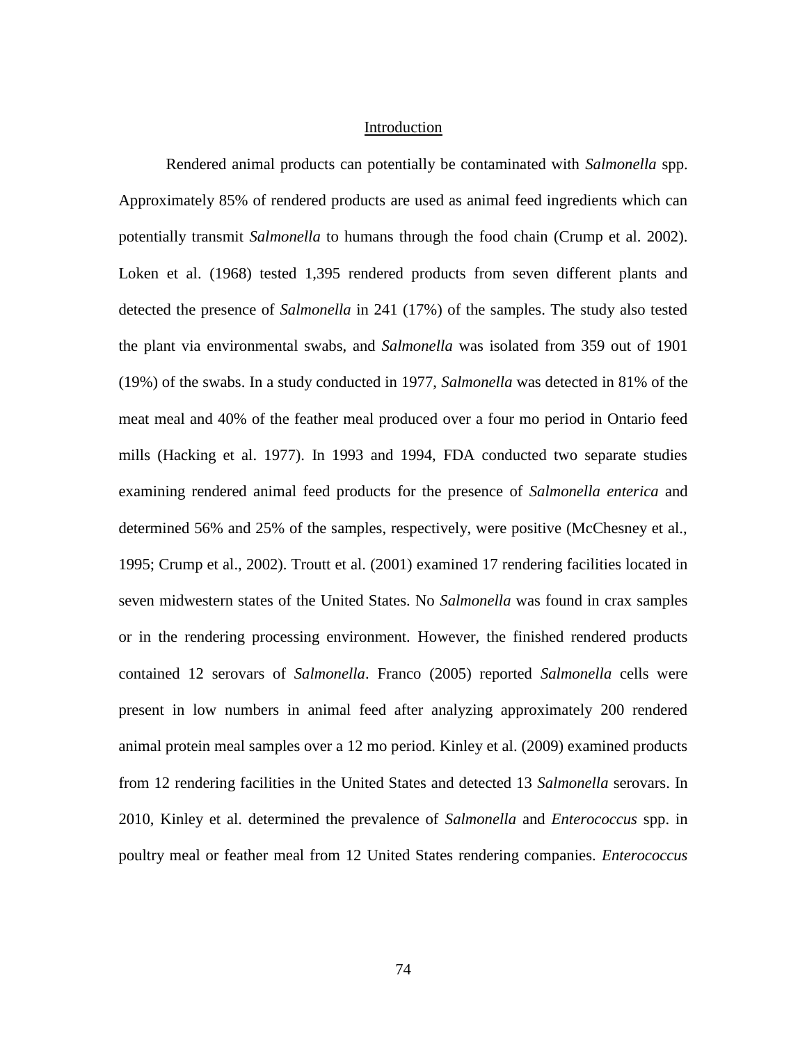## Introduction

Rendered animal products can potentially be contaminated with *Salmonella* spp. Approximately 85% of rendered products are used as animal feed ingredients which can potentially transmit *Salmonella* to humans through the food chain (Crump et al. 2002). Loken et al. (1968) tested 1,395 rendered products from seven different plants and detected the presence of *Salmonella* in 241 (17%) of the samples. The study also tested the plant via environmental swabs, and *Salmonella* was isolated from 359 out of 1901 (19%) of the swabs. In a study conducted in 1977, *Salmonella* was detected in 81% of the meat meal and 40% of the feather meal produced over a four mo period in Ontario feed mills (Hacking et al. 1977). In 1993 and 1994, FDA conducted two separate studies examining rendered animal feed products for the presence of *Salmonella enterica* and determined 56% and 25% of the samples, respectively, were positive (McChesney et al., 1995; Crump et al., 2002). Troutt et al. (2001) examined 17 rendering facilities located in seven midwestern states of the United States. No *Salmonella* was found in crax samples or in the rendering processing environment. However, the finished rendered products contained 12 serovars of *Salmonella*. Franco (2005) reported *Salmonella* cells were present in low numbers in animal feed after analyzing approximately 200 rendered animal protein meal samples over a 12 mo period. Kinley et al. (2009) examined products from 12 rendering facilities in the United States and detected 13 *Salmonella* serovars. In 2010, Kinley et al. determined the prevalence of *Salmonella* and *Enterococcus* spp. in poultry meal or feather meal from 12 United States rendering companies. *Enterococcus*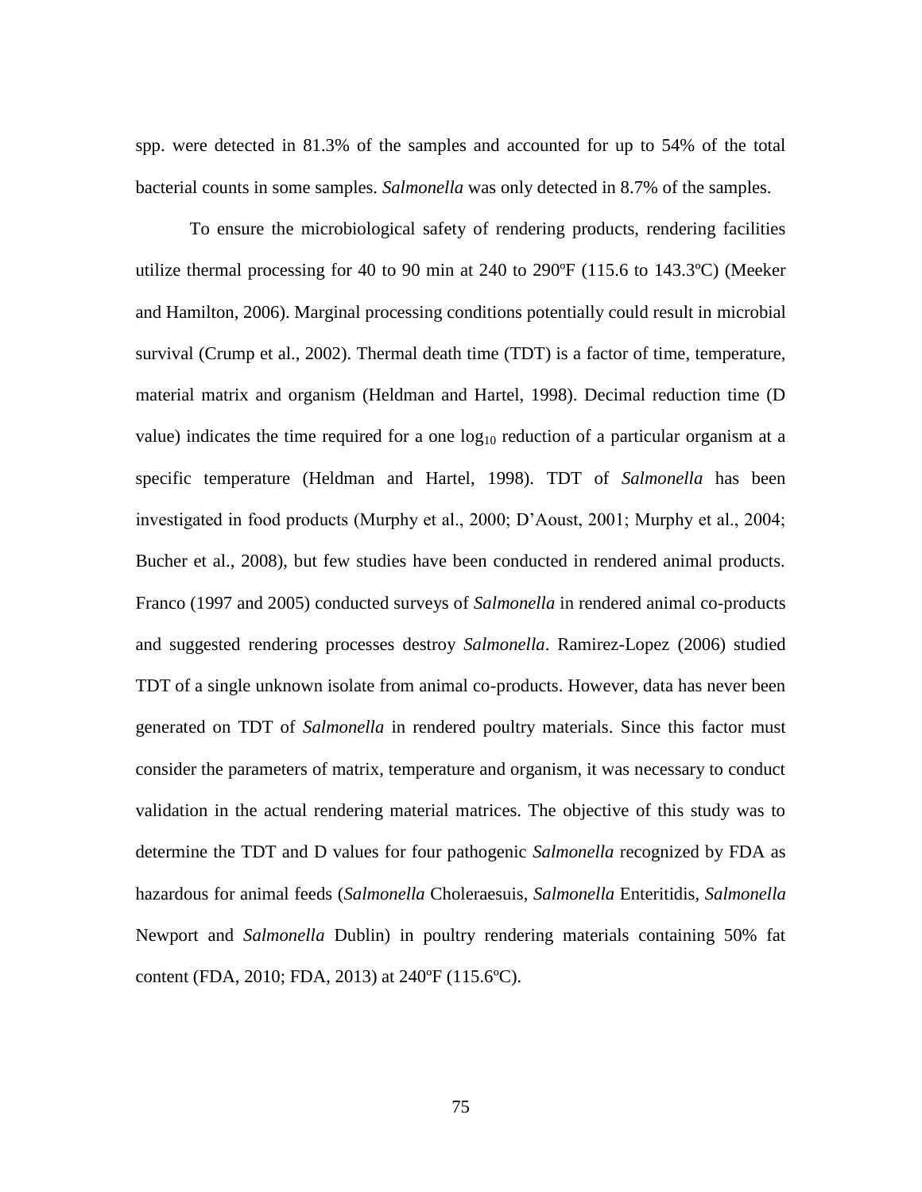spp. were detected in 81.3% of the samples and accounted for up to 54% of the total bacterial counts in some samples. *Salmonella* was only detected in 8.7% of the samples.

To ensure the microbiological safety of rendering products, rendering facilities utilize thermal processing for 40 to 90 min at 240 to 290ºF (115.6 to 143.3ºC) (Meeker and Hamilton, 2006). Marginal processing conditions potentially could result in microbial survival (Crump et al., 2002). Thermal death time (TDT) is a factor of time, temperature, material matrix and organism (Heldman and Hartel, 1998). Decimal reduction time (D value) indicates the time required for a one $\log_{10}$ reduction of a particular organism at a specific temperature (Heldman and Hartel, 1998). TDT of *Salmonella* has been investigated in food products (Murphy et al., 2000; D'Aoust, 2001; Murphy et al., 2004; Bucher et al., 2008), but few studies have been conducted in rendered animal products. Franco (1997 and 2005) conducted surveys of *Salmonella* in rendered animal co-products and suggested rendering processes destroy *Salmonella*. Ramirez-Lopez (2006) studied TDT of a single unknown isolate from animal co-products. However, data has never been generated on TDT of *Salmonella* in rendered poultry materials. Since this factor must consider the parameters of matrix, temperature and organism, it was necessary to conduct validation in the actual rendering material matrices. The objective of this study was to determine the TDT and D values for four pathogenic *Salmonella* recognized by FDA as hazardous for animal feeds (*Salmonella* Choleraesuis, *Salmonella* Enteritidis, *Salmonella* Newport and *Salmonella* Dublin) in poultry rendering materials containing 50% fat content (FDA, 2010; FDA, 2013) at 240ºF (115.6ºC).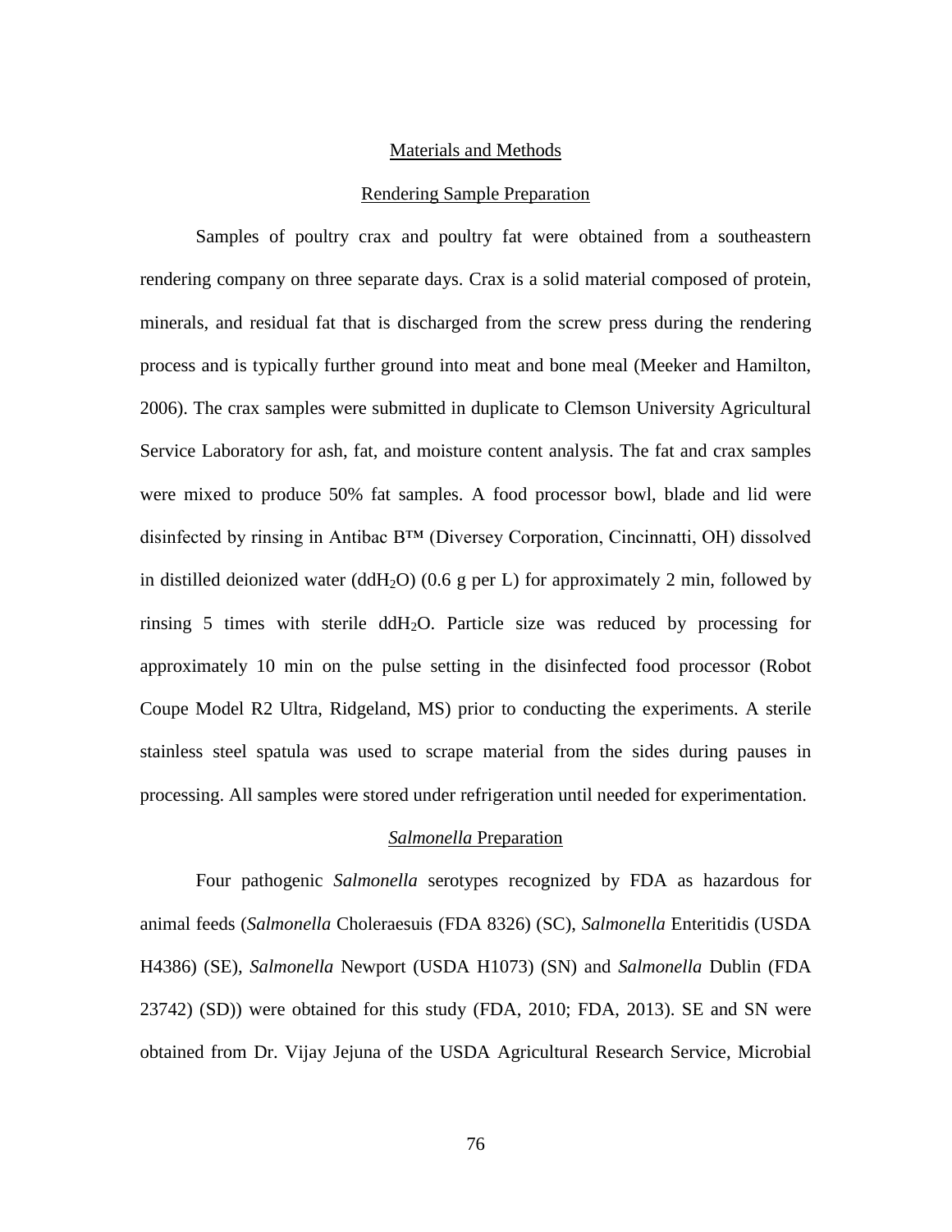## Materials and Methods

### Rendering Sample Preparation

Samples of poultry crax and poultry fat were obtained from a southeastern rendering company on three separate days. Crax is a solid material composed of protein, minerals, and residual fat that is discharged from the screw press during the rendering process and is typically further ground into meat and bone meal (Meeker and Hamilton, 2006). The crax samples were submitted in duplicate to Clemson University Agricultural Service Laboratory for ash, fat, and moisture content analysis. The fat and crax samples were mixed to produce 50% fat samples. A food processor bowl, blade and lid were disinfected by rinsing in Antibac B™ (Diversey Corporation, Cincinnatti, OH) dissolved in distilled deionized water (dd$H_2O$) (0.6 g per L) for approximately 2 min, followed by rinsing 5 times with sterile dd$H_2O$. Particle size was reduced by processing for approximately 10 min on the pulse setting in the disinfected food processor (Robot Coupe Model R2 Ultra, Ridgeland, MS) prior to conducting the experiments. A sterile stainless steel spatula was used to scrape material from the sides during pauses in processing. All samples were stored under refrigeration until needed for experimentation.

### *Salmonella* Preparation

Four pathogenic *Salmonella* serotypes recognized by FDA as hazardous for animal feeds (*Salmonella* Choleraesuis (FDA 8326) (SC), *Salmonella* Enteritidis (USDA H4386) (SE), *Salmonella* Newport (USDA H1073) (SN) and *Salmonella* Dublin (FDA 23742) (SD)) were obtained for this study (FDA, 2010; FDA, 2013). SE and SN were obtained from Dr. Vijay Jejuna of the USDA Agricultural Research Service, Microbial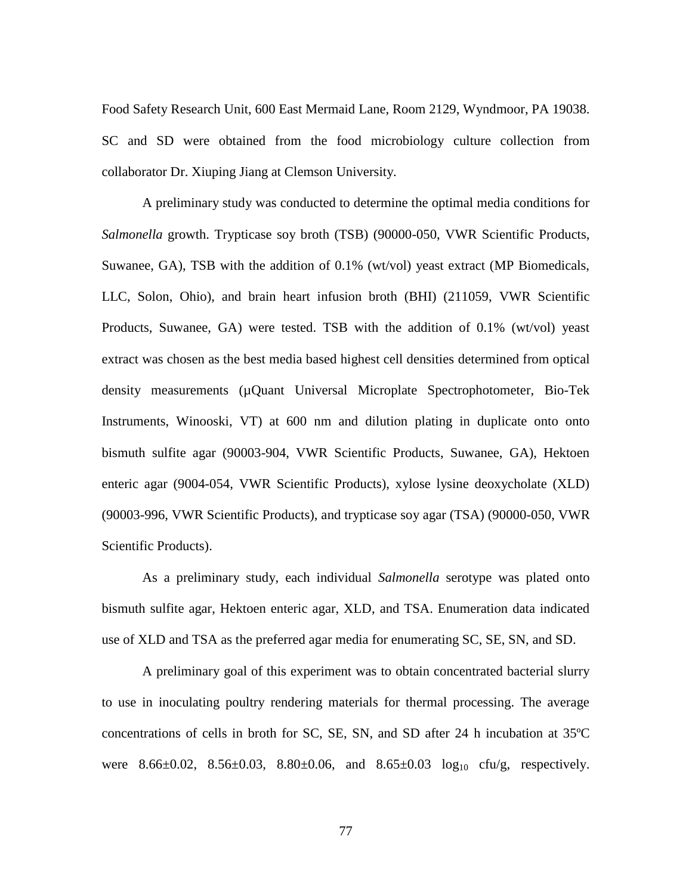Food Safety Research Unit, 600 East Mermaid Lane, Room 2129, Wyndmoor, PA 19038. SC and SD were obtained from the food microbiology culture collection from collaborator Dr. Xiuping Jiang at Clemson University.

A preliminary study was conducted to determine the optimal media conditions for *Salmonella* growth. Trypticase soy broth (TSB) (90000-050, VWR Scientific Products, Suwanee, GA), TSB with the addition of 0.1% (wt/vol) yeast extract (MP Biomedicals, LLC, Solon, Ohio), and brain heart infusion broth (BHI) (211059, VWR Scientific Products, Suwanee, GA) were tested. TSB with the addition of 0.1% (wt/vol) yeast extract was chosen as the best media based highest cell densities determined from optical density measurements (µQuant Universal Microplate Spectrophotometer, Bio-Tek Instruments, Winooski, VT) at 600 nm and dilution plating in duplicate onto onto bismuth sulfite agar (90003-904, VWR Scientific Products, Suwanee, GA), Hektoen enteric agar (9004-054, VWR Scientific Products), xylose lysine deoxycholate (XLD) (90003-996, VWR Scientific Products), and trypticase soy agar (TSA) (90000-050, VWR Scientific Products).

As a preliminary study, each individual *Salmonella* serotype was plated onto bismuth sulfite agar, Hektoen enteric agar, XLD, and TSA. Enumeration data indicated use of XLD and TSA as the preferred agar media for enumerating SC, SE, SN, and SD.

A preliminary goal of this experiment was to obtain concentrated bacterial slurry to use in inoculating poultry rendering materials for thermal processing. The average concentrations of cells in broth for SC, SE, SN, and SD after 24 h incubation at 35ºC were 8.66±0.02, 8.56±0.03, 8.80±0.06, and 8.65±0.03 $\log_{10}$ cfu/g, respectively.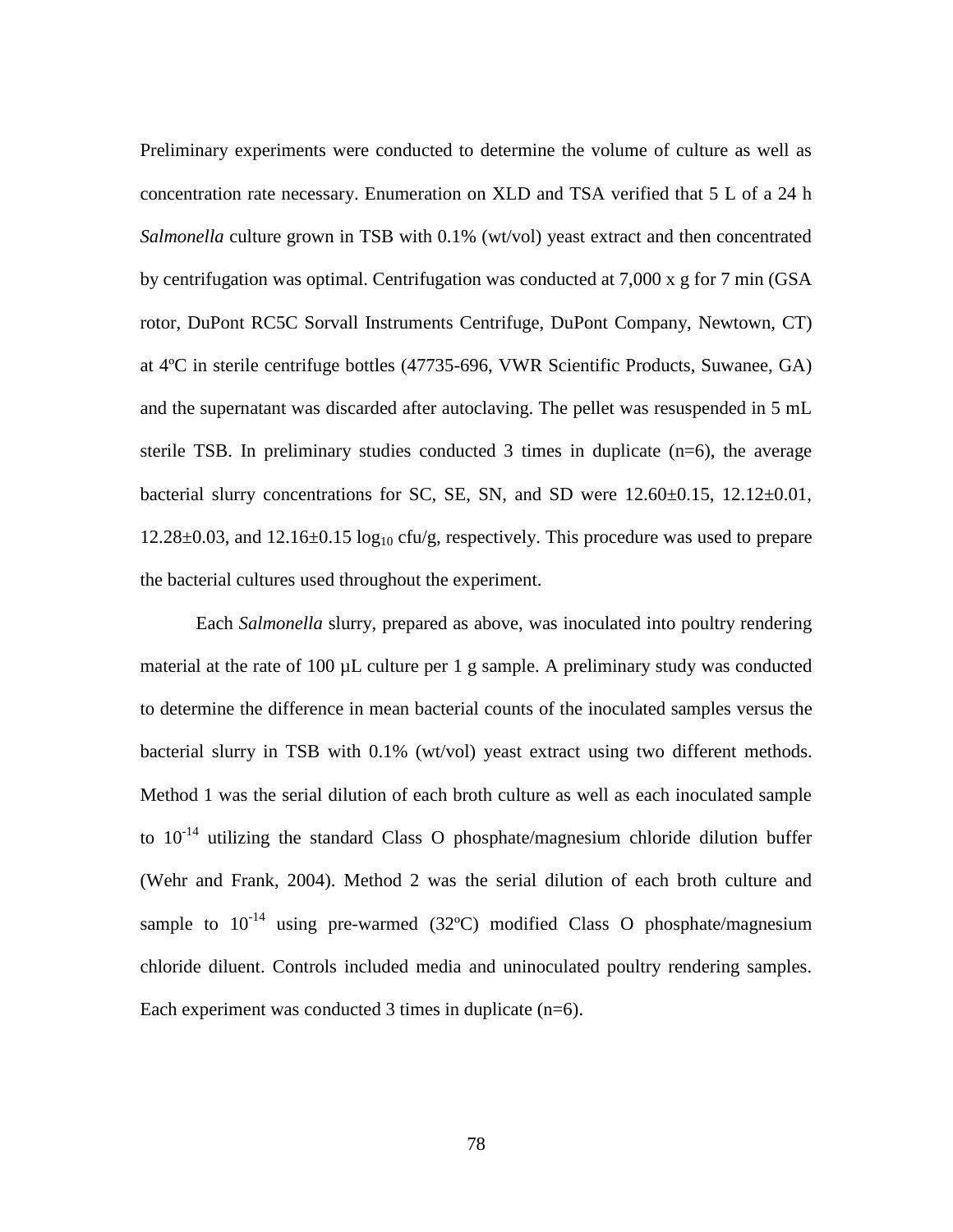Preliminary experiments were conducted to determine the volume of culture as well as concentration rate necessary. Enumeration on XLD and TSA verified that 5 L of a 24 h *Salmonella* culture grown in TSB with 0.1% (wt/vol) yeast extract and then concentrated by centrifugation was optimal. Centrifugation was conducted at 7,000 x g for 7 min (GSA rotor, DuPont RC5C Sorvall Instruments Centrifuge, DuPont Company, Newtown, CT) at 4ºC in sterile centrifuge bottles (47735-696, VWR Scientific Products, Suwanee, GA) and the supernatant was discarded after autoclaving. The pellet was resuspended in 5 mL sterile TSB. In preliminary studies conducted 3 times in duplicate (n=6), the average bacterial slurry concentrations for SC, SE, SN, and SD were 12.60±0.15, 12.12±0.01, 12.28±0.03, and 12.16±0.15 $\log_{10}$ cfu/g, respectively. This procedure was used to prepare the bacterial cultures used throughout the experiment.

Each *Salmonella* slurry, prepared as above, was inoculated into poultry rendering material at the rate of 100 µL culture per 1 g sample. A preliminary study was conducted to determine the difference in mean bacterial counts of the inoculated samples versus the bacterial slurry in TSB with 0.1% (wt/vol) yeast extract using two different methods. Method 1 was the serial dilution of each broth culture as well as each inoculated sample to $10^{-14}$ utilizing the standard Class O phosphate/magnesium chloride dilution buffer (Wehr and Frank, 2004). Method 2 was the serial dilution of each broth culture and sample to $10^{-14}$ using pre-warmed (32ºC) modified Class O phosphate/magnesium chloride diluent. Controls included media and uninoculated poultry rendering samples. Each experiment was conducted 3 times in duplicate (n=6).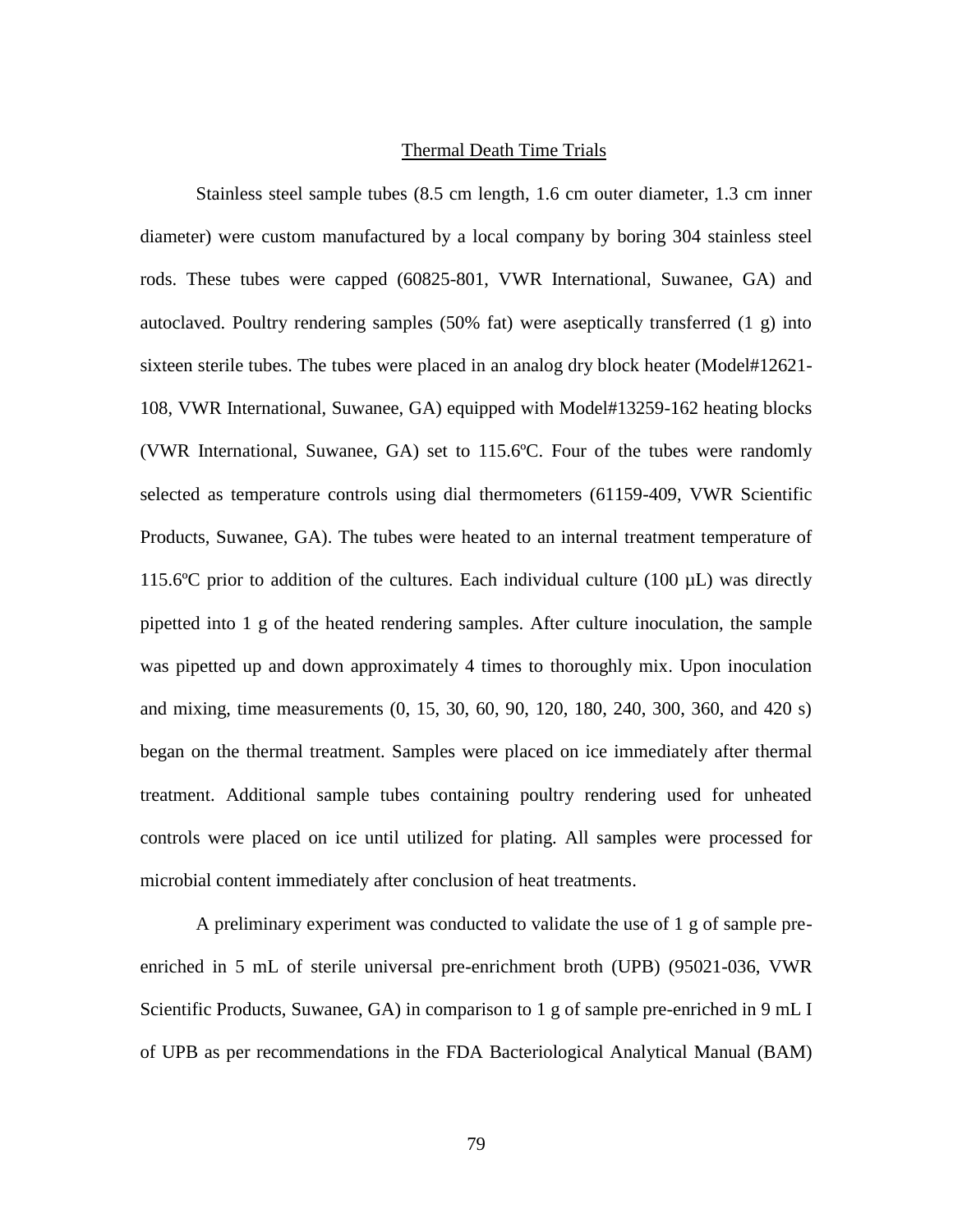## Thermal Death Time Trials

Stainless steel sample tubes (8.5 cm length, 1.6 cm outer diameter, 1.3 cm inner diameter) were custom manufactured by a local company by boring 304 stainless steel rods. These tubes were capped (60825-801, VWR International, Suwanee, GA) and autoclaved. Poultry rendering samples (50% fat) were aseptically transferred (1 g) into sixteen sterile tubes. The tubes were placed in an analog dry block heater (Model#12621-108, VWR International, Suwanee, GA) equipped with Model#13259-162 heating blocks (VWR International, Suwanee, GA) set to 115.6ºC. Four of the tubes were randomly selected as temperature controls using dial thermometers (61159-409, VWR Scientific Products, Suwanee, GA). The tubes were heated to an internal treatment temperature of 115.6ºC prior to addition of the cultures. Each individual culture (100 µL) was directly pipetted into 1 g of the heated rendering samples. After culture inoculation, the sample was pipetted up and down approximately 4 times to thoroughly mix. Upon inoculation and mixing, time measurements (0, 15, 30, 60, 90, 120, 180, 240, 300, 360, and 420 s) began on the thermal treatment. Samples were placed on ice immediately after thermal treatment. Additional sample tubes containing poultry rendering used for unheated controls were placed on ice until utilized for plating. All samples were processed for microbial content immediately after conclusion of heat treatments.

A preliminary experiment was conducted to validate the use of 1 g of sample pre-enriched in 5 mL of sterile universal pre-enrichment broth (UPB) (95021-036, VWR Scientific Products, Suwanee, GA) in comparison to 1 g of sample pre-enriched in 9 mL I of UPB as per recommendations in the FDA Bacteriological Analytical Manual (BAM)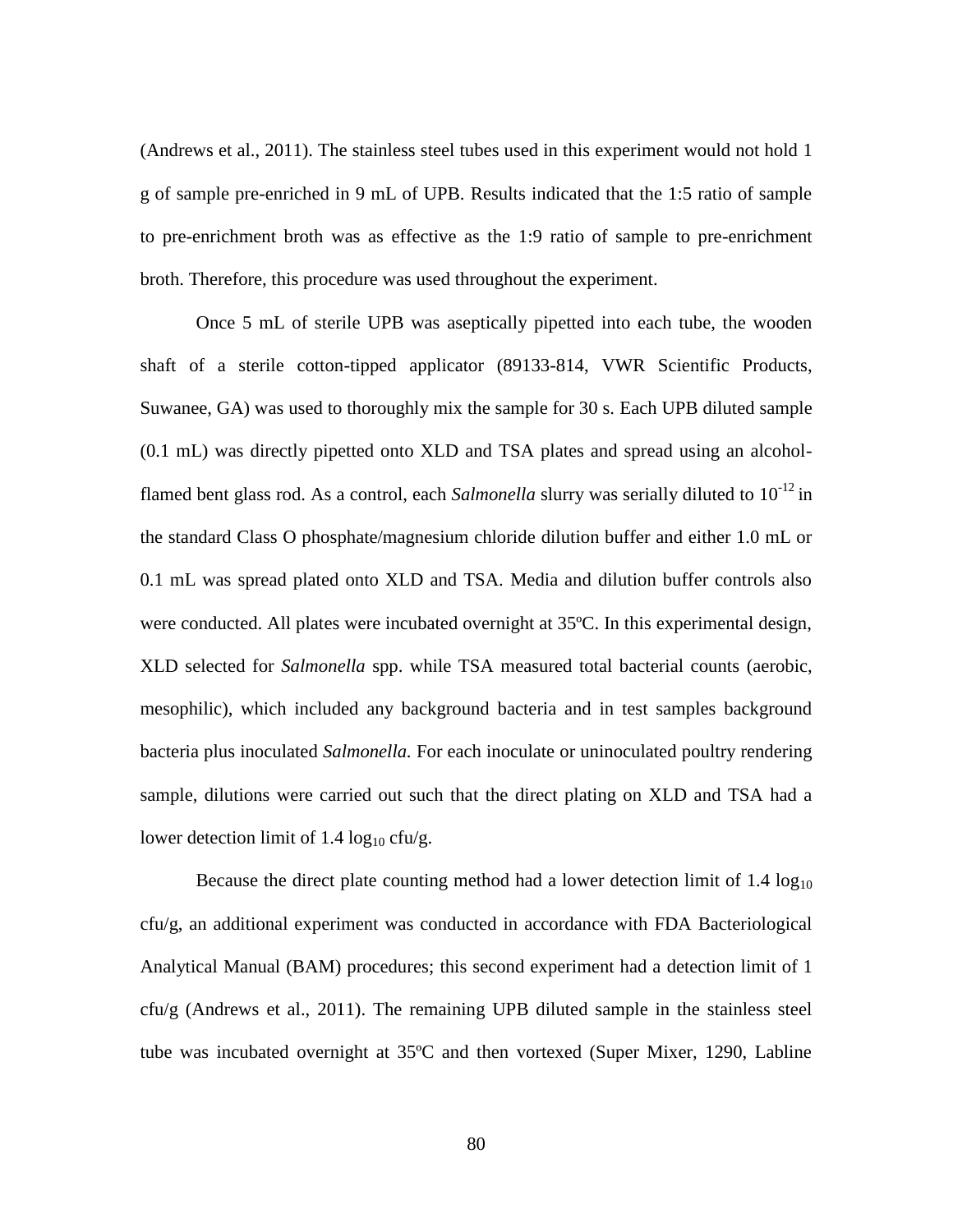(Andrews et al., 2011). The stainless steel tubes used in this experiment would not hold 1 g of sample pre-enriched in 9 mL of UPB. Results indicated that the 1:5 ratio of sample to pre-enrichment broth was as effective as the 1:9 ratio of sample to pre-enrichment broth. Therefore, this procedure was used throughout the experiment.

Once 5 mL of sterile UPB was aseptically pipetted into each tube, the wooden shaft of a sterile cotton-tipped applicator (89133-814, VWR Scientific Products, Suwanee, GA) was used to thoroughly mix the sample for 30 s. Each UPB diluted sample (0.1 mL) was directly pipetted onto XLD and TSA plates and spread using an alcohol-flamed bent glass rod. As a control, each *Salmonella* slurry was serially diluted to $10^{-12}$ in the standard Class O phosphate/magnesium chloride dilution buffer and either 1.0 mL or 0.1 mL was spread plated onto XLD and TSA. Media and dilution buffer controls also were conducted. All plates were incubated overnight at 35ºC. In this experimental design, XLD selected for *Salmonella* spp. while TSA measured total bacterial counts (aerobic, mesophilic), which included any background bacteria and in test samples background bacteria plus inoculated *Salmonella.* For each inoculate or uninoculated poultry rendering sample, dilutions were carried out such that the direct plating on XLD and TSA had a lower detection limit of 1.4 $\log_{10}$ cfu/g.

Because the direct plate counting method had a lower detection limit of 1.4 $\log_{10}$ cfu/g, an additional experiment was conducted in accordance with FDA Bacteriological Analytical Manual (BAM) procedures; this second experiment had a detection limit of 1 cfu/g (Andrews et al., 2011). The remaining UPB diluted sample in the stainless steel tube was incubated overnight at 35ºC and then vortexed (Super Mixer, 1290, Labline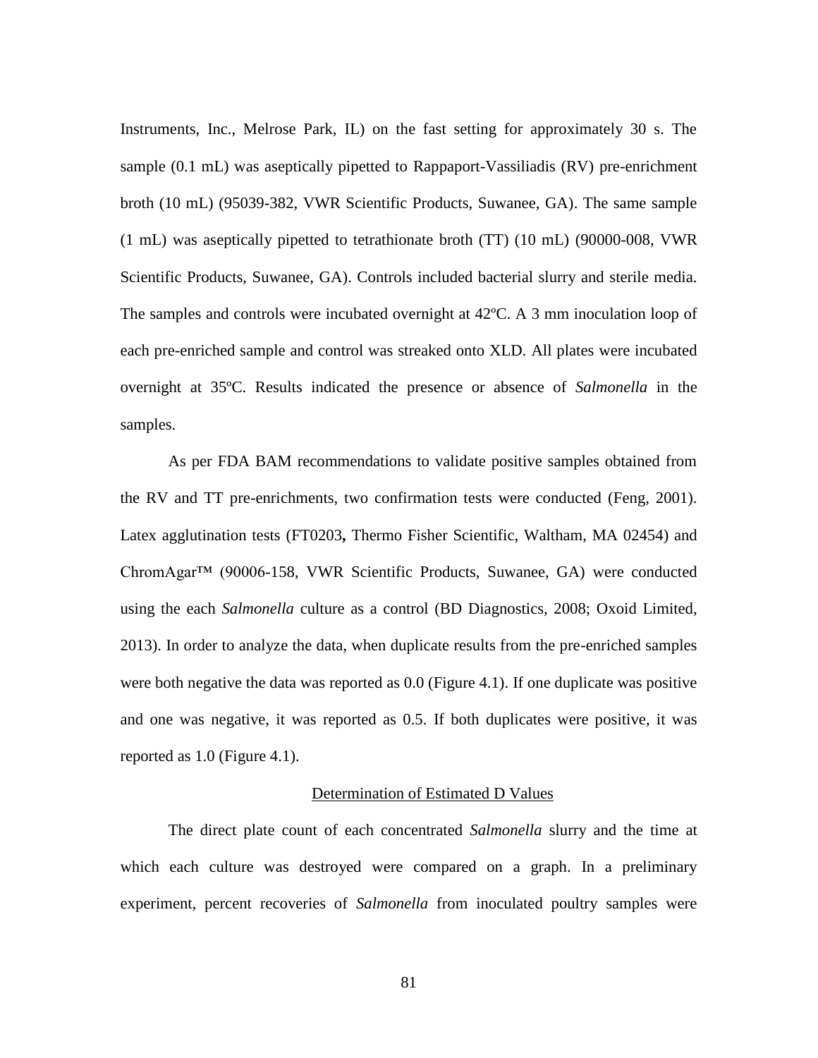Instruments, Inc., Melrose Park, IL) on the fast setting for approximately 30 s. The sample (0.1 mL) was aseptically pipetted to Rappaport-Vassiliadis (RV) pre-enrichment broth (10 mL) (95039-382, VWR Scientific Products, Suwanee, GA). The same sample (1 mL) was aseptically pipetted to tetrathionate broth (TT) (10 mL) (90000-008, VWR Scientific Products, Suwanee, GA). Controls included bacterial slurry and sterile media. The samples and controls were incubated overnight at 42ºC. A 3 mm inoculation loop of each pre-enriched sample and control was streaked onto XLD. All plates were incubated overnight at 35ºC. Results indicated the presence or absence of *Salmonella* in the samples.

As per FDA BAM recommendations to validate positive samples obtained from the RV and TT pre-enrichments, two confirmation tests were conducted (Feng, 2001). Latex agglutination tests (FT0203**,** Thermo Fisher Scientific, Waltham, MA 02454) and ChromAgar™ (90006-158, VWR Scientific Products, Suwanee, GA) were conducted using the each *Salmonella* culture as a control (BD Diagnostics, 2008; Oxoid Limited, 2013). In order to analyze the data, when duplicate results from the pre-enriched samples were both negative the data was reported as 0.0 (Figure 4.1). If one duplicate was positive and one was negative, it was reported as 0.5. If both duplicates were positive, it was reported as 1.0 (Figure 4.1).

## Determination of Estimated D Values

The direct plate count of each concentrated *Salmonella* slurry and the time at which each culture was destroyed were compared on a graph. In a preliminary experiment, percent recoveries of *Salmonella* from inoculated poultry samples were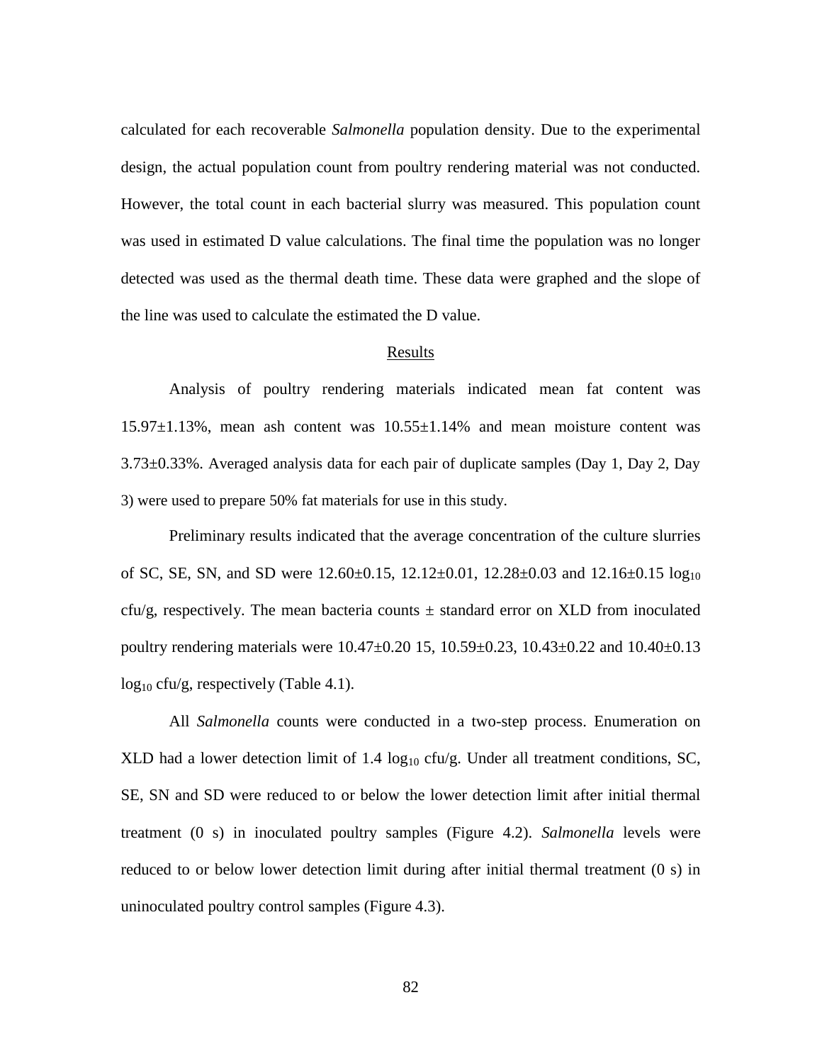calculated for each recoverable *Salmonella* population density. Due to the experimental design, the actual population count from poultry rendering material was not conducted. However, the total count in each bacterial slurry was measured. This population count was used in estimated D value calculations. The final time the population was no longer detected was used as the thermal death time. These data were graphed and the slope of the line was used to calculate the estimated the D value.

## Results

Analysis of poultry rendering materials indicated mean fat content was 15.97±1.13%, mean ash content was 10.55±1.14% and mean moisture content was 3.73±0.33%. Averaged analysis data for each pair of duplicate samples (Day 1, Day 2, Day 3) were used to prepare 50% fat materials for use in this study.

Preliminary results indicated that the average concentration of the culture slurries of SC, SE, SN, and SD were 12.60±0.15, 12.12±0.01, 12.28±0.03 and 12.16±0.15 $\log_{10}$ cfu/g, respectively. The mean bacteria counts ± standard error on XLD from inoculated poultry rendering materials were 10.47±0.20 15, 10.59±0.23, 10.43±0.22 and 10.40±0.13 $\log_{10}$ cfu/g, respectively (Table 4.1).

All *Salmonella* counts were conducted in a two-step process. Enumeration on XLD had a lower detection limit of 1.4 $\log_{10}$ cfu/g. Under all treatment conditions, SC, SE, SN and SD were reduced to or below the lower detection limit after initial thermal treatment (0 s) in inoculated poultry samples (Figure 4.2). *Salmonella* levels were reduced to or below lower detection limit during after initial thermal treatment (0 s) in uninoculated poultry control samples (Figure 4.3).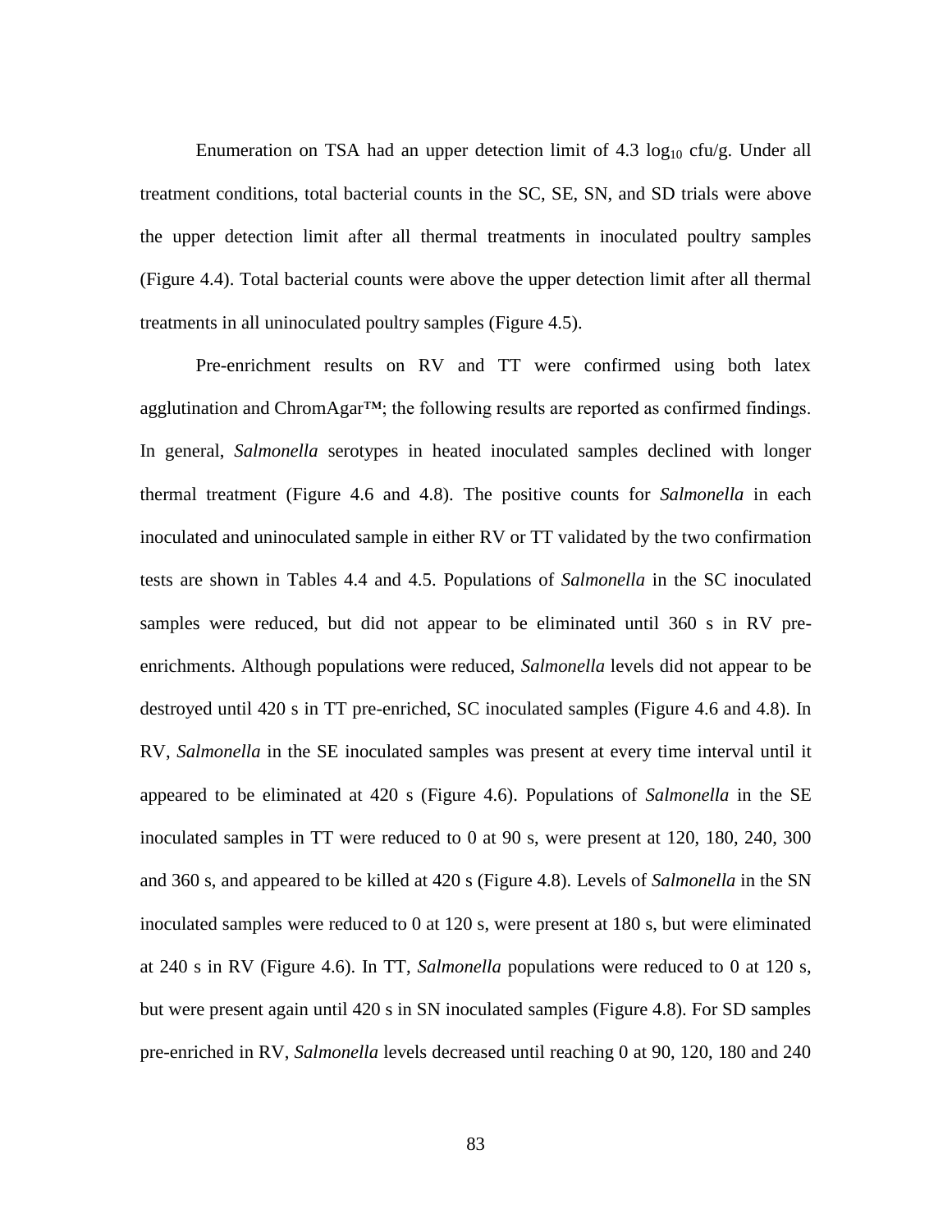Enumeration on TSA had an upper detection limit of 4.3 $\log_{10}$ cfu/g. Under all treatment conditions, total bacterial counts in the SC, SE, SN, and SD trials were above the upper detection limit after all thermal treatments in inoculated poultry samples (Figure 4.4). Total bacterial counts were above the upper detection limit after all thermal treatments in all uninoculated poultry samples (Figure 4.5).

Pre-enrichment results on RV and TT were confirmed using both latex agglutination and ChromAgar™; the following results are reported as confirmed findings. In general, *Salmonella* serotypes in heated inoculated samples declined with longer thermal treatment (Figure 4.6 and 4.8). The positive counts for *Salmonella* in each inoculated and uninoculated sample in either RV or TT validated by the two confirmation tests are shown in Tables 4.4 and 4.5. Populations of *Salmonella* in the SC inoculated samples were reduced, but did not appear to be eliminated until 360 s in RV pre-enrichments. Although populations were reduced, *Salmonella* levels did not appear to be destroyed until 420 s in TT pre-enriched, SC inoculated samples (Figure 4.6 and 4.8). In RV, *Salmonella* in the SE inoculated samples was present at every time interval until it appeared to be eliminated at 420 s (Figure 4.6). Populations of *Salmonella* in the SE inoculated samples in TT were reduced to 0 at 90 s, were present at 120, 180, 240, 300 and 360 s, and appeared to be killed at 420 s (Figure 4.8). Levels of *Salmonella* in the SN inoculated samples were reduced to 0 at 120 s, were present at 180 s, but were eliminated at 240 s in RV (Figure 4.6). In TT, *Salmonella* populations were reduced to 0 at 120 s, but were present again until 420 s in SN inoculated samples (Figure 4.8). For SD samples pre-enriched in RV, *Salmonella* levels decreased until reaching 0 at 90, 120, 180 and 240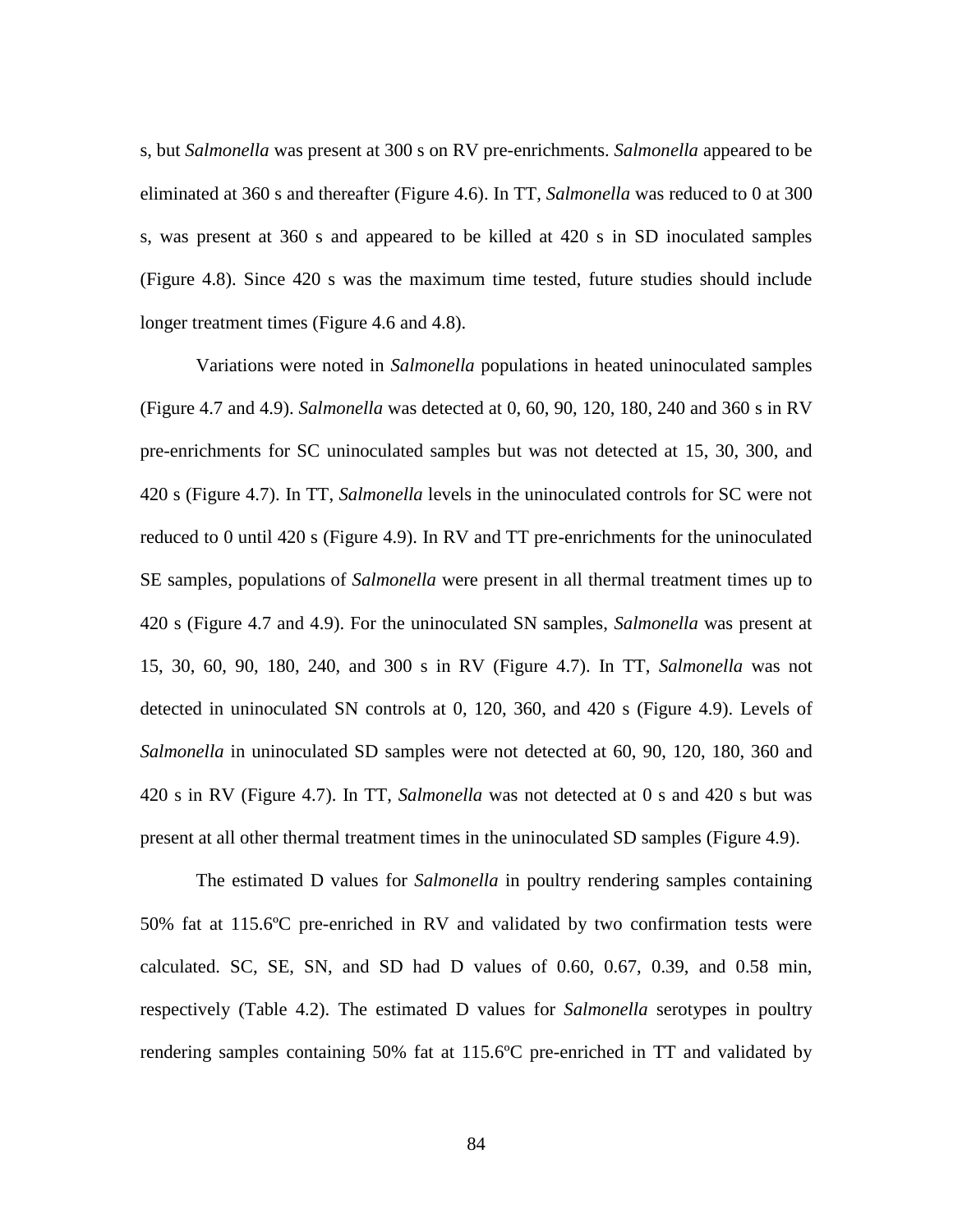s, but *Salmonella* was present at 300 s on RV pre-enrichments. *Salmonella* appeared to be eliminated at 360 s and thereafter (Figure 4.6). In TT, *Salmonella* was reduced to 0 at 300 s, was present at 360 s and appeared to be killed at 420 s in SD inoculated samples (Figure 4.8). Since 420 s was the maximum time tested, future studies should include longer treatment times (Figure 4.6 and 4.8).

Variations were noted in *Salmonella* populations in heated uninoculated samples (Figure 4.7 and 4.9). *Salmonella* was detected at 0, 60, 90, 120, 180, 240 and 360 s in RV pre-enrichments for SC uninoculated samples but was not detected at 15, 30, 300, and 420 s (Figure 4.7). In TT, *Salmonella* levels in the uninoculated controls for SC were not reduced to 0 until 420 s (Figure 4.9). In RV and TT pre-enrichments for the uninoculated SE samples, populations of *Salmonella* were present in all thermal treatment times up to 420 s (Figure 4.7 and 4.9). For the uninoculated SN samples, *Salmonella* was present at 15, 30, 60, 90, 180, 240, and 300 s in RV (Figure 4.7). In TT, *Salmonella* was not detected in uninoculated SN controls at 0, 120, 360, and 420 s (Figure 4.9). Levels of *Salmonella* in uninoculated SD samples were not detected at 60, 90, 120, 180, 360 and 420 s in RV (Figure 4.7). In TT, *Salmonella* was not detected at 0 s and 420 s but was present at all other thermal treatment times in the uninoculated SD samples (Figure 4.9).

The estimated D values for *Salmonella* in poultry rendering samples containing 50% fat at 115.6ºC pre-enriched in RV and validated by two confirmation tests were calculated. SC, SE, SN, and SD had D values of 0.60, 0.67, 0.39, and 0.58 min, respectively (Table 4.2). The estimated D values for *Salmonella* serotypes in poultry rendering samples containing 50% fat at 115.6ºC pre-enriched in TT and validated by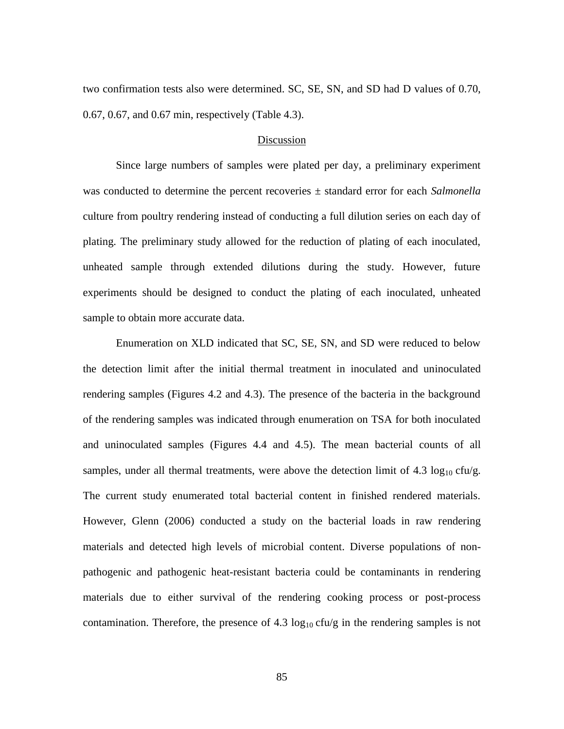two confirmation tests also were determined. SC, SE, SN, and SD had D values of 0.70, 0.67, 0.67, and 0.67 min, respectively (Table 4.3).

## Discussion

Since large numbers of samples were plated per day, a preliminary experiment was conducted to determine the percent recoveries ± standard error for each *Salmonella* culture from poultry rendering instead of conducting a full dilution series on each day of plating. The preliminary study allowed for the reduction of plating of each inoculated, unheated sample through extended dilutions during the study. However, future experiments should be designed to conduct the plating of each inoculated, unheated sample to obtain more accurate data.

Enumeration on XLD indicated that SC, SE, SN, and SD were reduced to below the detection limit after the initial thermal treatment in inoculated and uninoculated rendering samples (Figures 4.2 and 4.3). The presence of the bacteria in the background of the rendering samples was indicated through enumeration on TSA for both inoculated and uninoculated samples (Figures 4.4 and 4.5). The mean bacterial counts of all samples, under all thermal treatments, were above the detection limit of 4.3 $\log_{10}$ cfu/g. The current study enumerated total bacterial content in finished rendered materials. However, Glenn (2006) conducted a study on the bacterial loads in raw rendering materials and detected high levels of microbial content. Diverse populations of non-pathogenic and pathogenic heat-resistant bacteria could be contaminants in rendering materials due to either survival of the rendering cooking process or post-process contamination. Therefore, the presence of 4.3 $\log_{10}$ cfu/g in the rendering samples is not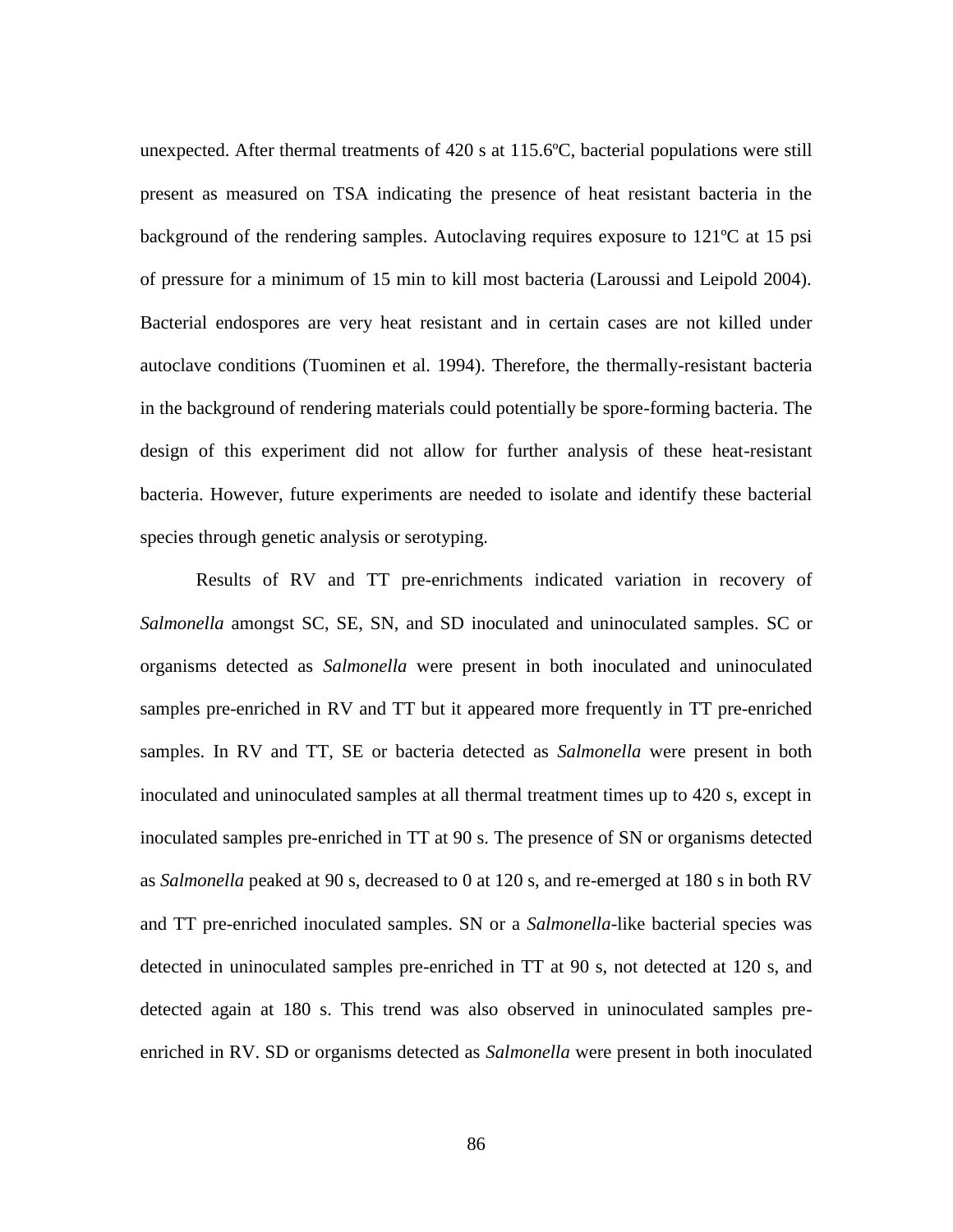unexpected. After thermal treatments of 420 s at 115.6ºC, bacterial populations were still present as measured on TSA indicating the presence of heat resistant bacteria in the background of the rendering samples. Autoclaving requires exposure to 121ºC at 15 psi of pressure for a minimum of 15 min to kill most bacteria (Laroussi and Leipold 2004). Bacterial endospores are very heat resistant and in certain cases are not killed under autoclave conditions (Tuominen et al. 1994). Therefore, the thermally-resistant bacteria in the background of rendering materials could potentially be spore-forming bacteria. The design of this experiment did not allow for further analysis of these heat-resistant bacteria. However, future experiments are needed to isolate and identify these bacterial species through genetic analysis or serotyping.

Results of RV and TT pre-enrichments indicated variation in recovery of *Salmonella* amongst SC, SE, SN, and SD inoculated and uninoculated samples. SC or organisms detected as *Salmonella* were present in both inoculated and uninoculated samples pre-enriched in RV and TT but it appeared more frequently in TT pre-enriched samples. In RV and TT, SE or bacteria detected as *Salmonella* were present in both inoculated and uninoculated samples at all thermal treatment times up to 420 s, except in inoculated samples pre-enriched in TT at 90 s. The presence of SN or organisms detected as *Salmonella* peaked at 90 s, decreased to 0 at 120 s, and re-emerged at 180 s in both RV and TT pre-enriched inoculated samples. SN or a *Salmonella*-like bacterial species was detected in uninoculated samples pre-enriched in TT at 90 s, not detected at 120 s, and detected again at 180 s. This trend was also observed in uninoculated samples pre-enriched in RV. SD or organisms detected as *Salmonella* were present in both inoculated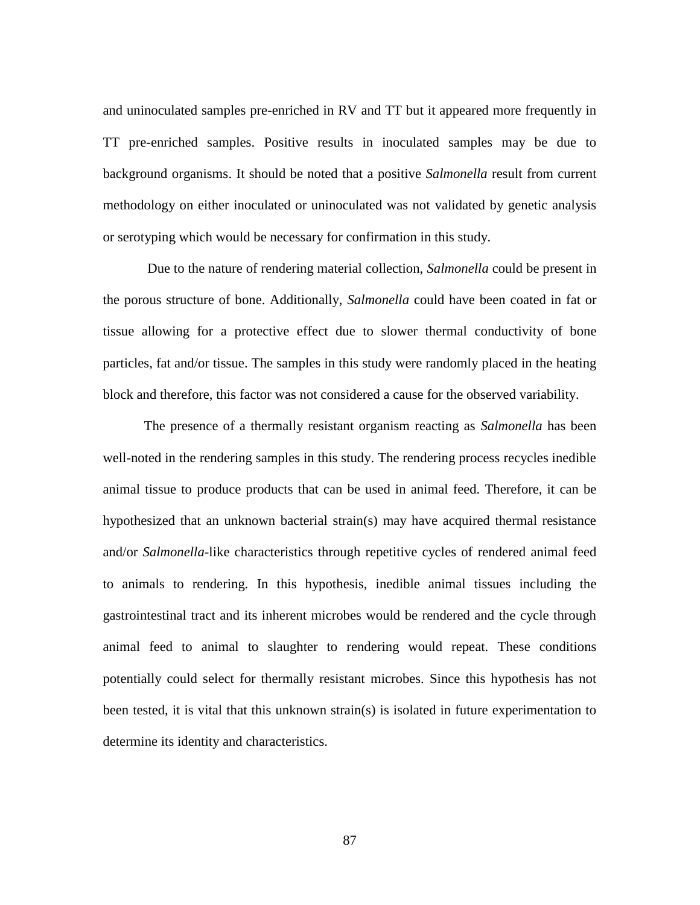and uninoculated samples pre-enriched in RV and TT but it appeared more frequently in TT pre-enriched samples. Positive results in inoculated samples may be due to background organisms. It should be noted that a positive *Salmonella* result from current methodology on either inoculated or uninoculated was not validated by genetic analysis or serotyping which would be necessary for confirmation in this study.

Due to the nature of rendering material collection, *Salmonella* could be present in the porous structure of bone. Additionally, *Salmonella* could have been coated in fat or tissue allowing for a protective effect due to slower thermal conductivity of bone particles, fat and/or tissue. The samples in this study were randomly placed in the heating block and therefore, this factor was not considered a cause for the observed variability.

The presence of a thermally resistant organism reacting as *Salmonella* has been well-noted in the rendering samples in this study. The rendering process recycles inedible animal tissue to produce products that can be used in animal feed. Therefore, it can be hypothesized that an unknown bacterial strain(s) may have acquired thermal resistance and/or *Salmonella*-like characteristics through repetitive cycles of rendered animal feed to animals to rendering. In this hypothesis, inedible animal tissues including the gastrointestinal tract and its inherent microbes would be rendered and the cycle through animal feed to animal to slaughter to rendering would repeat. These conditions potentially could select for thermally resistant microbes. Since this hypothesis has not been tested, it is vital that this unknown strain(s) is isolated in future experimentation to determine its identity and characteristics.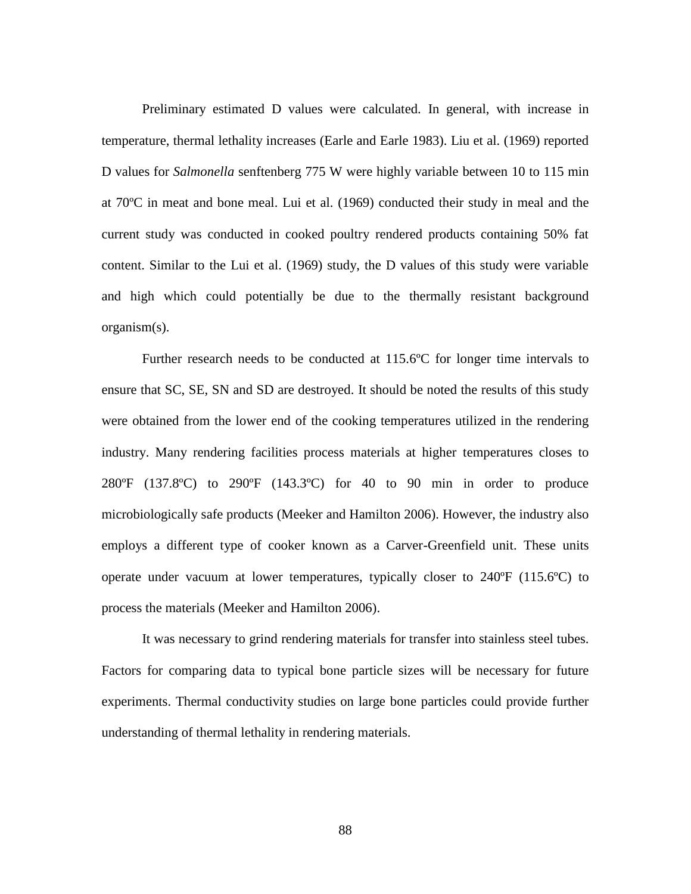Preliminary estimated D values were calculated. In general, with increase in temperature, thermal lethality increases (Earle and Earle 1983). Liu et al. (1969) reported D values for *Salmonella* senftenberg 775 W were highly variable between 10 to 115 min at 70ºC in meat and bone meal. Lui et al. (1969) conducted their study in meal and the current study was conducted in cooked poultry rendered products containing 50% fat content. Similar to the Lui et al. (1969) study, the D values of this study were variable and high which could potentially be due to the thermally resistant background organism(s).

Further research needs to be conducted at 115.6ºC for longer time intervals to ensure that SC, SE, SN and SD are destroyed. It should be noted the results of this study were obtained from the lower end of the cooking temperatures utilized in the rendering industry. Many rendering facilities process materials at higher temperatures closes to 280ºF (137.8ºC) to 290ºF (143.3ºC) for 40 to 90 min in order to produce microbiologically safe products (Meeker and Hamilton 2006). However, the industry also employs a different type of cooker known as a Carver-Greenfield unit. These units operate under vacuum at lower temperatures, typically closer to 240ºF (115.6ºC) to process the materials (Meeker and Hamilton 2006).

It was necessary to grind rendering materials for transfer into stainless steel tubes. Factors for comparing data to typical bone particle sizes will be necessary for future experiments. Thermal conductivity studies on large bone particles could provide further understanding of thermal lethality in rendering materials.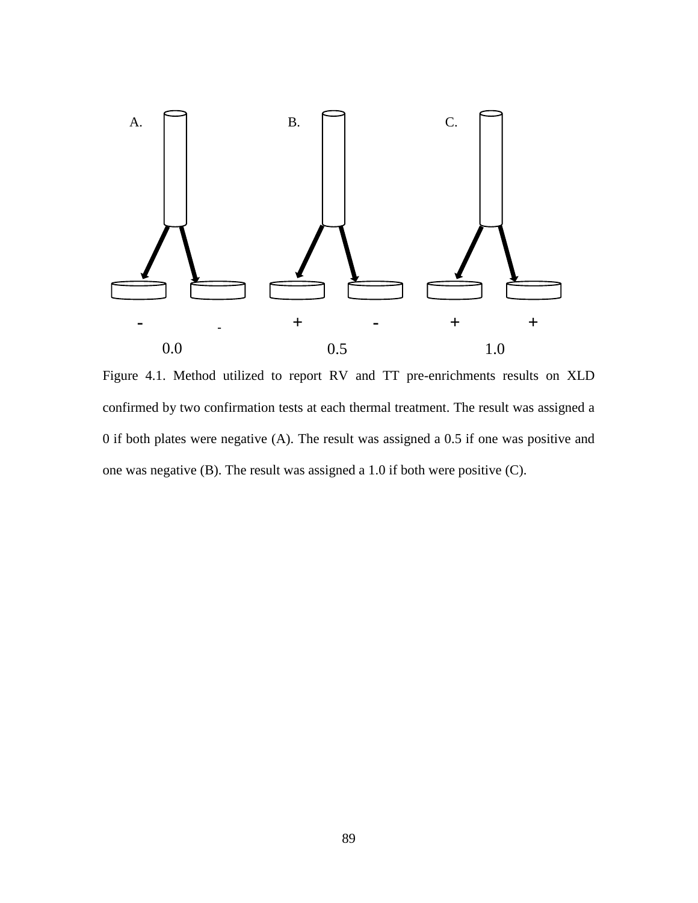A. B. C.

- - + - + +

0.0 0.5 1.0

Figure 4.1. Method utilized to report RV and TT pre-enrichments results on XLD confirmed by two confirmation tests at each thermal treatment. The result was assigned a 0 if both plates were negative (A). The result was assigned a 0.5 if one was positive and one was negative (B). The result was assigned a 1.0 if both were positive (C).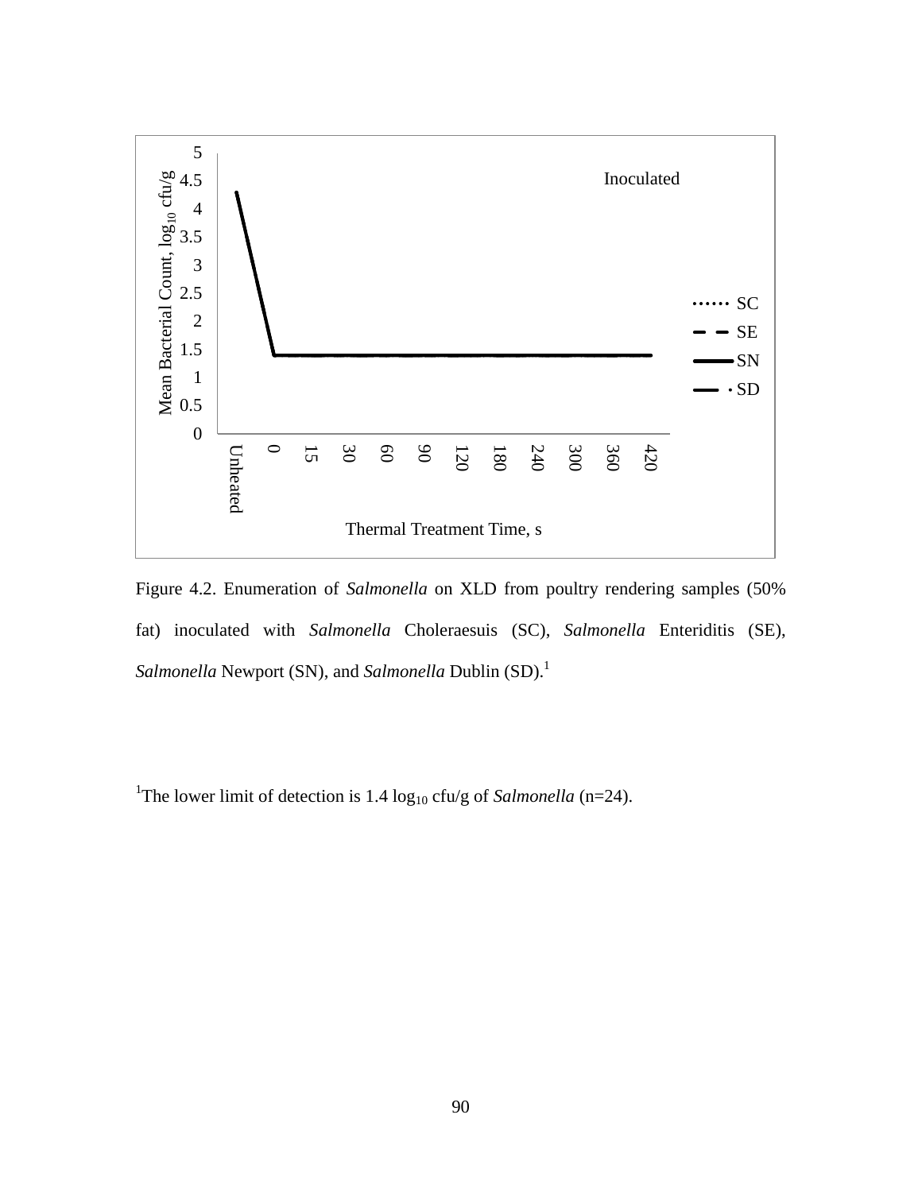Figure 4.2. Enumeration of *Salmonella* on XLD from poultry rendering samples (50% fat) inoculated with *Salmonella* Choleraesuis (SC), *Salmonella* Enteriditis (SE), *Salmonella* Newport (SN), and *Salmonella* Dublin (SD).[1]

[1]The lower limit of detection is 1.4 $\log_{10}$ cfu/g of *Salmonella* (n=24).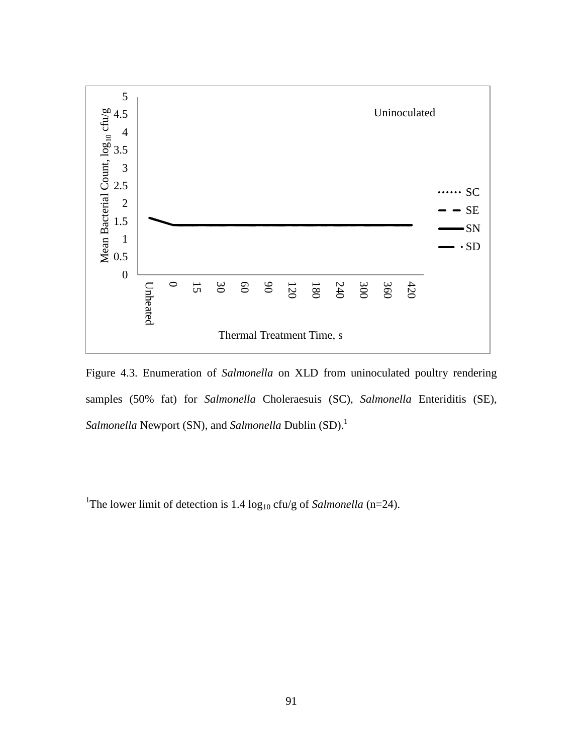Figure 4.3. Enumeration of *Salmonella* on XLD from uninoculated poultry rendering samples (50% fat) for *Salmonella* Choleraesuis (SC), *Salmonella* Enteriditis (SE), *Salmonella* Newport (SN), and *Salmonella* Dublin (SD).[1]

[1]The lower limit of detection is 1.4 $\log_{10}$ cfu/g of *Salmonella* (n=24).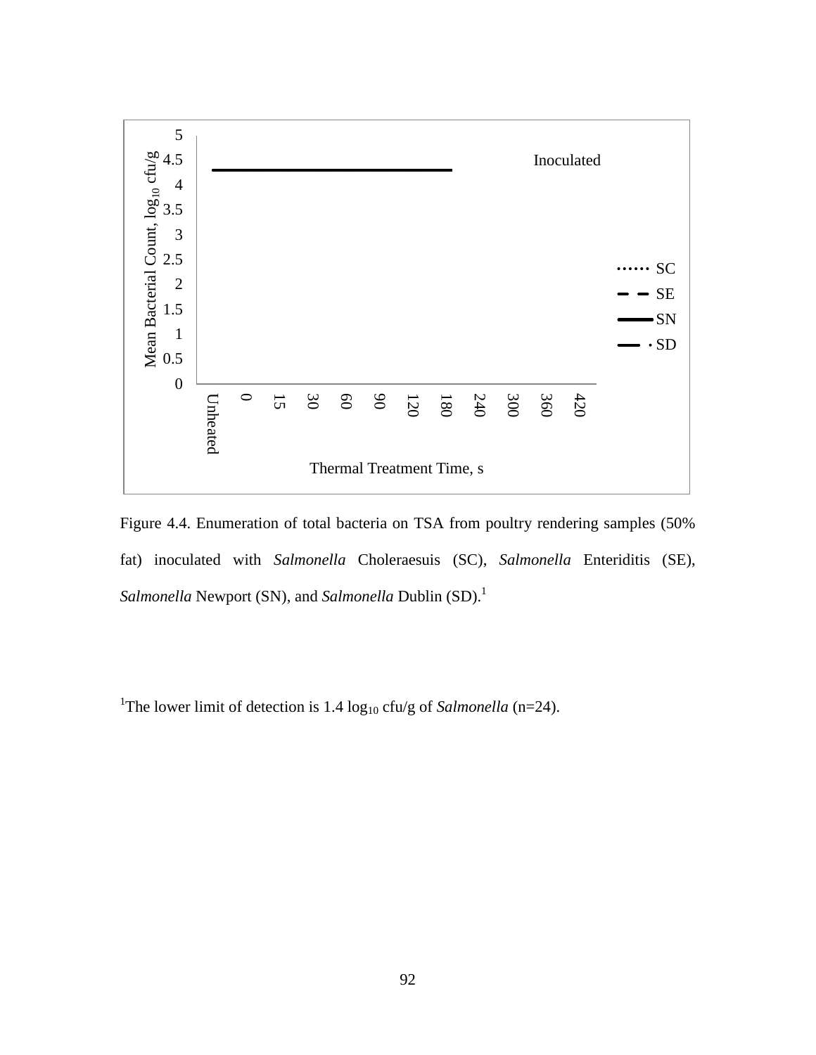Figure 4.4. Enumeration of total bacteria on TSA from poultry rendering samples (50% fat) inoculated with *Salmonella* Choleraesuis (SC), *Salmonella* Enteriditis (SE), *Salmonella* Newport (SN), and *Salmonella* Dublin (SD).[1]

[1]The lower limit of detection is 1.4 $\log_{10}$ cfu/g of *Salmonella* (n=24).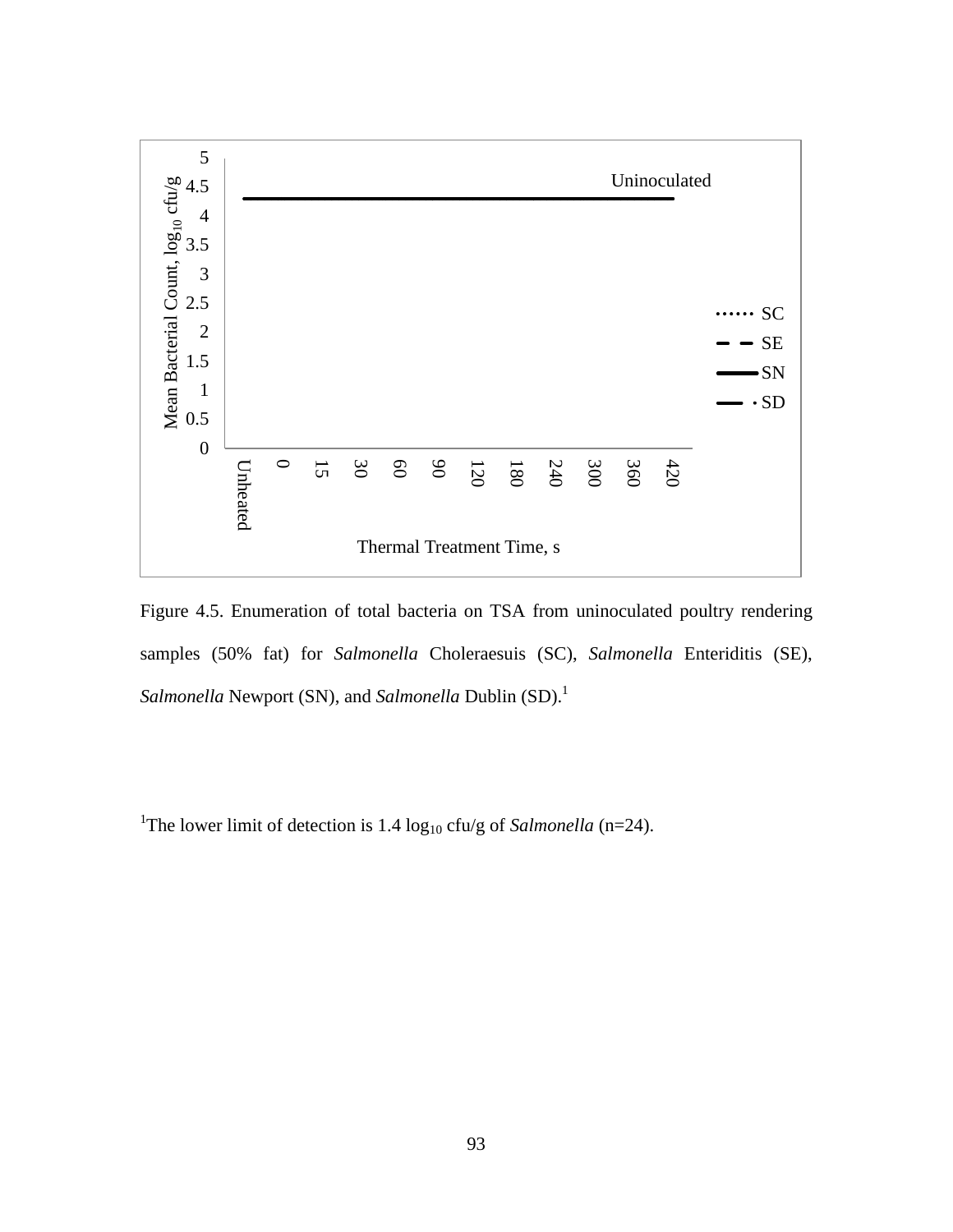Figure 4.5. Enumeration of total bacteria on TSA from uninoculated poultry rendering samples (50% fat) for *Salmonella* Choleraesuis (SC), *Salmonella* Enteriditis (SE), *Salmonella* Newport (SN), and *Salmonella* Dublin (SD).[1]

[1]The lower limit of detection is 1.4 $\log_{10}$ cfu/g of *Salmonella* (n=24).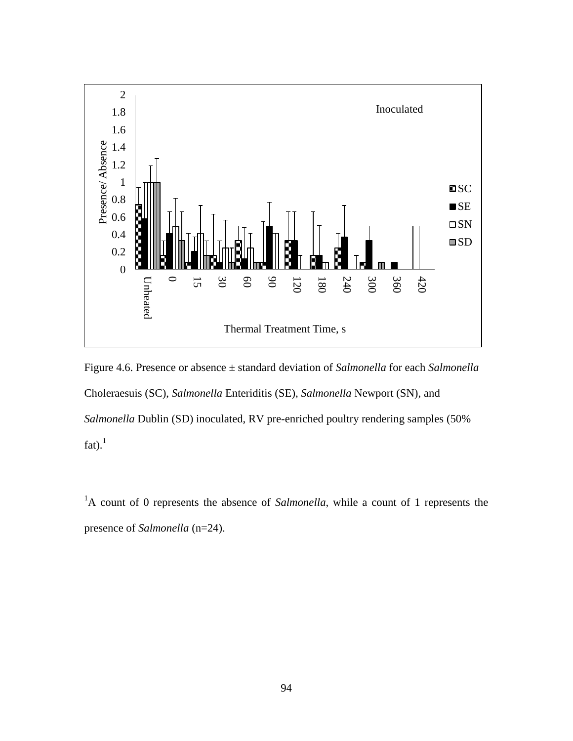Figure 4.6. Presence or absence ± standard deviation of *Salmonella* for each *Salmonella* Choleraesuis (SC), *Salmonella* Enteriditis (SE), *Salmonella* Newport (SN), and *Salmonella* Dublin (SD) inoculated, RV pre-enriched poultry rendering samples (50% fat).[1]

[1]A count of 0 represents the absence of *Salmonella*, while a count of 1 represents the presence of *Salmonella* (n=24).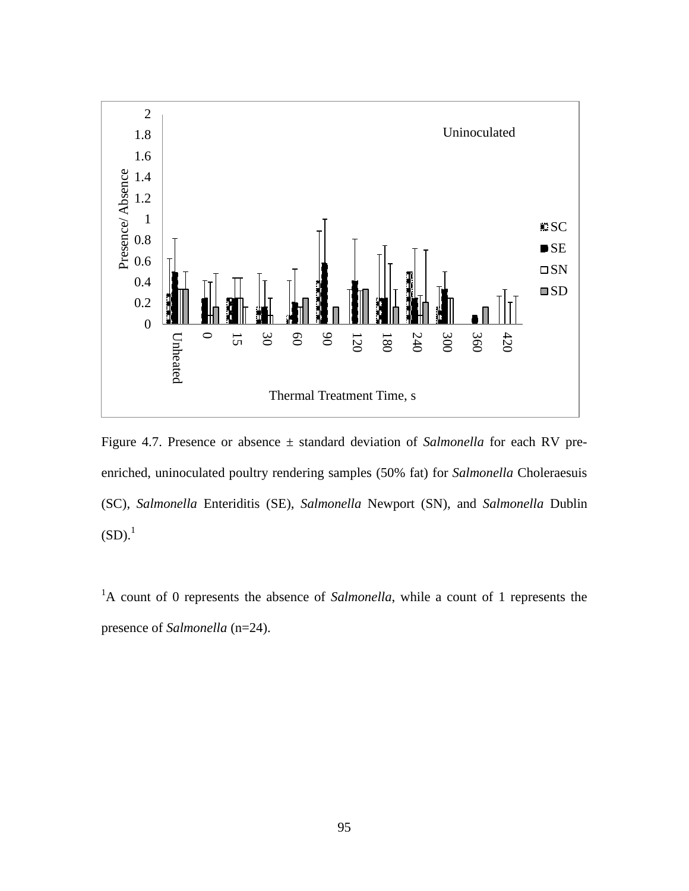Figure 4.7. Presence or absence ± standard deviation of *Salmonella* for each RV pre-enriched, uninoculated poultry rendering samples (50% fat) for *Salmonella* Choleraesuis (SC), *Salmonella* Enteriditis (SE), *Salmonella* Newport (SN), and *Salmonella* Dublin (SD).[1]

[1]A count of 0 represents the absence of *Salmonella*, while a count of 1 represents the presence of *Salmonella* (n=24).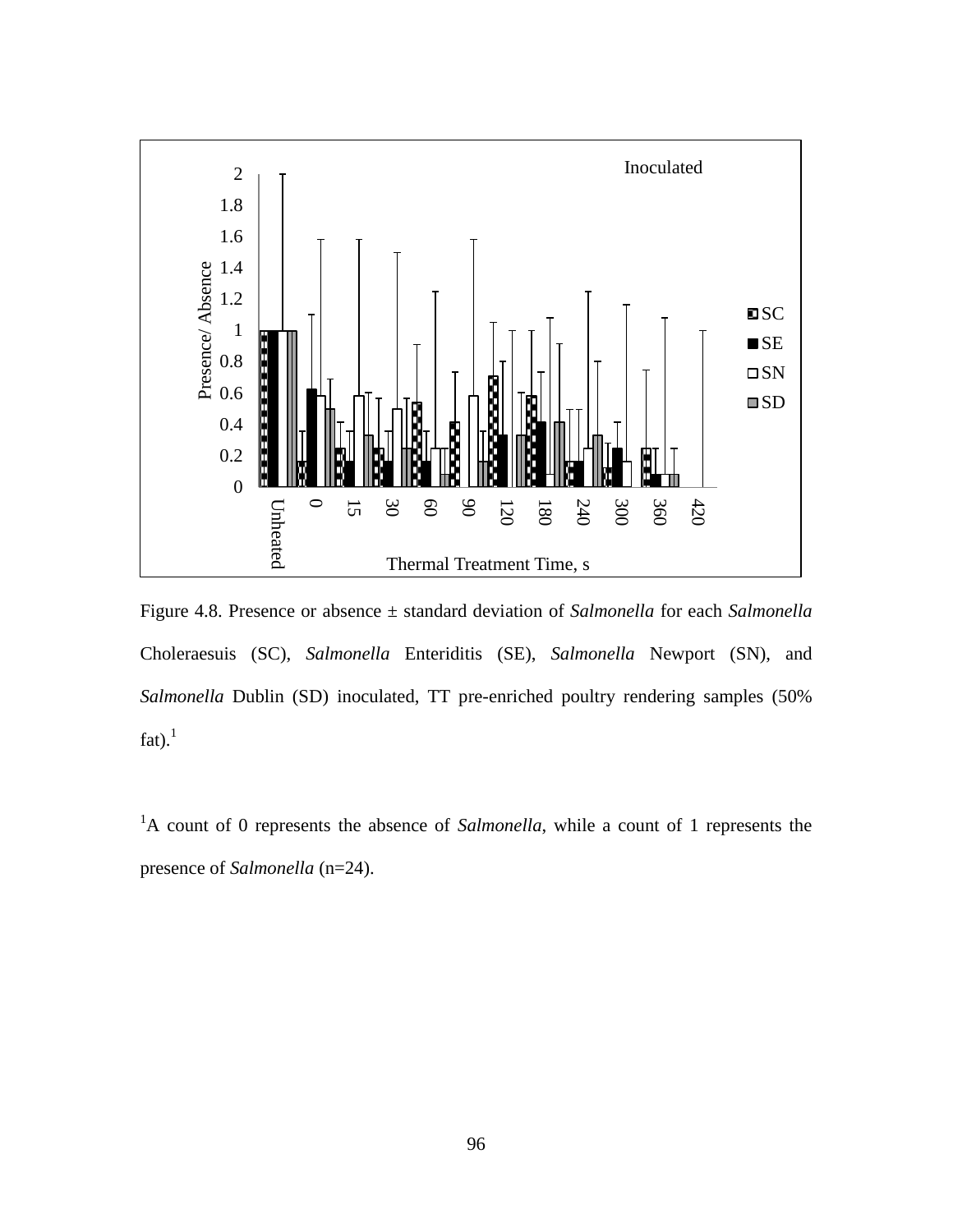Figure 4.8. Presence or absence ± standard deviation of *Salmonella* for each *Salmonella* Choleraesuis (SC), *Salmonella* Enteriditis (SE), *Salmonella* Newport (SN), and *Salmonella* Dublin (SD) inoculated, TT pre-enriched poultry rendering samples (50% fat).[1]

[1]A count of 0 represents the absence of *Salmonella*, while a count of 1 represents the presence of *Salmonella* (n=24).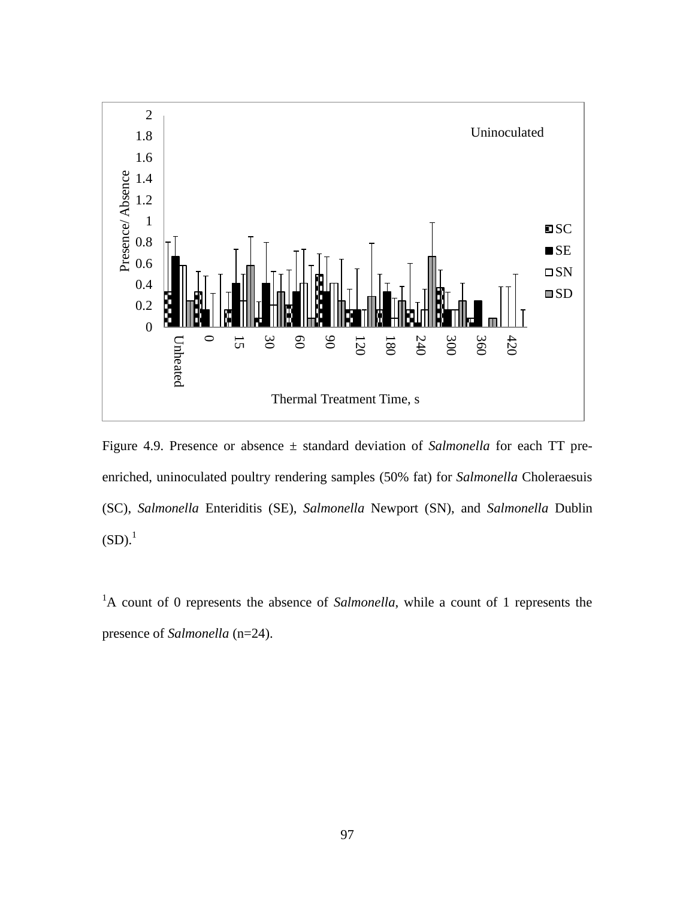Figure 4.9. Presence or absence ± standard deviation of *Salmonella* for each TT pre-enriched, uninoculated poultry rendering samples (50% fat) for *Salmonella* Choleraesuis (SC), *Salmonella* Enteriditis (SE), *Salmonella* Newport (SN), and *Salmonella* Dublin (SD).[1]

[1]A count of 0 represents the absence of *Salmonella*, while a count of 1 represents the presence of *Salmonella* (n=24).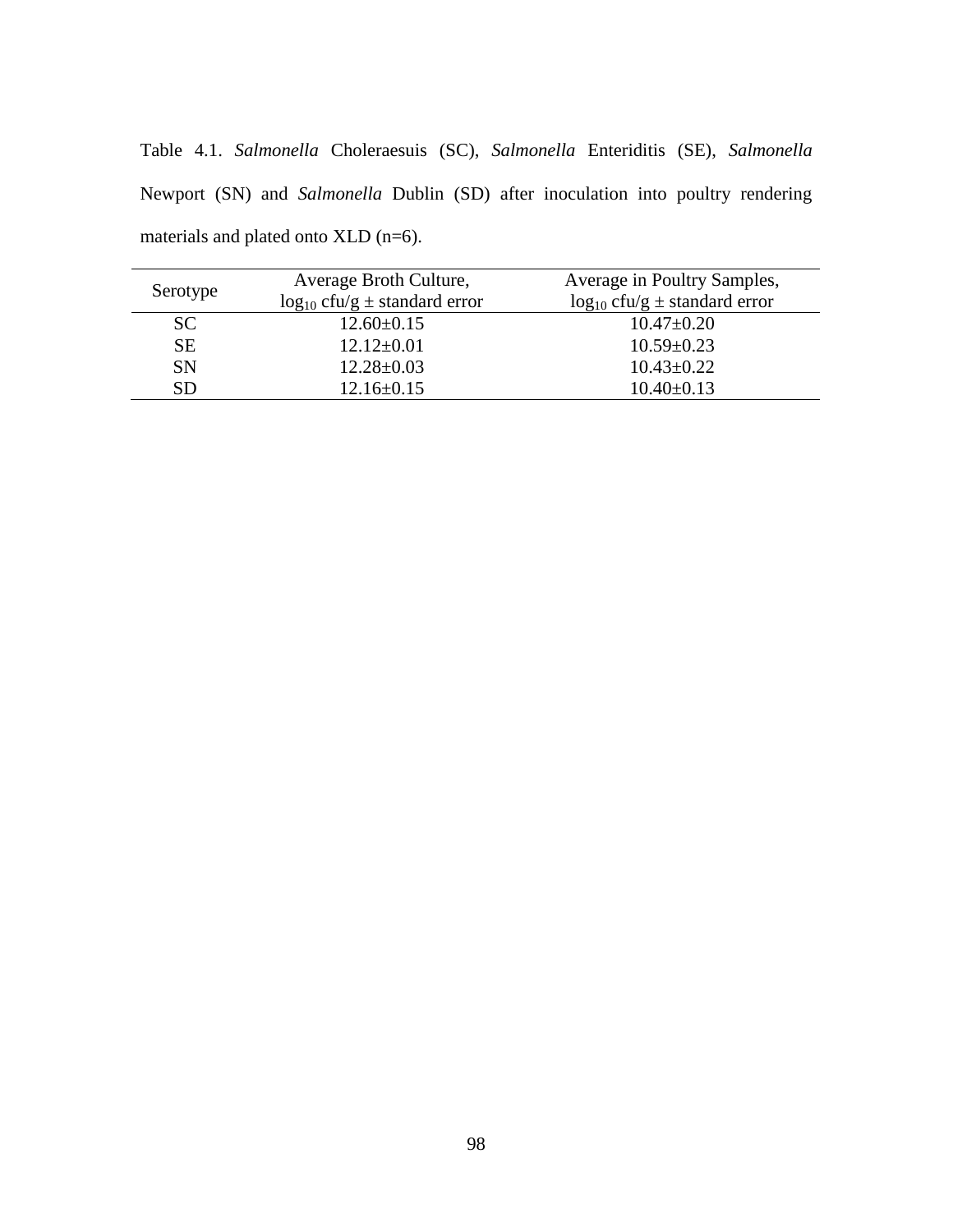Table 4.1. *Salmonella* Choleraesuis (SC), *Salmonella* Enteriditis (SE), *Salmonella* Newport (SN) and *Salmonella* Dublin (SD) after inoculation into poultry rendering materials and plated onto XLD (n=6).

| Serotype | Average Broth Culture, $\log_{10}$ cfu/g ± standard error | Average in Poultry Samples, $\log_{10}$ cfu/g ± standard error |
|---|---|---|
| SC | 12.60±0.15 | 10.47±0.20 |
| SE | 12.12±0.01 | 10.59±0.23 |
| SN | 12.28±0.03 | 10.43±0.22 |
| SD | 12.16±0.15 | 10.40±0.13 |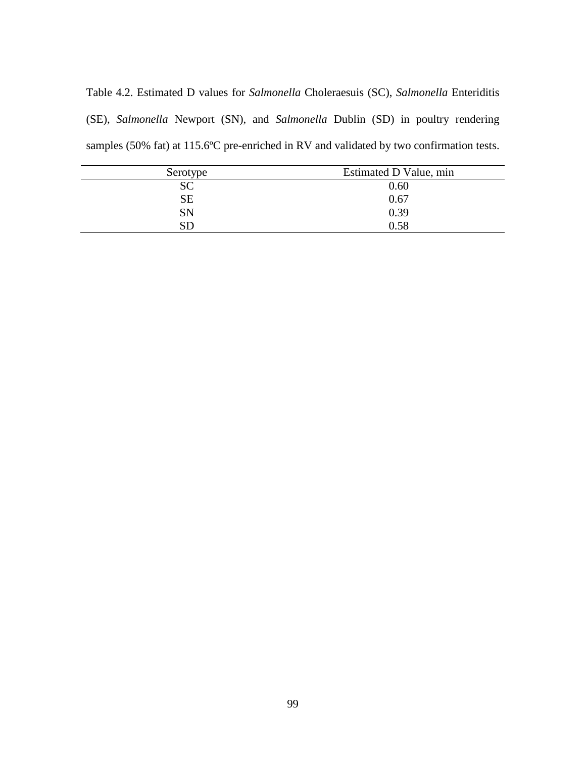Table 4.2. Estimated D values for *Salmonella* Choleraesuis (SC), *Salmonella* Enteriditis (SE), *Salmonella* Newport (SN), and *Salmonella* Dublin (SD) in poultry rendering samples (50% fat) at 115.6ºC pre-enriched in RV and validated by two confirmation tests.

| Serotype | Estimated D Value, min |
| --- | --- |
| SC | 0.60 |
| SE | 0.67 |
| SN | 0.39 |
| SD | 0.58 |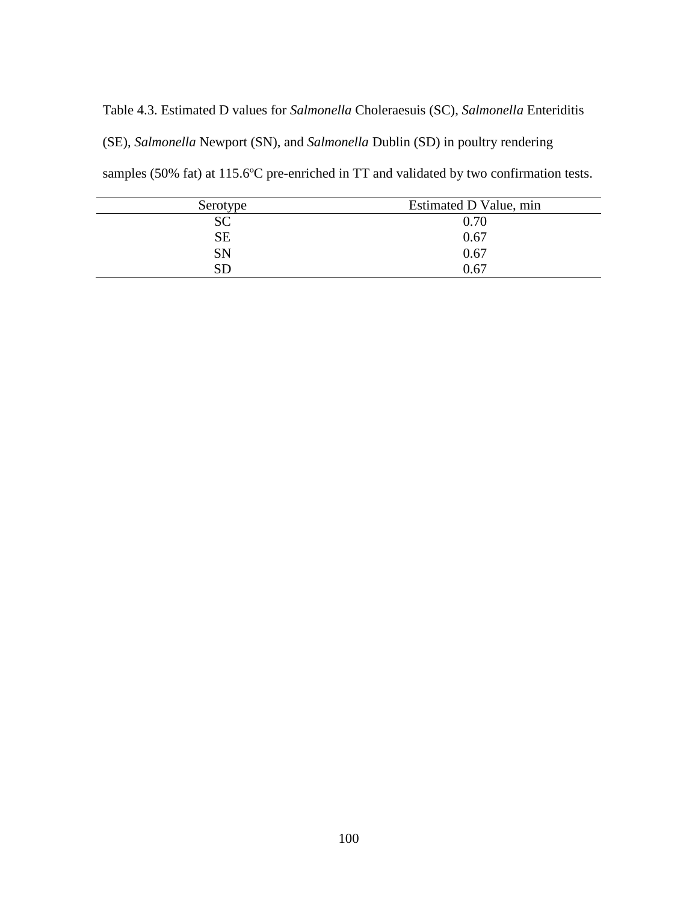Table 4.3. Estimated D values for *Salmonella* Choleraesuis (SC), *Salmonella* Enteriditis (SE), *Salmonella* Newport (SN), and *Salmonella* Dublin (SD) in poultry rendering samples (50% fat) at 115.6ºC pre-enriched in TT and validated by two confirmation tests.

| Serotype | Estimated D Value, min |
|---|---|
| SC | 0.70 |
| SE | 0.67 |
| SN | 0.67 |
| SD | 0.67 |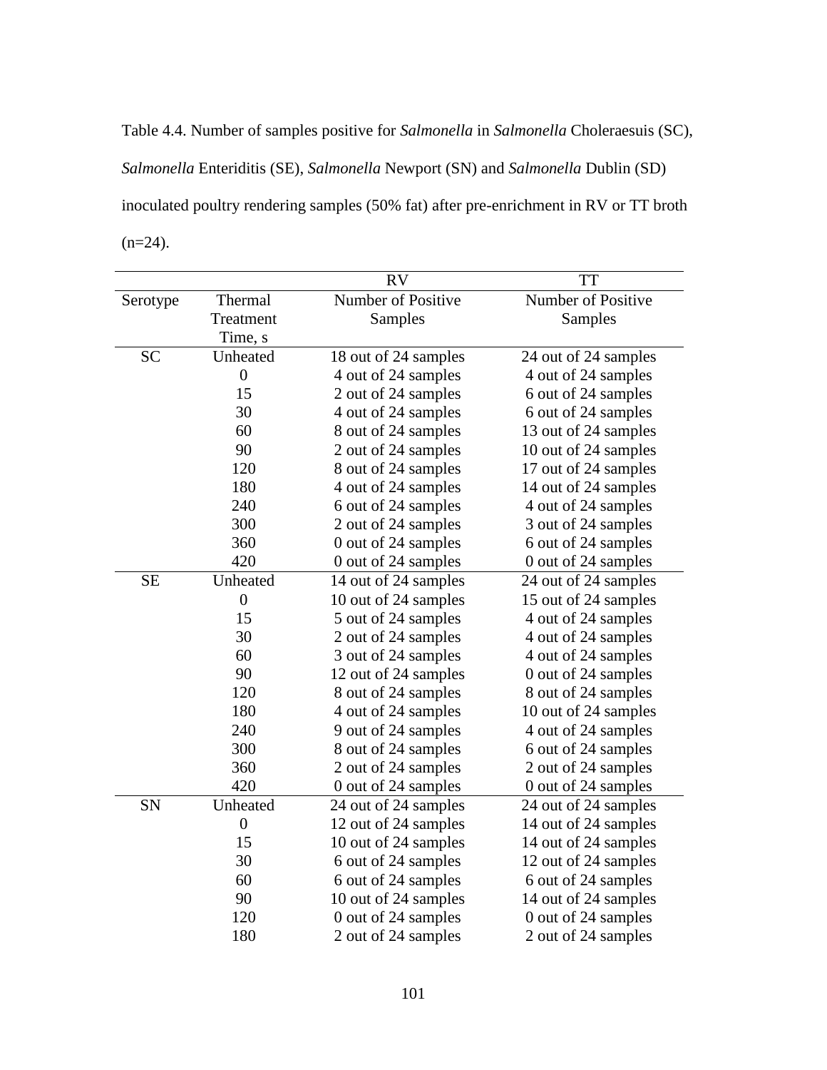Table 4.4. Number of samples positive for *Salmonella* in *Salmonella* Choleraesuis (SC), *Salmonella* Enteriditis (SE), *Salmonella* Newport (SN) and *Salmonella* Dublin (SD) inoculated poultry rendering samples (50% fat) after pre-enrichment in RV or TT broth (n=24).

| | | RV | TT |
|---|---|---|---|
| Serotype | Thermal Treatment Time, s | Number of Positive Samples | Number of Positive Samples |
| SC | Unheated | 18 out of 24 samples | 24 out of 24 samples |
| | 0 | 4 out of 24 samples | 4 out of 24 samples |
| | 15 | 2 out of 24 samples | 6 out of 24 samples |
| | 30 | 4 out of 24 samples | 6 out of 24 samples |
| | 60 | 8 out of 24 samples | 13 out of 24 samples |
| | 90 | 2 out of 24 samples | 10 out of 24 samples |
| | 120 | 8 out of 24 samples | 17 out of 24 samples |
| | 180 | 4 out of 24 samples | 14 out of 24 samples |
| | 240 | 6 out of 24 samples | 4 out of 24 samples |
| | 300 | 2 out of 24 samples | 3 out of 24 samples |
| | 360 | 0 out of 24 samples | 6 out of 24 samples |
| | 420 | 0 out of 24 samples | 0 out of 24 samples |
| SE | Unheated | 14 out of 24 samples | 24 out of 24 samples |
| | 0 | 10 out of 24 samples | 15 out of 24 samples |
| | 15 | 5 out of 24 samples | 4 out of 24 samples |
| | 30 | 2 out of 24 samples | 4 out of 24 samples |
| | 60 | 3 out of 24 samples | 4 out of 24 samples |
| | 90 | 12 out of 24 samples | 0 out of 24 samples |
| | 120 | 8 out of 24 samples | 8 out of 24 samples |
| | 180 | 4 out of 24 samples | 10 out of 24 samples |
| | 240 | 9 out of 24 samples | 4 out of 24 samples |
| | 300 | 8 out of 24 samples | 6 out of 24 samples |
| | 360 | 2 out of 24 samples | 2 out of 24 samples |
| | 420 | 0 out of 24 samples | 0 out of 24 samples |
| SN | Unheated | 24 out of 24 samples | 24 out of 24 samples |
| | 0 | 12 out of 24 samples | 14 out of 24 samples |
| | 15 | 10 out of 24 samples | 14 out of 24 samples |
| | 30 | 6 out of 24 samples | 12 out of 24 samples |
| | 60 | 6 out of 24 samples | 6 out of 24 samples |
| | 90 | 10 out of 24 samples | 14 out of 24 samples |
| | 120 | 0 out of 24 samples | 0 out of 24 samples |
| | 180 | 2 out of 24 samples | 2 out of 24 samples |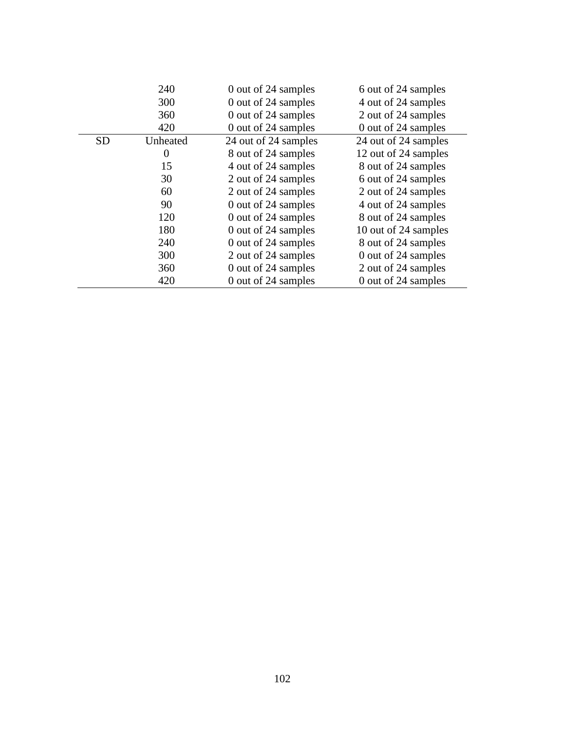| | | | |
|---|---|---|---|
| | 240 | 0 out of 24 samples | 6 out of 24 samples |
| | 300 | 0 out of 24 samples | 4 out of 24 samples |
| | 360 | 0 out of 24 samples | 2 out of 24 samples |
| | 420 | 0 out of 24 samples | 0 out of 24 samples |
| SD | Unheated | 24 out of 24 samples | 24 out of 24 samples |
| | 0 | 8 out of 24 samples | 12 out of 24 samples |
| | 15 | 4 out of 24 samples | 8 out of 24 samples |
| | 30 | 2 out of 24 samples | 6 out of 24 samples |
| | 60 | 2 out of 24 samples | 2 out of 24 samples |
| | 90 | 0 out of 24 samples | 4 out of 24 samples |
| | 120 | 0 out of 24 samples | 8 out of 24 samples |
| | 180 | 0 out of 24 samples | 10 out of 24 samples |
| | 240 | 0 out of 24 samples | 8 out of 24 samples |
| | 300 | 2 out of 24 samples | 0 out of 24 samples |
| | 360 | 0 out of 24 samples | 2 out of 24 samples |
| | 420 | 0 out of 24 samples | 0 out of 24 samples |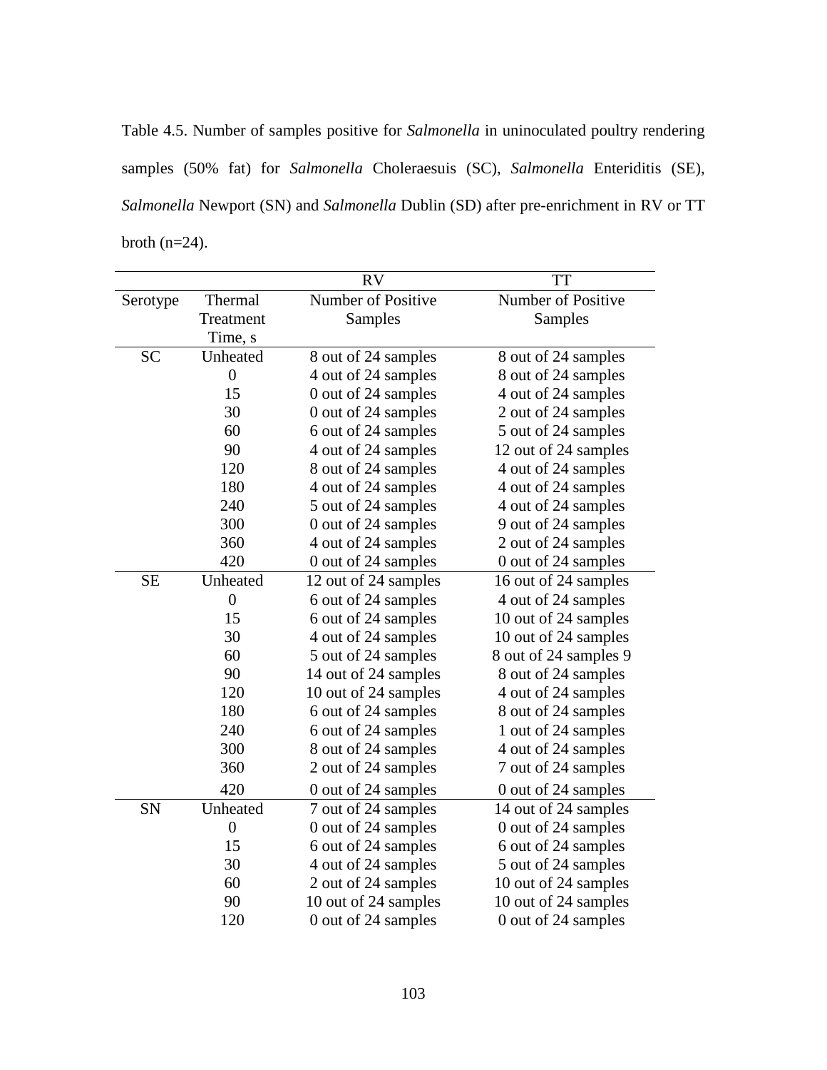Table 4.5. Number of samples positive for *Salmonella* in uninoculated poultry rendering samples (50% fat) for *Salmonella* Choleraesuis (SC), *Salmonella* Enteriditis (SE), *Salmonella* Newport (SN) and *Salmonella* Dublin (SD) after pre-enrichment in RV or TT broth (n=24).

| | | RV | TT |
|---|---|---|---|
| Serotype | Thermal Treatment Time, s | Number of Positive Samples | Number of Positive Samples |
| SC | Unheated | 8 out of 24 samples | 8 out of 24 samples |
| | 0 | 4 out of 24 samples | 8 out of 24 samples |
| | 15 | 0 out of 24 samples | 4 out of 24 samples |
| | 30 | 0 out of 24 samples | 2 out of 24 samples |
| | 60 | 6 out of 24 samples | 5 out of 24 samples |
| | 90 | 4 out of 24 samples | 12 out of 24 samples |
| | 120 | 8 out of 24 samples | 4 out of 24 samples |
| | 180 | 4 out of 24 samples | 4 out of 24 samples |
| | 240 | 5 out of 24 samples | 4 out of 24 samples |
| | 300 | 0 out of 24 samples | 9 out of 24 samples |
| | 360 | 4 out of 24 samples | 2 out of 24 samples |
| | 420 | 0 out of 24 samples | 0 out of 24 samples |
| SE | Unheated | 12 out of 24 samples | 16 out of 24 samples |
| | 0 | 6 out of 24 samples | 4 out of 24 samples |
| | 15 | 6 out of 24 samples | 10 out of 24 samples |
| | 30 | 4 out of 24 samples | 10 out of 24 samples |
| | 60 | 5 out of 24 samples | 8 out of 24 samples 9 |
| | 90 | 14 out of 24 samples | 8 out of 24 samples |
| | 120 | 10 out of 24 samples | 4 out of 24 samples |
| | 180 | 6 out of 24 samples | 8 out of 24 samples |
| | 240 | 6 out of 24 samples | 1 out of 24 samples |
| | 300 | 8 out of 24 samples | 4 out of 24 samples |
| | 360 | 2 out of 24 samples | 7 out of 24 samples |
| | 420 | 0 out of 24 samples | 0 out of 24 samples |
| SN | Unheated | 7 out of 24 samples | 14 out of 24 samples |
| | 0 | 0 out of 24 samples | 0 out of 24 samples |
| | 15 | 6 out of 24 samples | 6 out of 24 samples |
| | 30 | 4 out of 24 samples | 5 out of 24 samples |
| | 60 | 2 out of 24 samples | 10 out of 24 samples |
| | 90 | 10 out of 24 samples | 10 out of 24 samples |
| | 120 | 0 out of 24 samples | 0 out of 24 samples |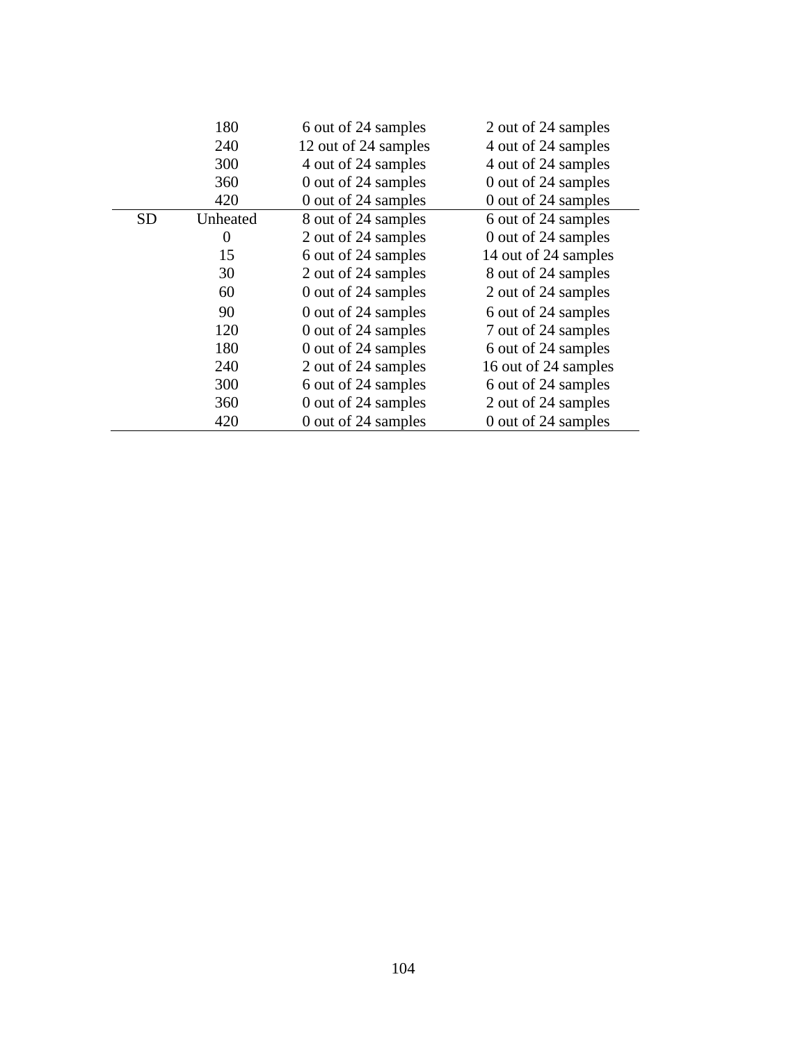| | | | |
|---|---|---|---|
| | 180 | 6 out of 24 samples | 2 out of 24 samples |
| | 240 | 12 out of 24 samples | 4 out of 24 samples |
| | 300 | 4 out of 24 samples | 4 out of 24 samples |
| | 360 | 0 out of 24 samples | 0 out of 24 samples |
| | 420 | 0 out of 24 samples | 0 out of 24 samples |
| SD | Unheated | 8 out of 24 samples | 6 out of 24 samples |
| | 0 | 2 out of 24 samples | 0 out of 24 samples |
| | 15 | 6 out of 24 samples | 14 out of 24 samples |
| | 30 | 2 out of 24 samples | 8 out of 24 samples |
| | 60 | 0 out of 24 samples | 2 out of 24 samples |
| | 90 | 0 out of 24 samples | 6 out of 24 samples |
| | 120 | 0 out of 24 samples | 7 out of 24 samples |
| | 180 | 0 out of 24 samples | 6 out of 24 samples |
| | 240 | 2 out of 24 samples | 16 out of 24 samples |
| | 300 | 6 out of 24 samples | 6 out of 24 samples |
| | 360 | 0 out of 24 samples | 2 out of 24 samples |
| | 420 | 0 out of 24 samples | 0 out of 24 samples |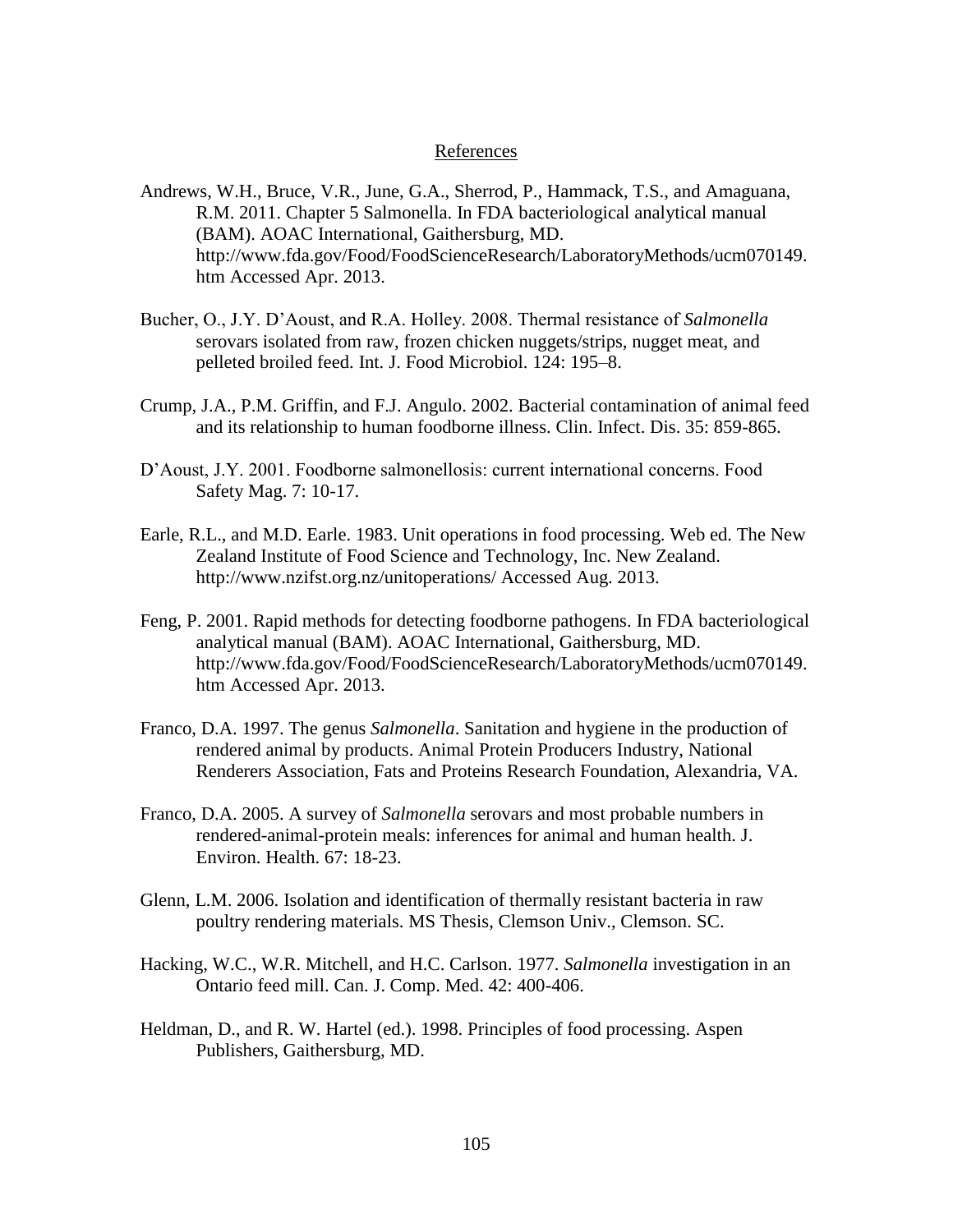References

Andrews, W.H., Bruce, V.R., June, G.A., Sherrod, P., Hammack, T.S., and Amaguana, R.M. 2011. Chapter 5 Salmonella. In FDA bacteriological analytical manual (BAM). AOAC International, Gaithersburg, MD. http://www.fda.gov/Food/FoodScienceResearch/LaboratoryMethods/ucm070149.htm Accessed Apr. 2013.

Bucher, O., J.Y. D'Aoust, and R.A. Holley. 2008. Thermal resistance of *Salmonella* serovars isolated from raw, frozen chicken nuggets/strips, nugget meat, and pelleted broiled feed. Int. J. Food Microbiol. 124: 195–8.

Crump, J.A., P.M. Griffin, and F.J. Angulo. 2002. Bacterial contamination of animal feed and its relationship to human foodborne illness. Clin. Infect. Dis. 35: 859-865.

D'Aoust, J.Y. 2001. Foodborne salmonellosis: current international concerns. Food Safety Mag. 7: 10-17.

Earle, R.L., and M.D. Earle. 1983. Unit operations in food processing. Web ed. The New Zealand Institute of Food Science and Technology, Inc. New Zealand. http://www.nzifst.org.nz/unitoperations/ Accessed Aug. 2013.

Feng, P. 2001. Rapid methods for detecting foodborne pathogens. In FDA bacteriological analytical manual (BAM). AOAC International, Gaithersburg, MD. http://www.fda.gov/Food/FoodScienceResearch/LaboratoryMethods/ucm070149.htm Accessed Apr. 2013.

Franco, D.A. 1997. The genus *Salmonella*. Sanitation and hygiene in the production of rendered animal by products. Animal Protein Producers Industry, National Renderers Association, Fats and Proteins Research Foundation, Alexandria, VA.

Franco, D.A. 2005. A survey of *Salmonella* serovars and most probable numbers in rendered-animal-protein meals: inferences for animal and human health. J. Environ. Health. 67: 18-23.

Glenn, L.M. 2006. Isolation and identification of thermally resistant bacteria in raw poultry rendering materials. MS Thesis, Clemson Univ., Clemson. SC.

Hacking, W.C., W.R. Mitchell, and H.C. Carlson. 1977. *Salmonella* investigation in an Ontario feed mill. Can. J. Comp. Med. 42: 400-406.

Heldman, D., and R. W. Hartel (ed.). 1998. Principles of food processing. Aspen Publishers, Gaithersburg, MD.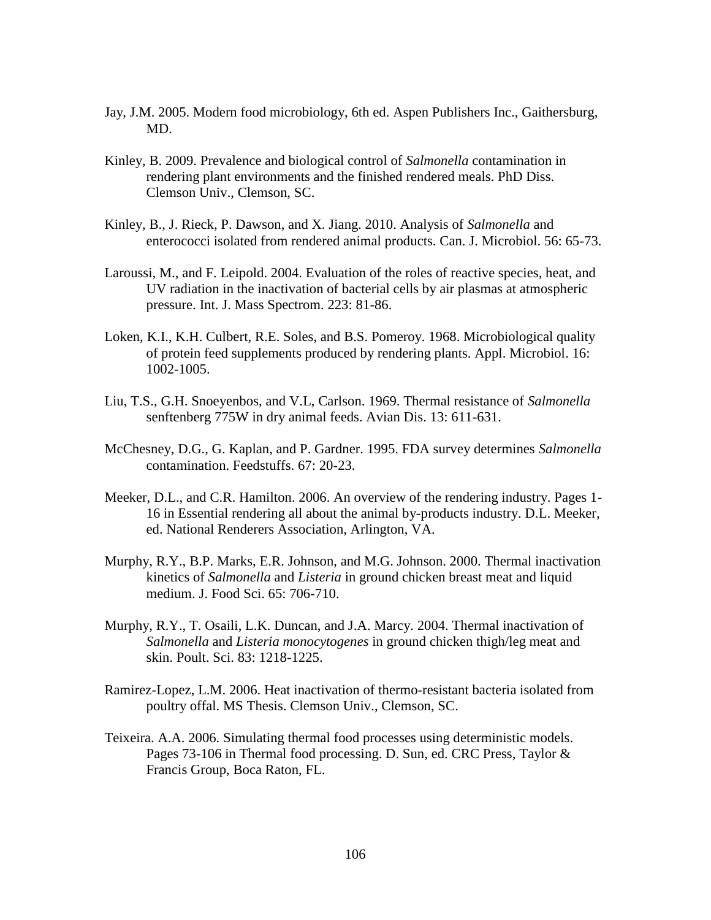Jay, J.M. 2005. Modern food microbiology, 6th ed. Aspen Publishers Inc., Gaithersburg, MD.

Kinley, B. 2009. Prevalence and biological control of *Salmonella* contamination in rendering plant environments and the finished rendered meals. PhD Diss. Clemson Univ., Clemson, SC.

Kinley, B., J. Rieck, P. Dawson, and X. Jiang. 2010. Analysis of *Salmonella* and enterococci isolated from rendered animal products. Can. J. Microbiol. 56: 65-73.

Laroussi, M., and F. Leipold. 2004. Evaluation of the roles of reactive species, heat, and UV radiation in the inactivation of bacterial cells by air plasmas at atmospheric pressure. Int. J. Mass Spectrom. 223: 81-86.

Loken, K.I., K.H. Culbert, R.E. Soles, and B.S. Pomeroy. 1968. Microbiological quality of protein feed supplements produced by rendering plants. Appl. Microbiol. 16: 1002-1005.

Liu, T.S., G.H. Snoeyenbos, and V.L, Carlson. 1969. Thermal resistance of *Salmonella* senftenberg 775W in dry animal feeds. Avian Dis. 13: 611-631.

McChesney, D.G., G. Kaplan, and P. Gardner. 1995. FDA survey determines *Salmonella* contamination. Feedstuffs. 67: 20-23.

Meeker, D.L., and C.R. Hamilton. 2006. An overview of the rendering industry. Pages 1-16 in Essential rendering all about the animal by-products industry. D.L. Meeker, ed. National Renderers Association, Arlington, VA.

Murphy, R.Y., B.P. Marks, E.R. Johnson, and M.G. Johnson. 2000. Thermal inactivation kinetics of *Salmonella* and *Listeria* in ground chicken breast meat and liquid medium. J. Food Sci. 65: 706-710.

Murphy, R.Y., T. Osaili, L.K. Duncan, and J.A. Marcy. 2004. Thermal inactivation of *Salmonella* and *Listeria monocytogenes* in ground chicken thigh/leg meat and skin. Poult. Sci. 83: 1218-1225.

Ramirez-Lopez, L.M. 2006. Heat inactivation of thermo-resistant bacteria isolated from poultry offal. MS Thesis. Clemson Univ., Clemson, SC.

Teixeira. A.A. 2006. Simulating thermal food processes using deterministic models. Pages 73-106 in Thermal food processing. D. Sun, ed. CRC Press, Taylor & Francis Group, Boca Raton, FL.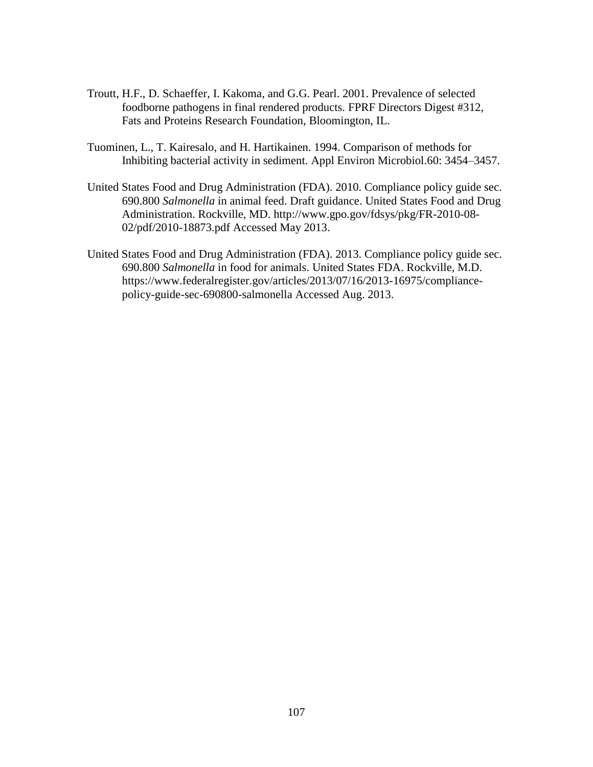Troutt, H.F., D. Schaeffer, I. Kakoma, and G.G. Pearl. 2001. Prevalence of selected foodborne pathogens in final rendered products. FPRF Directors Digest #312, Fats and Proteins Research Foundation, Bloomington, IL.

Tuominen, L., T. Kairesalo, and H. Hartikainen. 1994. Comparison of methods for Inhibiting bacterial activity in sediment. Appl Environ Microbiol.60: 3454–3457.

United States Food and Drug Administration (FDA). 2010. Compliance policy guide sec. 690.800 *Salmonella* in animal feed. Draft guidance. United States Food and Drug Administration. Rockville, MD. http://www.gpo.gov/fdsys/pkg/FR-2010-08-02/pdf/2010-18873.pdf Accessed May 2013.

United States Food and Drug Administration (FDA). 2013. Compliance policy guide sec. 690.800 *Salmonella* in food for animals. United States FDA. Rockville, M.D. https://www.federalregister.gov/articles/2013/07/16/2013-16975/compliance-policy-guide-sec-690800-salmonella Accessed Aug. 2013.